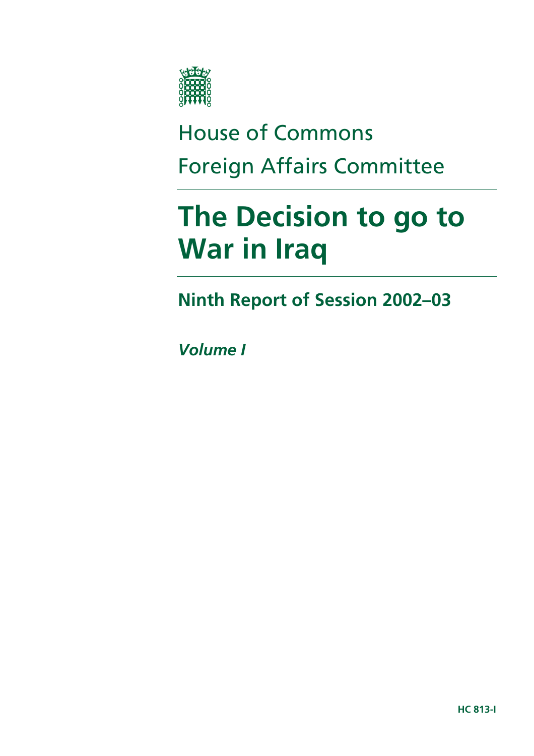House of Commons

Foreign Affairs Committee

# The Decision to go to War in Iraq

## Ninth Report of Session 2002–03

***Volume I***

**HC 813-I**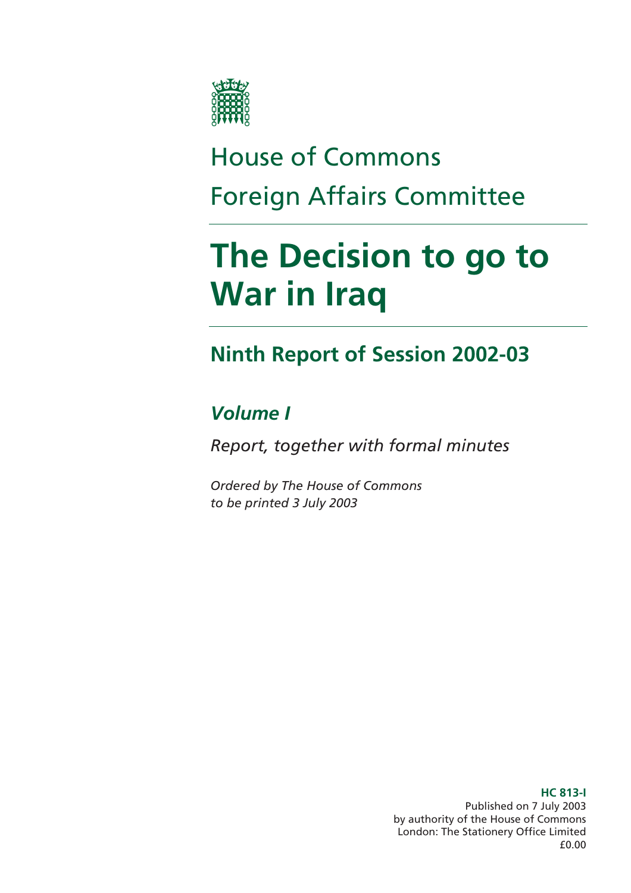House of Commons

Foreign Affairs Committee

# The Decision to go to War in Iraq

## Ninth Report of Session 2002-03

### *Volume I*

*Report, together with formal minutes*

*Ordered by The House of Commons to be printed 3 July 2003*

**HC 813-I**
Published on 7 July 2003
by authority of the House of Commons
London: The Stationery Office Limited
£0.00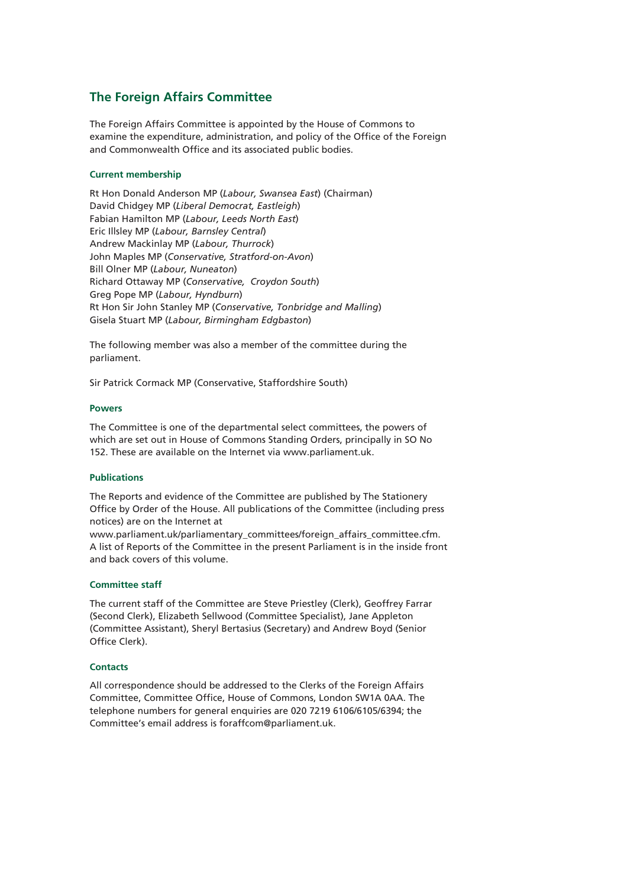## The Foreign Affairs Committee

The Foreign Affairs Committee is appointed by the House of Commons to examine the expenditure, administration, and policy of the Office of the Foreign and Commonwealth Office and its associated public bodies.

#### Current membership

Rt Hon Donald Anderson MP (*Labour, Swansea East*) (Chairman)
David Chidgey MP (*Liberal Democrat, Eastleigh*)
Fabian Hamilton MP (*Labour, Leeds North East*)
Eric Illsley MP (*Labour, Barnsley Central*)
Andrew Mackinlay MP (*Labour, Thurrock*)
John Maples MP (*Conservative, Stratford-on-Avon*)
Bill Olner MP (*Labour, Nuneaton*)
Richard Ottaway MP (*Conservative, Croydon South*)
Greg Pope MP (*Labour, Hyndburn*)
Rt Hon Sir John Stanley MP (*Conservative, Tonbridge and Malling*)
Gisela Stuart MP (*Labour, Birmingham Edgbaston*)

The following member was also a member of the committee during the parliament.

Sir Patrick Cormack MP (Conservative, Staffordshire South)

#### Powers

The Committee is one of the departmental select committees, the powers of which are set out in House of Commons Standing Orders, principally in SO No 152. These are available on the Internet via www.parliament.uk.

#### Publications

The Reports and evidence of the Committee are published by The Stationery Office by Order of the House. All publications of the Committee (including press notices) are on the Internet at www.parliament.uk/parliamentary_committees/foreign_affairs_committee.cfm. A list of Reports of the Committee in the present Parliament is in the inside front and back covers of this volume.

#### Committee staff

The current staff of the Committee are Steve Priestley (Clerk), Geoffrey Farrar (Second Clerk), Elizabeth Sellwood (Committee Specialist), Jane Appleton (Committee Assistant), Sheryl Bertasius (Secretary) and Andrew Boyd (Senior Office Clerk).

#### Contacts

All correspondence should be addressed to the Clerks of the Foreign Affairs Committee, Committee Office, House of Commons, London SW1A 0AA. The telephone numbers for general enquiries are 020 7219 6106/6105/6394; the Committee's email address is foraffcom@parliament.uk.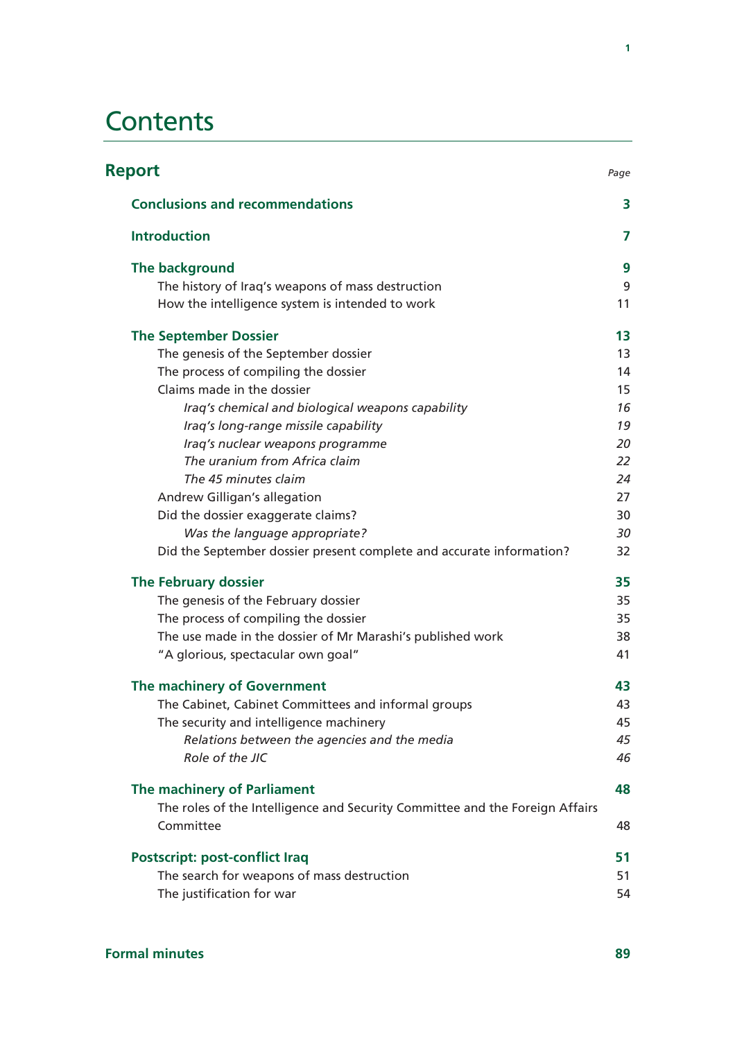# Contents

## Report

| | Page |
|---|---|
| **Conclusions and recommendations** | **3** |
| **Introduction** | **7** |
| **The background** | **9** |
| The history of Iraq's weapons of mass destruction | 9 |
| How the intelligence system is intended to work | 11 |
| **The September Dossier** | **13** |
| The genesis of the September dossier | 13 |
| The process of compiling the dossier | 14 |
| Claims made in the dossier | 15 |
| *Iraq's chemical and biological weapons capability* | *16* |
| *Iraq's long-range missile capability* | *19* |
| *Iraq's nuclear weapons programme* | *20* |
| *The uranium from Africa claim* | *22* |
| *The 45 minutes claim* | *24* |
| Andrew Gilligan's allegation | 27 |
| Did the dossier exaggerate claims? | 30 |
| *Was the language appropriate?* | *30* |
| Did the September dossier present complete and accurate information? | 32 |
| **The February dossier** | **35** |
| The genesis of the February dossier | 35 |
| The process of compiling the dossier | 35 |
| The use made in the dossier of Mr Marashi's published work | 38 |
| "A glorious, spectacular own goal" | 41 |
| **The machinery of Government** | **43** |
| The Cabinet, Cabinet Committees and informal groups | 43 |
| The security and intelligence machinery | 45 |
| *Relations between the agencies and the media* | *45* |
| *Role of the JIC* | *46* |
| **The machinery of Parliament** | **48** |
| The roles of the Intelligence and Security Committee and the Foreign Affairs Committee | 48 |
| **Postscript: post-conflict Iraq** | **51** |
| The search for weapons of mass destruction | 51 |
| The justification for war | 54 |

**Formal minutes** **89**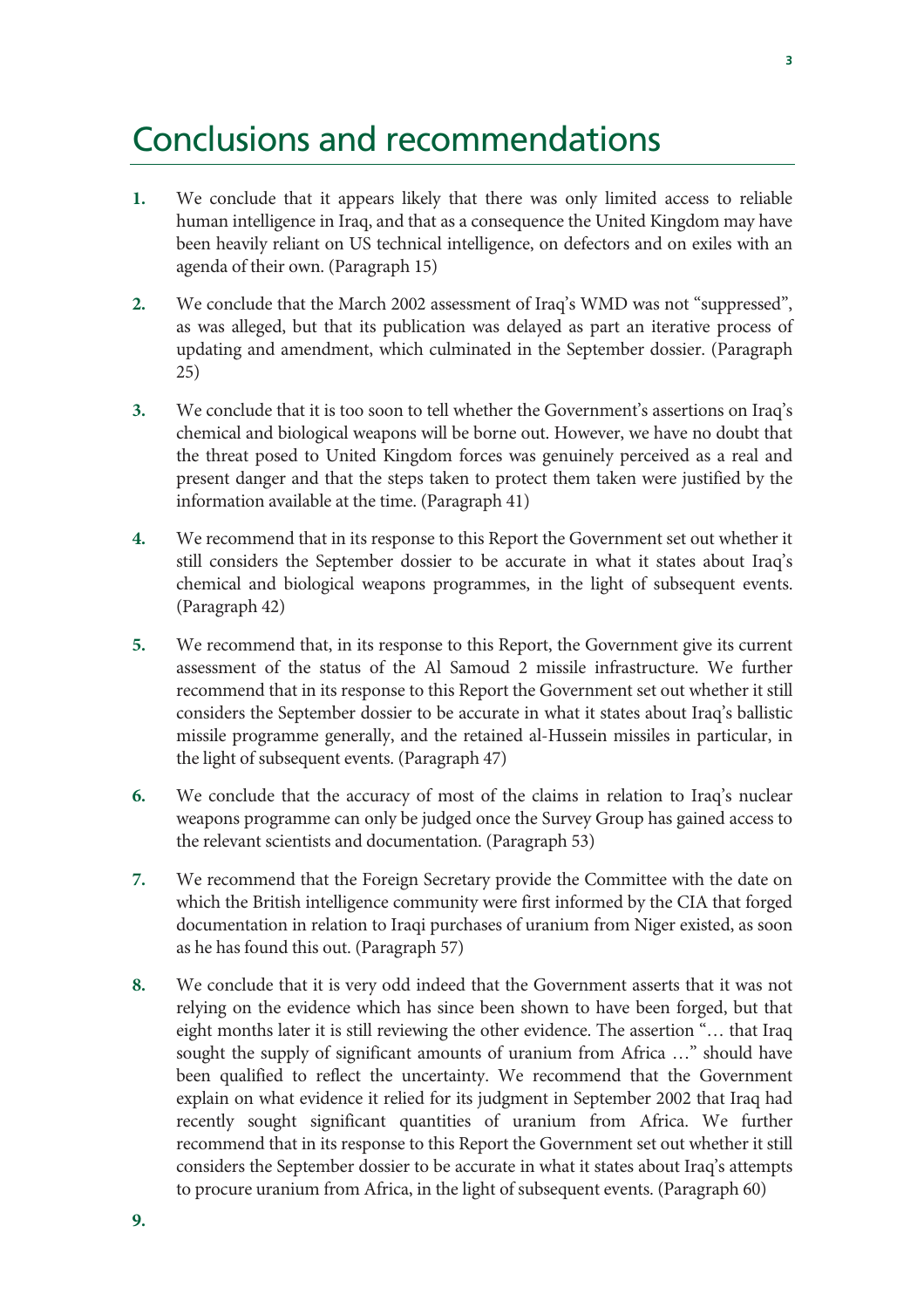# Conclusions and recommendations

**1.** We conclude that it appears likely that there was only limited access to reliable human intelligence in Iraq, and that as a consequence the United Kingdom may have been heavily reliant on US technical intelligence, on defectors and on exiles with an agenda of their own. (Paragraph 15)

**2.** We conclude that the March 2002 assessment of Iraq's WMD was not "suppressed", as was alleged, but that its publication was delayed as part an iterative process of updating and amendment, which culminated in the September dossier. (Paragraph 25)

**3.** We conclude that it is too soon to tell whether the Government's assertions on Iraq's chemical and biological weapons will be borne out. However, we have no doubt that the threat posed to United Kingdom forces was genuinely perceived as a real and present danger and that the steps taken to protect them taken were justified by the information available at the time. (Paragraph 41)

**4.** We recommend that in its response to this Report the Government set out whether it still considers the September dossier to be accurate in what it states about Iraq's chemical and biological weapons programmes, in the light of subsequent events. (Paragraph 42)

**5.** We recommend that, in its response to this Report, the Government give its current assessment of the status of the Al Samoud 2 missile infrastructure. We further recommend that in its response to this Report the Government set out whether it still considers the September dossier to be accurate in what it states about Iraq's ballistic missile programme generally, and the retained al-Hussein missiles in particular, in the light of subsequent events. (Paragraph 47)

**6.** We conclude that the accuracy of most of the claims in relation to Iraq's nuclear weapons programme can only be judged once the Survey Group has gained access to the relevant scientists and documentation. (Paragraph 53)

**7.** We recommend that the Foreign Secretary provide the Committee with the date on which the British intelligence community were first informed by the CIA that forged documentation in relation to Iraqi purchases of uranium from Niger existed, as soon as he has found this out. (Paragraph 57)

**8.** We conclude that it is very odd indeed that the Government asserts that it was not relying on the evidence which has since been shown to have been forged, but that eight months later it is still reviewing the other evidence. The assertion "… that Iraq sought the supply of significant amounts of uranium from Africa …" should have been qualified to reflect the uncertainty. We recommend that the Government explain on what evidence it relied for its judgment in September 2002 that Iraq had recently sought significant quantities of uranium from Africa. We further recommend that in its response to this Report the Government set out whether it still considers the September dossier to be accurate in what it states about Iraq's attempts to procure uranium from Africa, in the light of subsequent events. (Paragraph 60)

**9.**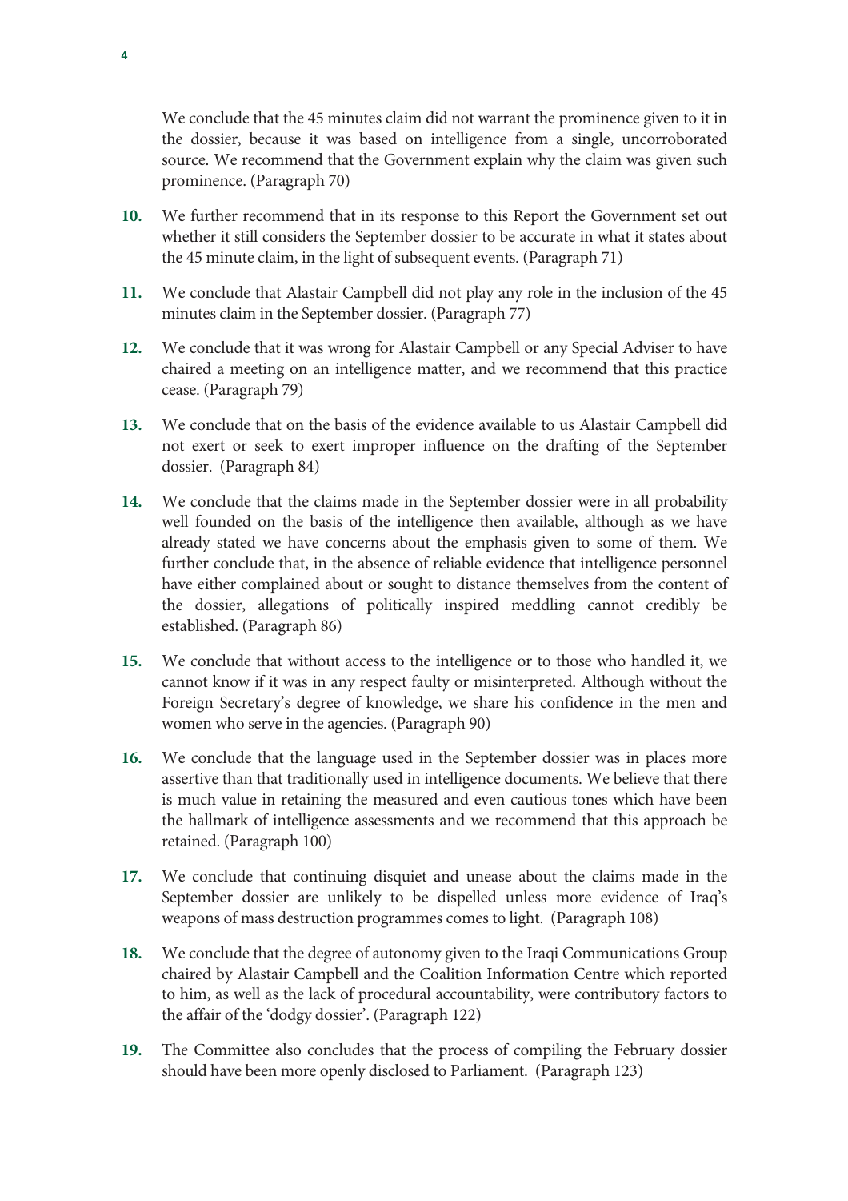We conclude that the 45 minutes claim did not warrant the prominence given to it in the dossier, because it was based on intelligence from a single, uncorroborated source. We recommend that the Government explain why the claim was given such prominence. (Paragraph 70)

10. We further recommend that in its response to this Report the Government set out whether it still considers the September dossier to be accurate in what it states about the 45 minute claim, in the light of subsequent events. (Paragraph 71)

11. We conclude that Alastair Campbell did not play any role in the inclusion of the 45 minutes claim in the September dossier. (Paragraph 77)

12. We conclude that it was wrong for Alastair Campbell or any Special Adviser to have chaired a meeting on an intelligence matter, and we recommend that this practice cease. (Paragraph 79)

13. We conclude that on the basis of the evidence available to us Alastair Campbell did not exert or seek to exert improper influence on the drafting of the September dossier. (Paragraph 84)

14. We conclude that the claims made in the September dossier were in all probability well founded on the basis of the intelligence then available, although as we have already stated we have concerns about the emphasis given to some of them. We further conclude that, in the absence of reliable evidence that intelligence personnel have either complained about or sought to distance themselves from the content of the dossier, allegations of politically inspired meddling cannot credibly be established. (Paragraph 86)

15. We conclude that without access to the intelligence or to those who handled it, we cannot know if it was in any respect faulty or misinterpreted. Although without the Foreign Secretary's degree of knowledge, we share his confidence in the men and women who serve in the agencies. (Paragraph 90)

16. We conclude that the language used in the September dossier was in places more assertive than that traditionally used in intelligence documents. We believe that there is much value in retaining the measured and even cautious tones which have been the hallmark of intelligence assessments and we recommend that this approach be retained. (Paragraph 100)

17. We conclude that continuing disquiet and unease about the claims made in the September dossier are unlikely to be dispelled unless more evidence of Iraq's weapons of mass destruction programmes comes to light. (Paragraph 108)

18. We conclude that the degree of autonomy given to the Iraqi Communications Group chaired by Alastair Campbell and the Coalition Information Centre which reported to him, as well as the lack of procedural accountability, were contributory factors to the affair of the 'dodgy dossier'. (Paragraph 122)

19. The Committee also concludes that the process of compiling the February dossier should have been more openly disclosed to Parliament. (Paragraph 123)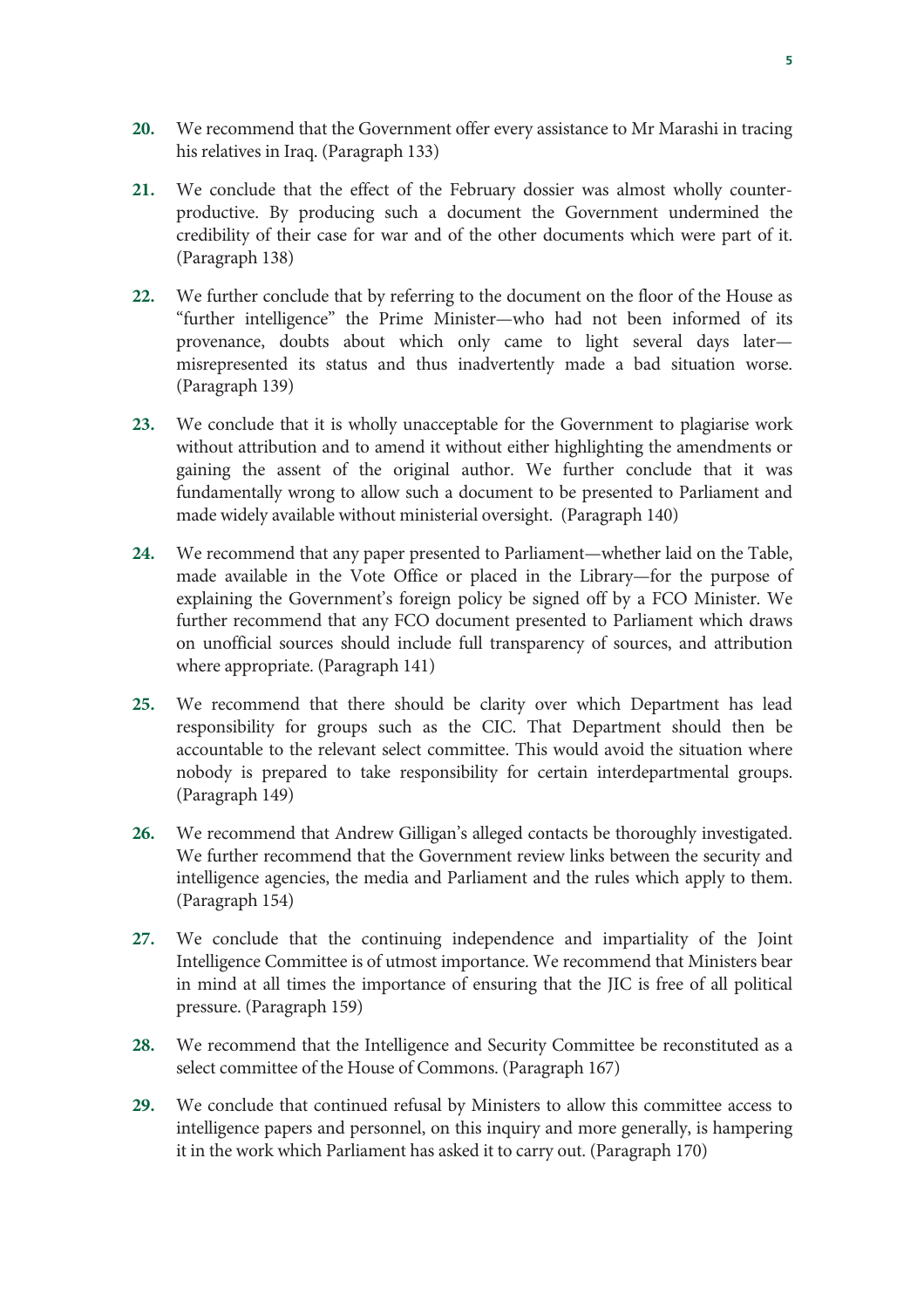**20.** We recommend that the Government offer every assistance to Mr Marashi in tracing his relatives in Iraq. (Paragraph 133)

**21.** We conclude that the effect of the February dossier was almost wholly counter-productive. By producing such a document the Government undermined the credibility of their case for war and of the other documents which were part of it. (Paragraph 138)

**22.** We further conclude that by referring to the document on the floor of the House as "further intelligence" the Prime Minister—who had not been informed of its provenance, doubts about which only came to light several days later—misrepresented its status and thus inadvertently made a bad situation worse. (Paragraph 139)

**23.** We conclude that it is wholly unacceptable for the Government to plagiarise work without attribution and to amend it without either highlighting the amendments or gaining the assent of the original author. We further conclude that it was fundamentally wrong to allow such a document to be presented to Parliament and made widely available without ministerial oversight. (Paragraph 140)

**24.** We recommend that any paper presented to Parliament—whether laid on the Table, made available in the Vote Office or placed in the Library—for the purpose of explaining the Government's foreign policy be signed off by a FCO Minister. We further recommend that any FCO document presented to Parliament which draws on unofficial sources should include full transparency of sources, and attribution where appropriate. (Paragraph 141)

**25.** We recommend that there should be clarity over which Department has lead responsibility for groups such as the CIC. That Department should then be accountable to the relevant select committee. This would avoid the situation where nobody is prepared to take responsibility for certain interdepartmental groups. (Paragraph 149)

**26.** We recommend that Andrew Gilligan's alleged contacts be thoroughly investigated. We further recommend that the Government review links between the security and intelligence agencies, the media and Parliament and the rules which apply to them. (Paragraph 154)

**27.** We conclude that the continuing independence and impartiality of the Joint Intelligence Committee is of utmost importance. We recommend that Ministers bear in mind at all times the importance of ensuring that the JIC is free of all political pressure. (Paragraph 159)

**28.** We recommend that the Intelligence and Security Committee be reconstituted as a select committee of the House of Commons. (Paragraph 167)

**29.** We conclude that continued refusal by Ministers to allow this committee access to intelligence papers and personnel, on this inquiry and more generally, is hampering it in the work which Parliament has asked it to carry out. (Paragraph 170)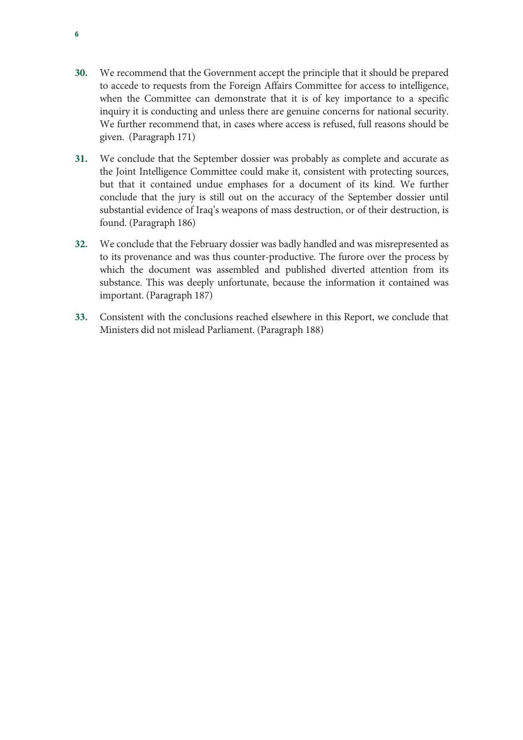**30.** We recommend that the Government accept the principle that it should be prepared to accede to requests from the Foreign Affairs Committee for access to intelligence, when the Committee can demonstrate that it is of key importance to a specific inquiry it is conducting and unless there are genuine concerns for national security. We further recommend that, in cases where access is refused, full reasons should be given. (Paragraph 171)

**31.** We conclude that the September dossier was probably as complete and accurate as the Joint Intelligence Committee could make it, consistent with protecting sources, but that it contained undue emphases for a document of its kind. We further conclude that the jury is still out on the accuracy of the September dossier until substantial evidence of Iraq's weapons of mass destruction, or of their destruction, is found. (Paragraph 186)

**32.** We conclude that the February dossier was badly handled and was misrepresented as to its provenance and was thus counter-productive. The furore over the process by which the document was assembled and published diverted attention from its substance. This was deeply unfortunate, because the information it contained was important. (Paragraph 187)

**33.** Consistent with the conclusions reached elsewhere in this Report, we conclude that Ministers did not mislead Parliament. (Paragraph 188)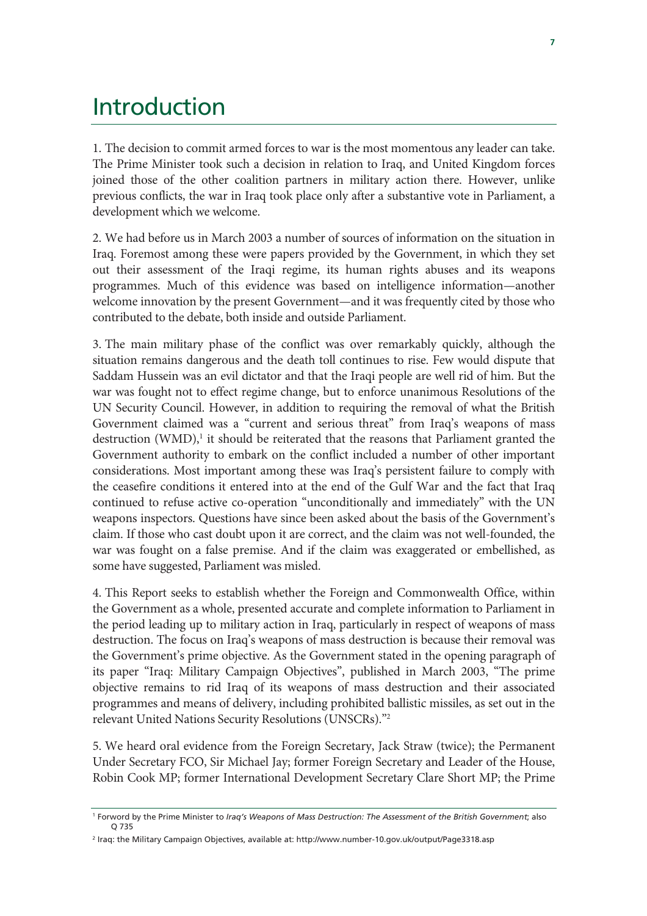# Introduction

1. The decision to commit armed forces to war is the most momentous any leader can take. The Prime Minister took such a decision in relation to Iraq, and United Kingdom forces joined those of the other coalition partners in military action there. However, unlike previous conflicts, the war in Iraq took place only after a substantive vote in Parliament, a development which we welcome.

2. We had before us in March 2003 a number of sources of information on the situation in Iraq. Foremost among these were papers provided by the Government, in which they set out their assessment of the Iraqi regime, its human rights abuses and its weapons programmes. Much of this evidence was based on intelligence information—another welcome innovation by the present Government—and it was frequently cited by those who contributed to the debate, both inside and outside Parliament.

3. The main military phase of the conflict was over remarkably quickly, although the situation remains dangerous and the death toll continues to rise. Few would dispute that Saddam Hussein was an evil dictator and that the Iraqi people are well rid of him. But the war was fought not to effect regime change, but to enforce unanimous Resolutions of the UN Security Council. However, in addition to requiring the removal of what the British Government claimed was a "current and serious threat" from Iraq's weapons of mass destruction (WMD),[1] it should be reiterated that the reasons that Parliament granted the Government authority to embark on the conflict included a number of other important considerations. Most important among these was Iraq's persistent failure to comply with the ceasefire conditions it entered into at the end of the Gulf War and the fact that Iraq continued to refuse active co-operation "unconditionally and immediately" with the UN weapons inspectors. Questions have since been asked about the basis of the Government's claim. If those who cast doubt upon it are correct, and the claim was not well-founded, the war was fought on a false premise. And if the claim was exaggerated or embellished, as some have suggested, Parliament was misled.

4. This Report seeks to establish whether the Foreign and Commonwealth Office, within the Government as a whole, presented accurate and complete information to Parliament in the period leading up to military action in Iraq, particularly in respect of weapons of mass destruction. The focus on Iraq's weapons of mass destruction is because their removal was the Government's prime objective. As the Government stated in the opening paragraph of its paper "Iraq: Military Campaign Objectives", published in March 2003, "The prime objective remains to rid Iraq of its weapons of mass destruction and their associated programmes and means of delivery, including prohibited ballistic missiles, as set out in the relevant United Nations Security Resolutions (UNSCRs)."[2]

5. We heard oral evidence from the Foreign Secretary, Jack Straw (twice); the Permanent Under Secretary FCO, Sir Michael Jay; former Foreign Secretary and Leader of the House, Robin Cook MP; former International Development Secretary Clare Short MP; the Prime

---

[1] Forword by the Prime Minister to *Iraq's Weapons of Mass Destruction: The Assessment of the British Government*; also Q 735

[2] Iraq: the Military Campaign Objectives, available at: http://www.number-10.gov.uk/output/Page3318.asp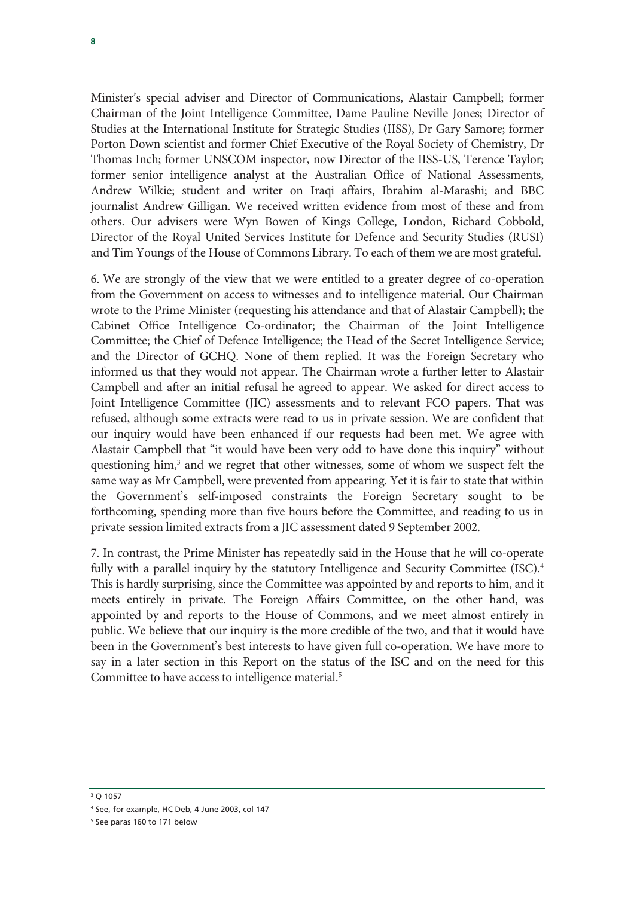Minister's special adviser and Director of Communications, Alastair Campbell; former Chairman of the Joint Intelligence Committee, Dame Pauline Neville Jones; Director of Studies at the International Institute for Strategic Studies (IISS), Dr Gary Samore; former Porton Down scientist and former Chief Executive of the Royal Society of Chemistry, Dr Thomas Inch; former UNSCOM inspector, now Director of the IISS-US, Terence Taylor; former senior intelligence analyst at the Australian Office of National Assessments, Andrew Wilkie; student and writer on Iraqi affairs, Ibrahim al-Marashi; and BBC journalist Andrew Gilligan. We received written evidence from most of these and from others. Our advisers were Wyn Bowen of Kings College, London, Richard Cobbold, Director of the Royal United Services Institute for Defence and Security Studies (RUSI) and Tim Youngs of the House of Commons Library. To each of them we are most grateful.

6. We are strongly of the view that we were entitled to a greater degree of co-operation from the Government on access to witnesses and to intelligence material. Our Chairman wrote to the Prime Minister (requesting his attendance and that of Alastair Campbell); the Cabinet Office Intelligence Co-ordinator; the Chairman of the Joint Intelligence Committee; the Chief of Defence Intelligence; the Head of the Secret Intelligence Service; and the Director of GCHQ. None of them replied. It was the Foreign Secretary who informed us that they would not appear. The Chairman wrote a further letter to Alastair Campbell and after an initial refusal he agreed to appear. We asked for direct access to Joint Intelligence Committee (JIC) assessments and to relevant FCO papers. That was refused, although some extracts were read to us in private session. We are confident that our inquiry would have been enhanced if our requests had been met. We agree with Alastair Campbell that "it would have been very odd to have done this inquiry" without questioning him,[3] and we regret that other witnesses, some of whom we suspect felt the same way as Mr Campbell, were prevented from appearing. Yet it is fair to state that within the Government's self-imposed constraints the Foreign Secretary sought to be forthcoming, spending more than five hours before the Committee, and reading to us in private session limited extracts from a JIC assessment dated 9 September 2002.

7. In contrast, the Prime Minister has repeatedly said in the House that he will co-operate fully with a parallel inquiry by the statutory Intelligence and Security Committee (ISC).[4] This is hardly surprising, since the Committee was appointed by and reports to him, and it meets entirely in private. The Foreign Affairs Committee, on the other hand, was appointed by and reports to the House of Commons, and we meet almost entirely in public. We believe that our inquiry is the more credible of the two, and that it would have been in the Government's best interests to have given full co-operation. We have more to say in a later section in this Report on the status of the ISC and on the need for this Committee to have access to intelligence material.[5]

---

[3] Q 1057

[4] See, for example, HC Deb, 4 June 2003, col 147

[5] See paras 160 to 171 below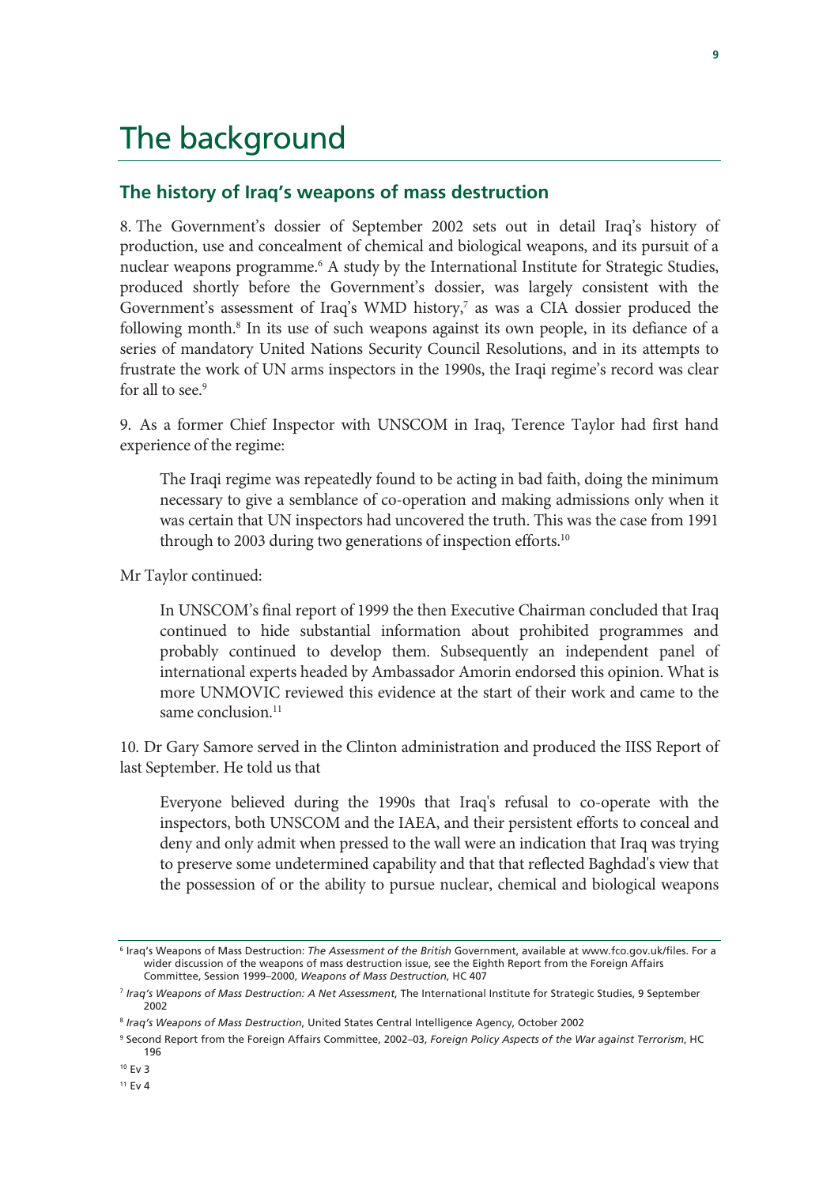# The background

## The history of Iraq's weapons of mass destruction

8. The Government's dossier of September 2002 sets out in detail Iraq's history of production, use and concealment of chemical and biological weapons, and its pursuit of a nuclear weapons programme.[6] A study by the International Institute for Strategic Studies, produced shortly before the Government's dossier, was largely consistent with the Government's assessment of Iraq's WMD history,[7] as was a CIA dossier produced the following month.[8] In its use of such weapons against its own people, in its defiance of a series of mandatory United Nations Security Council Resolutions, and in its attempts to frustrate the work of UN arms inspectors in the 1990s, the Iraqi regime's record was clear for all to see.[9]

9. As a former Chief Inspector with UNSCOM in Iraq, Terence Taylor had first hand experience of the regime:

> The Iraqi regime was repeatedly found to be acting in bad faith, doing the minimum necessary to give a semblance of co-operation and making admissions only when it was certain that UN inspectors had uncovered the truth. This was the case from 1991 through to 2003 during two generations of inspection efforts.[10]

Mr Taylor continued:

> In UNSCOM's final report of 1999 the then Executive Chairman concluded that Iraq continued to hide substantial information about prohibited programmes and probably continued to develop them. Subsequently an independent panel of international experts headed by Ambassador Amorin endorsed this opinion. What is more UNMOVIC reviewed this evidence at the start of their work and came to the same conclusion.[11]

10. Dr Gary Samore served in the Clinton administration and produced the IISS Report of last September. He told us that

> Everyone believed during the 1990s that Iraq's refusal to co-operate with the inspectors, both UNSCOM and the IAEA, and their persistent efforts to conceal and deny and only admit when pressed to the wall were an indication that Iraq was trying to preserve some undetermined capability and that that reflected Baghdad's view that the possession of or the ability to pursue nuclear, chemical and biological weapons

---

[6] Iraq's Weapons of Mass Destruction: *The Assessment of the British* Government, available at www.fco.gov.uk/files. For a wider discussion of the weapons of mass destruction issue, see the Eighth Report from the Foreign Affairs Committee, Session 1999–2000, *Weapons of Mass Destruction*, HC 407

[7] *Iraq's Weapons of Mass Destruction: A Net Assessment*, The International Institute for Strategic Studies, 9 September 2002

[8] *Iraq's Weapons of Mass Destruction*, United States Central Intelligence Agency, October 2002

[9] Second Report from the Foreign Affairs Committee, 2002–03, *Foreign Policy Aspects of the War against Terrorism*, HC 196

[10] Ev 3

[11] Ev 4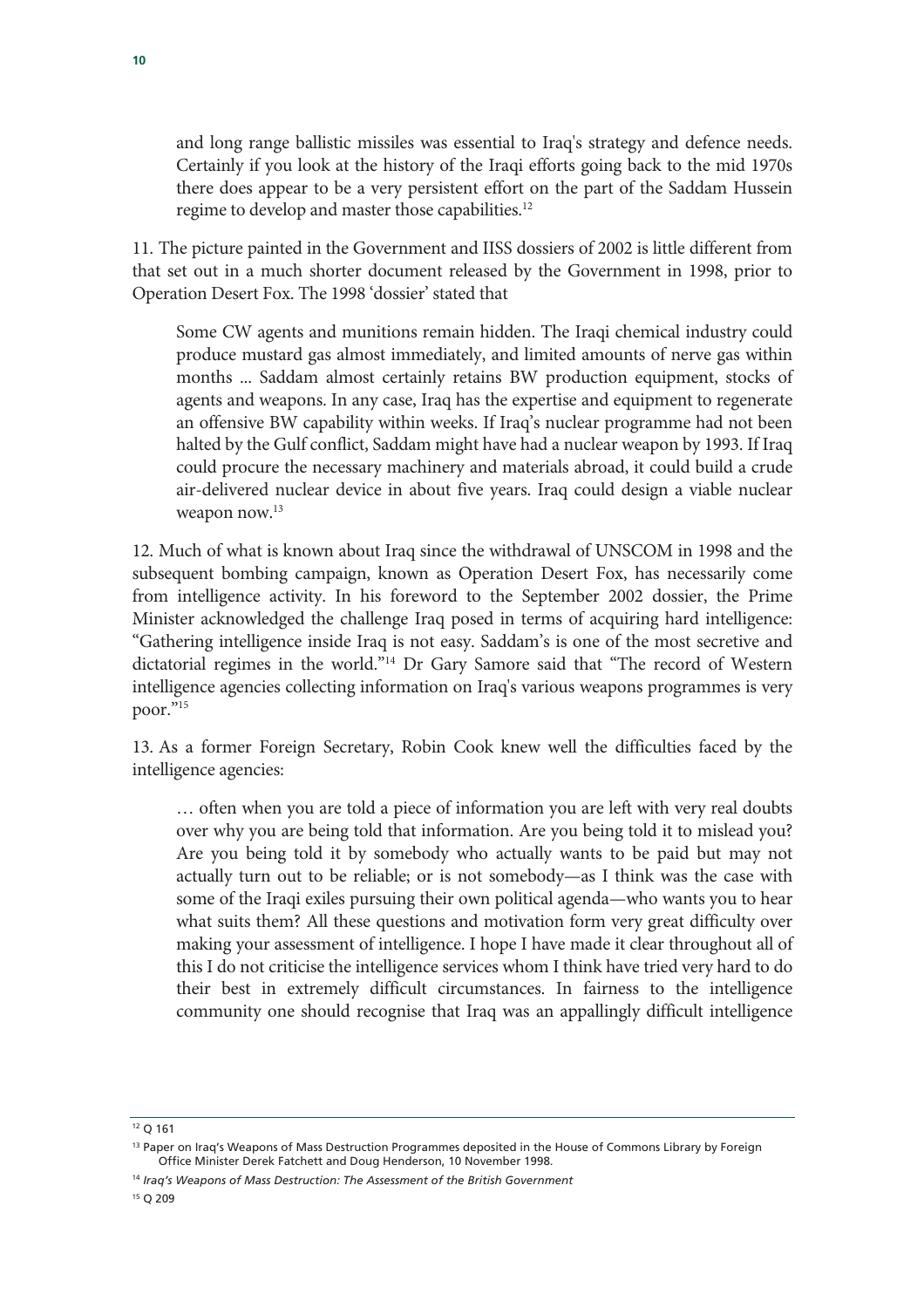> and long range ballistic missiles was essential to Iraq's strategy and defence needs. Certainly if you look at the history of the Iraqi efforts going back to the mid 1970s there does appear to be a very persistent effort on the part of the Saddam Hussein regime to develop and master those capabilities.[12]

11. The picture painted in the Government and IISS dossiers of 2002 is little different from that set out in a much shorter document released by the Government in 1998, prior to Operation Desert Fox. The 1998 'dossier' stated that

> Some CW agents and munitions remain hidden. The Iraqi chemical industry could produce mustard gas almost immediately, and limited amounts of nerve gas within months ... Saddam almost certainly retains BW production equipment, stocks of agents and weapons. In any case, Iraq has the expertise and equipment to regenerate an offensive BW capability within weeks. If Iraq's nuclear programme had not been halted by the Gulf conflict, Saddam might have had a nuclear weapon by 1993. If Iraq could procure the necessary machinery and materials abroad, it could build a crude air-delivered nuclear device in about five years. Iraq could design a viable nuclear weapon now.[13]

12. Much of what is known about Iraq since the withdrawal of UNSCOM in 1998 and the subsequent bombing campaign, known as Operation Desert Fox, has necessarily come from intelligence activity. In his foreword to the September 2002 dossier, the Prime Minister acknowledged the challenge Iraq posed in terms of acquiring hard intelligence: "Gathering intelligence inside Iraq is not easy. Saddam's is one of the most secretive and dictatorial regimes in the world."[14] Dr Gary Samore said that "The record of Western intelligence agencies collecting information on Iraq's various weapons programmes is very poor."[15]

13. As a former Foreign Secretary, Robin Cook knew well the difficulties faced by the intelligence agencies:

> … often when you are told a piece of information you are left with very real doubts over why you are being told that information. Are you being told it to mislead you? Are you being told it by somebody who actually wants to be paid but may not actually turn out to be reliable; or is not somebody—as I think was the case with some of the Iraqi exiles pursuing their own political agenda—who wants you to hear what suits them? All these questions and motivation form very great difficulty over making your assessment of intelligence. I hope I have made it clear throughout all of this I do not criticise the intelligence services whom I think have tried very hard to do their best in extremely difficult circumstances. In fairness to the intelligence community one should recognise that Iraq was an appallingly difficult intelligence

---

[12] Q 161

[13] Paper on Iraq's Weapons of Mass Destruction Programmes deposited in the House of Commons Library by Foreign Office Minister Derek Fatchett and Doug Henderson, 10 November 1998.

[14] *Iraq's Weapons of Mass Destruction: The Assessment of the British Government*

[15] Q 209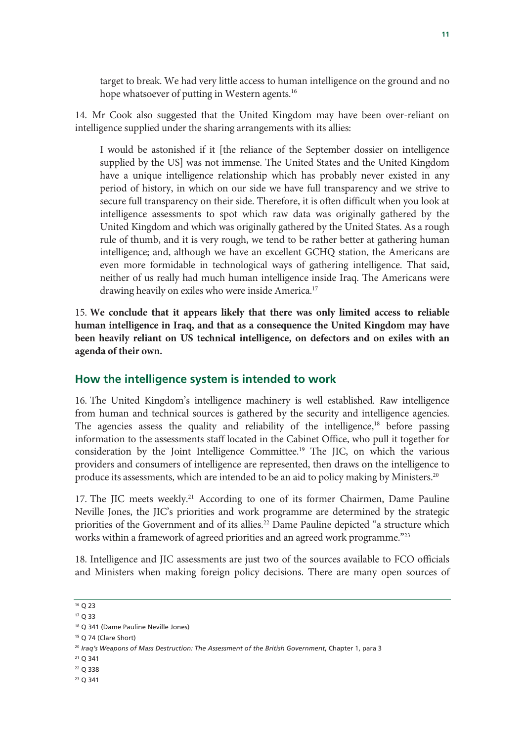> target to break. We had very little access to human intelligence on the ground and no hope whatsoever of putting in Western agents.[16]

14. Mr Cook also suggested that the United Kingdom may have been over-reliant on intelligence supplied under the sharing arrangements with its allies:

> I would be astonished if it [the reliance of the September dossier on intelligence supplied by the US] was not immense. The United States and the United Kingdom have a unique intelligence relationship which has probably never existed in any period of history, in which on our side we have full transparency and we strive to secure full transparency on their side. Therefore, it is often difficult when you look at intelligence assessments to spot which raw data was originally gathered by the United Kingdom and which was originally gathered by the United States. As a rough rule of thumb, and it is very rough, we tend to be rather better at gathering human intelligence; and, although we have an excellent GCHQ station, the Americans are even more formidable in technological ways of gathering intelligence. That said, neither of us really had much human intelligence inside Iraq. The Americans were drawing heavily on exiles who were inside America.[17]

15. **We conclude that it appears likely that there was only limited access to reliable human intelligence in Iraq, and that as a consequence the United Kingdom may have been heavily reliant on US technical intelligence, on defectors and on exiles with an agenda of their own.**

## How the intelligence system is intended to work

16. The United Kingdom's intelligence machinery is well established. Raw intelligence from human and technical sources is gathered by the security and intelligence agencies. The agencies assess the quality and reliability of the intelligence,[18] before passing information to the assessments staff located in the Cabinet Office, who pull it together for consideration by the Joint Intelligence Committee.[19] The JIC, on which the various providers and consumers of intelligence are represented, then draws on the intelligence to produce its assessments, which are intended to be an aid to policy making by Ministers.[20]

17. The JIC meets weekly.[21] According to one of its former Chairmen, Dame Pauline Neville Jones, the JIC's priorities and work programme are determined by the strategic priorities of the Government and of its allies.[22] Dame Pauline depicted "a structure which works within a framework of agreed priorities and an agreed work programme."[23]

18. Intelligence and JIC assessments are just two of the sources available to FCO officials and Ministers when making foreign policy decisions. There are many open sources of

---

[16] Q 23

[17] Q 33

[18] Q 341 (Dame Pauline Neville Jones)

[19] Q 74 (Clare Short)

[20] *Iraq's Weapons of Mass Destruction: The Assessment of the British Government*, Chapter 1, para 3

[21] Q 341

[22] Q 338

[23] Q 341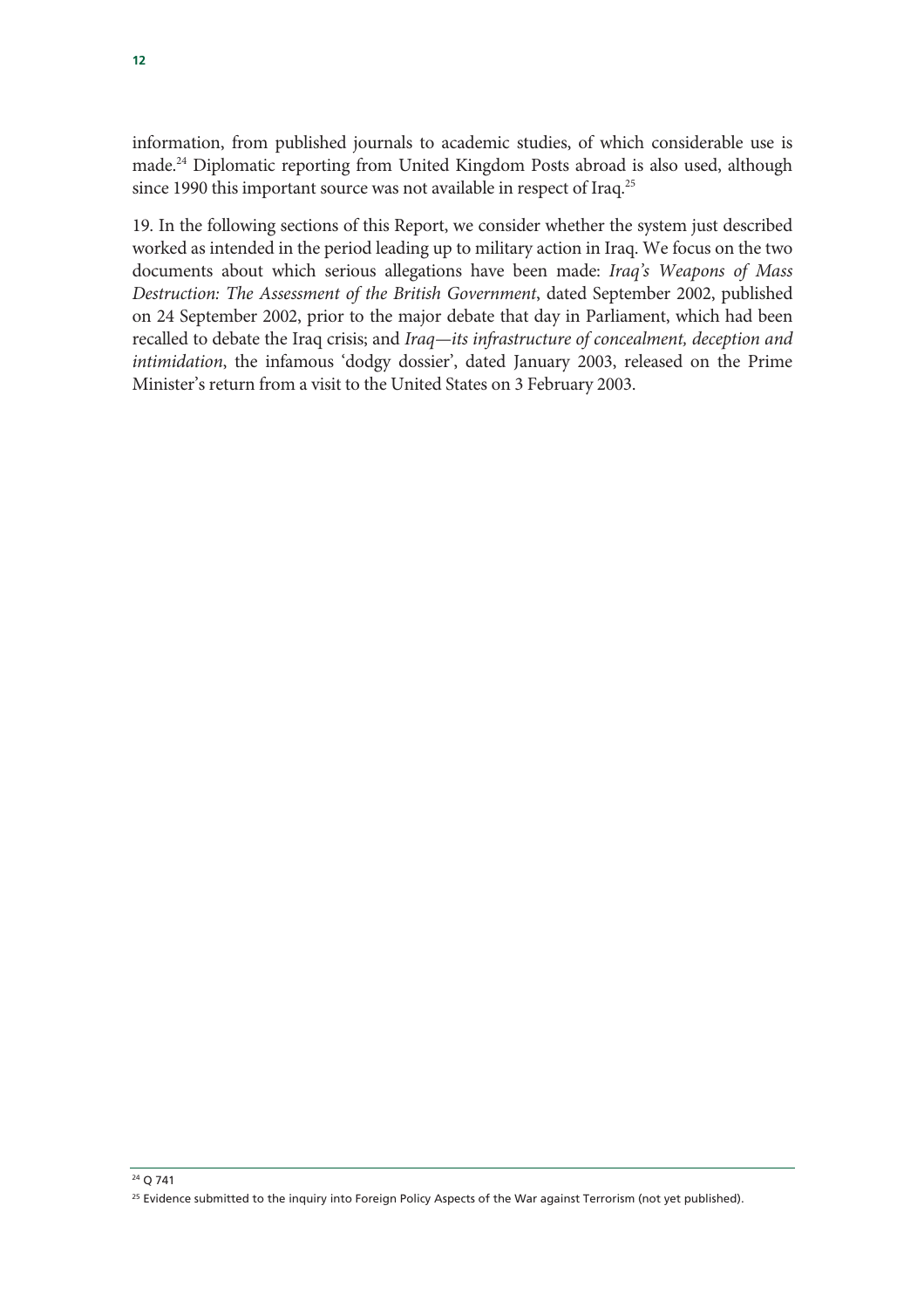information, from published journals to academic studies, of which considerable use is made.[24] Diplomatic reporting from United Kingdom Posts abroad is also used, although since 1990 this important source was not available in respect of Iraq.[25]

19. In the following sections of this Report, we consider whether the system just described worked as intended in the period leading up to military action in Iraq. We focus on the two documents about which serious allegations have been made: *Iraq's Weapons of Mass Destruction: The Assessment of the British Government*, dated September 2002, published on 24 September 2002, prior to the major debate that day in Parliament, which had been recalled to debate the Iraq crisis; and *Iraq—its infrastructure of concealment, deception and intimidation*, the infamous 'dodgy dossier', dated January 2003, released on the Prime Minister's return from a visit to the United States on 3 February 2003.

---

[24] Q 741

[25] Evidence submitted to the inquiry into Foreign Policy Aspects of the War against Terrorism (not yet published).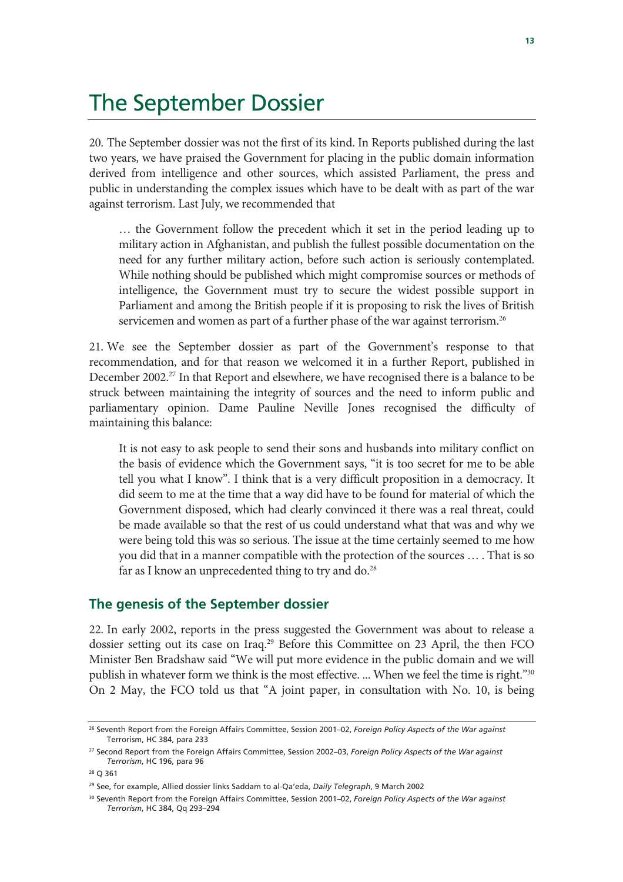# The September Dossier

20. The September dossier was not the first of its kind. In Reports published during the last two years, we have praised the Government for placing in the public domain information derived from intelligence and other sources, which assisted Parliament, the press and public in understanding the complex issues which have to be dealt with as part of the war against terrorism. Last July, we recommended that

> … the Government follow the precedent which it set in the period leading up to military action in Afghanistan, and publish the fullest possible documentation on the need for any further military action, before such action is seriously contemplated. While nothing should be published which might compromise sources or methods of intelligence, the Government must try to secure the widest possible support in Parliament and among the British people if it is proposing to risk the lives of British servicemen and women as part of a further phase of the war against terrorism.[26]

21. We see the September dossier as part of the Government's response to that recommendation, and for that reason we welcomed it in a further Report, published in December 2002.[27] In that Report and elsewhere, we have recognised there is a balance to be struck between maintaining the integrity of sources and the need to inform public and parliamentary opinion. Dame Pauline Neville Jones recognised the difficulty of maintaining this balance:

> It is not easy to ask people to send their sons and husbands into military conflict on the basis of evidence which the Government says, "it is too secret for me to be able tell you what I know". I think that is a very difficult proposition in a democracy. It did seem to me at the time that a way did have to be found for material of which the Government disposed, which had clearly convinced it there was a real threat, could be made available so that the rest of us could understand what that was and why we were being told this was so serious. The issue at the time certainly seemed to me how you did that in a manner compatible with the protection of the sources … . That is so far as I know an unprecedented thing to try and do.[28]

## The genesis of the September dossier

22. In early 2002, reports in the press suggested the Government was about to release a dossier setting out its case on Iraq.[29] Before this Committee on 23 April, the then FCO Minister Ben Bradshaw said "We will put more evidence in the public domain and we will publish in whatever form we think is the most effective. ... When we feel the time is right."[30] On 2 May, the FCO told us that "A joint paper, in consultation with No. 10, is being

---

[26] Seventh Report from the Foreign Affairs Committee, Session 2001–02, *Foreign Policy Aspects of the War against* Terrorism, HC 384, para 233

[27] Second Report from the Foreign Affairs Committee, Session 2002–03, *Foreign Policy Aspects of the War against Terrorism*, HC 196, para 96

[28] Q 361

[29] See, for example, Allied dossier links Saddam to al-Qa'eda, *Daily Telegraph*, 9 March 2002

[30] Seventh Report from the Foreign Affairs Committee, Session 2001–02, *Foreign Policy Aspects of the War against Terrorism*, HC 384, Qq 293–294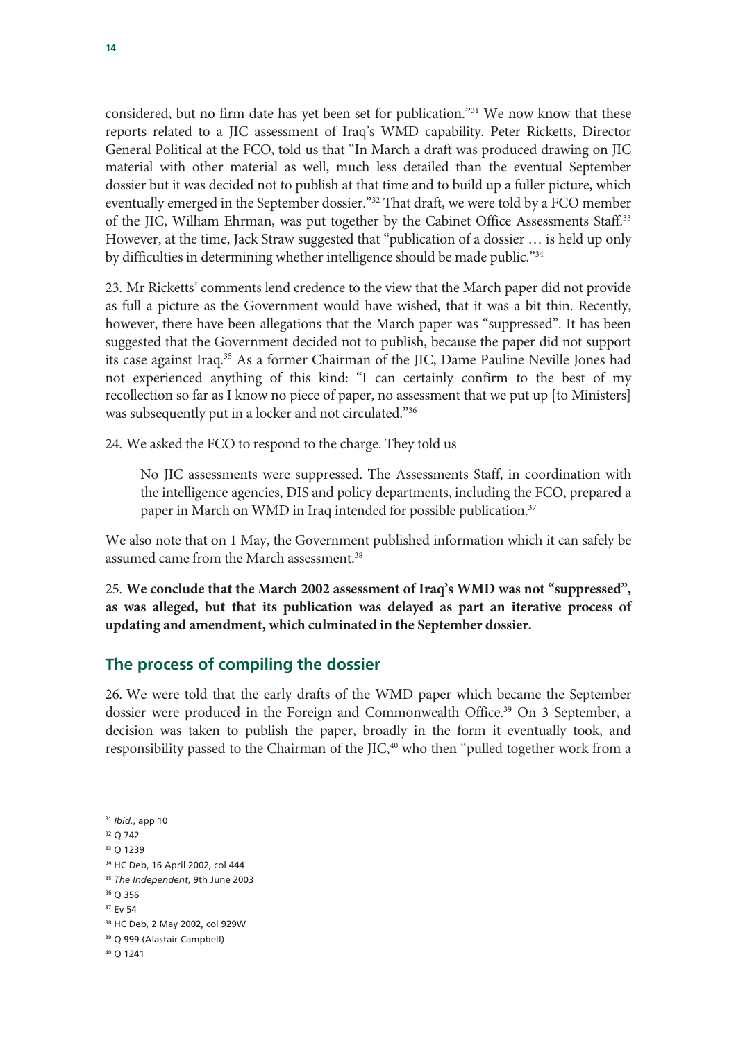considered, but no firm date has yet been set for publication."[31] We now know that these reports related to a JIC assessment of Iraq's WMD capability. Peter Ricketts, Director General Political at the FCO, told us that "In March a draft was produced drawing on JIC material with other material as well, much less detailed than the eventual September dossier but it was decided not to publish at that time and to build up a fuller picture, which eventually emerged in the September dossier."[32] That draft, we were told by a FCO member of the JIC, William Ehrman, was put together by the Cabinet Office Assessments Staff.[33] However, at the time, Jack Straw suggested that "publication of a dossier … is held up only by difficulties in determining whether intelligence should be made public."[34]

23. Mr Ricketts' comments lend credence to the view that the March paper did not provide as full a picture as the Government would have wished, that it was a bit thin. Recently, however, there have been allegations that the March paper was "suppressed". It has been suggested that the Government decided not to publish, because the paper did not support its case against Iraq.[35] As a former Chairman of the JIC, Dame Pauline Neville Jones had not experienced anything of this kind: "I can certainly confirm to the best of my recollection so far as I know no piece of paper, no assessment that we put up [to Ministers] was subsequently put in a locker and not circulated."[36]

24. We asked the FCO to respond to the charge. They told us

> No JIC assessments were suppressed. The Assessments Staff, in coordination with the intelligence agencies, DIS and policy departments, including the FCO, prepared a paper in March on WMD in Iraq intended for possible publication.[37]

We also note that on 1 May, the Government published information which it can safely be assumed came from the March assessment.[38]

25. **We conclude that the March 2002 assessment of Iraq's WMD was not "suppressed", as was alleged, but that its publication was delayed as part an iterative process of updating and amendment, which culminated in the September dossier.**

## The process of compiling the dossier

26. We were told that the early drafts of the WMD paper which became the September dossier were produced in the Foreign and Commonwealth Office.[39] On 3 September, a decision was taken to publish the paper, broadly in the form it eventually took, and responsibility passed to the Chairman of the JIC,[40] who then "pulled together work from a

---

[31] *Ibid.*, app 10

[32] Q 742

[33] Q 1239

[34] HC Deb, 16 April 2002, col 444

[35] *The Independent*, 9th June 2003

[36] Q 356

[37] Ev 54

[38] HC Deb, 2 May 2002, col 929W

[39] Q 999 (Alastair Campbell)

[40] Q 1241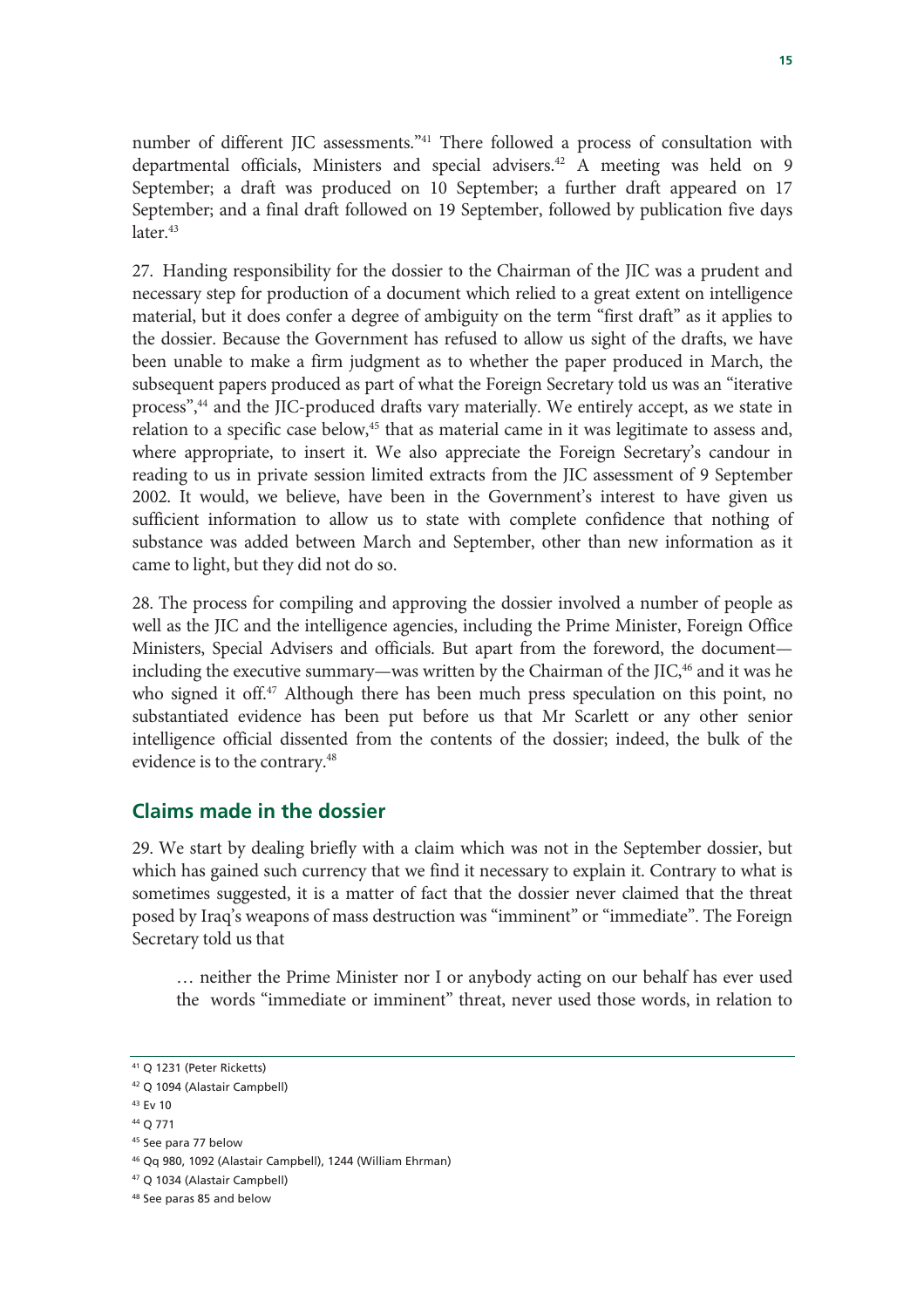number of different JIC assessments."[41] There followed a process of consultation with departmental officials, Ministers and special advisers.[42] A meeting was held on 9 September; a draft was produced on 10 September; a further draft appeared on 17 September; and a final draft followed on 19 September, followed by publication five days later.[43]

27. Handing responsibility for the dossier to the Chairman of the JIC was a prudent and necessary step for production of a document which relied to a great extent on intelligence material, but it does confer a degree of ambiguity on the term "first draft" as it applies to the dossier. Because the Government has refused to allow us sight of the drafts, we have been unable to make a firm judgment as to whether the paper produced in March, the subsequent papers produced as part of what the Foreign Secretary told us was an "iterative process",[44] and the JIC-produced drafts vary materially. We entirely accept, as we state in relation to a specific case below,[45] that as material came in it was legitimate to assess and, where appropriate, to insert it. We also appreciate the Foreign Secretary's candour in reading to us in private session limited extracts from the JIC assessment of 9 September 2002. It would, we believe, have been in the Government's interest to have given us sufficient information to allow us to state with complete confidence that nothing of substance was added between March and September, other than new information as it came to light, but they did not do so.

28. The process for compiling and approving the dossier involved a number of people as well as the JIC and the intelligence agencies, including the Prime Minister, Foreign Office Ministers, Special Advisers and officials. But apart from the foreword, the document—including the executive summary—was written by the Chairman of the JIC,[46] and it was he who signed it off.[47] Although there has been much press speculation on this point, no substantiated evidence has been put before us that Mr Scarlett or any other senior intelligence official dissented from the contents of the dossier; indeed, the bulk of the evidence is to the contrary.[48]

## Claims made in the dossier

29. We start by dealing briefly with a claim which was not in the September dossier, but which has gained such currency that we find it necessary to explain it. Contrary to what is sometimes suggested, it is a matter of fact that the dossier never claimed that the threat posed by Iraq's weapons of mass destruction was "imminent" or "immediate". The Foreign Secretary told us that

> … neither the Prime Minister nor I or anybody acting on our behalf has ever used the words "immediate or imminent" threat, never used those words, in relation to

---

[41] Q 1231 (Peter Ricketts)

[42] Q 1094 (Alastair Campbell)

[43] Ev 10

[44] Q 771

[45] See para 77 below

[46] Qq 980, 1092 (Alastair Campbell), 1244 (William Ehrman)

[47] Q 1034 (Alastair Campbell)

[48] See paras 85 and below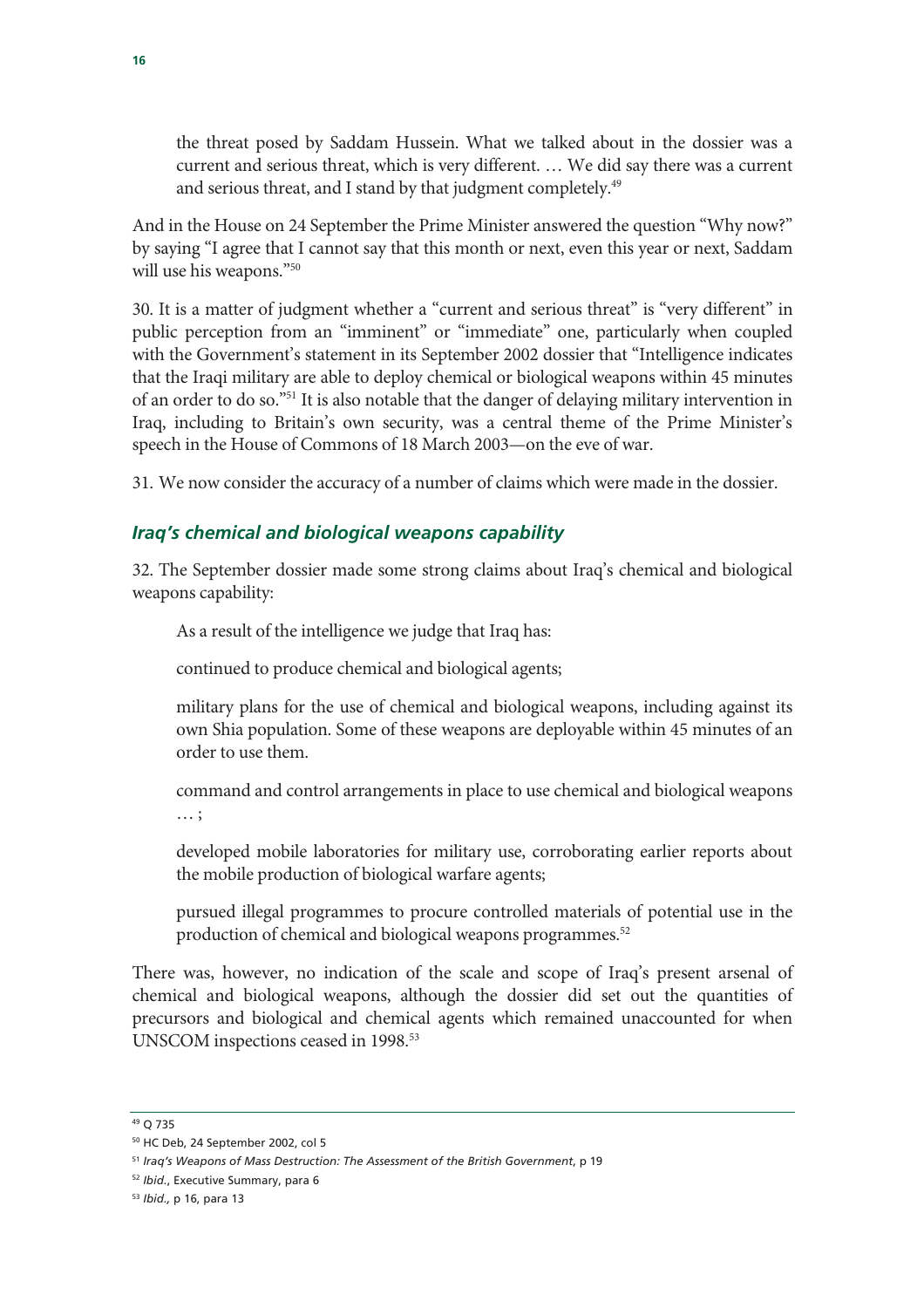> the threat posed by Saddam Hussein. What we talked about in the dossier was a current and serious threat, which is very different. … We did say there was a current and serious threat, and I stand by that judgment completely.[49]

And in the House on 24 September the Prime Minister answered the question "Why now?" by saying "I agree that I cannot say that this month or next, even this year or next, Saddam will use his weapons."[50]

30. It is a matter of judgment whether a "current and serious threat" is "very different" in public perception from an "imminent" or "immediate" one, particularly when coupled with the Government's statement in its September 2002 dossier that "Intelligence indicates that the Iraqi military are able to deploy chemical or biological weapons within 45 minutes of an order to do so."[51] It is also notable that the danger of delaying military intervention in Iraq, including to Britain's own security, was a central theme of the Prime Minister's speech in the House of Commons of 18 March 2003—on the eve of war.

31. We now consider the accuracy of a number of claims which were made in the dossier.

### *Iraq's chemical and biological weapons capability*

32. The September dossier made some strong claims about Iraq's chemical and biological weapons capability:

> As a result of the intelligence we judge that Iraq has:
>
> continued to produce chemical and biological agents;
>
> military plans for the use of chemical and biological weapons, including against its own Shia population. Some of these weapons are deployable within 45 minutes of an order to use them.
>
> command and control arrangements in place to use chemical and biological weapons … ;
>
> developed mobile laboratories for military use, corroborating earlier reports about the mobile production of biological warfare agents;
>
> pursued illegal programmes to procure controlled materials of potential use in the production of chemical and biological weapons programmes.[52]

There was, however, no indication of the scale and scope of Iraq's present arsenal of chemical and biological weapons, although the dossier did set out the quantities of precursors and biological and chemical agents which remained unaccounted for when UNSCOM inspections ceased in 1998.[53]

---

[49] Q 735

[50] HC Deb, 24 September 2002, col 5

[51] *Iraq's Weapons of Mass Destruction: The Assessment of the British Government*, p 19

[52] *Ibid.*, Executive Summary, para 6

[53] *Ibid.,* p 16, para 13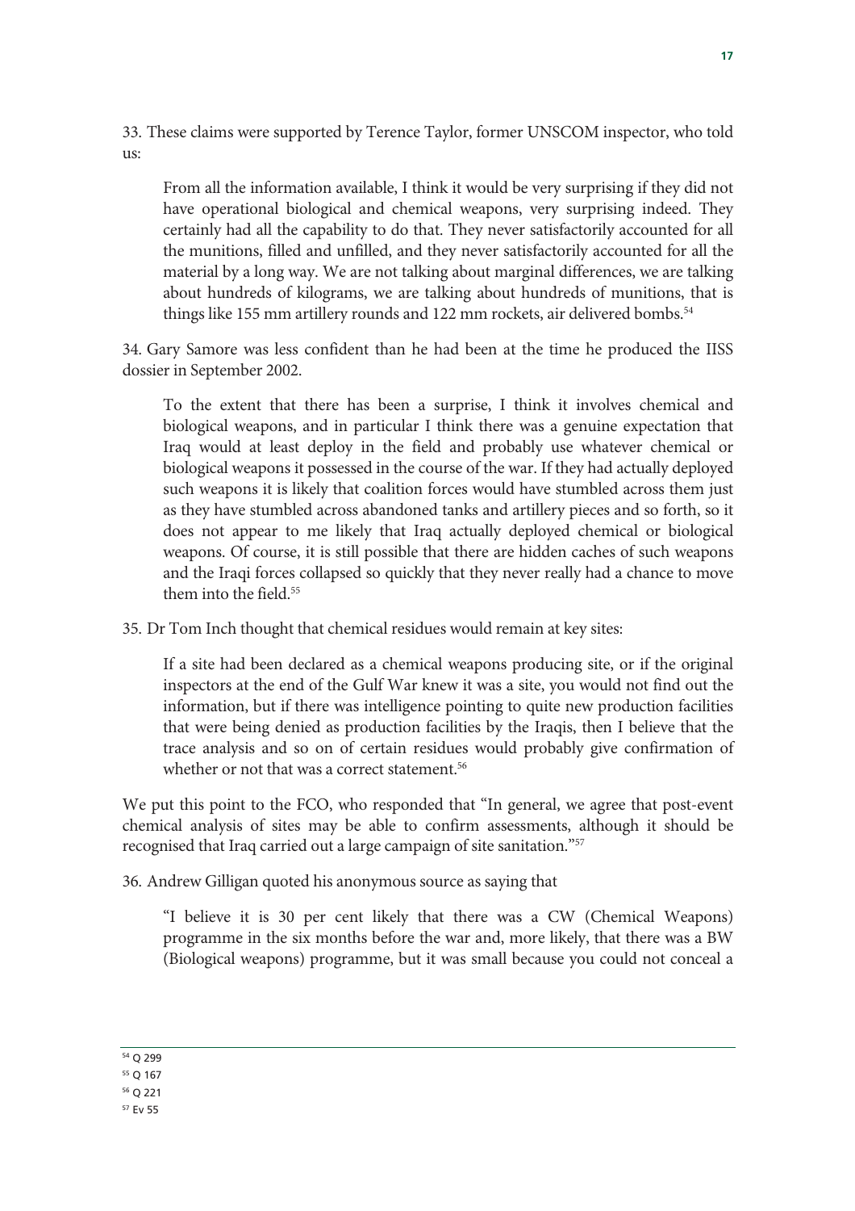33. These claims were supported by Terence Taylor, former UNSCOM inspector, who told us:

> From all the information available, I think it would be very surprising if they did not have operational biological and chemical weapons, very surprising indeed. They certainly had all the capability to do that. They never satisfactorily accounted for all the munitions, filled and unfilled, and they never satisfactorily accounted for all the material by a long way. We are not talking about marginal differences, we are talking about hundreds of kilograms, we are talking about hundreds of munitions, that is things like 155 mm artillery rounds and 122 mm rockets, air delivered bombs.[54]

34. Gary Samore was less confident than he had been at the time he produced the IISS dossier in September 2002.

> To the extent that there has been a surprise, I think it involves chemical and biological weapons, and in particular I think there was a genuine expectation that Iraq would at least deploy in the field and probably use whatever chemical or biological weapons it possessed in the course of the war. If they had actually deployed such weapons it is likely that coalition forces would have stumbled across them just as they have stumbled across abandoned tanks and artillery pieces and so forth, so it does not appear to me likely that Iraq actually deployed chemical or biological weapons. Of course, it is still possible that there are hidden caches of such weapons and the Iraqi forces collapsed so quickly that they never really had a chance to move them into the field.[55]

35. Dr Tom Inch thought that chemical residues would remain at key sites:

> If a site had been declared as a chemical weapons producing site, or if the original inspectors at the end of the Gulf War knew it was a site, you would not find out the information, but if there was intelligence pointing to quite new production facilities that were being denied as production facilities by the Iraqis, then I believe that the trace analysis and so on of certain residues would probably give confirmation of whether or not that was a correct statement.[56]

We put this point to the FCO, who responded that "In general, we agree that post-event chemical analysis of sites may be able to confirm assessments, although it should be recognised that Iraq carried out a large campaign of site sanitation."[57]

36. Andrew Gilligan quoted his anonymous source as saying that

> "I believe it is 30 per cent likely that there was a CW (Chemical Weapons) programme in the six months before the war and, more likely, that there was a BW (Biological weapons) programme, but it was small because you could not conceal a

---

[54] Q 299

[55] Q 167

[56] Q 221

[57] Ev 55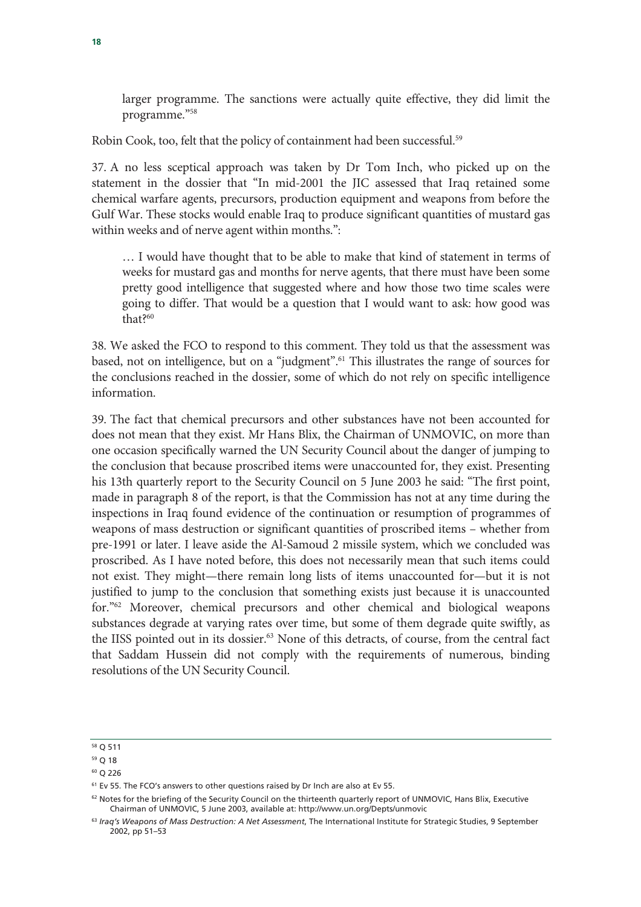> larger programme. The sanctions were actually quite effective, they did limit the programme."[58]

Robin Cook, too, felt that the policy of containment had been successful.[59]

37. A no less sceptical approach was taken by Dr Tom Inch, who picked up on the statement in the dossier that "In mid-2001 the JIC assessed that Iraq retained some chemical warfare agents, precursors, production equipment and weapons from before the Gulf War. These stocks would enable Iraq to produce significant quantities of mustard gas within weeks and of nerve agent within months.":

> … I would have thought that to be able to make that kind of statement in terms of weeks for mustard gas and months for nerve agents, that there must have been some pretty good intelligence that suggested where and how those two time scales were going to differ. That would be a question that I would want to ask: how good was that?[60]

38. We asked the FCO to respond to this comment. They told us that the assessment was based, not on intelligence, but on a "judgment".[61] This illustrates the range of sources for the conclusions reached in the dossier, some of which do not rely on specific intelligence information.

39. The fact that chemical precursors and other substances have not been accounted for does not mean that they exist. Mr Hans Blix, the Chairman of UNMOVIC, on more than one occasion specifically warned the UN Security Council about the danger of jumping to the conclusion that because proscribed items were unaccounted for, they exist. Presenting his 13th quarterly report to the Security Council on 5 June 2003 he said: "The first point, made in paragraph 8 of the report, is that the Commission has not at any time during the inspections in Iraq found evidence of the continuation or resumption of programmes of weapons of mass destruction or significant quantities of proscribed items – whether from pre-1991 or later. I leave aside the Al-Samoud 2 missile system, which we concluded was proscribed. As I have noted before, this does not necessarily mean that such items could not exist. They might—there remain long lists of items unaccounted for—but it is not justified to jump to the conclusion that something exists just because it is unaccounted for."[62] Moreover, chemical precursors and other chemical and biological weapons substances degrade at varying rates over time, but some of them degrade quite swiftly, as the IISS pointed out in its dossier.[63] None of this detracts, of course, from the central fact that Saddam Hussein did not comply with the requirements of numerous, binding resolutions of the UN Security Council.

---

[58] Q 511

[59] Q 18

[60] Q 226

[61] Ev 55. The FCO's answers to other questions raised by Dr Inch are also at Ev 55.

[62] Notes for the briefing of the Security Council on the thirteenth quarterly report of UNMOVIC, Hans Blix, Executive Chairman of UNMOVIC, 5 June 2003, available at: http://www.un.org/Depts/unmovic

[63] *Iraq's Weapons of Mass Destruction: A Net Assessment*, The International Institute for Strategic Studies, 9 September 2002, pp 51–53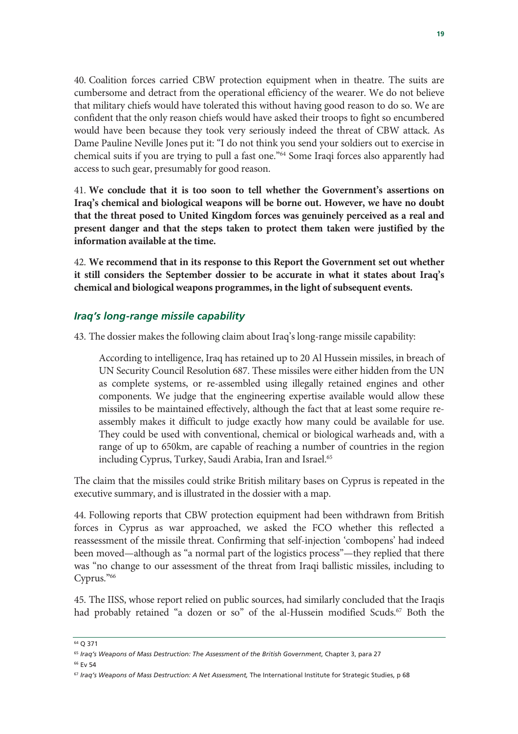40. Coalition forces carried CBW protection equipment when in theatre. The suits are cumbersome and detract from the operational efficiency of the wearer. We do not believe that military chiefs would have tolerated this without having good reason to do so. We are confident that the only reason chiefs would have asked their troops to fight so encumbered would have been because they took very seriously indeed the threat of CBW attack. As Dame Pauline Neville Jones put it: "I do not think you send your soldiers out to exercise in chemical suits if you are trying to pull a fast one."[64] Some Iraqi forces also apparently had access to such gear, presumably for good reason.

41. **We conclude that it is too soon to tell whether the Government's assertions on Iraq's chemical and biological weapons will be borne out. However, we have no doubt that the threat posed to United Kingdom forces was genuinely perceived as a real and present danger and that the steps taken to protect them taken were justified by the information available at the time.**

42. **We recommend that in its response to this Report the Government set out whether it still considers the September dossier to be accurate in what it states about Iraq's chemical and biological weapons programmes, in the light of subsequent events.**

### *Iraq's long-range missile capability*

43. The dossier makes the following claim about Iraq's long-range missile capability:

> According to intelligence, Iraq has retained up to 20 Al Hussein missiles, in breach of UN Security Council Resolution 687. These missiles were either hidden from the UN as complete systems, or re-assembled using illegally retained engines and other components. We judge that the engineering expertise available would allow these missiles to be maintained effectively, although the fact that at least some require re-assembly makes it difficult to judge exactly how many could be available for use. They could be used with conventional, chemical or biological warheads and, with a range of up to 650km, are capable of reaching a number of countries in the region including Cyprus, Turkey, Saudi Arabia, Iran and Israel.[65]

The claim that the missiles could strike British military bases on Cyprus is repeated in the executive summary, and is illustrated in the dossier with a map.

44. Following reports that CBW protection equipment had been withdrawn from British forces in Cyprus as war approached, we asked the FCO whether this reflected a reassessment of the missile threat. Confirming that self-injection 'combopens' had indeed been moved—although as "a normal part of the logistics process"—they replied that there was "no change to our assessment of the threat from Iraqi ballistic missiles, including to Cyprus."[66]

45. The IISS, whose report relied on public sources, had similarly concluded that the Iraqis had probably retained "a dozen or so" of the al-Hussein modified Scuds.[67] Both the

---

[64] Q 371

[65] *Iraq's Weapons of Mass Destruction: The Assessment of the British Government*, Chapter 3, para 27

[66] Ev 54

[67] *Iraq's Weapons of Mass Destruction: A Net Assessment,* The International Institute for Strategic Studies, p 68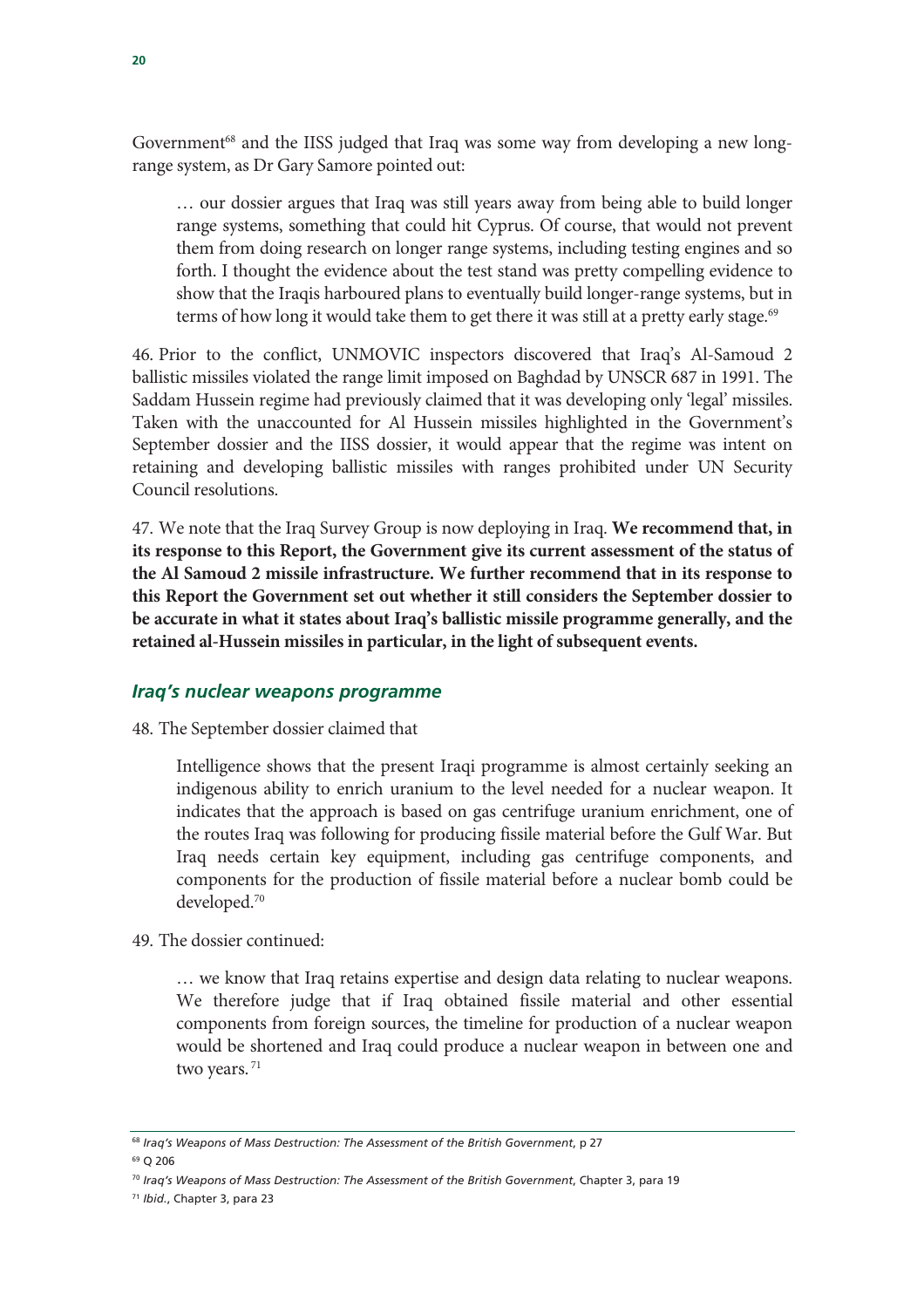Government[68] and the IISS judged that Iraq was some way from developing a new long-range system, as Dr Gary Samore pointed out:

> … our dossier argues that Iraq was still years away from being able to build longer range systems, something that could hit Cyprus. Of course, that would not prevent them from doing research on longer range systems, including testing engines and so forth. I thought the evidence about the test stand was pretty compelling evidence to show that the Iraqis harboured plans to eventually build longer-range systems, but in terms of how long it would take them to get there it was still at a pretty early stage.[69]

46. Prior to the conflict, UNMOVIC inspectors discovered that Iraq's Al-Samoud 2 ballistic missiles violated the range limit imposed on Baghdad by UNSCR 687 in 1991. The Saddam Hussein regime had previously claimed that it was developing only 'legal' missiles. Taken with the unaccounted for Al Hussein missiles highlighted in the Government's September dossier and the IISS dossier, it would appear that the regime was intent on retaining and developing ballistic missiles with ranges prohibited under UN Security Council resolutions.

47. We note that the Iraq Survey Group is now deploying in Iraq. **We recommend that, in its response to this Report, the Government give its current assessment of the status of the Al Samoud 2 missile infrastructure. We further recommend that in its response to this Report the Government set out whether it still considers the September dossier to be accurate in what it states about Iraq's ballistic missile programme generally, and the retained al-Hussein missiles in particular, in the light of subsequent events.**

### *Iraq's nuclear weapons programme*

48. The September dossier claimed that

> Intelligence shows that the present Iraqi programme is almost certainly seeking an indigenous ability to enrich uranium to the level needed for a nuclear weapon. It indicates that the approach is based on gas centrifuge uranium enrichment, one of the routes Iraq was following for producing fissile material before the Gulf War. But Iraq needs certain key equipment, including gas centrifuge components, and components for the production of fissile material before a nuclear bomb could be developed.[70]

49. The dossier continued:

> … we know that Iraq retains expertise and design data relating to nuclear weapons. We therefore judge that if Iraq obtained fissile material and other essential components from foreign sources, the timeline for production of a nuclear weapon would be shortened and Iraq could produce a nuclear weapon in between one and two years.[71]

---

[68] *Iraq's Weapons of Mass Destruction: The Assessment of the British Government*, p 27

[69] Q 206

[70] *Iraq's Weapons of Mass Destruction: The Assessment of the British Government*, Chapter 3, para 19

[71] *Ibid.*, Chapter 3, para 23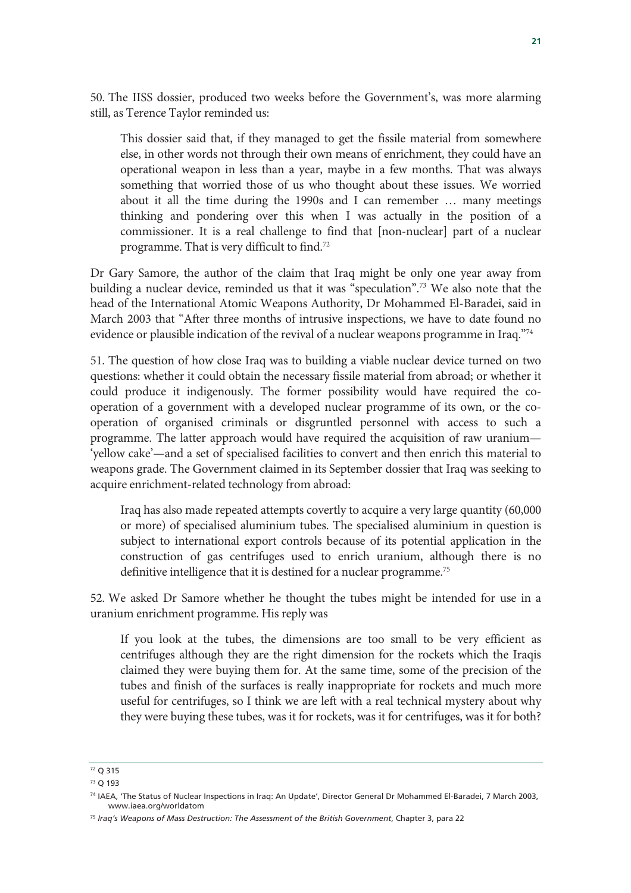50. The IISS dossier, produced two weeks before the Government's, was more alarming still, as Terence Taylor reminded us:

> This dossier said that, if they managed to get the fissile material from somewhere else, in other words not through their own means of enrichment, they could have an operational weapon in less than a year, maybe in a few months. That was always something that worried those of us who thought about these issues. We worried about it all the time during the 1990s and I can remember … many meetings thinking and pondering over this when I was actually in the position of a commissioner. It is a real challenge to find that [non-nuclear] part of a nuclear programme. That is very difficult to find.[72]

Dr Gary Samore, the author of the claim that Iraq might be only one year away from building a nuclear device, reminded us that it was "speculation".[73] We also note that the head of the International Atomic Weapons Authority, Dr Mohammed El-Baradei, said in March 2003 that "After three months of intrusive inspections, we have to date found no evidence or plausible indication of the revival of a nuclear weapons programme in Iraq."[74]

51. The question of how close Iraq was to building a viable nuclear device turned on two questions: whether it could obtain the necessary fissile material from abroad; or whether it could produce it indigenously. The former possibility would have required the co-operation of a government with a developed nuclear programme of its own, or the co-operation of organised criminals or disgruntled personnel with access to such a programme. The latter approach would have required the acquisition of raw uranium—'yellow cake'—and a set of specialised facilities to convert and then enrich this material to weapons grade. The Government claimed in its September dossier that Iraq was seeking to acquire enrichment-related technology from abroad:

> Iraq has also made repeated attempts covertly to acquire a very large quantity (60,000 or more) of specialised aluminium tubes. The specialised aluminium in question is subject to international export controls because of its potential application in the construction of gas centrifuges used to enrich uranium, although there is no definitive intelligence that it is destined for a nuclear programme.[75]

52. We asked Dr Samore whether he thought the tubes might be intended for use in a uranium enrichment programme. His reply was

> If you look at the tubes, the dimensions are too small to be very efficient as centrifuges although they are the right dimension for the rockets which the Iraqis claimed they were buying them for. At the same time, some of the precision of the tubes and finish of the surfaces is really inappropriate for rockets and much more useful for centrifuges, so I think we are left with a real technical mystery about why they were buying these tubes, was it for rockets, was it for centrifuges, was it for both?

---

[72] Q 315

[73] Q 193

[74] IAEA, 'The Status of Nuclear Inspections in Iraq: An Update', Director General Dr Mohammed El-Baradei, 7 March 2003, www.iaea.org/worldatom

[75] *Iraq's Weapons of Mass Destruction: The Assessment of the British Government*, Chapter 3, para 22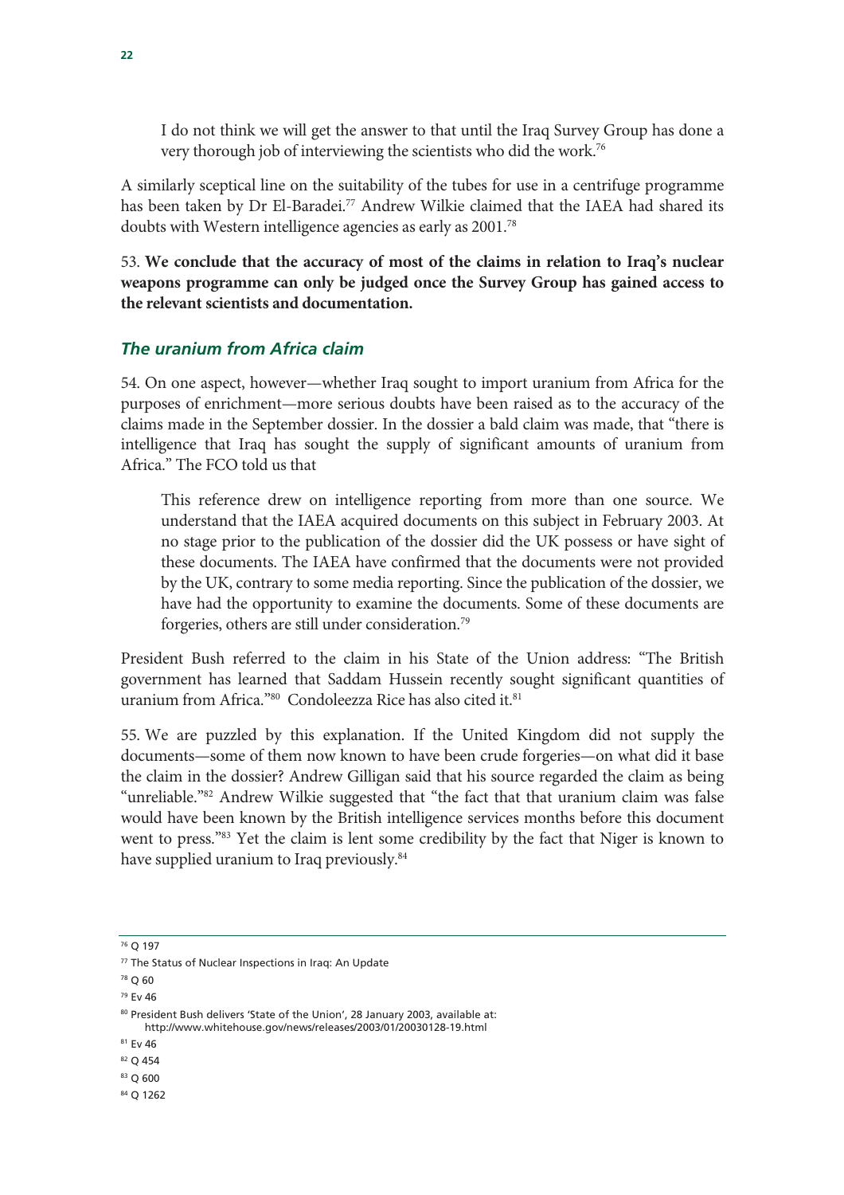> I do not think we will get the answer to that until the Iraq Survey Group has done a very thorough job of interviewing the scientists who did the work.[76]

A similarly sceptical line on the suitability of the tubes for use in a centrifuge programme has been taken by Dr El-Baradei.[77] Andrew Wilkie claimed that the IAEA had shared its doubts with Western intelligence agencies as early as 2001.[78]

53. **We conclude that the accuracy of most of the claims in relation to Iraq's nuclear weapons programme can only be judged once the Survey Group has gained access to the relevant scientists and documentation.**

### *The uranium from Africa claim*

54. On one aspect, however—whether Iraq sought to import uranium from Africa for the purposes of enrichment—more serious doubts have been raised as to the accuracy of the claims made in the September dossier. In the dossier a bald claim was made, that "there is intelligence that Iraq has sought the supply of significant amounts of uranium from Africa." The FCO told us that

> This reference drew on intelligence reporting from more than one source. We understand that the IAEA acquired documents on this subject in February 2003. At no stage prior to the publication of the dossier did the UK possess or have sight of these documents. The IAEA have confirmed that the documents were not provided by the UK, contrary to some media reporting. Since the publication of the dossier, we have had the opportunity to examine the documents. Some of these documents are forgeries, others are still under consideration.[79]

President Bush referred to the claim in his State of the Union address: "The British government has learned that Saddam Hussein recently sought significant quantities of uranium from Africa."[80] Condoleezza Rice has also cited it.[81]

55. We are puzzled by this explanation. If the United Kingdom did not supply the documents—some of them now known to have been crude forgeries—on what did it base the claim in the dossier? Andrew Gilligan said that his source regarded the claim as being "unreliable."[82] Andrew Wilkie suggested that "the fact that that uranium claim was false would have been known by the British intelligence services months before this document went to press."[83] Yet the claim is lent some credibility by the fact that Niger is known to have supplied uranium to Iraq previously.[84]

---

[76] Q 197

[77] The Status of Nuclear Inspections in Iraq: An Update

[78] Q 60

[79] Ev 46

[80] President Bush delivers 'State of the Union', 28 January 2003, available at: http://www.whitehouse.gov/news/releases/2003/01/20030128-19.html

[81] Ev 46

[82] Q 454

[83] Q 600

[84] Q 1262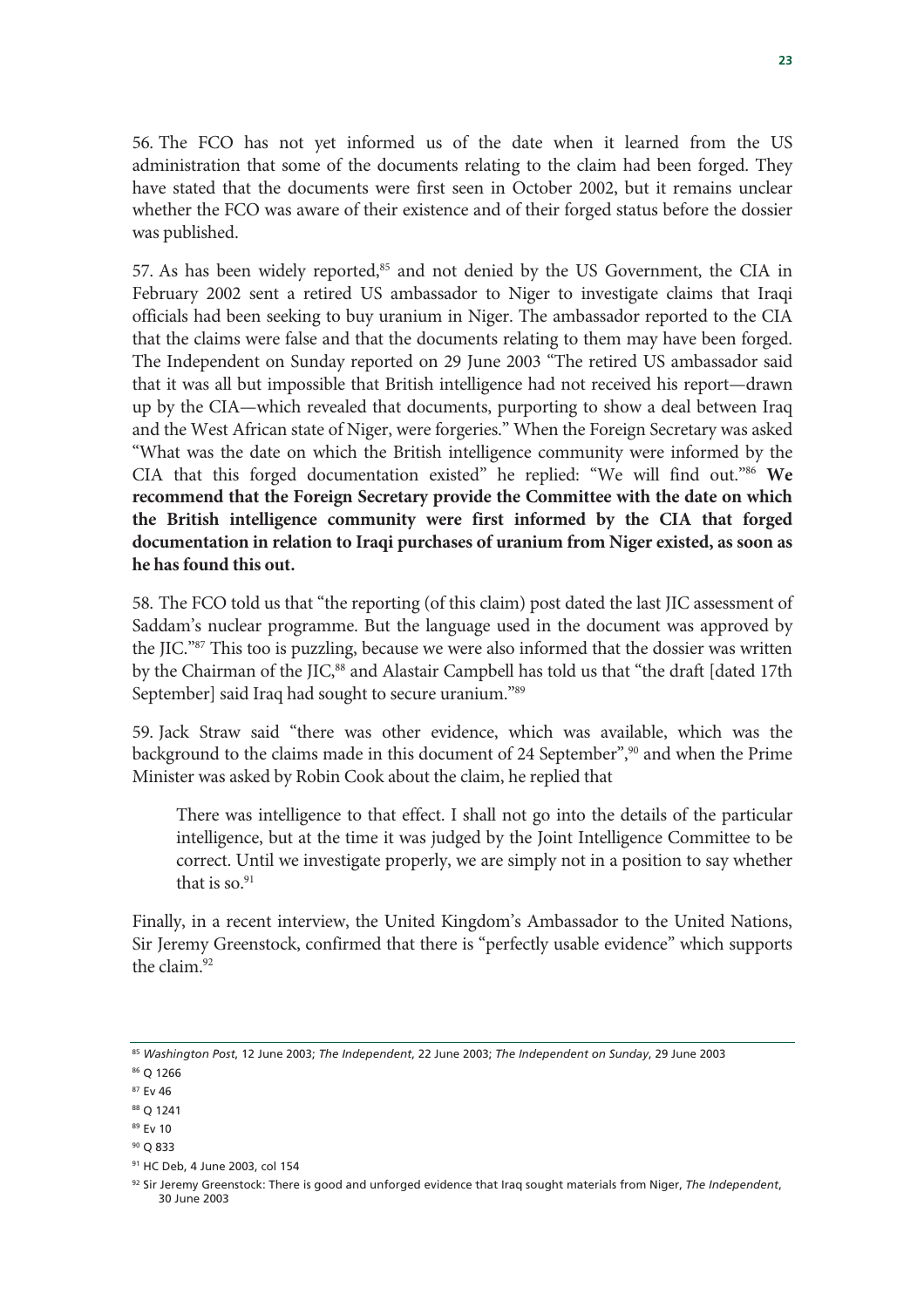56. The FCO has not yet informed us of the date when it learned from the US administration that some of the documents relating to the claim had been forged. They have stated that the documents were first seen in October 2002, but it remains unclear whether the FCO was aware of their existence and of their forged status before the dossier was published.

57. As has been widely reported,[85] and not denied by the US Government, the CIA in February 2002 sent a retired US ambassador to Niger to investigate claims that Iraqi officials had been seeking to buy uranium in Niger. The ambassador reported to the CIA that the claims were false and that the documents relating to them may have been forged. The Independent on Sunday reported on 29 June 2003 "The retired US ambassador said that it was all but impossible that British intelligence had not received his report—drawn up by the CIA—which revealed that documents, purporting to show a deal between Iraq and the West African state of Niger, were forgeries." When the Foreign Secretary was asked "What was the date on which the British intelligence community were informed by the CIA that this forged documentation existed" he replied: "We will find out."[86] **We recommend that the Foreign Secretary provide the Committee with the date on which the British intelligence community were first informed by the CIA that forged documentation in relation to Iraqi purchases of uranium from Niger existed, as soon as he has found this out.**

58. The FCO told us that "the reporting (of this claim) post dated the last JIC assessment of Saddam's nuclear programme. But the language used in the document was approved by the JIC."[87] This too is puzzling, because we were also informed that the dossier was written by the Chairman of the JIC,[88] and Alastair Campbell has told us that "the draft [dated 17th September] said Iraq had sought to secure uranium."[89]

59. Jack Straw said "there was other evidence, which was available, which was the background to the claims made in this document of 24 September",[90] and when the Prime Minister was asked by Robin Cook about the claim, he replied that

> There was intelligence to that effect. I shall not go into the details of the particular intelligence, but at the time it was judged by the Joint Intelligence Committee to be correct. Until we investigate properly, we are simply not in a position to say whether that is so.[91]

Finally, in a recent interview, the United Kingdom's Ambassador to the United Nations, Sir Jeremy Greenstock, confirmed that there is "perfectly usable evidence" which supports the claim.[92]

---

[85] *Washington Post*, 12 June 2003; *The Independent*, 22 June 2003; *The Independent on Sunday*, 29 June 2003

[86] Q 1266

[87] Ev 46

[88] Q 1241

[89] Ev 10

[90] Q 833

[91] HC Deb, 4 June 2003, col 154

[92] Sir Jeremy Greenstock: There is good and unforged evidence that Iraq sought materials from Niger, *The Independent*, 30 June 2003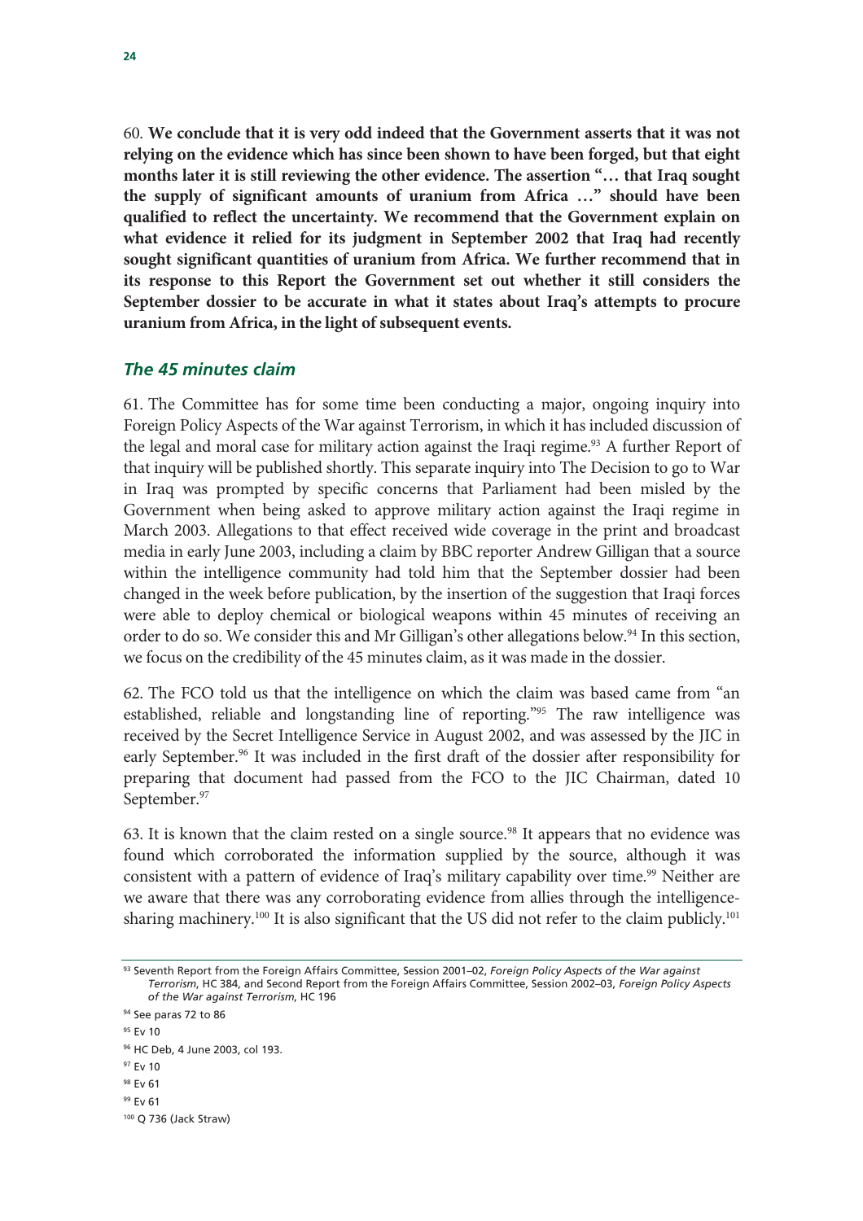60. **We conclude that it is very odd indeed that the Government asserts that it was not relying on the evidence which has since been shown to have been forged, but that eight months later it is still reviewing the other evidence. The assertion "… that Iraq sought the supply of significant amounts of uranium from Africa …" should have been qualified to reflect the uncertainty. We recommend that the Government explain on what evidence it relied for its judgment in September 2002 that Iraq had recently sought significant quantities of uranium from Africa. We further recommend that in its response to this Report the Government set out whether it still considers the September dossier to be accurate in what it states about Iraq's attempts to procure uranium from Africa, in the light of subsequent events.**

### *The 45 minutes claim*

61. The Committee has for some time been conducting a major, ongoing inquiry into Foreign Policy Aspects of the War against Terrorism, in which it has included discussion of the legal and moral case for military action against the Iraqi regime.[93] A further Report of that inquiry will be published shortly. This separate inquiry into The Decision to go to War in Iraq was prompted by specific concerns that Parliament had been misled by the Government when being asked to approve military action against the Iraqi regime in March 2003. Allegations to that effect received wide coverage in the print and broadcast media in early June 2003, including a claim by BBC reporter Andrew Gilligan that a source within the intelligence community had told him that the September dossier had been changed in the week before publication, by the insertion of the suggestion that Iraqi forces were able to deploy chemical or biological weapons within 45 minutes of receiving an order to do so. We consider this and Mr Gilligan's other allegations below.[94] In this section, we focus on the credibility of the 45 minutes claim, as it was made in the dossier.

62. The FCO told us that the intelligence on which the claim was based came from "an established, reliable and longstanding line of reporting."[95] The raw intelligence was received by the Secret Intelligence Service in August 2002, and was assessed by the JIC in early September.[96] It was included in the first draft of the dossier after responsibility for preparing that document had passed from the FCO to the JIC Chairman, dated 10 September.[97]

63. It is known that the claim rested on a single source.[98] It appears that no evidence was found which corroborated the information supplied by the source, although it was consistent with a pattern of evidence of Iraq's military capability over time.[99] Neither are we aware that there was any corroborating evidence from allies through the intelligence-sharing machinery.[100] It is also significant that the US did not refer to the claim publicly.[101]

---

93 Seventh Report from the Foreign Affairs Committee, Session 2001–02, *Foreign Policy Aspects of the War against Terrorism*, HC 384, and Second Report from the Foreign Affairs Committee, Session 2002–03, *Foreign Policy Aspects of the War against Terrorism*, HC 196

94 See paras 72 to 86

95 Ev 10

96 HC Deb, 4 June 2003, col 193.

97 Ev 10

98 Ev 61

99 Ev 61

100 Q 736 (Jack Straw)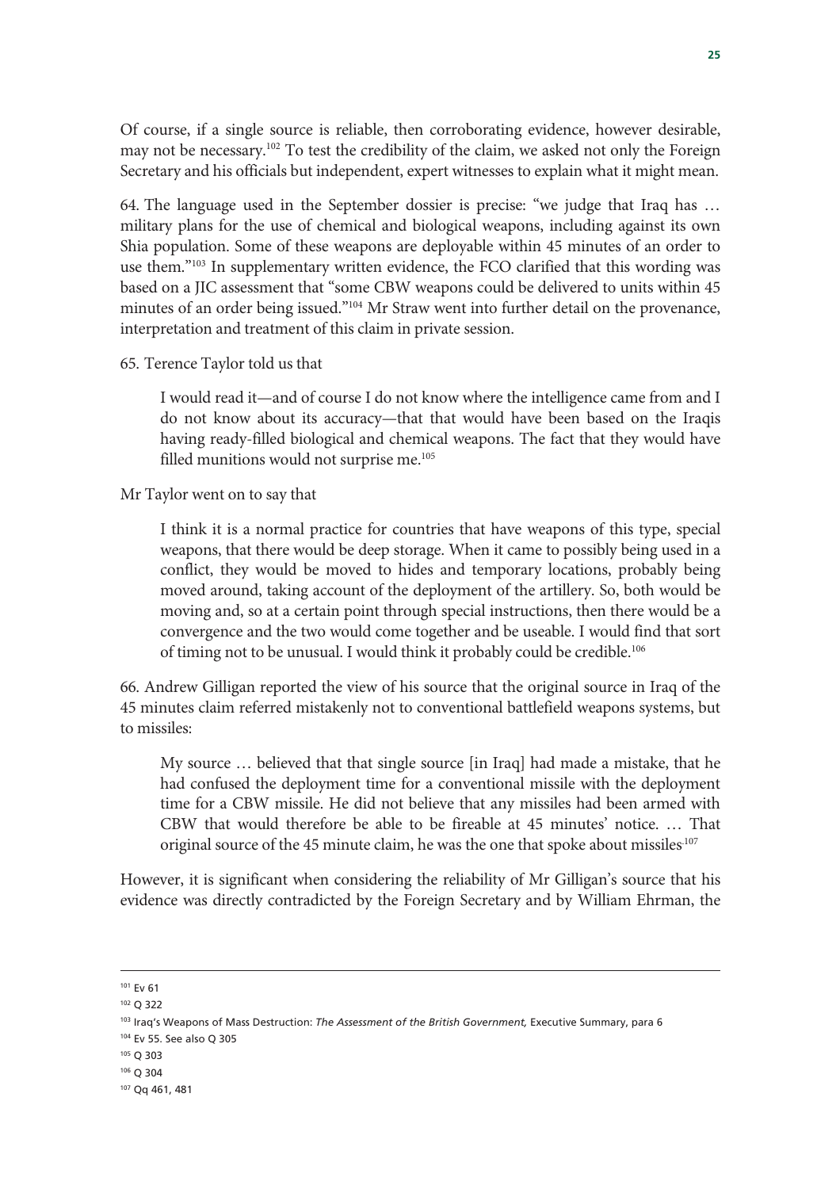Of course, if a single source is reliable, then corroborating evidence, however desirable, may not be necessary.[102] To test the credibility of the claim, we asked not only the Foreign Secretary and his officials but independent, expert witnesses to explain what it might mean.

64. The language used in the September dossier is precise: "we judge that Iraq has … military plans for the use of chemical and biological weapons, including against its own Shia population. Some of these weapons are deployable within 45 minutes of an order to use them."[103] In supplementary written evidence, the FCO clarified that this wording was based on a JIC assessment that "some CBW weapons could be delivered to units within 45 minutes of an order being issued."[104] Mr Straw went into further detail on the provenance, interpretation and treatment of this claim in private session.

65. Terence Taylor told us that

> I would read it—and of course I do not know where the intelligence came from and I do not know about its accuracy—that that would have been based on the Iraqis having ready-filled biological and chemical weapons. The fact that they would have filled munitions would not surprise me.[105]

Mr Taylor went on to say that

> I think it is a normal practice for countries that have weapons of this type, special weapons, that there would be deep storage. When it came to possibly being used in a conflict, they would be moved to hides and temporary locations, probably being moved around, taking account of the deployment of the artillery. So, both would be moving and, so at a certain point through special instructions, then there would be a convergence and the two would come together and be useable. I would find that sort of timing not to be unusual. I would think it probably could be credible.[106]

66. Andrew Gilligan reported the view of his source that the original source in Iraq of the 45 minutes claim referred mistakenly not to conventional battlefield weapons systems, but to missiles:

> My source … believed that that single source [in Iraq] had made a mistake, that he had confused the deployment time for a conventional missile with the deployment time for a CBW missile. He did not believe that any missiles had been armed with CBW that would therefore be able to be fireable at 45 minutes' notice. … That original source of the 45 minute claim, he was the one that spoke about missiles[107]

However, it is significant when considering the reliability of Mr Gilligan's source that his evidence was directly contradicted by the Foreign Secretary and by William Ehrman, the

---

[101] Ev 61

[102] Q 322

[103] Iraq's Weapons of Mass Destruction: *The Assessment of the British Government,* Executive Summary, para 6

[104] Ev 55. See also Q 305

[105] Q 303

[106] Q 304

[107] Qq 461, 481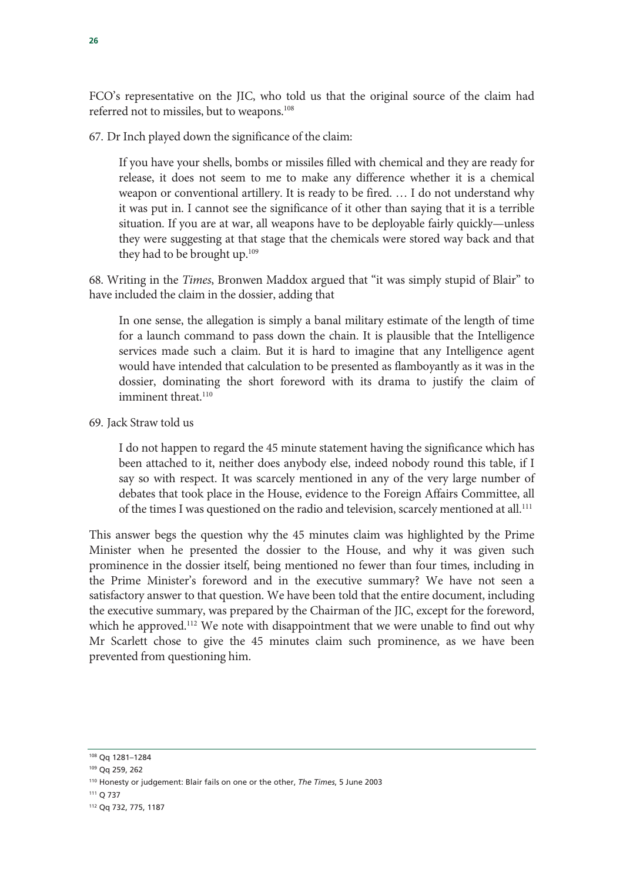FCO's representative on the JIC, who told us that the original source of the claim had referred not to missiles, but to weapons.[108]

67. Dr Inch played down the significance of the claim:

> If you have your shells, bombs or missiles filled with chemical and they are ready for release, it does not seem to me to make any difference whether it is a chemical weapon or conventional artillery. It is ready to be fired. … I do not understand why it was put in. I cannot see the significance of it other than saying that it is a terrible situation. If you are at war, all weapons have to be deployable fairly quickly—unless they were suggesting at that stage that the chemicals were stored way back and that they had to be brought up.[109]

68. Writing in the *Times*, Bronwen Maddox argued that "it was simply stupid of Blair" to have included the claim in the dossier, adding that

> In one sense, the allegation is simply a banal military estimate of the length of time for a launch command to pass down the chain. It is plausible that the Intelligence services made such a claim. But it is hard to imagine that any Intelligence agent would have intended that calculation to be presented as flamboyantly as it was in the dossier, dominating the short foreword with its drama to justify the claim of imminent threat.[110]

69. Jack Straw told us

> I do not happen to regard the 45 minute statement having the significance which has been attached to it, neither does anybody else, indeed nobody round this table, if I say so with respect. It was scarcely mentioned in any of the very large number of debates that took place in the House, evidence to the Foreign Affairs Committee, all of the times I was questioned on the radio and television, scarcely mentioned at all.[111]

This answer begs the question why the 45 minutes claim was highlighted by the Prime Minister when he presented the dossier to the House, and why it was given such prominence in the dossier itself, being mentioned no fewer than four times, including in the Prime Minister's foreword and in the executive summary? We have not seen a satisfactory answer to that question. We have been told that the entire document, including the executive summary, was prepared by the Chairman of the JIC, except for the foreword, which he approved.[112] We note with disappointment that we were unable to find out why Mr Scarlett chose to give the 45 minutes claim such prominence, as we have been prevented from questioning him.

---

[108] Qq 1281–1284

[109] Qq 259, 262

[110] Honesty or judgement: Blair fails on one or the other, *The Times*, 5 June 2003

[111] Q 737

[112] Qq 732, 775, 1187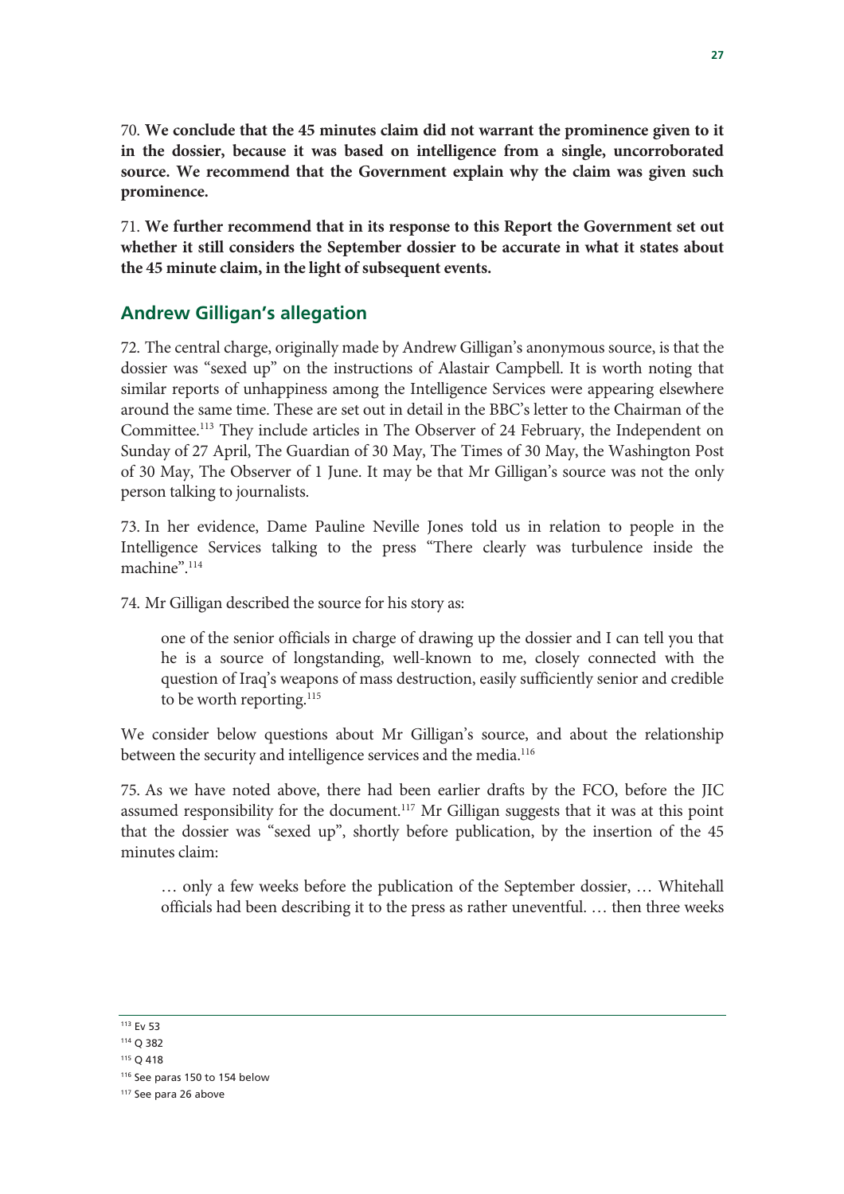70. **We conclude that the 45 minutes claim did not warrant the prominence given to it in the dossier, because it was based on intelligence from a single, uncorroborated source. We recommend that the Government explain why the claim was given such prominence.**

71. **We further recommend that in its response to this Report the Government set out whether it still considers the September dossier to be accurate in what it states about the 45 minute claim, in the light of subsequent events.**

## Andrew Gilligan's allegation

72. The central charge, originally made by Andrew Gilligan's anonymous source, is that the dossier was "sexed up" on the instructions of Alastair Campbell. It is worth noting that similar reports of unhappiness among the Intelligence Services were appearing elsewhere around the same time. These are set out in detail in the BBC's letter to the Chairman of the Committee.[113] They include articles in The Observer of 24 February, the Independent on Sunday of 27 April, The Guardian of 30 May, The Times of 30 May, the Washington Post of 30 May, The Observer of 1 June. It may be that Mr Gilligan's source was not the only person talking to journalists.

73. In her evidence, Dame Pauline Neville Jones told us in relation to people in the Intelligence Services talking to the press "There clearly was turbulence inside the machine".[114]

74. Mr Gilligan described the source for his story as:

> one of the senior officials in charge of drawing up the dossier and I can tell you that he is a source of longstanding, well-known to me, closely connected with the question of Iraq's weapons of mass destruction, easily sufficiently senior and credible to be worth reporting.[115]

We consider below questions about Mr Gilligan's source, and about the relationship between the security and intelligence services and the media.[116]

75. As we have noted above, there had been earlier drafts by the FCO, before the JIC assumed responsibility for the document.[117] Mr Gilligan suggests that it was at this point that the dossier was "sexed up", shortly before publication, by the insertion of the 45 minutes claim:

> … only a few weeks before the publication of the September dossier, … Whitehall officials had been describing it to the press as rather uneventful. … then three weeks

---

[113] Ev 53

[114] Q 382

[115] Q 418

[116] See paras 150 to 154 below

[117] See para 26 above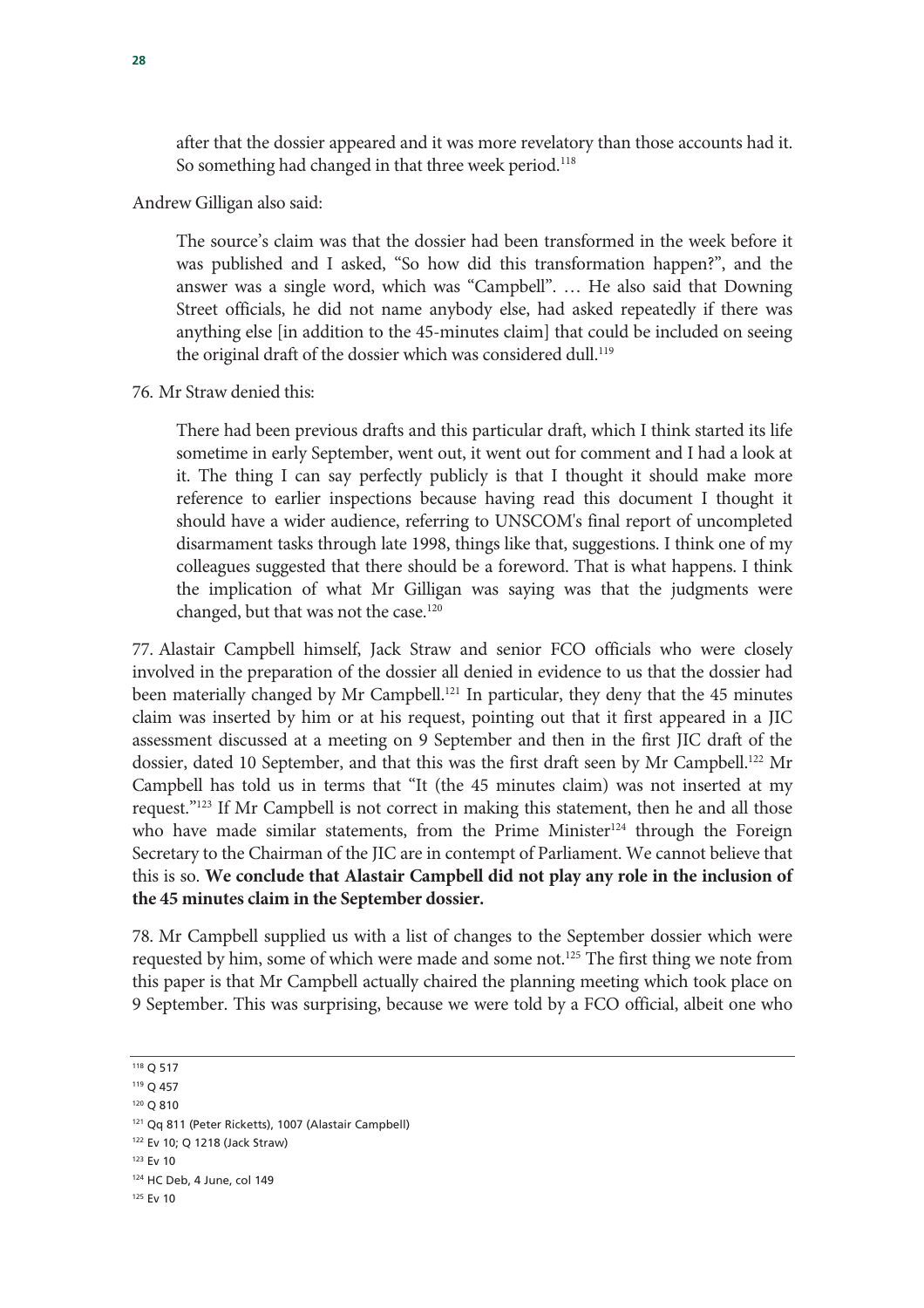> after that the dossier appeared and it was more revelatory than those accounts had it. So something had changed in that three week period.[118]

Andrew Gilligan also said:

> The source's claim was that the dossier had been transformed in the week before it was published and I asked, "So how did this transformation happen?", and the answer was a single word, which was "Campbell". … He also said that Downing Street officials, he did not name anybody else, had asked repeatedly if there was anything else [in addition to the 45-minutes claim] that could be included on seeing the original draft of the dossier which was considered dull.[119]

76. Mr Straw denied this:

> There had been previous drafts and this particular draft, which I think started its life sometime in early September, went out, it went out for comment and I had a look at it. The thing I can say perfectly publicly is that I thought it should make more reference to earlier inspections because having read this document I thought it should have a wider audience, referring to UNSCOM's final report of uncompleted disarmament tasks through late 1998, things like that, suggestions. I think one of my colleagues suggested that there should be a foreword. That is what happens. I think the implication of what Mr Gilligan was saying was that the judgments were changed, but that was not the case.[120]

77. Alastair Campbell himself, Jack Straw and senior FCO officials who were closely involved in the preparation of the dossier all denied in evidence to us that the dossier had been materially changed by Mr Campbell.[121] In particular, they deny that the 45 minutes claim was inserted by him or at his request, pointing out that it first appeared in a JIC assessment discussed at a meeting on 9 September and then in the first JIC draft of the dossier, dated 10 September, and that this was the first draft seen by Mr Campbell.[122] Mr Campbell has told us in terms that "It (the 45 minutes claim) was not inserted at my request."[123] If Mr Campbell is not correct in making this statement, then he and all those who have made similar statements, from the Prime Minister[124] through the Foreign Secretary to the Chairman of the JIC are in contempt of Parliament. We cannot believe that this is so. **We conclude that Alastair Campbell did not play any role in the inclusion of the 45 minutes claim in the September dossier.**

78. Mr Campbell supplied us with a list of changes to the September dossier which were requested by him, some of which were made and some not.[125] The first thing we note from this paper is that Mr Campbell actually chaired the planning meeting which took place on 9 September. This was surprising, because we were told by a FCO official, albeit one who

---

118 Q 517

119 Q 457

120 Q 810

121 Qq 811 (Peter Ricketts), 1007 (Alastair Campbell)

122 Ev 10; Q 1218 (Jack Straw)

123 Ev 10

124 HC Deb, 4 June, col 149

125 Ev 10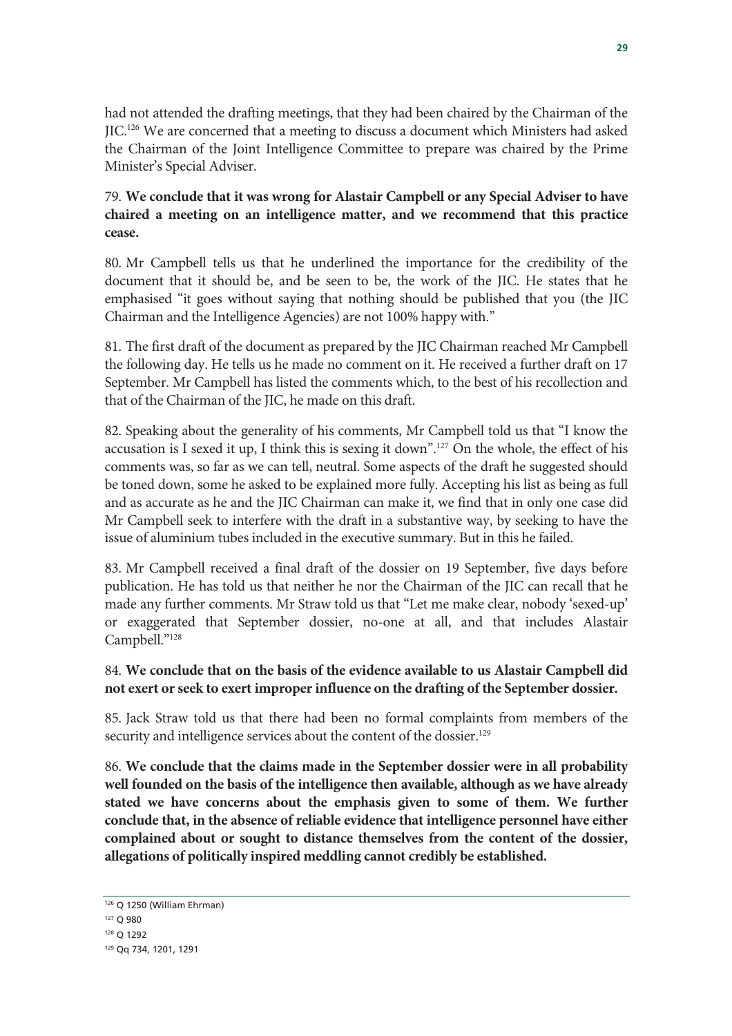had not attended the drafting meetings, that they had been chaired by the Chairman of the JIC.[126] We are concerned that a meeting to discuss a document which Ministers had asked the Chairman of the Joint Intelligence Committee to prepare was chaired by the Prime Minister's Special Adviser.

79. **We conclude that it was wrong for Alastair Campbell or any Special Adviser to have chaired a meeting on an intelligence matter, and we recommend that this practice cease.**

80. Mr Campbell tells us that he underlined the importance for the credibility of the document that it should be, and be seen to be, the work of the JIC. He states that he emphasised "it goes without saying that nothing should be published that you (the JIC Chairman and the Intelligence Agencies) are not 100% happy with."

81. The first draft of the document as prepared by the JIC Chairman reached Mr Campbell the following day. He tells us he made no comment on it. He received a further draft on 17 September. Mr Campbell has listed the comments which, to the best of his recollection and that of the Chairman of the JIC, he made on this draft.

82. Speaking about the generality of his comments, Mr Campbell told us that "I know the accusation is I sexed it up, I think this is sexing it down".[127] On the whole, the effect of his comments was, so far as we can tell, neutral. Some aspects of the draft he suggested should be toned down, some he asked to be explained more fully. Accepting his list as being as full and as accurate as he and the JIC Chairman can make it, we find that in only one case did Mr Campbell seek to interfere with the draft in a substantive way, by seeking to have the issue of aluminium tubes included in the executive summary. But in this he failed.

83. Mr Campbell received a final draft of the dossier on 19 September, five days before publication. He has told us that neither he nor the Chairman of the JIC can recall that he made any further comments. Mr Straw told us that "Let me make clear, nobody 'sexed-up' or exaggerated that September dossier, no-one at all, and that includes Alastair Campbell."[128]

84. **We conclude that on the basis of the evidence available to us Alastair Campbell did not exert or seek to exert improper influence on the drafting of the September dossier.**

85. Jack Straw told us that there had been no formal complaints from members of the security and intelligence services about the content of the dossier.[129]

86. **We conclude that the claims made in the September dossier were in all probability well founded on the basis of the intelligence then available, although as we have already stated we have concerns about the emphasis given to some of them. We further conclude that, in the absence of reliable evidence that intelligence personnel have either complained about or sought to distance themselves from the content of the dossier, allegations of politically inspired meddling cannot credibly be established.**

---

[126] Q 1250 (William Ehrman)

[127] Q 980

[128] Q 1292

[129] Qq 734, 1201, 1291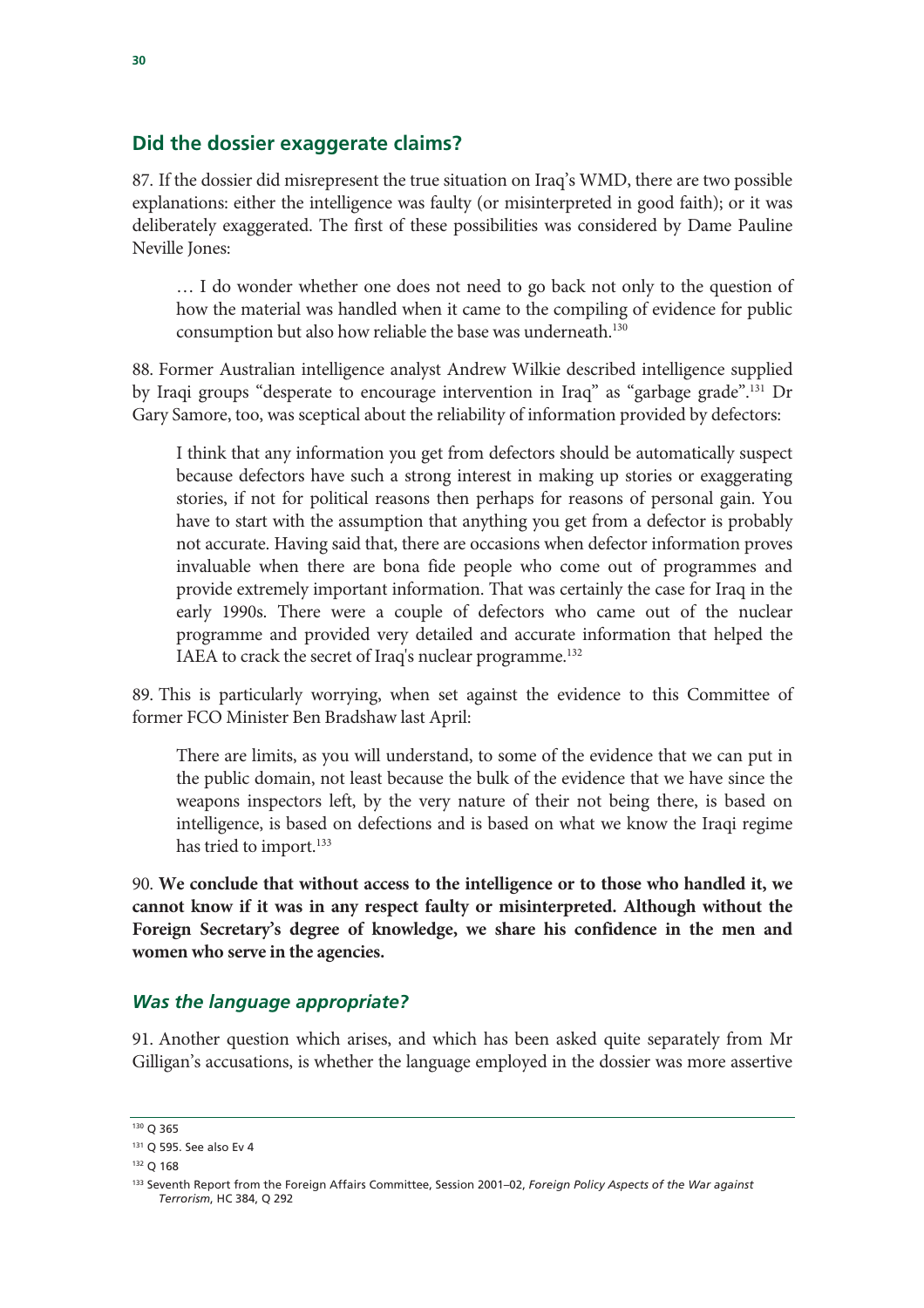## Did the dossier exaggerate claims?

87. If the dossier did misrepresent the true situation on Iraq's WMD, there are two possible explanations: either the intelligence was faulty (or misinterpreted in good faith); or it was deliberately exaggerated. The first of these possibilities was considered by Dame Pauline Neville Jones:

> … I do wonder whether one does not need to go back not only to the question of how the material was handled when it came to the compiling of evidence for public consumption but also how reliable the base was underneath.[130]

88. Former Australian intelligence analyst Andrew Wilkie described intelligence supplied by Iraqi groups "desperate to encourage intervention in Iraq" as "garbage grade".[131] Dr Gary Samore, too, was sceptical about the reliability of information provided by defectors:

> I think that any information you get from defectors should be automatically suspect because defectors have such a strong interest in making up stories or exaggerating stories, if not for political reasons then perhaps for reasons of personal gain. You have to start with the assumption that anything you get from a defector is probably not accurate. Having said that, there are occasions when defector information proves invaluable when there are bona fide people who come out of programmes and provide extremely important information. That was certainly the case for Iraq in the early 1990s. There were a couple of defectors who came out of the nuclear programme and provided very detailed and accurate information that helped the IAEA to crack the secret of Iraq's nuclear programme.[132]

89. This is particularly worrying, when set against the evidence to this Committee of former FCO Minister Ben Bradshaw last April:

> There are limits, as you will understand, to some of the evidence that we can put in the public domain, not least because the bulk of the evidence that we have since the weapons inspectors left, by the very nature of their not being there, is based on intelligence, is based on defections and is based on what we know the Iraqi regime has tried to import.[133]

90. **We conclude that without access to the intelligence or to those who handled it, we cannot know if it was in any respect faulty or misinterpreted. Although without the Foreign Secretary's degree of knowledge, we share his confidence in the men and women who serve in the agencies.**

### *Was the language appropriate?*

91. Another question which arises, and which has been asked quite separately from Mr Gilligan's accusations, is whether the language employed in the dossier was more assertive

---

[130] Q 365

[131] Q 595. See also Ev 4

[132] Q 168

[133] Seventh Report from the Foreign Affairs Committee, Session 2001–02, *Foreign Policy Aspects of the War against Terrorism*, HC 384, Q 292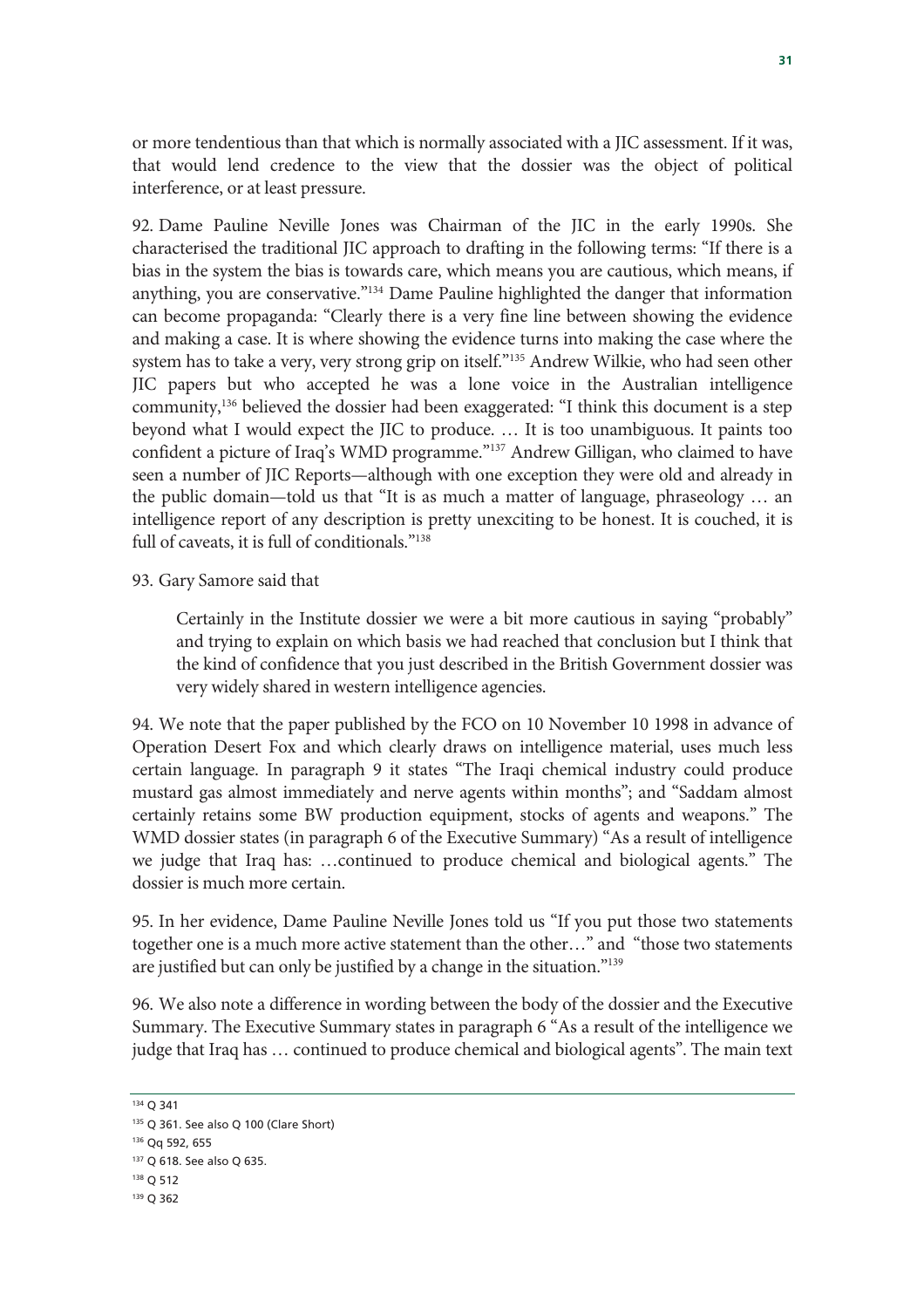or more tendentious than that which is normally associated with a JIC assessment. If it was, that would lend credence to the view that the dossier was the object of political interference, or at least pressure.

92. Dame Pauline Neville Jones was Chairman of the JIC in the early 1990s. She characterised the traditional JIC approach to drafting in the following terms: "If there is a bias in the system the bias is towards care, which means you are cautious, which means, if anything, you are conservative."[134] Dame Pauline highlighted the danger that information can become propaganda: "Clearly there is a very fine line between showing the evidence and making a case. It is where showing the evidence turns into making the case where the system has to take a very, very strong grip on itself."[135] Andrew Wilkie, who had seen other JIC papers but who accepted he was a lone voice in the Australian intelligence community,[136] believed the dossier had been exaggerated: "I think this document is a step beyond what I would expect the JIC to produce. … It is too unambiguous. It paints too confident a picture of Iraq's WMD programme."[137] Andrew Gilligan, who claimed to have seen a number of JIC Reports—although with one exception they were old and already in the public domain—told us that "It is as much a matter of language, phraseology … an intelligence report of any description is pretty unexciting to be honest. It is couched, it is full of caveats, it is full of conditionals."[138]

93. Gary Samore said that

> Certainly in the Institute dossier we were a bit more cautious in saying "probably" and trying to explain on which basis we had reached that conclusion but I think that the kind of confidence that you just described in the British Government dossier was very widely shared in western intelligence agencies.

94. We note that the paper published by the FCO on 10 November 10 1998 in advance of Operation Desert Fox and which clearly draws on intelligence material, uses much less certain language. In paragraph 9 it states "The Iraqi chemical industry could produce mustard gas almost immediately and nerve agents within months"; and "Saddam almost certainly retains some BW production equipment, stocks of agents and weapons." The WMD dossier states (in paragraph 6 of the Executive Summary) "As a result of intelligence we judge that Iraq has: …continued to produce chemical and biological agents." The dossier is much more certain.

95. In her evidence, Dame Pauline Neville Jones told us "If you put those two statements together one is a much more active statement than the other…" and "those two statements are justified but can only be justified by a change in the situation."[139]

96. We also note a difference in wording between the body of the dossier and the Executive Summary. The Executive Summary states in paragraph 6 "As a result of the intelligence we judge that Iraq has … continued to produce chemical and biological agents". The main text

---

[134] Q 341

[135] Q 361. See also Q 100 (Clare Short)

[136] Qq 592, 655

[137] Q 618. See also Q 635.

[138] Q 512

[139] Q 362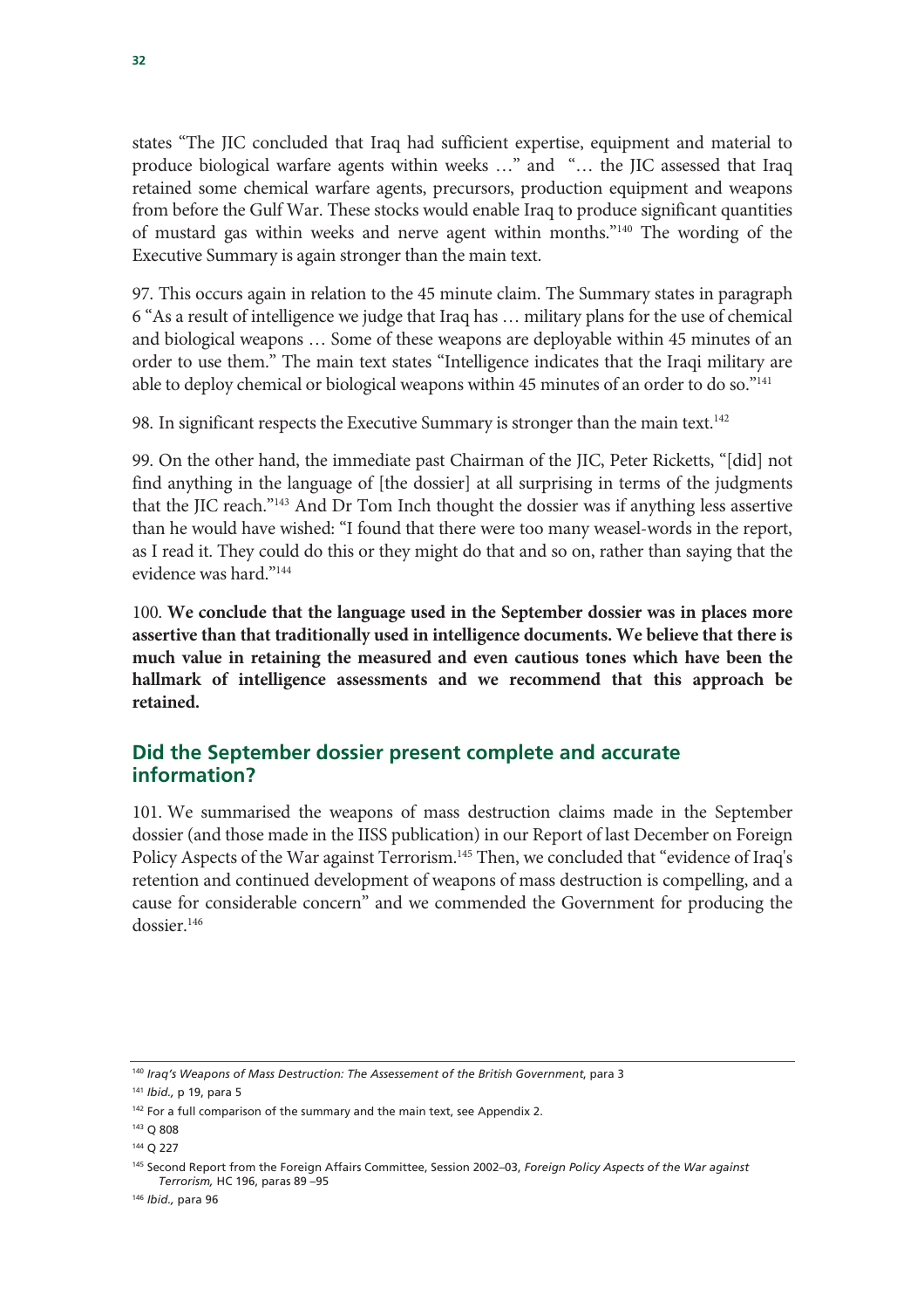states "The JIC concluded that Iraq had sufficient expertise, equipment and material to produce biological warfare agents within weeks …" and "… the JIC assessed that Iraq retained some chemical warfare agents, precursors, production equipment and weapons from before the Gulf War. These stocks would enable Iraq to produce significant quantities of mustard gas within weeks and nerve agent within months."[140] The wording of the Executive Summary is again stronger than the main text.

97. This occurs again in relation to the 45 minute claim. The Summary states in paragraph 6 "As a result of intelligence we judge that Iraq has … military plans for the use of chemical and biological weapons … Some of these weapons are deployable within 45 minutes of an order to use them." The main text states "Intelligence indicates that the Iraqi military are able to deploy chemical or biological weapons within 45 minutes of an order to do so."[141]

98. In significant respects the Executive Summary is stronger than the main text.[142]

99. On the other hand, the immediate past Chairman of the JIC, Peter Ricketts, "[did] not find anything in the language of [the dossier] at all surprising in terms of the judgments that the JIC reach."[143] And Dr Tom Inch thought the dossier was if anything less assertive than he would have wished: "I found that there were too many weasel-words in the report, as I read it. They could do this or they might do that and so on, rather than saying that the evidence was hard."[144]

100. **We conclude that the language used in the September dossier was in places more assertive than that traditionally used in intelligence documents. We believe that there is much value in retaining the measured and even cautious tones which have been the hallmark of intelligence assessments and we recommend that this approach be retained.**

## Did the September dossier present complete and accurate information?

101. We summarised the weapons of mass destruction claims made in the September dossier (and those made in the IISS publication) in our Report of last December on Foreign Policy Aspects of the War against Terrorism.[145] Then, we concluded that "evidence of Iraq's retention and continued development of weapons of mass destruction is compelling, and a cause for considerable concern" and we commended the Government for producing the dossier.[146]

---

[140] *Iraq's Weapons of Mass Destruction: The Assessement of the British Government*, para 3

[141] *Ibid.,* p 19, para 5

[142] For a full comparison of the summary and the main text, see Appendix 2.

[143] Q 808

[144] Q 227

[145] Second Report from the Foreign Affairs Committee, Session 2002–03, *Foreign Policy Aspects of the War against Terrorism,* HC 196, paras 89 –95

[146] *Ibid.,* para 96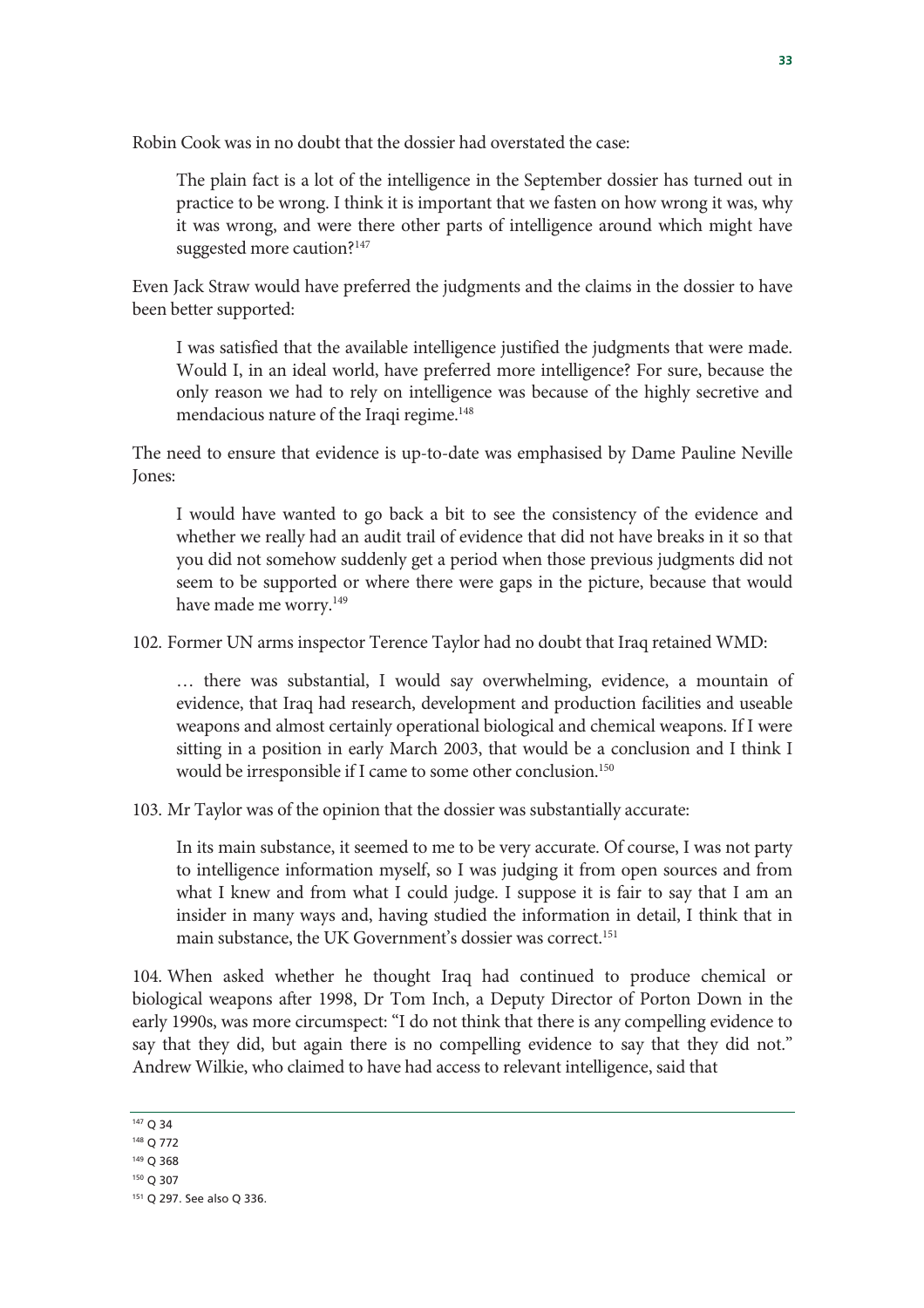Robin Cook was in no doubt that the dossier had overstated the case:

> The plain fact is a lot of the intelligence in the September dossier has turned out in practice to be wrong. I think it is important that we fasten on how wrong it was, why it was wrong, and were there other parts of intelligence around which might have suggested more caution?[147]

Even Jack Straw would have preferred the judgments and the claims in the dossier to have been better supported:

> I was satisfied that the available intelligence justified the judgments that were made. Would I, in an ideal world, have preferred more intelligence? For sure, because the only reason we had to rely on intelligence was because of the highly secretive and mendacious nature of the Iraqi regime.[148]

The need to ensure that evidence is up-to-date was emphasised by Dame Pauline Neville Jones:

> I would have wanted to go back a bit to see the consistency of the evidence and whether we really had an audit trail of evidence that did not have breaks in it so that you did not somehow suddenly get a period when those previous judgments did not seem to be supported or where there were gaps in the picture, because that would have made me worry.[149]

102. Former UN arms inspector Terence Taylor had no doubt that Iraq retained WMD:

> … there was substantial, I would say overwhelming, evidence, a mountain of evidence, that Iraq had research, development and production facilities and useable weapons and almost certainly operational biological and chemical weapons. If I were sitting in a position in early March 2003, that would be a conclusion and I think I would be irresponsible if I came to some other conclusion.[150]

103. Mr Taylor was of the opinion that the dossier was substantially accurate:

> In its main substance, it seemed to me to be very accurate. Of course, I was not party to intelligence information myself, so I was judging it from open sources and from what I knew and from what I could judge. I suppose it is fair to say that I am an insider in many ways and, having studied the information in detail, I think that in main substance, the UK Government's dossier was correct.[151]

104. When asked whether he thought Iraq had continued to produce chemical or biological weapons after 1998, Dr Tom Inch, a Deputy Director of Porton Down in the early 1990s, was more circumspect: "I do not think that there is any compelling evidence to say that they did, but again there is no compelling evidence to say that they did not." Andrew Wilkie, who claimed to have had access to relevant intelligence, said that

---

[147] Q 34

[148] Q 772

[149] Q 368

[150] Q 307

[151] Q 297. See also Q 336.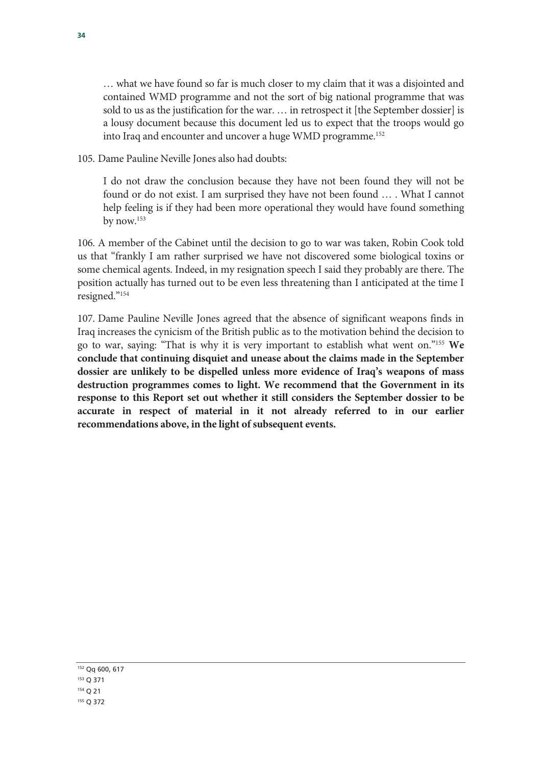> … what we have found so far is much closer to my claim that it was a disjointed and contained WMD programme and not the sort of big national programme that was sold to us as the justification for the war. … in retrospect it [the September dossier] is a lousy document because this document led us to expect that the troops would go into Iraq and encounter and uncover a huge WMD programme.[152]

105. Dame Pauline Neville Jones also had doubts:

> I do not draw the conclusion because they have not been found they will not be found or do not exist. I am surprised they have not been found … . What I cannot help feeling is if they had been more operational they would have found something by now.[153]

106. A member of the Cabinet until the decision to go to war was taken, Robin Cook told us that "frankly I am rather surprised we have not discovered some biological toxins or some chemical agents. Indeed, in my resignation speech I said they probably are there. The position actually has turned out to be even less threatening than I anticipated at the time I resigned."[154]

107. Dame Pauline Neville Jones agreed that the absence of significant weapons finds in Iraq increases the cynicism of the British public as to the motivation behind the decision to go to war, saying: "That is why it is very important to establish what went on."[155] **We conclude that continuing disquiet and unease about the claims made in the September dossier are unlikely to be dispelled unless more evidence of Iraq's weapons of mass destruction programmes comes to light. We recommend that the Government in its response to this Report set out whether it still considers the September dossier to be accurate in respect of material in it not already referred to in our earlier recommendations above, in the light of subsequent events.**

---

[152] Qq 600, 617

[153] Q 371

[154] Q 21

[155] Q 372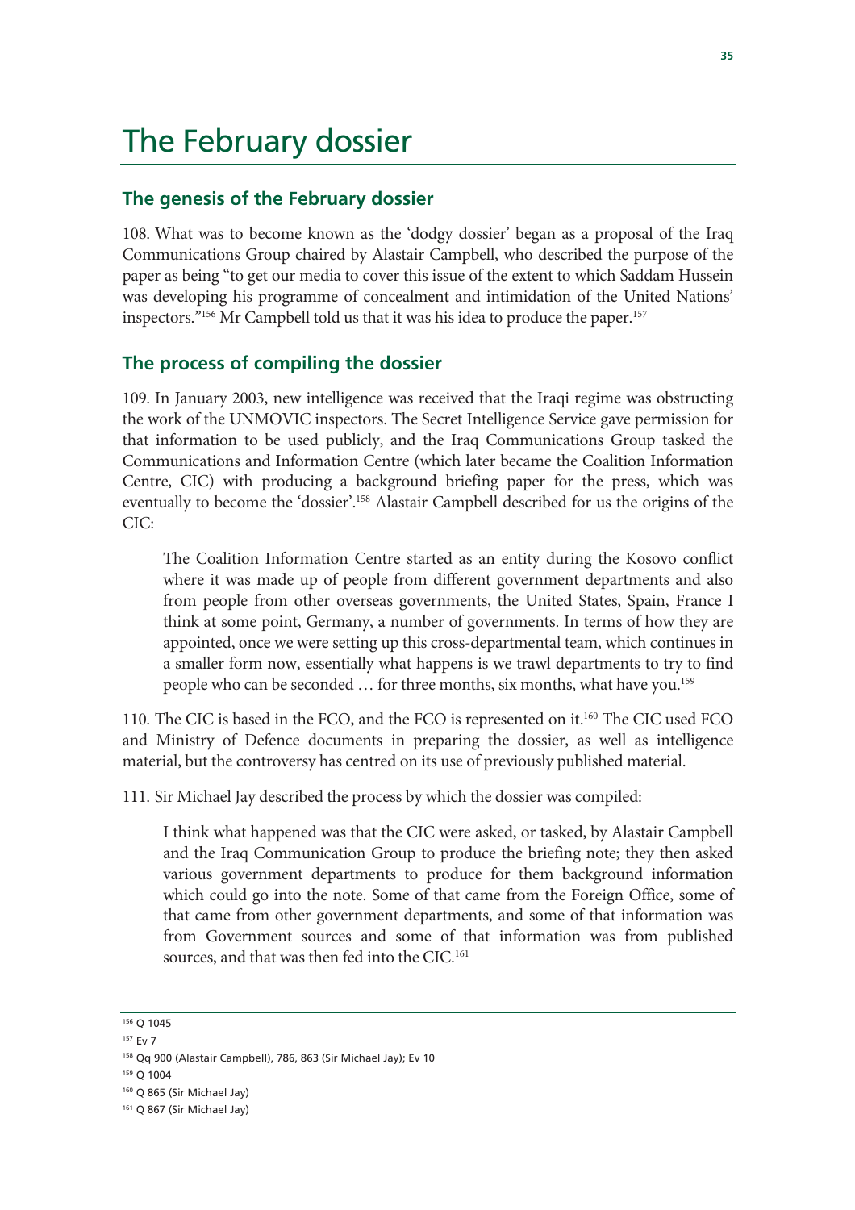# The February dossier

## The genesis of the February dossier

108. What was to become known as the 'dodgy dossier' began as a proposal of the Iraq Communications Group chaired by Alastair Campbell, who described the purpose of the paper as being "to get our media to cover this issue of the extent to which Saddam Hussein was developing his programme of concealment and intimidation of the United Nations' inspectors."[156] Mr Campbell told us that it was his idea to produce the paper.[157]

## The process of compiling the dossier

109. In January 2003, new intelligence was received that the Iraqi regime was obstructing the work of the UNMOVIC inspectors. The Secret Intelligence Service gave permission for that information to be used publicly, and the Iraq Communications Group tasked the Communications and Information Centre (which later became the Coalition Information Centre, CIC) with producing a background briefing paper for the press, which was eventually to become the 'dossier'.[158] Alastair Campbell described for us the origins of the CIC:

> The Coalition Information Centre started as an entity during the Kosovo conflict where it was made up of people from different government departments and also from people from other overseas governments, the United States, Spain, France I think at some point, Germany, a number of governments. In terms of how they are appointed, once we were setting up this cross-departmental team, which continues in a smaller form now, essentially what happens is we trawl departments to try to find people who can be seconded … for three months, six months, what have you.[159]

110. The CIC is based in the FCO, and the FCO is represented on it.[160] The CIC used FCO and Ministry of Defence documents in preparing the dossier, as well as intelligence material, but the controversy has centred on its use of previously published material.

111. Sir Michael Jay described the process by which the dossier was compiled:

> I think what happened was that the CIC were asked, or tasked, by Alastair Campbell and the Iraq Communication Group to produce the briefing note; they then asked various government departments to produce for them background information which could go into the note. Some of that came from the Foreign Office, some of that came from other government departments, and some of that information was from Government sources and some of that information was from published sources, and that was then fed into the CIC.[161]

---

[156] Q 1045

[157] Ev 7

[158] Qq 900 (Alastair Campbell), 786, 863 (Sir Michael Jay); Ev 10

[159] Q 1004

[160] Q 865 (Sir Michael Jay)

[161] Q 867 (Sir Michael Jay)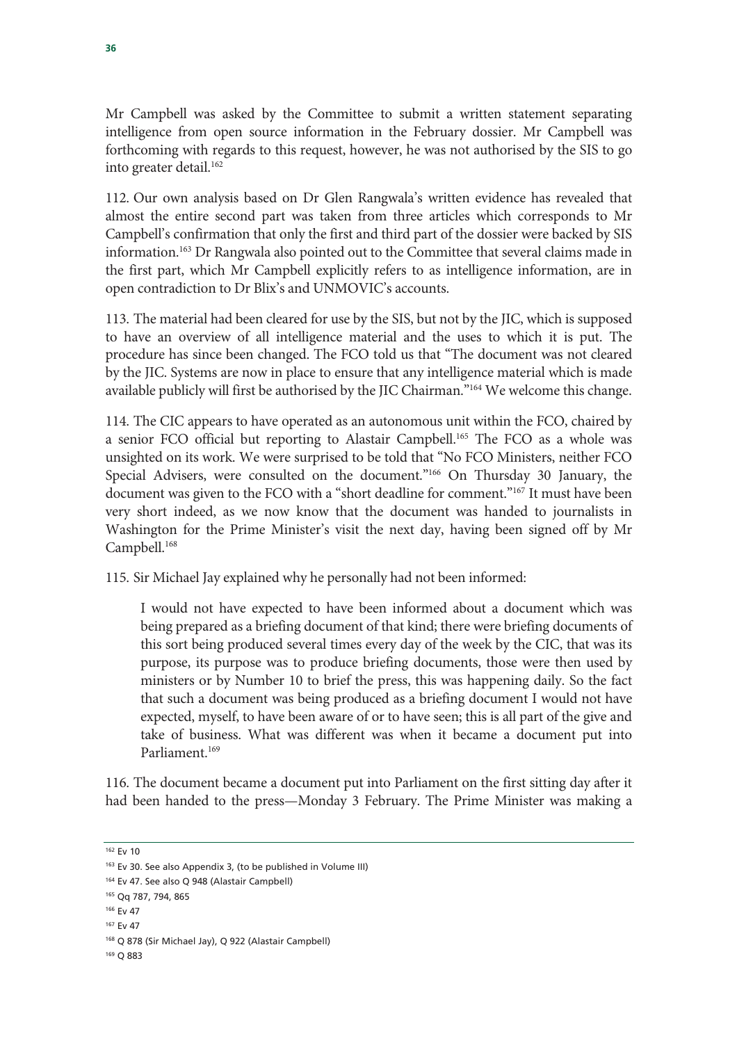Mr Campbell was asked by the Committee to submit a written statement separating intelligence from open source information in the February dossier. Mr Campbell was forthcoming with regards to this request, however, he was not authorised by the SIS to go into greater detail.[162]

112. Our own analysis based on Dr Glen Rangwala's written evidence has revealed that almost the entire second part was taken from three articles which corresponds to Mr Campbell's confirmation that only the first and third part of the dossier were backed by SIS information.[163] Dr Rangwala also pointed out to the Committee that several claims made in the first part, which Mr Campbell explicitly refers to as intelligence information, are in open contradiction to Dr Blix's and UNMOVIC's accounts.

113. The material had been cleared for use by the SIS, but not by the JIC, which is supposed to have an overview of all intelligence material and the uses to which it is put. The procedure has since been changed. The FCO told us that "The document was not cleared by the JIC. Systems are now in place to ensure that any intelligence material which is made available publicly will first be authorised by the JIC Chairman."[164] We welcome this change.

114. The CIC appears to have operated as an autonomous unit within the FCO, chaired by a senior FCO official but reporting to Alastair Campbell.[165] The FCO as a whole was unsighted on its work. We were surprised to be told that "No FCO Ministers, neither FCO Special Advisers, were consulted on the document."[166] On Thursday 30 January, the document was given to the FCO with a "short deadline for comment."[167] It must have been very short indeed, as we now know that the document was handed to journalists in Washington for the Prime Minister's visit the next day, having been signed off by Mr Campbell.[168]

115. Sir Michael Jay explained why he personally had not been informed:

> I would not have expected to have been informed about a document which was being prepared as a briefing document of that kind; there were briefing documents of this sort being produced several times every day of the week by the CIC, that was its purpose, its purpose was to produce briefing documents, those were then used by ministers or by Number 10 to brief the press, this was happening daily. So the fact that such a document was being produced as a briefing document I would not have expected, myself, to have been aware of or to have seen; this is all part of the give and take of business. What was different was when it became a document put into Parliament.[169]

116. The document became a document put into Parliament on the first sitting day after it had been handed to the press—Monday 3 February. The Prime Minister was making a

---

[162] Ev 10

[163] Ev 30. See also Appendix 3, (to be published in Volume III)

[164] Ev 47. See also Q 948 (Alastair Campbell)

[165] Qq 787, 794, 865

[166] Ev 47

[167] Ev 47

[168] Q 878 (Sir Michael Jay), Q 922 (Alastair Campbell)

[169] Q 883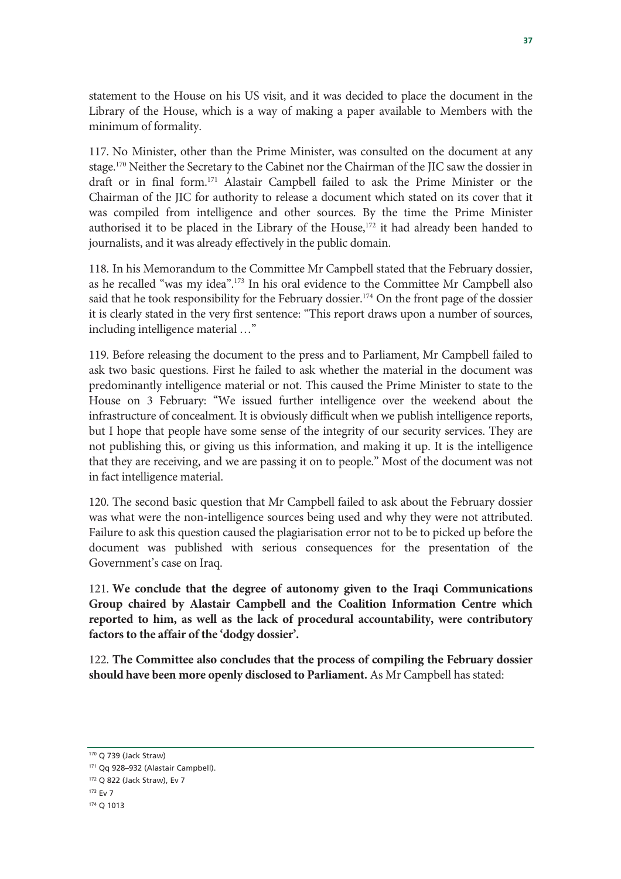statement to the House on his US visit, and it was decided to place the document in the Library of the House, which is a way of making a paper available to Members with the minimum of formality.

117. No Minister, other than the Prime Minister, was consulted on the document at any stage.[170] Neither the Secretary to the Cabinet nor the Chairman of the JIC saw the dossier in draft or in final form.[171] Alastair Campbell failed to ask the Prime Minister or the Chairman of the JIC for authority to release a document which stated on its cover that it was compiled from intelligence and other sources. By the time the Prime Minister authorised it to be placed in the Library of the House,[172] it had already been handed to journalists, and it was already effectively in the public domain.

118. In his Memorandum to the Committee Mr Campbell stated that the February dossier, as he recalled "was my idea".[173] In his oral evidence to the Committee Mr Campbell also said that he took responsibility for the February dossier.[174] On the front page of the dossier it is clearly stated in the very first sentence: "This report draws upon a number of sources, including intelligence material …"

119. Before releasing the document to the press and to Parliament, Mr Campbell failed to ask two basic questions. First he failed to ask whether the material in the document was predominantly intelligence material or not. This caused the Prime Minister to state to the House on 3 February: "We issued further intelligence over the weekend about the infrastructure of concealment. It is obviously difficult when we publish intelligence reports, but I hope that people have some sense of the integrity of our security services. They are not publishing this, or giving us this information, and making it up. It is the intelligence that they are receiving, and we are passing it on to people." Most of the document was not in fact intelligence material.

120. The second basic question that Mr Campbell failed to ask about the February dossier was what were the non-intelligence sources being used and why they were not attributed. Failure to ask this question caused the plagiarisation error not to be to picked up before the document was published with serious consequences for the presentation of the Government's case on Iraq.

121. **We conclude that the degree of autonomy given to the Iraqi Communications Group chaired by Alastair Campbell and the Coalition Information Centre which reported to him, as well as the lack of procedural accountability, were contributory factors to the affair of the 'dodgy dossier'.**

122. **The Committee also concludes that the process of compiling the February dossier should have been more openly disclosed to Parliament.** As Mr Campbell has stated:

---

[170] Q 739 (Jack Straw)

[171] Qq 928–932 (Alastair Campbell).

[172] Q 822 (Jack Straw), Ev 7

[173] Ev 7

[174] Q 1013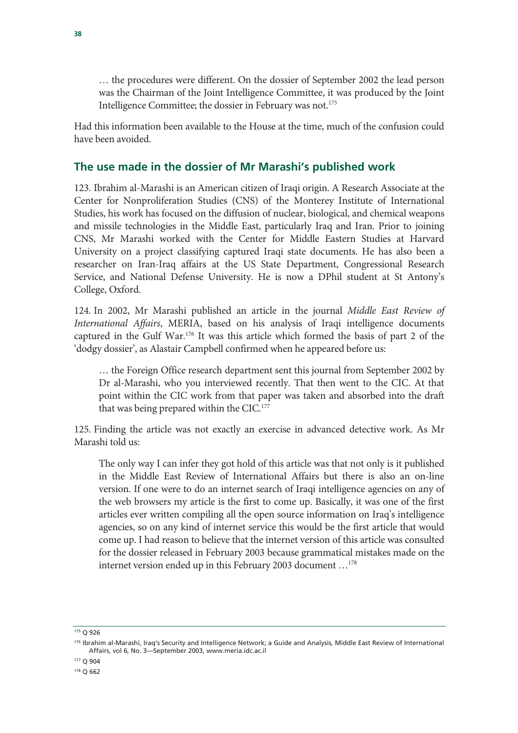> … the procedures were different. On the dossier of September 2002 the lead person was the Chairman of the Joint Intelligence Committee, it was produced by the Joint Intelligence Committee; the dossier in February was not.[175]

Had this information been available to the House at the time, much of the confusion could have been avoided.

## The use made in the dossier of Mr Marashi's published work

123. Ibrahim al-Marashi is an American citizen of Iraqi origin. A Research Associate at the Center for Nonproliferation Studies (CNS) of the Monterey Institute of International Studies, his work has focused on the diffusion of nuclear, biological, and chemical weapons and missile technologies in the Middle East, particularly Iraq and Iran. Prior to joining CNS, Mr Marashi worked with the Center for Middle Eastern Studies at Harvard University on a project classifying captured Iraqi state documents. He has also been a researcher on Iran-Iraq affairs at the US State Department, Congressional Research Service, and National Defense University. He is now a DPhil student at St Antony's College, Oxford.

124. In 2002, Mr Marashi published an article in the journal *Middle East Review of International Affairs*, MERIA, based on his analysis of Iraqi intelligence documents captured in the Gulf War.[176] It was this article which formed the basis of part 2 of the 'dodgy dossier', as Alastair Campbell confirmed when he appeared before us:

> … the Foreign Office research department sent this journal from September 2002 by Dr al-Marashi, who you interviewed recently. That then went to the CIC. At that point within the CIC work from that paper was taken and absorbed into the draft that was being prepared within the CIC.[177]

125. Finding the article was not exactly an exercise in advanced detective work. As Mr Marashi told us:

> The only way I can infer they got hold of this article was that not only is it published in the Middle East Review of International Affairs but there is also an on-line version. If one were to do an internet search of Iraqi intelligence agencies on any of the web browsers my article is the first to come up. Basically, it was one of the first articles ever written compiling all the open source information on Iraq's intelligence agencies, so on any kind of internet service this would be the first article that would come up. I had reason to believe that the internet version of this article was consulted for the dossier released in February 2003 because grammatical mistakes made on the internet version ended up in this February 2003 document …[178]

---

[175] Q 926

[176] Ibrahim al-Marashi, Iraq's Security and Intelligence Network; a Guide and Analysis, Middle East Review of International Affairs, vol 6, No. 3—September 2003, www.meria.idc.ac.il

[177] Q 904

[178] Q 662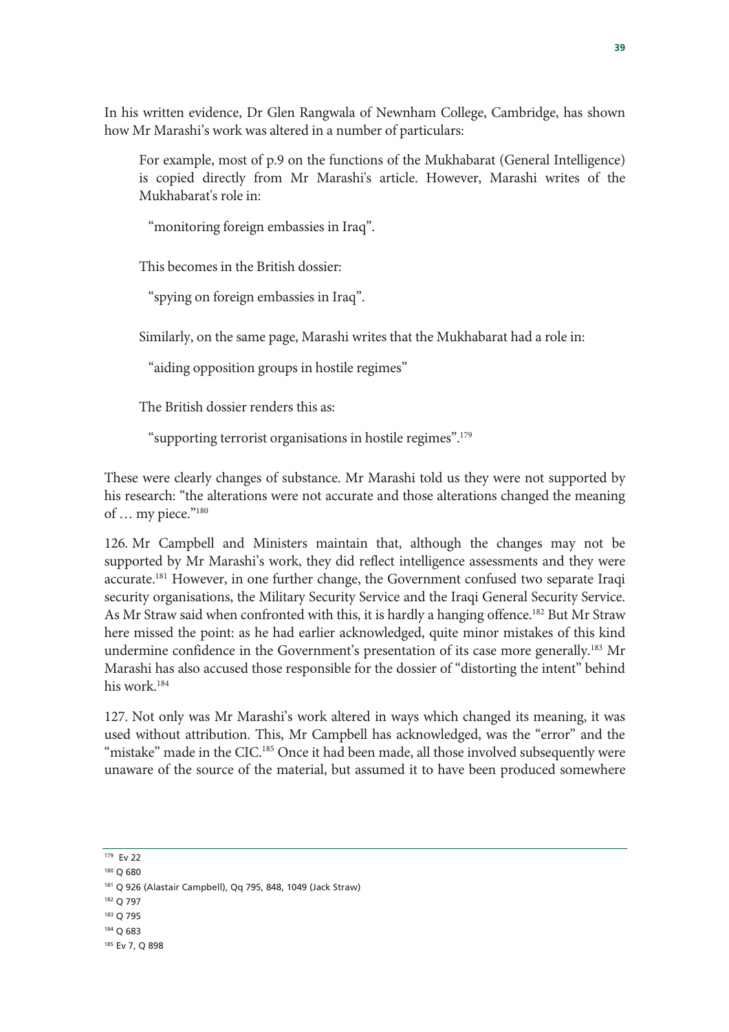In his written evidence, Dr Glen Rangwala of Newnham College, Cambridge, has shown how Mr Marashi's work was altered in a number of particulars:

> For example, most of p.9 on the functions of the Mukhabarat (General Intelligence) is copied directly from Mr Marashi's article. However, Marashi writes of the Mukhabarat's role in:
>
> > "monitoring foreign embassies in Iraq".
>
> This becomes in the British dossier:
>
> > "spying on foreign embassies in Iraq".
>
> Similarly, on the same page, Marashi writes that the Mukhabarat had a role in:
>
> > "aiding opposition groups in hostile regimes"
>
> The British dossier renders this as:
>
> > "supporting terrorist organisations in hostile regimes".[179]

These were clearly changes of substance. Mr Marashi told us they were not supported by his research: "the alterations were not accurate and those alterations changed the meaning of … my piece."[180]

126. Mr Campbell and Ministers maintain that, although the changes may not be supported by Mr Marashi's work, they did reflect intelligence assessments and they were accurate.[181] However, in one further change, the Government confused two separate Iraqi security organisations, the Military Security Service and the Iraqi General Security Service. As Mr Straw said when confronted with this, it is hardly a hanging offence.[182] But Mr Straw here missed the point: as he had earlier acknowledged, quite minor mistakes of this kind undermine confidence in the Government's presentation of its case more generally.[183] Mr Marashi has also accused those responsible for the dossier of "distorting the intent" behind his work.[184]

127. Not only was Mr Marashi's work altered in ways which changed its meaning, it was used without attribution. This, Mr Campbell has acknowledged, was the "error" and the "mistake" made in the CIC.[185] Once it had been made, all those involved subsequently were unaware of the source of the material, but assumed it to have been produced somewhere

---

[179] Ev 22

[180] Q 680

[181] Q 926 (Alastair Campbell), Qq 795, 848, 1049 (Jack Straw)

[182] Q 797

[183] Q 795

[184] Q 683

[185] Ev 7, Q 898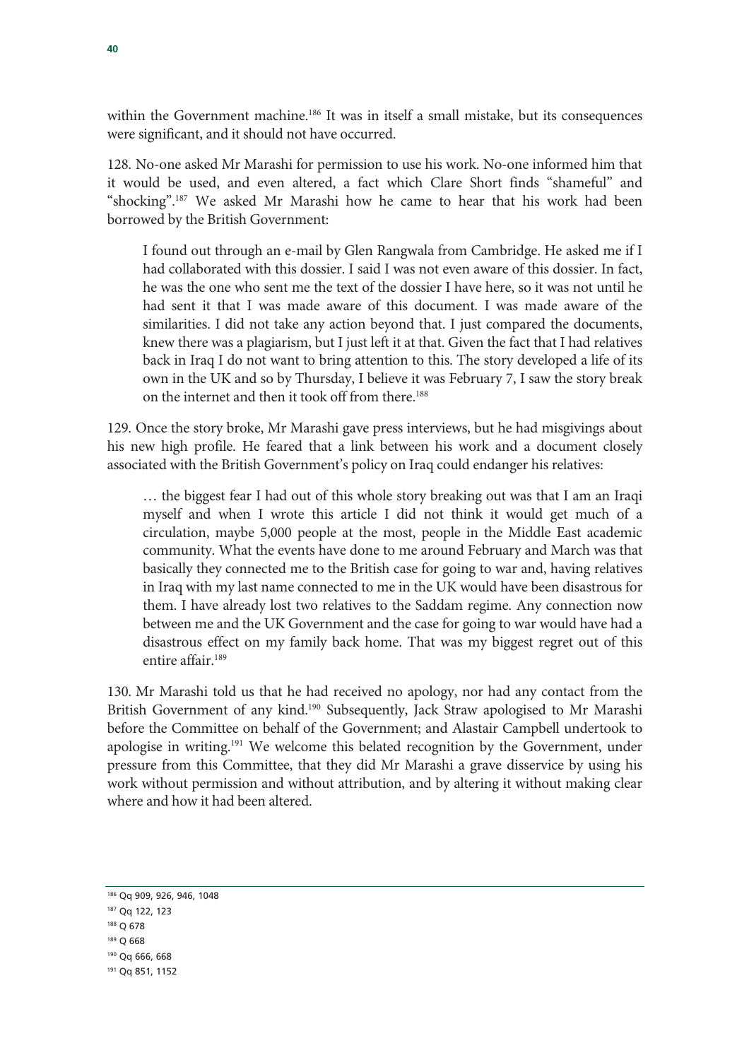within the Government machine.[186] It was in itself a small mistake, but its consequences were significant, and it should not have occurred.

128. No-one asked Mr Marashi for permission to use his work. No-one informed him that it would be used, and even altered, a fact which Clare Short finds "shameful" and "shocking".[187] We asked Mr Marashi how he came to hear that his work had been borrowed by the British Government:

> I found out through an e-mail by Glen Rangwala from Cambridge. He asked me if I had collaborated with this dossier. I said I was not even aware of this dossier. In fact, he was the one who sent me the text of the dossier I have here, so it was not until he had sent it that I was made aware of this document. I was made aware of the similarities. I did not take any action beyond that. I just compared the documents, knew there was a plagiarism, but I just left it at that. Given the fact that I had relatives back in Iraq I do not want to bring attention to this. The story developed a life of its own in the UK and so by Thursday, I believe it was February 7, I saw the story break on the internet and then it took off from there.[188]

129. Once the story broke, Mr Marashi gave press interviews, but he had misgivings about his new high profile. He feared that a link between his work and a document closely associated with the British Government's policy on Iraq could endanger his relatives:

> … the biggest fear I had out of this whole story breaking out was that I am an Iraqi myself and when I wrote this article I did not think it would get much of a circulation, maybe 5,000 people at the most, people in the Middle East academic community. What the events have done to me around February and March was that basically they connected me to the British case for going to war and, having relatives in Iraq with my last name connected to me in the UK would have been disastrous for them. I have already lost two relatives to the Saddam regime. Any connection now between me and the UK Government and the case for going to war would have had a disastrous effect on my family back home. That was my biggest regret out of this entire affair.[189]

130. Mr Marashi told us that he had received no apology, nor had any contact from the British Government of any kind.[190] Subsequently, Jack Straw apologised to Mr Marashi before the Committee on behalf of the Government; and Alastair Campbell undertook to apologise in writing.[191] We welcome this belated recognition by the Government, under pressure from this Committee, that they did Mr Marashi a grave disservice by using his work without permission and without attribution, and by altering it without making clear where and how it had been altered.

---

[186] Qq 909, 926, 946, 1048

[187] Qq 122, 123

[188] Q 678

[189] Q 668

[190] Qq 666, 668

[191] Qq 851, 1152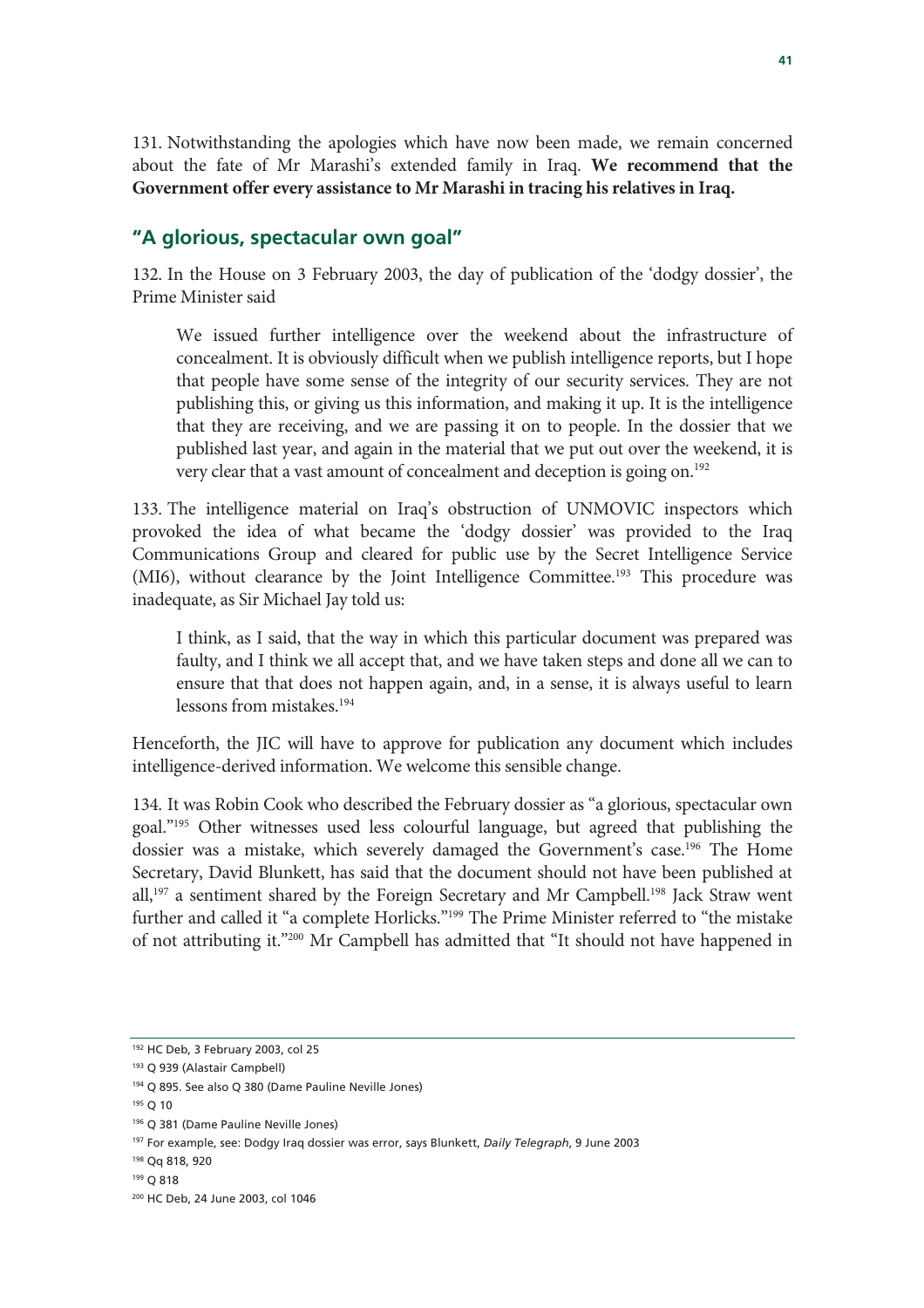131. Notwithstanding the apologies which have now been made, we remain concerned about the fate of Mr Marashi's extended family in Iraq. **We recommend that the Government offer every assistance to Mr Marashi in tracing his relatives in Iraq.**

## "A glorious, spectacular own goal"

132. In the House on 3 February 2003, the day of publication of the 'dodgy dossier', the Prime Minister said

> We issued further intelligence over the weekend about the infrastructure of concealment. It is obviously difficult when we publish intelligence reports, but I hope that people have some sense of the integrity of our security services. They are not publishing this, or giving us this information, and making it up. It is the intelligence that they are receiving, and we are passing it on to people. In the dossier that we published last year, and again in the material that we put out over the weekend, it is very clear that a vast amount of concealment and deception is going on.[192]

133. The intelligence material on Iraq's obstruction of UNMOVIC inspectors which provoked the idea of what became the 'dodgy dossier' was provided to the Iraq Communications Group and cleared for public use by the Secret Intelligence Service (MI6), without clearance by the Joint Intelligence Committee.[193] This procedure was inadequate, as Sir Michael Jay told us:

> I think, as I said, that the way in which this particular document was prepared was faulty, and I think we all accept that, and we have taken steps and done all we can to ensure that that does not happen again, and, in a sense, it is always useful to learn lessons from mistakes.[194]

Henceforth, the JIC will have to approve for publication any document which includes intelligence-derived information. We welcome this sensible change.

134. It was Robin Cook who described the February dossier as "a glorious, spectacular own goal."[195] Other witnesses used less colourful language, but agreed that publishing the dossier was a mistake, which severely damaged the Government's case.[196] The Home Secretary, David Blunkett, has said that the document should not have been published at all,[197] a sentiment shared by the Foreign Secretary and Mr Campbell.[198] Jack Straw went further and called it "a complete Horlicks."[199] The Prime Minister referred to "the mistake of not attributing it."[200] Mr Campbell has admitted that "It should not have happened in

---

[192] HC Deb, 3 February 2003, col 25

[193] Q 939 (Alastair Campbell)

[194] Q 895. See also Q 380 (Dame Pauline Neville Jones)

[195] Q 10

[196] Q 381 (Dame Pauline Neville Jones)

[197] For example, see: Dodgy Iraq dossier was error, says Blunkett, *Daily Telegraph*, 9 June 2003

[198] Qq 818, 920

[199] Q 818

[200] HC Deb, 24 June 2003, col 1046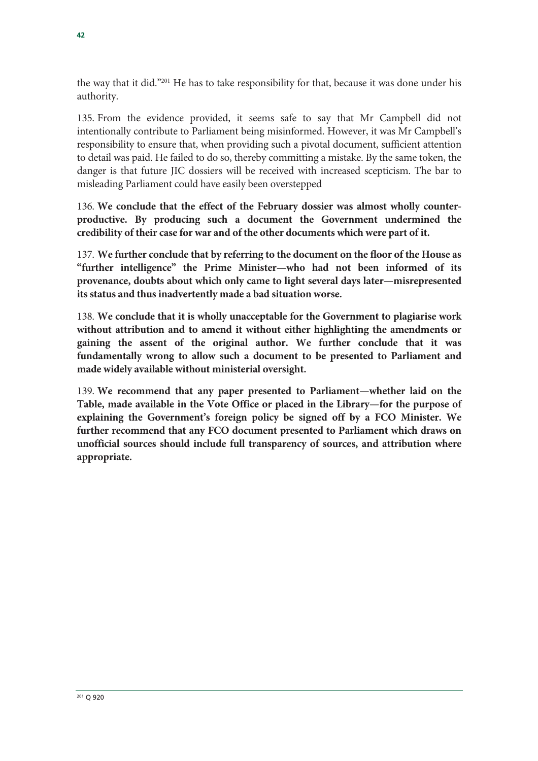the way that it did."[201] He has to take responsibility for that, because it was done under his authority.

135. From the evidence provided, it seems safe to say that Mr Campbell did not intentionally contribute to Parliament being misinformed. However, it was Mr Campbell's responsibility to ensure that, when providing such a pivotal document, sufficient attention to detail was paid. He failed to do so, thereby committing a mistake. By the same token, the danger is that future JIC dossiers will be received with increased scepticism. The bar to misleading Parliament could have easily been overstepped

136. **We conclude that the effect of the February dossier was almost wholly counter-productive. By producing such a document the Government undermined the credibility of their case for war and of the other documents which were part of it.**

137. **We further conclude that by referring to the document on the floor of the House as "further intelligence" the Prime Minister—who had not been informed of its provenance, doubts about which only came to light several days later—misrepresented its status and thus inadvertently made a bad situation worse.**

138. **We conclude that it is wholly unacceptable for the Government to plagiarise work without attribution and to amend it without either highlighting the amendments or gaining the assent of the original author. We further conclude that it was fundamentally wrong to allow such a document to be presented to Parliament and made widely available without ministerial oversight.**

139. **We recommend that any paper presented to Parliament—whether laid on the Table, made available in the Vote Office or placed in the Library—for the purpose of explaining the Government's foreign policy be signed off by a FCO Minister. We further recommend that any FCO document presented to Parliament which draws on unofficial sources should include full transparency of sources, and attribution where appropriate.**

[201] Q 920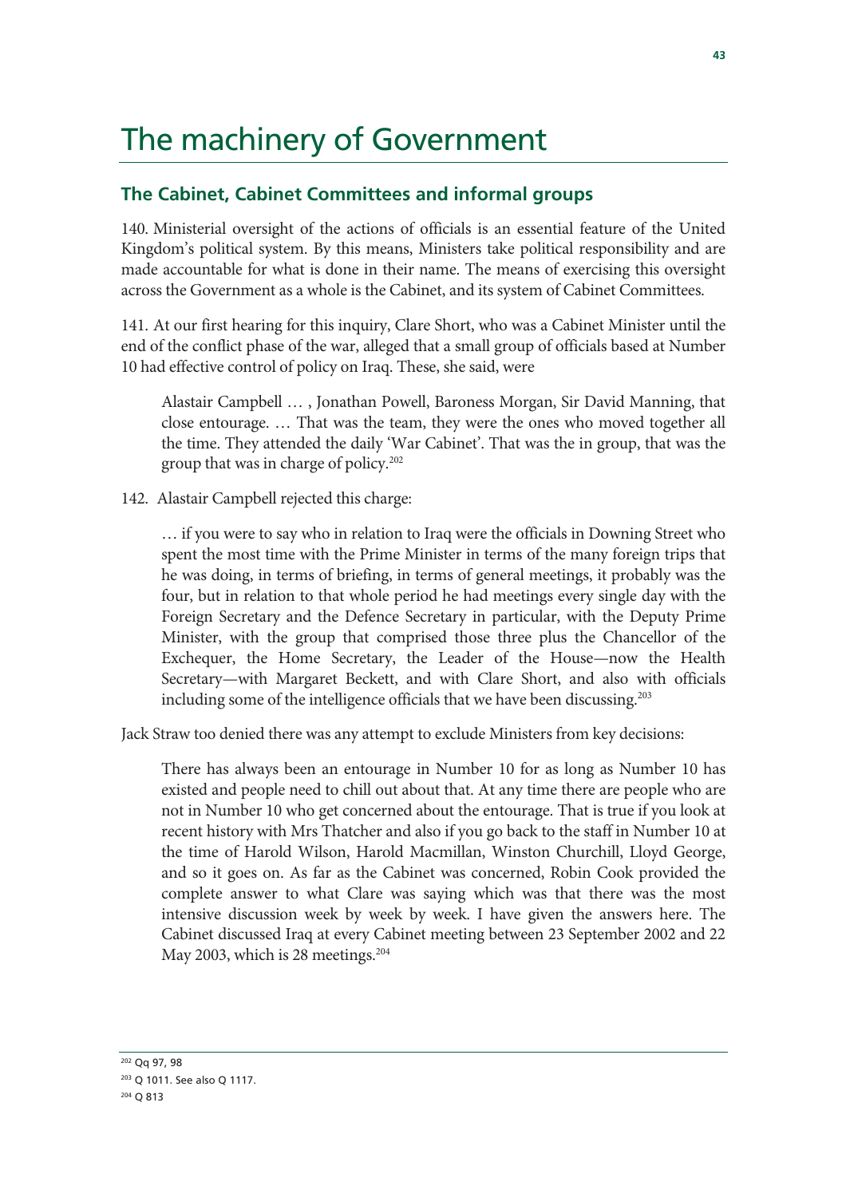# The machinery of Government

## The Cabinet, Cabinet Committees and informal groups

140. Ministerial oversight of the actions of officials is an essential feature of the United Kingdom's political system. By this means, Ministers take political responsibility and are made accountable for what is done in their name. The means of exercising this oversight across the Government as a whole is the Cabinet, and its system of Cabinet Committees.

141. At our first hearing for this inquiry, Clare Short, who was a Cabinet Minister until the end of the conflict phase of the war, alleged that a small group of officials based at Number 10 had effective control of policy on Iraq. These, she said, were

> Alastair Campbell … , Jonathan Powell, Baroness Morgan, Sir David Manning, that close entourage. … That was the team, they were the ones who moved together all the time. They attended the daily 'War Cabinet'. That was the in group, that was the group that was in charge of policy.[202]

142. Alastair Campbell rejected this charge:

> … if you were to say who in relation to Iraq were the officials in Downing Street who spent the most time with the Prime Minister in terms of the many foreign trips that he was doing, in terms of briefing, in terms of general meetings, it probably was the four, but in relation to that whole period he had meetings every single day with the Foreign Secretary and the Defence Secretary in particular, with the Deputy Prime Minister, with the group that comprised those three plus the Chancellor of the Exchequer, the Home Secretary, the Leader of the House—now the Health Secretary—with Margaret Beckett, and with Clare Short, and also with officials including some of the intelligence officials that we have been discussing.[203]

Jack Straw too denied there was any attempt to exclude Ministers from key decisions:

> There has always been an entourage in Number 10 for as long as Number 10 has existed and people need to chill out about that. At any time there are people who are not in Number 10 who get concerned about the entourage. That is true if you look at recent history with Mrs Thatcher and also if you go back to the staff in Number 10 at the time of Harold Wilson, Harold Macmillan, Winston Churchill, Lloyd George, and so it goes on. As far as the Cabinet was concerned, Robin Cook provided the complete answer to what Clare was saying which was that there was the most intensive discussion week by week by week. I have given the answers here. The Cabinet discussed Iraq at every Cabinet meeting between 23 September 2002 and 22 May 2003, which is 28 meetings.[204]

---

[202] Qq 97, 98

[203] Q 1011. See also Q 1117.

[204] Q 813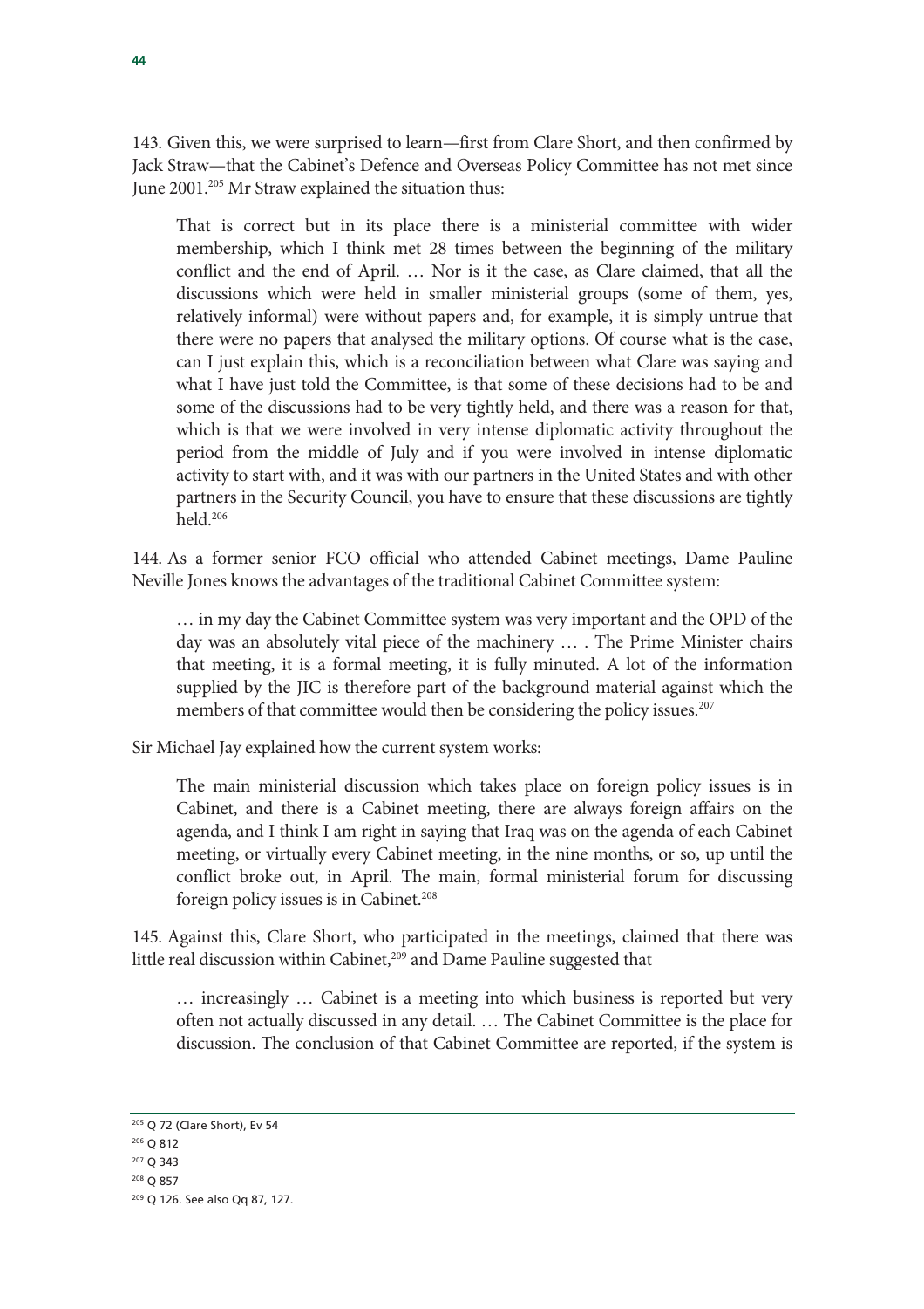143. Given this, we were surprised to learn—first from Clare Short, and then confirmed by Jack Straw—that the Cabinet's Defence and Overseas Policy Committee has not met since June 2001.[205] Mr Straw explained the situation thus:

> That is correct but in its place there is a ministerial committee with wider membership, which I think met 28 times between the beginning of the military conflict and the end of April. … Nor is it the case, as Clare claimed, that all the discussions which were held in smaller ministerial groups (some of them, yes, relatively informal) were without papers and, for example, it is simply untrue that there were no papers that analysed the military options. Of course what is the case, can I just explain this, which is a reconciliation between what Clare was saying and what I have just told the Committee, is that some of these decisions had to be and some of the discussions had to be very tightly held, and there was a reason for that, which is that we were involved in very intense diplomatic activity throughout the period from the middle of July and if you were involved in intense diplomatic activity to start with, and it was with our partners in the United States and with other partners in the Security Council, you have to ensure that these discussions are tightly held.[206]

144. As a former senior FCO official who attended Cabinet meetings, Dame Pauline Neville Jones knows the advantages of the traditional Cabinet Committee system:

> … in my day the Cabinet Committee system was very important and the OPD of the day was an absolutely vital piece of the machinery … . The Prime Minister chairs that meeting, it is a formal meeting, it is fully minuted. A lot of the information supplied by the JIC is therefore part of the background material against which the members of that committee would then be considering the policy issues.[207]

Sir Michael Jay explained how the current system works:

> The main ministerial discussion which takes place on foreign policy issues is in Cabinet, and there is a Cabinet meeting, there are always foreign affairs on the agenda, and I think I am right in saying that Iraq was on the agenda of each Cabinet meeting, or virtually every Cabinet meeting, in the nine months, or so, up until the conflict broke out, in April. The main, formal ministerial forum for discussing foreign policy issues is in Cabinet.[208]

145. Against this, Clare Short, who participated in the meetings, claimed that there was little real discussion within Cabinet,[209] and Dame Pauline suggested that

> … increasingly … Cabinet is a meeting into which business is reported but very often not actually discussed in any detail. … The Cabinet Committee is the place for discussion. The conclusion of that Cabinet Committee are reported, if the system is

---

[205] Q 72 (Clare Short), Ev 54

[206] Q 812

[207] Q 343

[208] Q 857

[209] Q 126. See also Qq 87, 127.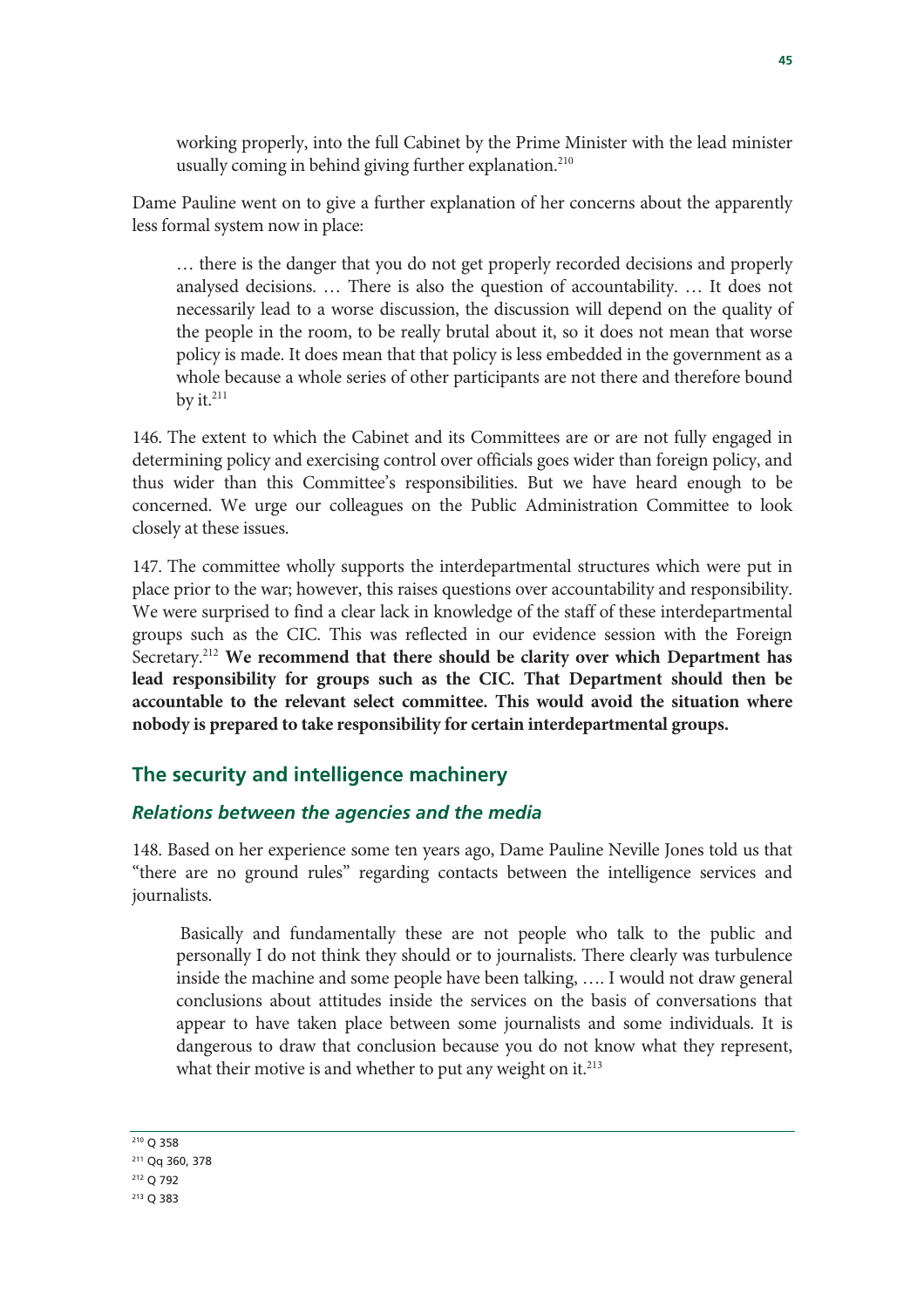> working properly, into the full Cabinet by the Prime Minister with the lead minister usually coming in behind giving further explanation.[210]

Dame Pauline went on to give a further explanation of her concerns about the apparently less formal system now in place:

> … there is the danger that you do not get properly recorded decisions and properly analysed decisions. … There is also the question of accountability. … It does not necessarily lead to a worse discussion, the discussion will depend on the quality of the people in the room, to be really brutal about it, so it does not mean that worse policy is made. It does mean that that policy is less embedded in the government as a whole because a whole series of other participants are not there and therefore bound by it.[211]

146. The extent to which the Cabinet and its Committees are or are not fully engaged in determining policy and exercising control over officials goes wider than foreign policy, and thus wider than this Committee's responsibilities. But we have heard enough to be concerned. We urge our colleagues on the Public Administration Committee to look closely at these issues.

147. The committee wholly supports the interdepartmental structures which were put in place prior to the war; however, this raises questions over accountability and responsibility. We were surprised to find a clear lack in knowledge of the staff of these interdepartmental groups such as the CIC. This was reflected in our evidence session with the Foreign Secretary.[212] **We recommend that there should be clarity over which Department has lead responsibility for groups such as the CIC. That Department should then be accountable to the relevant select committee. This would avoid the situation where nobody is prepared to take responsibility for certain interdepartmental groups.**

## The security and intelligence machinery

### *Relations between the agencies and the media*

148. Based on her experience some ten years ago, Dame Pauline Neville Jones told us that "there are no ground rules" regarding contacts between the intelligence services and journalists.

> Basically and fundamentally these are not people who talk to the public and personally I do not think they should or to journalists. There clearly was turbulence inside the machine and some people have been talking, …. I would not draw general conclusions about attitudes inside the services on the basis of conversations that appear to have taken place between some journalists and some individuals. It is dangerous to draw that conclusion because you do not know what they represent, what their motive is and whether to put any weight on it.[213]

---

[210] Q 358

[211] Qq 360, 378

[212] Q 792

[213] Q 383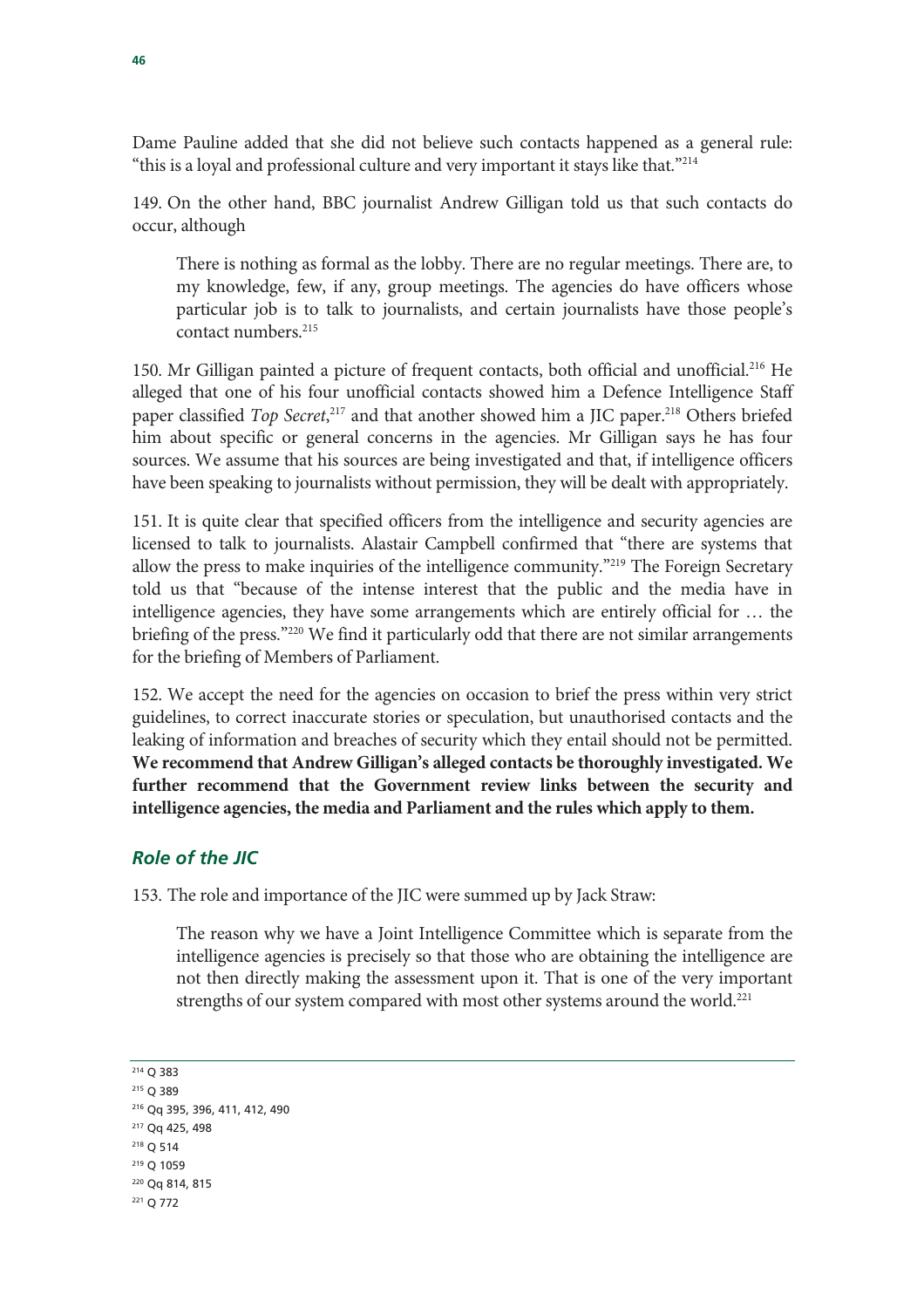Dame Pauline added that she did not believe such contacts happened as a general rule: "this is a loyal and professional culture and very important it stays like that."[214]

149. On the other hand, BBC journalist Andrew Gilligan told us that such contacts do occur, although

> There is nothing as formal as the lobby. There are no regular meetings. There are, to my knowledge, few, if any, group meetings. The agencies do have officers whose particular job is to talk to journalists, and certain journalists have those people's contact numbers.[215]

150. Mr Gilligan painted a picture of frequent contacts, both official and unofficial.[216] He alleged that one of his four unofficial contacts showed him a Defence Intelligence Staff paper classified *Top Secret*,[217] and that another showed him a JIC paper.[218] Others briefed him about specific or general concerns in the agencies. Mr Gilligan says he has four sources. We assume that his sources are being investigated and that, if intelligence officers have been speaking to journalists without permission, they will be dealt with appropriately.

151. It is quite clear that specified officers from the intelligence and security agencies are licensed to talk to journalists. Alastair Campbell confirmed that "there are systems that allow the press to make inquiries of the intelligence community."[219] The Foreign Secretary told us that "because of the intense interest that the public and the media have in intelligence agencies, they have some arrangements which are entirely official for … the briefing of the press."[220] We find it particularly odd that there are not similar arrangements for the briefing of Members of Parliament.

152. We accept the need for the agencies on occasion to brief the press within very strict guidelines, to correct inaccurate stories or speculation, but unauthorised contacts and the leaking of information and breaches of security which they entail should not be permitted. **We recommend that Andrew Gilligan's alleged contacts be thoroughly investigated. We further recommend that the Government review links between the security and intelligence agencies, the media and Parliament and the rules which apply to them.**

### *Role of the JIC*

153. The role and importance of the JIC were summed up by Jack Straw:

> The reason why we have a Joint Intelligence Committee which is separate from the intelligence agencies is precisely so that those who are obtaining the intelligence are not then directly making the assessment upon it. That is one of the very important strengths of our system compared with most other systems around the world.[221]

---

[214] Q 383
[215] Q 389
[216] Qq 395, 396, 411, 412, 490
[217] Qq 425, 498
[218] Q 514
[219] Q 1059
[220] Qq 814, 815
[221] Q 772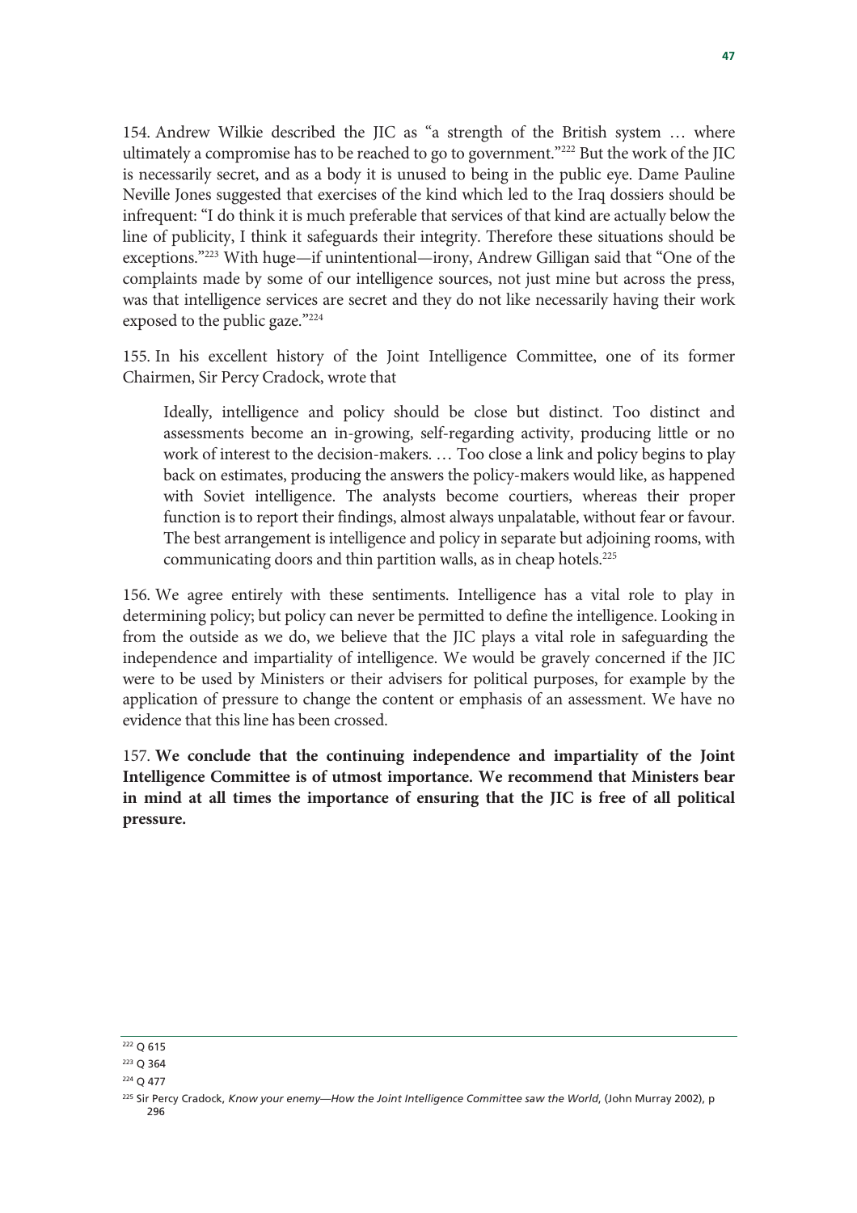154. Andrew Wilkie described the JIC as "a strength of the British system … where ultimately a compromise has to be reached to go to government."[222] But the work of the JIC is necessarily secret, and as a body it is unused to being in the public eye. Dame Pauline Neville Jones suggested that exercises of the kind which led to the Iraq dossiers should be infrequent: "I do think it is much preferable that services of that kind are actually below the line of publicity, I think it safeguards their integrity. Therefore these situations should be exceptions."[223] With huge—if unintentional—irony, Andrew Gilligan said that "One of the complaints made by some of our intelligence sources, not just mine but across the press, was that intelligence services are secret and they do not like necessarily having their work exposed to the public gaze."[224]

155. In his excellent history of the Joint Intelligence Committee, one of its former Chairmen, Sir Percy Cradock, wrote that

> Ideally, intelligence and policy should be close but distinct. Too distinct and assessments become an in-growing, self-regarding activity, producing little or no work of interest to the decision-makers. … Too close a link and policy begins to play back on estimates, producing the answers the policy-makers would like, as happened with Soviet intelligence. The analysts become courtiers, whereas their proper function is to report their findings, almost always unpalatable, without fear or favour. The best arrangement is intelligence and policy in separate but adjoining rooms, with communicating doors and thin partition walls, as in cheap hotels.[225]

156. We agree entirely with these sentiments. Intelligence has a vital role to play in determining policy; but policy can never be permitted to define the intelligence. Looking in from the outside as we do, we believe that the JIC plays a vital role in safeguarding the independence and impartiality of intelligence. We would be gravely concerned if the JIC were to be used by Ministers or their advisers for political purposes, for example by the application of pressure to change the content or emphasis of an assessment. We have no evidence that this line has been crossed.

157. **We conclude that the continuing independence and impartiality of the Joint Intelligence Committee is of utmost importance. We recommend that Ministers bear in mind at all times the importance of ensuring that the JIC is free of all political pressure.**

---

[222] Q 615

[223] Q 364

[224] Q 477

[225] Sir Percy Cradock, *Know your enemy—How the Joint Intelligence Committee saw the World*, (John Murray 2002), p 296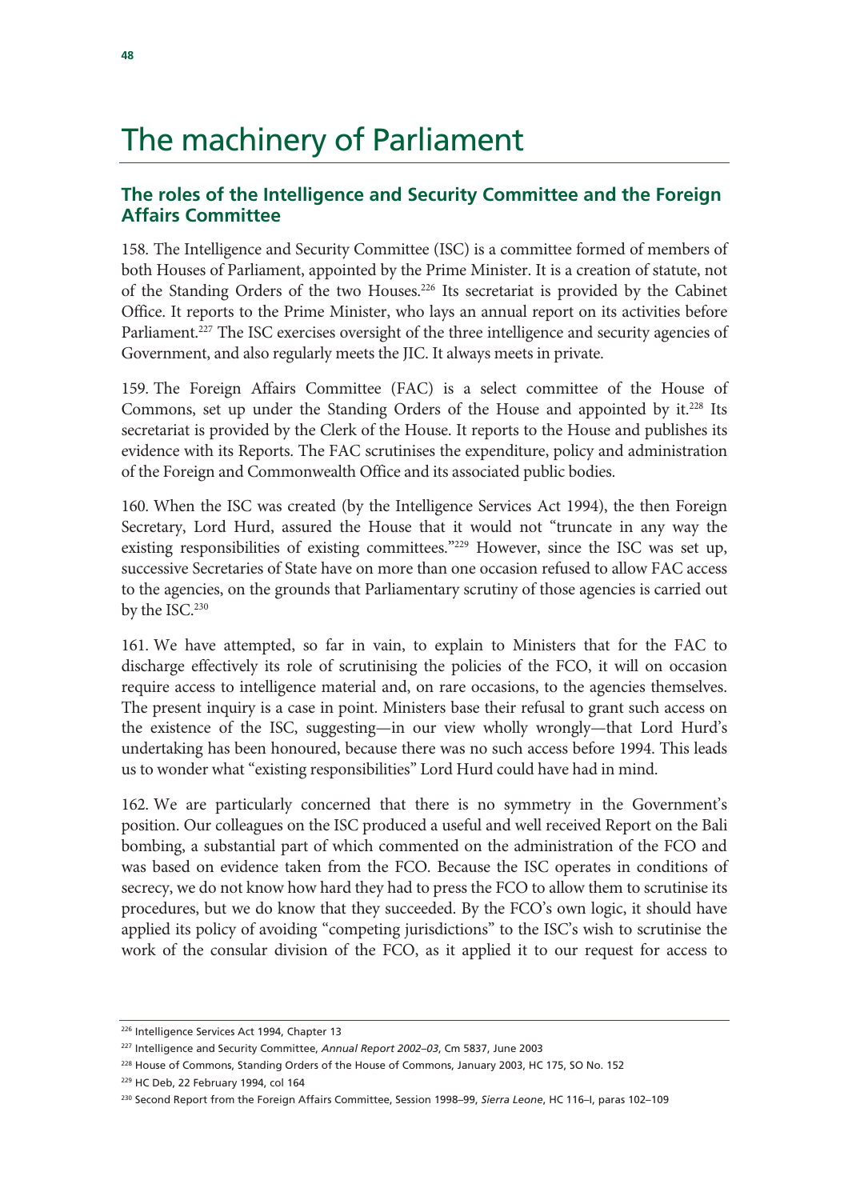# The machinery of Parliament

## The roles of the Intelligence and Security Committee and the Foreign Affairs Committee

158. The Intelligence and Security Committee (ISC) is a committee formed of members of both Houses of Parliament, appointed by the Prime Minister. It is a creation of statute, not of the Standing Orders of the two Houses.[226] Its secretariat is provided by the Cabinet Office. It reports to the Prime Minister, who lays an annual report on its activities before Parliament.[227] The ISC exercises oversight of the three intelligence and security agencies of Government, and also regularly meets the JIC. It always meets in private.

159. The Foreign Affairs Committee (FAC) is a select committee of the House of Commons, set up under the Standing Orders of the House and appointed by it.[228] Its secretariat is provided by the Clerk of the House. It reports to the House and publishes its evidence with its Reports. The FAC scrutinises the expenditure, policy and administration of the Foreign and Commonwealth Office and its associated public bodies.

160. When the ISC was created (by the Intelligence Services Act 1994), the then Foreign Secretary, Lord Hurd, assured the House that it would not "truncate in any way the existing responsibilities of existing committees."[229] However, since the ISC was set up, successive Secretaries of State have on more than one occasion refused to allow FAC access to the agencies, on the grounds that Parliamentary scrutiny of those agencies is carried out by the ISC.[230]

161. We have attempted, so far in vain, to explain to Ministers that for the FAC to discharge effectively its role of scrutinising the policies of the FCO, it will on occasion require access to intelligence material and, on rare occasions, to the agencies themselves. The present inquiry is a case in point. Ministers base their refusal to grant such access on the existence of the ISC, suggesting—in our view wholly wrongly—that Lord Hurd's undertaking has been honoured, because there was no such access before 1994. This leads us to wonder what "existing responsibilities" Lord Hurd could have had in mind.

162. We are particularly concerned that there is no symmetry in the Government's position. Our colleagues on the ISC produced a useful and well received Report on the Bali bombing, a substantial part of which commented on the administration of the FCO and was based on evidence taken from the FCO. Because the ISC operates in conditions of secrecy, we do not know how hard they had to press the FCO to allow them to scrutinise its procedures, but we do know that they succeeded. By the FCO's own logic, it should have applied its policy of avoiding "competing jurisdictions" to the ISC's wish to scrutinise the work of the consular division of the FCO, as it applied it to our request for access to

---

[226] Intelligence Services Act 1994, Chapter 13

[227] Intelligence and Security Committee, *Annual Report 2002–03*, Cm 5837, June 2003

[228] House of Commons, Standing Orders of the House of Commons, January 2003, HC 175, SO No. 152

[229] HC Deb, 22 February 1994, col 164

[230] Second Report from the Foreign Affairs Committee, Session 1998–99, *Sierra Leone*, HC 116–I, paras 102–109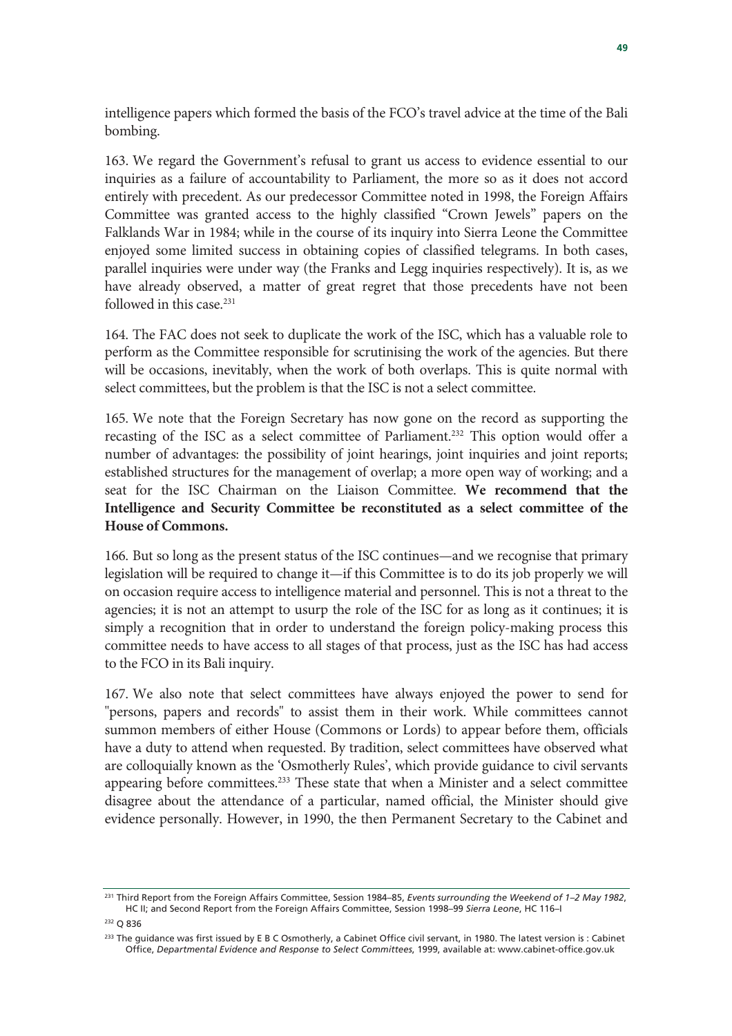intelligence papers which formed the basis of the FCO's travel advice at the time of the Bali bombing.

163. We regard the Government's refusal to grant us access to evidence essential to our inquiries as a failure of accountability to Parliament, the more so as it does not accord entirely with precedent. As our predecessor Committee noted in 1998, the Foreign Affairs Committee was granted access to the highly classified "Crown Jewels" papers on the Falklands War in 1984; while in the course of its inquiry into Sierra Leone the Committee enjoyed some limited success in obtaining copies of classified telegrams. In both cases, parallel inquiries were under way (the Franks and Legg inquiries respectively). It is, as we have already observed, a matter of great regret that those precedents have not been followed in this case.[231]

164. The FAC does not seek to duplicate the work of the ISC, which has a valuable role to perform as the Committee responsible for scrutinising the work of the agencies. But there will be occasions, inevitably, when the work of both overlaps. This is quite normal with select committees, but the problem is that the ISC is not a select committee.

165. We note that the Foreign Secretary has now gone on the record as supporting the recasting of the ISC as a select committee of Parliament.[232] This option would offer a number of advantages: the possibility of joint hearings, joint inquiries and joint reports; established structures for the management of overlap; a more open way of working; and a seat for the ISC Chairman on the Liaison Committee. **We recommend that the Intelligence and Security Committee be reconstituted as a select committee of the House of Commons.**

166. But so long as the present status of the ISC continues—and we recognise that primary legislation will be required to change it—if this Committee is to do its job properly we will on occasion require access to intelligence material and personnel. This is not a threat to the agencies; it is not an attempt to usurp the role of the ISC for as long as it continues; it is simply a recognition that in order to understand the foreign policy-making process this committee needs to have access to all stages of that process, just as the ISC has had access to the FCO in its Bali inquiry.

167. We also note that select committees have always enjoyed the power to send for "persons, papers and records" to assist them in their work. While committees cannot summon members of either House (Commons or Lords) to appear before them, officials have a duty to attend when requested. By tradition, select committees have observed what are colloquially known as the 'Osmotherly Rules', which provide guidance to civil servants appearing before committees.[233] These state that when a Minister and a select committee disagree about the attendance of a particular, named official, the Minister should give evidence personally. However, in 1990, the then Permanent Secretary to the Cabinet and

---

[231] Third Report from the Foreign Affairs Committee, Session 1984–85, *Events surrounding the Weekend of 1–2 May 1982*, HC II; and Second Report from the Foreign Affairs Committee, Session 1998–99 *Sierra Leone*, HC 116–I

[232] Q 836

[233] The guidance was first issued by E B C Osmotherly, a Cabinet Office civil servant, in 1980. The latest version is : Cabinet Office, *Departmental Evidence and Response to Select Committees*, 1999, available at: www.cabinet-office.gov.uk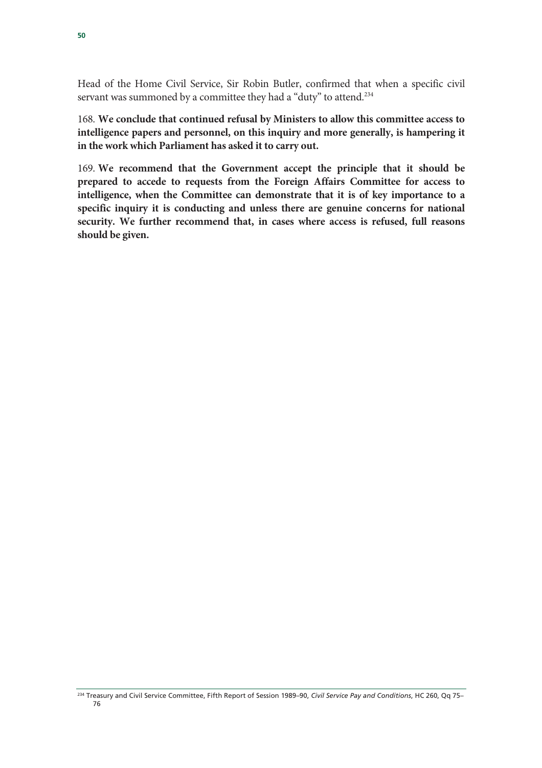Head of the Home Civil Service, Sir Robin Butler, confirmed that when a specific civil servant was summoned by a committee they had a “duty” to attend.[234]

168. **We conclude that continued refusal by Ministers to allow this committee access to intelligence papers and personnel, on this inquiry and more generally, is hampering it in the work which Parliament has asked it to carry out.**

169. **We recommend that the Government accept the principle that it should be prepared to accede to requests from the Foreign Affairs Committee for access to intelligence, when the Committee can demonstrate that it is of key importance to a specific inquiry it is conducting and unless there are genuine concerns for national security. We further recommend that, in cases where access is refused, full reasons should be given.**

[234] Treasury and Civil Service Committee, Fifth Report of Session 1989–90, *Civil Service Pay and Conditions*, HC 260, Qq 75–76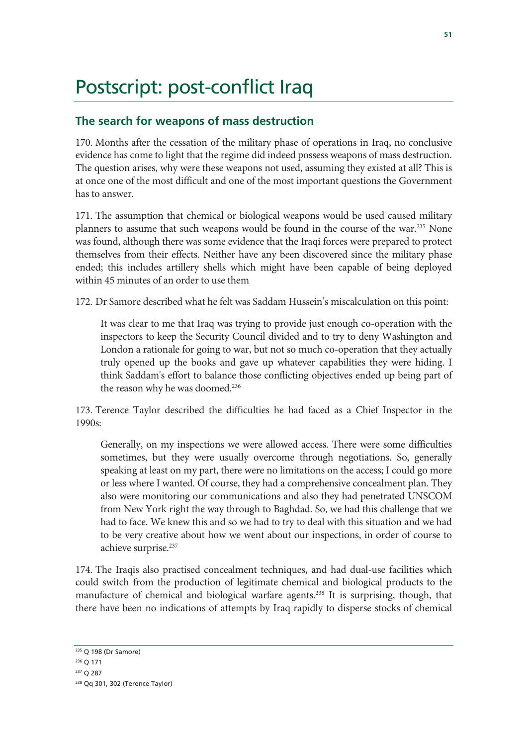# Postscript: post-conflict Iraq

## The search for weapons of mass destruction

170. Months after the cessation of the military phase of operations in Iraq, no conclusive evidence has come to light that the regime did indeed possess weapons of mass destruction. The question arises, why were these weapons not used, assuming they existed at all? This is at once one of the most difficult and one of the most important questions the Government has to answer.

171. The assumption that chemical or biological weapons would be used caused military planners to assume that such weapons would be found in the course of the war.[235] None was found, although there was some evidence that the Iraqi forces were prepared to protect themselves from their effects. Neither have any been discovered since the military phase ended; this includes artillery shells which might have been capable of being deployed within 45 minutes of an order to use them

172. Dr Samore described what he felt was Saddam Hussein's miscalculation on this point:

> It was clear to me that Iraq was trying to provide just enough co-operation with the inspectors to keep the Security Council divided and to try to deny Washington and London a rationale for going to war, but not so much co-operation that they actually truly opened up the books and gave up whatever capabilities they were hiding. I think Saddam's effort to balance those conflicting objectives ended up being part of the reason why he was doomed.[236]

173. Terence Taylor described the difficulties he had faced as a Chief Inspector in the 1990s:

> Generally, on my inspections we were allowed access. There were some difficulties sometimes, but they were usually overcome through negotiations. So, generally speaking at least on my part, there were no limitations on the access; I could go more or less where I wanted. Of course, they had a comprehensive concealment plan. They also were monitoring our communications and also they had penetrated UNSCOM from New York right the way through to Baghdad. So, we had this challenge that we had to face. We knew this and so we had to try to deal with this situation and we had to be very creative about how we went about our inspections, in order of course to achieve surprise.[237]

174. The Iraqis also practised concealment techniques, and had dual-use facilities which could switch from the production of legitimate chemical and biological products to the manufacture of chemical and biological warfare agents.[238] It is surprising, though, that there have been no indications of attempts by Iraq rapidly to disperse stocks of chemical

---

[235] Q 198 (Dr Samore)

[236] Q 171

[237] Q 287

[238] Qq 301, 302 (Terence Taylor)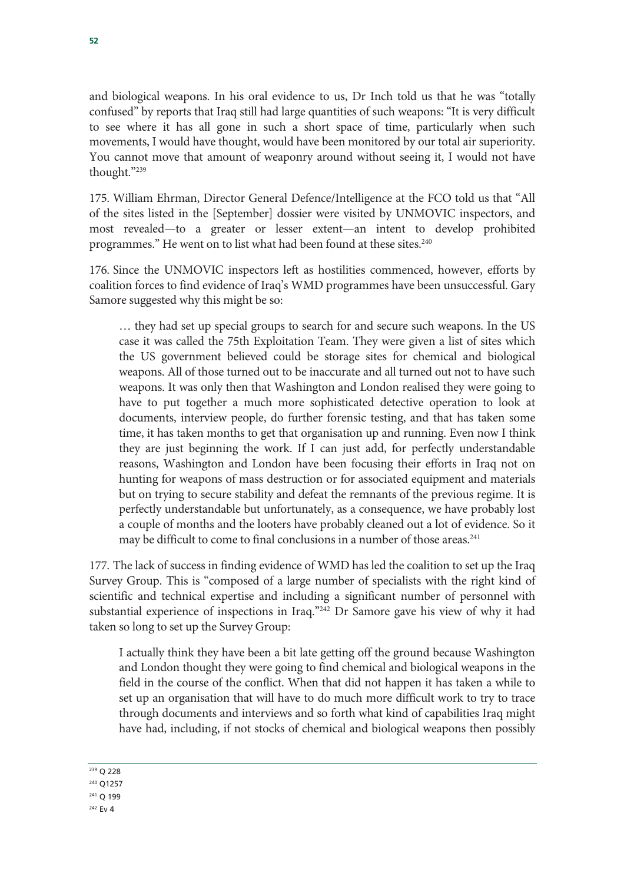and biological weapons. In his oral evidence to us, Dr Inch told us that he was "totally confused" by reports that Iraq still had large quantities of such weapons: "It is very difficult to see where it has all gone in such a short space of time, particularly when such movements, I would have thought, would have been monitored by our total air superiority. You cannot move that amount of weaponry around without seeing it, I would not have thought."[239]

175. William Ehrman, Director General Defence/Intelligence at the FCO told us that "All of the sites listed in the [September] dossier were visited by UNMOVIC inspectors, and most revealed—to a greater or lesser extent—an intent to develop prohibited programmes." He went on to list what had been found at these sites.[240]

176. Since the UNMOVIC inspectors left as hostilities commenced, however, efforts by coalition forces to find evidence of Iraq's WMD programmes have been unsuccessful. Gary Samore suggested why this might be so:

> … they had set up special groups to search for and secure such weapons. In the US case it was called the 75th Exploitation Team. They were given a list of sites which the US government believed could be storage sites for chemical and biological weapons. All of those turned out to be inaccurate and all turned out not to have such weapons. It was only then that Washington and London realised they were going to have to put together a much more sophisticated detective operation to look at documents, interview people, do further forensic testing, and that has taken some time, it has taken months to get that organisation up and running. Even now I think they are just beginning the work. If I can just add, for perfectly understandable reasons, Washington and London have been focusing their efforts in Iraq not on hunting for weapons of mass destruction or for associated equipment and materials but on trying to secure stability and defeat the remnants of the previous regime. It is perfectly understandable but unfortunately, as a consequence, we have probably lost a couple of months and the looters have probably cleaned out a lot of evidence. So it may be difficult to come to final conclusions in a number of those areas.[241]

177. The lack of success in finding evidence of WMD has led the coalition to set up the Iraq Survey Group. This is "composed of a large number of specialists with the right kind of scientific and technical expertise and including a significant number of personnel with substantial experience of inspections in Iraq."[242] Dr Samore gave his view of why it had taken so long to set up the Survey Group:

> I actually think they have been a bit late getting off the ground because Washington and London thought they were going to find chemical and biological weapons in the field in the course of the conflict. When that did not happen it has taken a while to set up an organisation that will have to do much more difficult work to try to trace through documents and interviews and so forth what kind of capabilities Iraq might have had, including, if not stocks of chemical and biological weapons then possibly

---

[239] Q 228

[240] Q1257

[241] Q 199

[242] Ev 4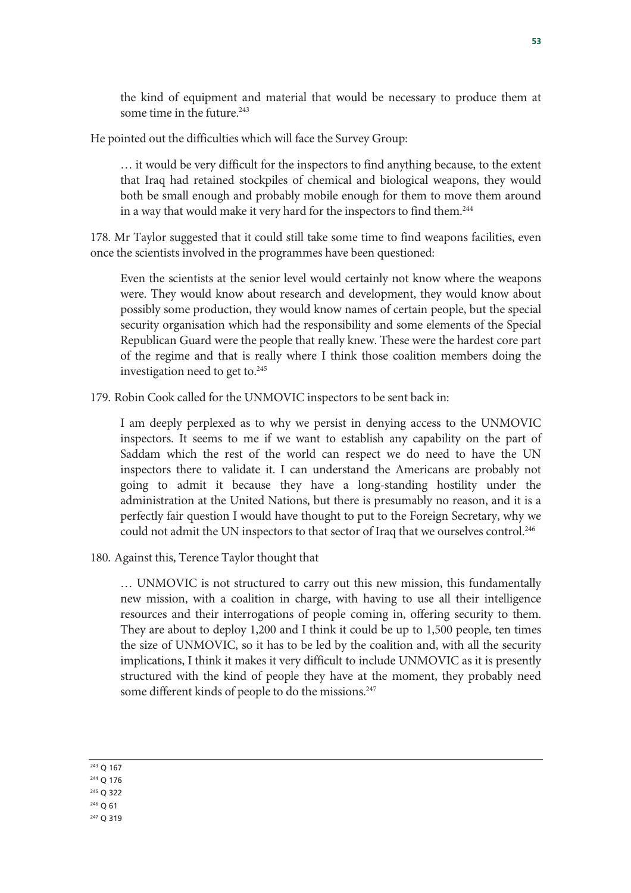> the kind of equipment and material that would be necessary to produce them at some time in the future.[243]

He pointed out the difficulties which will face the Survey Group:

> … it would be very difficult for the inspectors to find anything because, to the extent that Iraq had retained stockpiles of chemical and biological weapons, they would both be small enough and probably mobile enough for them to move them around in a way that would make it very hard for the inspectors to find them.[244]

178. Mr Taylor suggested that it could still take some time to find weapons facilities, even once the scientists involved in the programmes have been questioned:

> Even the scientists at the senior level would certainly not know where the weapons were. They would know about research and development, they would know about possibly some production, they would know names of certain people, but the special security organisation which had the responsibility and some elements of the Special Republican Guard were the people that really knew. These were the hardest core part of the regime and that is really where I think those coalition members doing the investigation need to get to.[245]

179. Robin Cook called for the UNMOVIC inspectors to be sent back in:

> I am deeply perplexed as to why we persist in denying access to the UNMOVIC inspectors. It seems to me if we want to establish any capability on the part of Saddam which the rest of the world can respect we do need to have the UN inspectors there to validate it. I can understand the Americans are probably not going to admit it because they have a long-standing hostility under the administration at the United Nations, but there is presumably no reason, and it is a perfectly fair question I would have thought to put to the Foreign Secretary, why we could not admit the UN inspectors to that sector of Iraq that we ourselves control.[246]

180. Against this, Terence Taylor thought that

> … UNMOVIC is not structured to carry out this new mission, this fundamentally new mission, with a coalition in charge, with having to use all their intelligence resources and their interrogations of people coming in, offering security to them. They are about to deploy 1,200 and I think it could be up to 1,500 people, ten times the size of UNMOVIC, so it has to be led by the coalition and, with all the security implications, I think it makes it very difficult to include UNMOVIC as it is presently structured with the kind of people they have at the moment, they probably need some different kinds of people to do the missions.[247]

---

[243] Q 167

[244] Q 176

[245] Q 322

[246] Q 61

[247] Q 319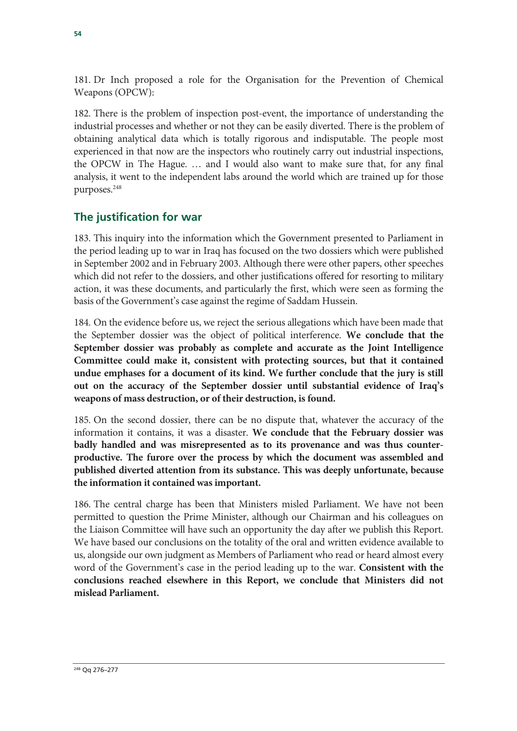181. Dr Inch proposed a role for the Organisation for the Prevention of Chemical Weapons (OPCW):

182. There is the problem of inspection post-event, the importance of understanding the industrial processes and whether or not they can be easily diverted. There is the problem of obtaining analytical data which is totally rigorous and indisputable. The people most experienced in that now are the inspectors who routinely carry out industrial inspections, the OPCW in The Hague. … and I would also want to make sure that, for any final analysis, it went to the independent labs around the world which are trained up for those purposes.[248]

## The justification for war

183. This inquiry into the information which the Government presented to Parliament in the period leading up to war in Iraq has focused on the two dossiers which were published in September 2002 and in February 2003. Although there were other papers, other speeches which did not refer to the dossiers, and other justifications offered for resorting to military action, it was these documents, and particularly the first, which were seen as forming the basis of the Government's case against the regime of Saddam Hussein.

184. On the evidence before us, we reject the serious allegations which have been made that the September dossier was the object of political interference. **We conclude that the September dossier was probably as complete and accurate as the Joint Intelligence Committee could make it, consistent with protecting sources, but that it contained undue emphases for a document of its kind. We further conclude that the jury is still out on the accuracy of the September dossier until substantial evidence of Iraq's weapons of mass destruction, or of their destruction, is found.**

185. On the second dossier, there can be no dispute that, whatever the accuracy of the information it contains, it was a disaster. **We conclude that the February dossier was badly handled and was misrepresented as to its provenance and was thus counter-productive. The furore over the process by which the document was assembled and published diverted attention from its substance. This was deeply unfortunate, because the information it contained was important.**

186. The central charge has been that Ministers misled Parliament. We have not been permitted to question the Prime Minister, although our Chairman and his colleagues on the Liaison Committee will have such an opportunity the day after we publish this Report. We have based our conclusions on the totality of the oral and written evidence available to us, alongside our own judgment as Members of Parliament who read or heard almost every word of the Government's case in the period leading up to the war. **Consistent with the conclusions reached elsewhere in this Report, we conclude that Ministers did not mislead Parliament.**

[248] Qq 276–277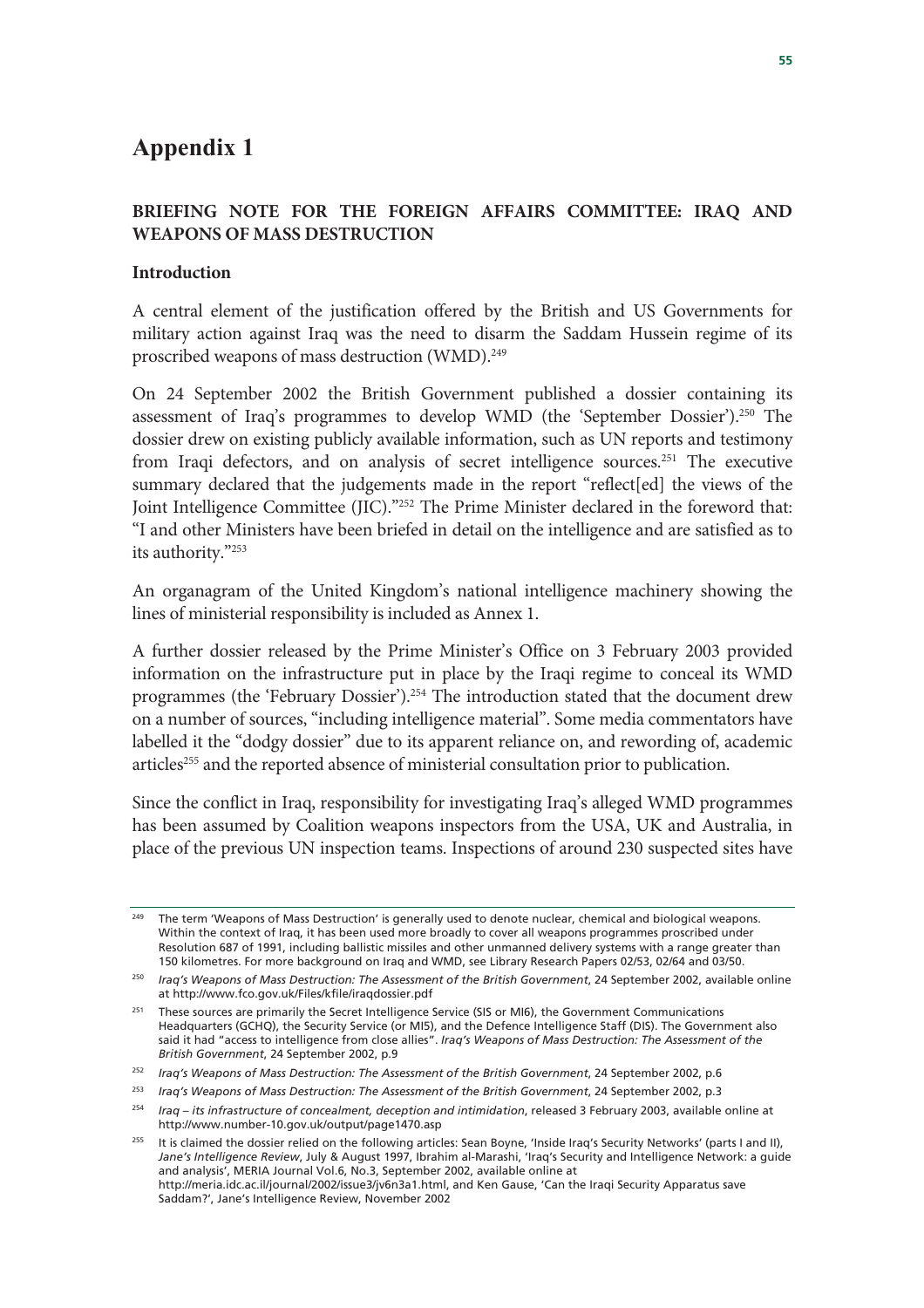# Appendix 1

## BRIEFING NOTE FOR THE FOREIGN AFFAIRS COMMITTEE: IRAQ AND WEAPONS OF MASS DESTRUCTION

### Introduction

A central element of the justification offered by the British and US Governments for military action against Iraq was the need to disarm the Saddam Hussein regime of its proscribed weapons of mass destruction (WMD).[249]

On 24 September 2002 the British Government published a dossier containing its assessment of Iraq's programmes to develop WMD (the 'September Dossier').[250] The dossier drew on existing publicly available information, such as UN reports and testimony from Iraqi defectors, and on analysis of secret intelligence sources.[251] The executive summary declared that the judgements made in the report "reflect[ed] the views of the Joint Intelligence Committee (JIC)."[252] The Prime Minister declared in the foreword that: "I and other Ministers have been briefed in detail on the intelligence and are satisfied as to its authority."[253]

An organagram of the United Kingdom's national intelligence machinery showing the lines of ministerial responsibility is included as Annex 1.

A further dossier released by the Prime Minister's Office on 3 February 2003 provided information on the infrastructure put in place by the Iraqi regime to conceal its WMD programmes (the 'February Dossier').[254] The introduction stated that the document drew on a number of sources, "including intelligence material". Some media commentators have labelled it the "dodgy dossier" due to its apparent reliance on, and rewording of, academic articles[255] and the reported absence of ministerial consultation prior to publication.

Since the conflict in Iraq, responsibility for investigating Iraq's alleged WMD programmes has been assumed by Coalition weapons inspectors from the USA, UK and Australia, in place of the previous UN inspection teams. Inspections of around 230 suspected sites have

---

[249] The term 'Weapons of Mass Destruction' is generally used to denote nuclear, chemical and biological weapons. Within the context of Iraq, it has been used more broadly to cover all weapons programmes proscribed under Resolution 687 of 1991, including ballistic missiles and other unmanned delivery systems with a range greater than 150 kilometres. For more background on Iraq and WMD, see Library Research Papers 02/53, 02/64 and 03/50.

[250] *Iraq's Weapons of Mass Destruction: The Assessment of the British Government*, 24 September 2002, available online at http://www.fco.gov.uk/Files/kfile/iraqdossier.pdf

[251] These sources are primarily the Secret Intelligence Service (SIS or MI6), the Government Communications Headquarters (GCHQ), the Security Service (or MI5), and the Defence Intelligence Staff (DIS). The Government also said it had "access to intelligence from close allies". *Iraq's Weapons of Mass Destruction: The Assessment of the British Government*, 24 September 2002, p.9

[252] *Iraq's Weapons of Mass Destruction: The Assessment of the British Government*, 24 September 2002, p.6

[253] *Iraq's Weapons of Mass Destruction: The Assessment of the British Government*, 24 September 2002, p.3

[254] *Iraq – its infrastructure of concealment, deception and intimidation*, released 3 February 2003, available online at http://www.number-10.gov.uk/output/page1470.asp

[255] It is claimed the dossier relied on the following articles: Sean Boyne, 'Inside Iraq's Security Networks' (parts I and II), *Jane's Intelligence Review*, July & August 1997, Ibrahim al-Marashi, 'Iraq's Security and Intelligence Network: a guide and analysis', MERIA Journal Vol.6, No.3, September 2002, available online at http://meria.idc.ac.il/journal/2002/issue3/jv6n3a1.html, and Ken Gause, 'Can the Iraqi Security Apparatus save Saddam?', Jane's Intelligence Review, November 2002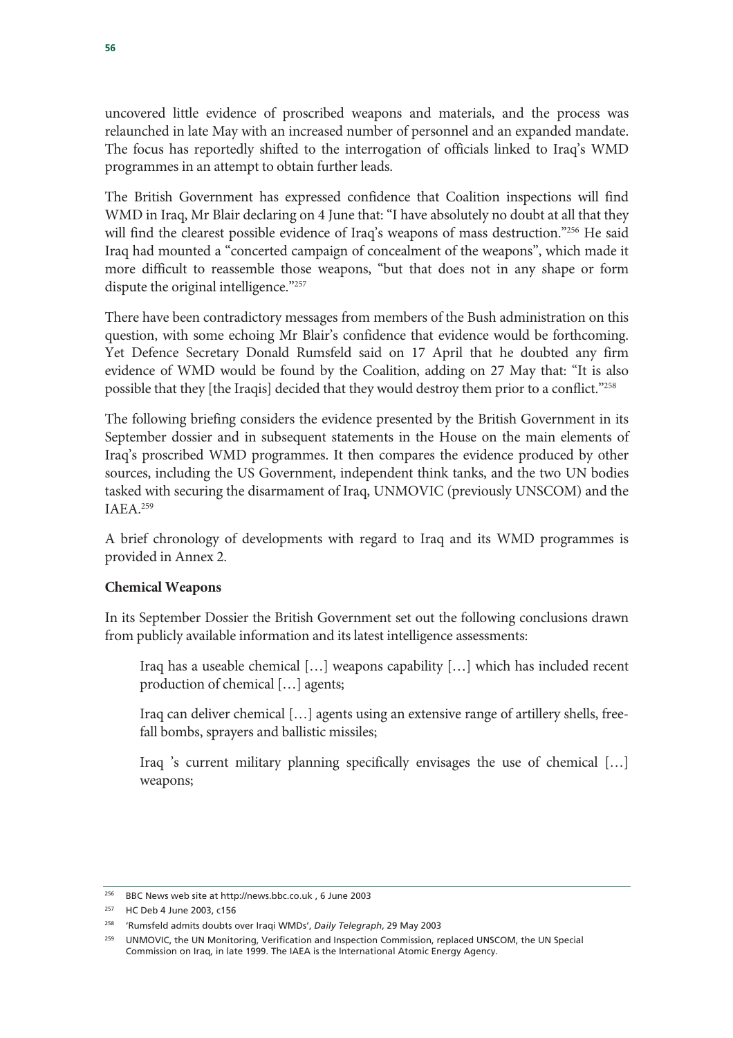uncovered little evidence of proscribed weapons and materials, and the process was relaunched in late May with an increased number of personnel and an expanded mandate. The focus has reportedly shifted to the interrogation of officials linked to Iraq's WMD programmes in an attempt to obtain further leads.

The British Government has expressed confidence that Coalition inspections will find WMD in Iraq, Mr Blair declaring on 4 June that: "I have absolutely no doubt at all that they will find the clearest possible evidence of Iraq's weapons of mass destruction."[256] He said Iraq had mounted a "concerted campaign of concealment of the weapons", which made it more difficult to reassemble those weapons, "but that does not in any shape or form dispute the original intelligence."[257]

There have been contradictory messages from members of the Bush administration on this question, with some echoing Mr Blair's confidence that evidence would be forthcoming. Yet Defence Secretary Donald Rumsfeld said on 17 April that he doubted any firm evidence of WMD would be found by the Coalition, adding on 27 May that: "It is also possible that they [the Iraqis] decided that they would destroy them prior to a conflict."[258]

The following briefing considers the evidence presented by the British Government in its September dossier and in subsequent statements in the House on the main elements of Iraq's proscribed WMD programmes. It then compares the evidence produced by other sources, including the US Government, independent think tanks, and the two UN bodies tasked with securing the disarmament of Iraq, UNMOVIC (previously UNSCOM) and the IAEA.[259]

A brief chronology of developments with regard to Iraq and its WMD programmes is provided in Annex 2.

**Chemical Weapons**

In its September Dossier the British Government set out the following conclusions drawn from publicly available information and its latest intelligence assessments:

> Iraq has a useable chemical […] weapons capability […] which has included recent production of chemical […] agents;
>
> Iraq can deliver chemical […] agents using an extensive range of artillery shells, free-fall bombs, sprayers and ballistic missiles;
>
> Iraq 's current military planning specifically envisages the use of chemical […] weapons;

---

[256] BBC News web site at http://news.bbc.co.uk , 6 June 2003

[257] HC Deb 4 June 2003, c156

[258] 'Rumsfeld admits doubts over Iraqi WMDs', *Daily Telegraph*, 29 May 2003

[259] UNMOVIC, the UN Monitoring, Verification and Inspection Commission, replaced UNSCOM, the UN Special Commission on Iraq, in late 1999. The IAEA is the International Atomic Energy Agency.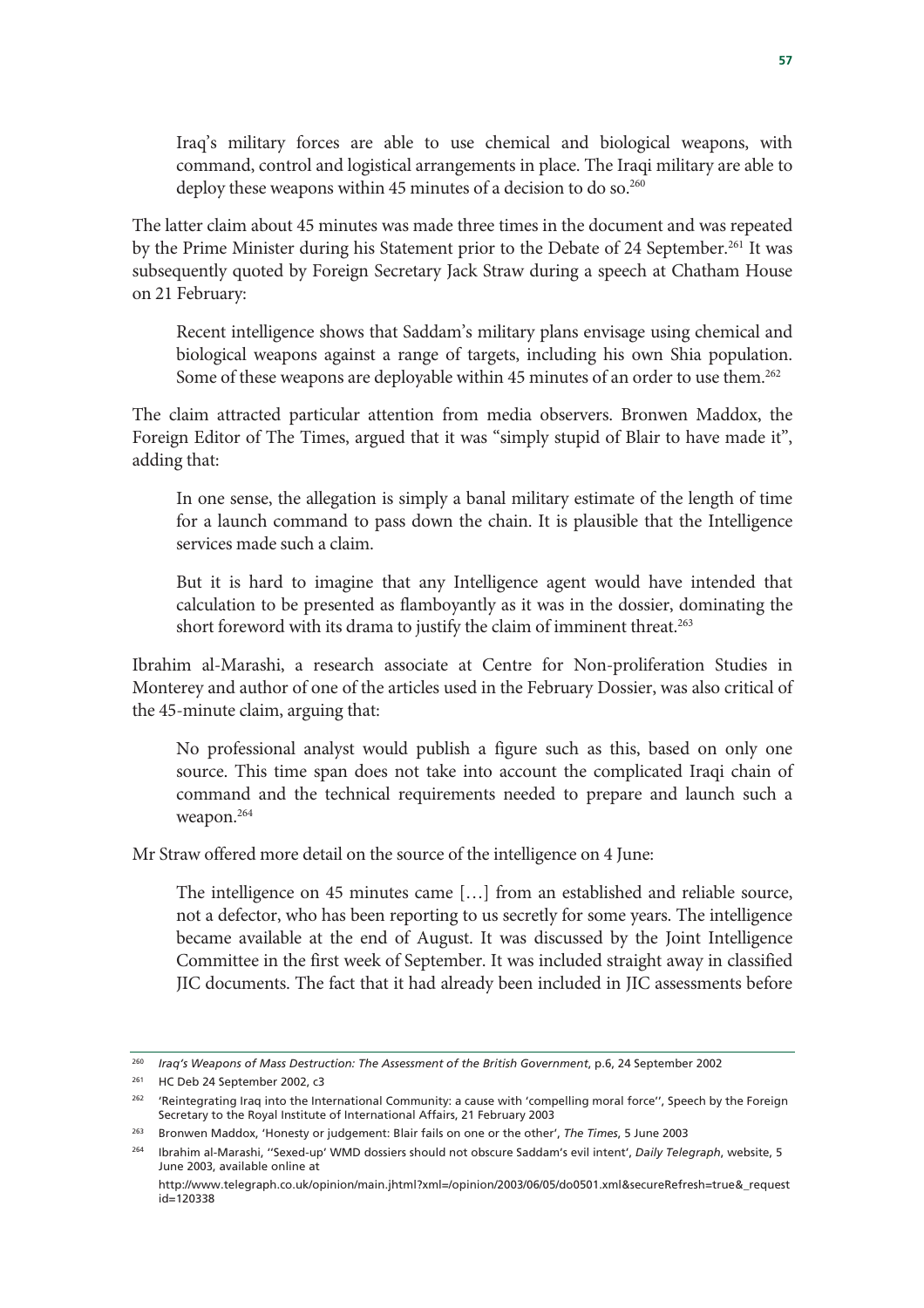> Iraq's military forces are able to use chemical and biological weapons, with command, control and logistical arrangements in place. The Iraqi military are able to deploy these weapons within 45 minutes of a decision to do so.[260]

The latter claim about 45 minutes was made three times in the document and was repeated by the Prime Minister during his Statement prior to the Debate of 24 September.[261] It was subsequently quoted by Foreign Secretary Jack Straw during a speech at Chatham House on 21 February:

> Recent intelligence shows that Saddam's military plans envisage using chemical and biological weapons against a range of targets, including his own Shia population. Some of these weapons are deployable within 45 minutes of an order to use them.[262]

The claim attracted particular attention from media observers. Bronwen Maddox, the Foreign Editor of The Times, argued that it was "simply stupid of Blair to have made it", adding that:

> In one sense, the allegation is simply a banal military estimate of the length of time for a launch command to pass down the chain. It is plausible that the Intelligence services made such a claim.
>
> But it is hard to imagine that any Intelligence agent would have intended that calculation to be presented as flamboyantly as it was in the dossier, dominating the short foreword with its drama to justify the claim of imminent threat.[263]

Ibrahim al-Marashi, a research associate at Centre for Non-proliferation Studies in Monterey and author of one of the articles used in the February Dossier, was also critical of the 45-minute claim, arguing that:

> No professional analyst would publish a figure such as this, based on only one source. This time span does not take into account the complicated Iraqi chain of command and the technical requirements needed to prepare and launch such a weapon.[264]

Mr Straw offered more detail on the source of the intelligence on 4 June:

> The intelligence on 45 minutes came […] from an established and reliable source, not a defector, who has been reporting to us secretly for some years. The intelligence became available at the end of August. It was discussed by the Joint Intelligence Committee in the first week of September. It was included straight away in classified JIC documents. The fact that it had already been included in JIC assessments before

---

[260] *Iraq's Weapons of Mass Destruction: The Assessment of the British Government*, p.6, 24 September 2002

[261] HC Deb 24 September 2002, c3

[262] 'Reintegrating Iraq into the International Community: a cause with 'compelling moral force'', Speech by the Foreign Secretary to the Royal Institute of International Affairs, 21 February 2003

[263] Bronwen Maddox, 'Honesty or judgement: Blair fails on one or the other', *The Times*, 5 June 2003

[264] Ibrahim al-Marashi, ''Sexed-up' WMD dossiers should not obscure Saddam's evil intent', *Daily Telegraph*, website, 5 June 2003, available online at http://www.telegraph.co.uk/opinion/main.jhtml?xml=/opinion/2003/06/05/do0501.xml&secureRefresh=true&_requestid=120338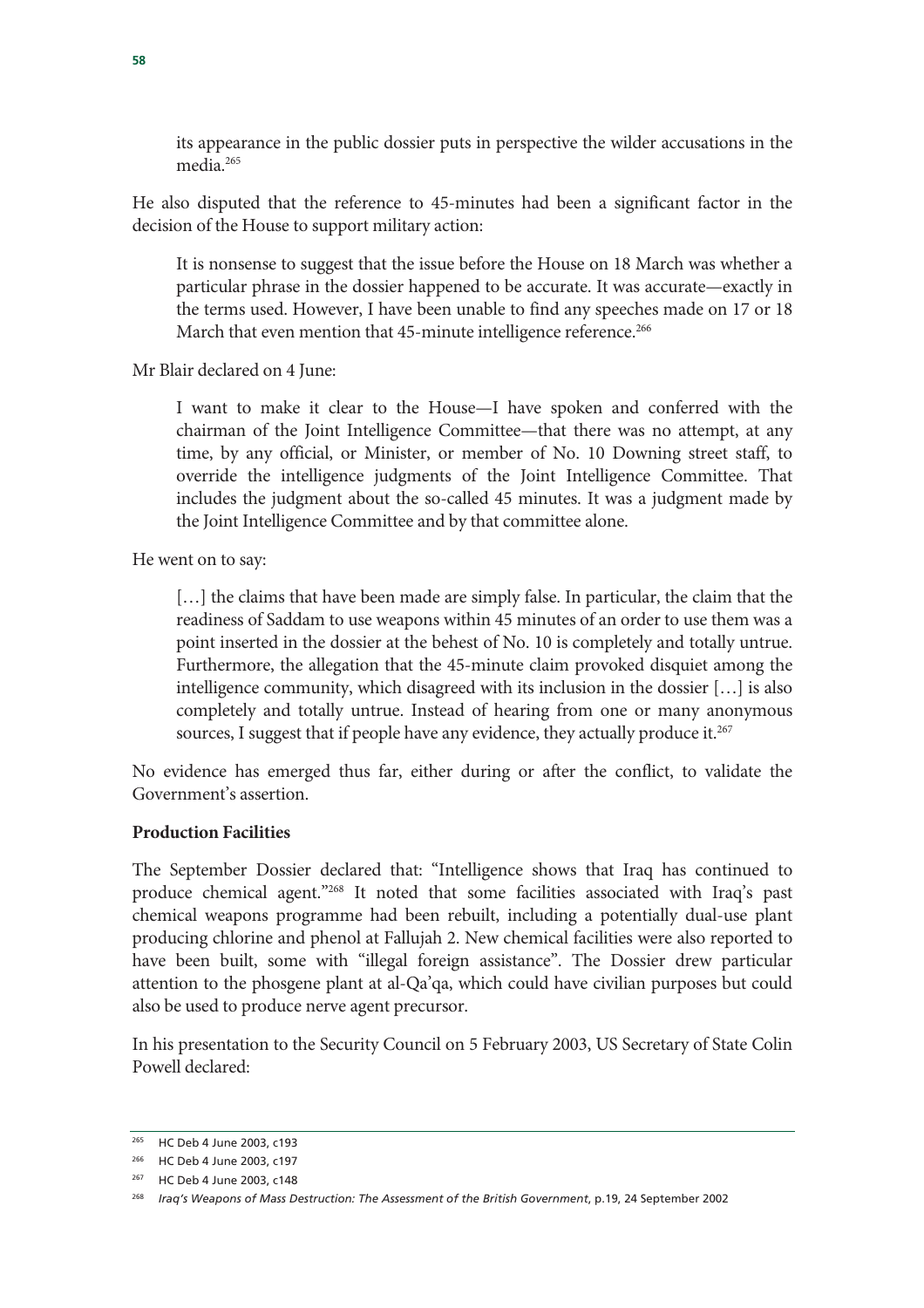> its appearance in the public dossier puts in perspective the wilder accusations in the media.[265]

He also disputed that the reference to 45-minutes had been a significant factor in the decision of the House to support military action:

> It is nonsense to suggest that the issue before the House on 18 March was whether a particular phrase in the dossier happened to be accurate. It was accurate—exactly in the terms used. However, I have been unable to find any speeches made on 17 or 18 March that even mention that 45-minute intelligence reference.[266]

Mr Blair declared on 4 June:

> I want to make it clear to the House—I have spoken and conferred with the chairman of the Joint Intelligence Committee—that there was no attempt, at any time, by any official, or Minister, or member of No. 10 Downing street staff, to override the intelligence judgments of the Joint Intelligence Committee. That includes the judgment about the so-called 45 minutes. It was a judgment made by the Joint Intelligence Committee and by that committee alone.

He went on to say:

> [...] the claims that have been made are simply false. In particular, the claim that the readiness of Saddam to use weapons within 45 minutes of an order to use them was a point inserted in the dossier at the behest of No. 10 is completely and totally untrue. Furthermore, the allegation that the 45-minute claim provoked disquiet among the intelligence community, which disagreed with its inclusion in the dossier [...] is also completely and totally untrue. Instead of hearing from one or many anonymous sources, I suggest that if people have any evidence, they actually produce it.[267]

No evidence has emerged thus far, either during or after the conflict, to validate the Government's assertion.

**Production Facilities**

The September Dossier declared that: "Intelligence shows that Iraq has continued to produce chemical agent."[268] It noted that some facilities associated with Iraq's past chemical weapons programme had been rebuilt, including a potentially dual-use plant producing chlorine and phenol at Fallujah 2. New chemical facilities were also reported to have been built, some with "illegal foreign assistance". The Dossier drew particular attention to the phosgene plant at al-Qa'qa, which could have civilian purposes but could also be used to produce nerve agent precursor.

In his presentation to the Security Council on 5 February 2003, US Secretary of State Colin Powell declared:

---

[265] HC Deb 4 June 2003, c193

[266] HC Deb 4 June 2003, c197

[267] HC Deb 4 June 2003, c148

[268] *Iraq's Weapons of Mass Destruction: The Assessment of the British Government*, p.19, 24 September 2002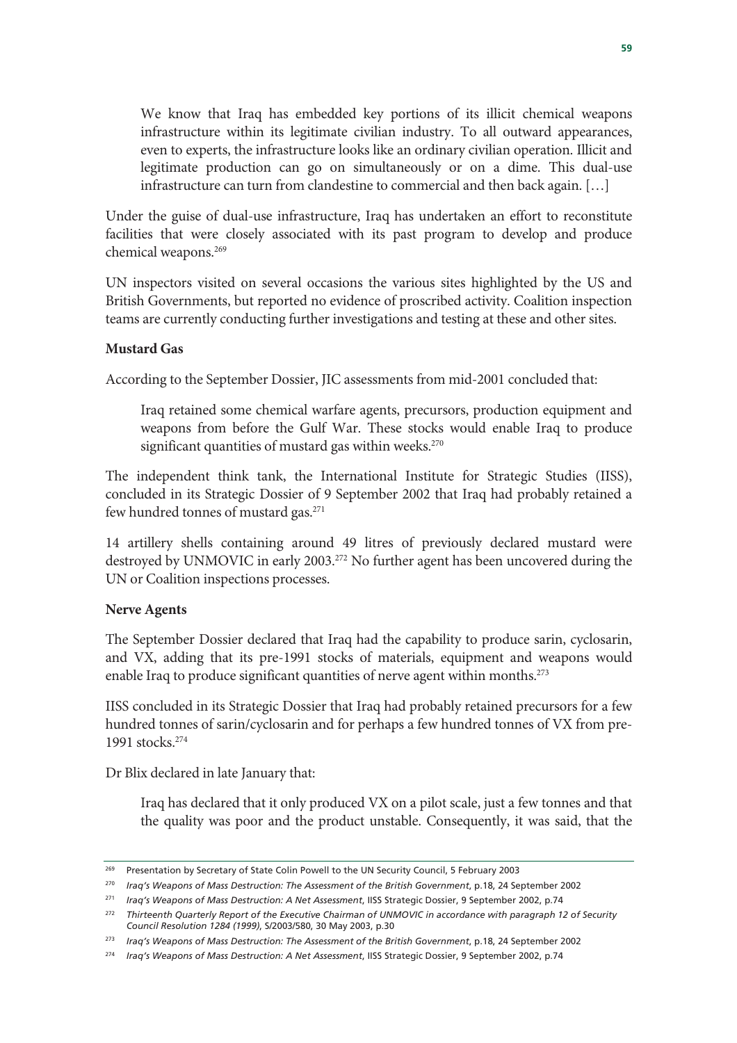> We know that Iraq has embedded key portions of its illicit chemical weapons infrastructure within its legitimate civilian industry. To all outward appearances, even to experts, the infrastructure looks like an ordinary civilian operation. Illicit and legitimate production can go on simultaneously or on a dime. This dual-use infrastructure can turn from clandestine to commercial and then back again. […]

Under the guise of dual-use infrastructure, Iraq has undertaken an effort to reconstitute facilities that were closely associated with its past program to develop and produce chemical weapons.[269]

UN inspectors visited on several occasions the various sites highlighted by the US and British Governments, but reported no evidence of proscribed activity. Coalition inspection teams are currently conducting further investigations and testing at these and other sites.

**Mustard Gas**

According to the September Dossier, JIC assessments from mid-2001 concluded that:

> Iraq retained some chemical warfare agents, precursors, production equipment and weapons from before the Gulf War. These stocks would enable Iraq to produce significant quantities of mustard gas within weeks.[270]

The independent think tank, the International Institute for Strategic Studies (IISS), concluded in its Strategic Dossier of 9 September 2002 that Iraq had probably retained a few hundred tonnes of mustard gas.[271]

14 artillery shells containing around 49 litres of previously declared mustard were destroyed by UNMOVIC in early 2003.[272] No further agent has been uncovered during the UN or Coalition inspections processes.

**Nerve Agents**

The September Dossier declared that Iraq had the capability to produce sarin, cyclosarin, and VX, adding that its pre-1991 stocks of materials, equipment and weapons would enable Iraq to produce significant quantities of nerve agent within months.[273]

IISS concluded in its Strategic Dossier that Iraq had probably retained precursors for a few hundred tonnes of sarin/cyclosarin and for perhaps a few hundred tonnes of VX from pre-1991 stocks.[274]

Dr Blix declared in late January that:

> Iraq has declared that it only produced VX on a pilot scale, just a few tonnes and that the quality was poor and the product unstable. Consequently, it was said, that the

---

269 Presentation by Secretary of State Colin Powell to the UN Security Council, 5 February 2003

270 *Iraq's Weapons of Mass Destruction: The Assessment of the British Government*, p.18, 24 September 2002

271 *Iraq's Weapons of Mass Destruction: A Net Assessment*, IISS Strategic Dossier, 9 September 2002, p.74

272 *Thirteenth Quarterly Report of the Executive Chairman of UNMOVIC in accordance with paragraph 12 of Security Council Resolution 1284 (1999)*, S/2003/580, 30 May 2003, p.30

273 *Iraq's Weapons of Mass Destruction: The Assessment of the British Government*, p.18, 24 September 2002

274 *Iraq's Weapons of Mass Destruction: A Net Assessment*, IISS Strategic Dossier, 9 September 2002, p.74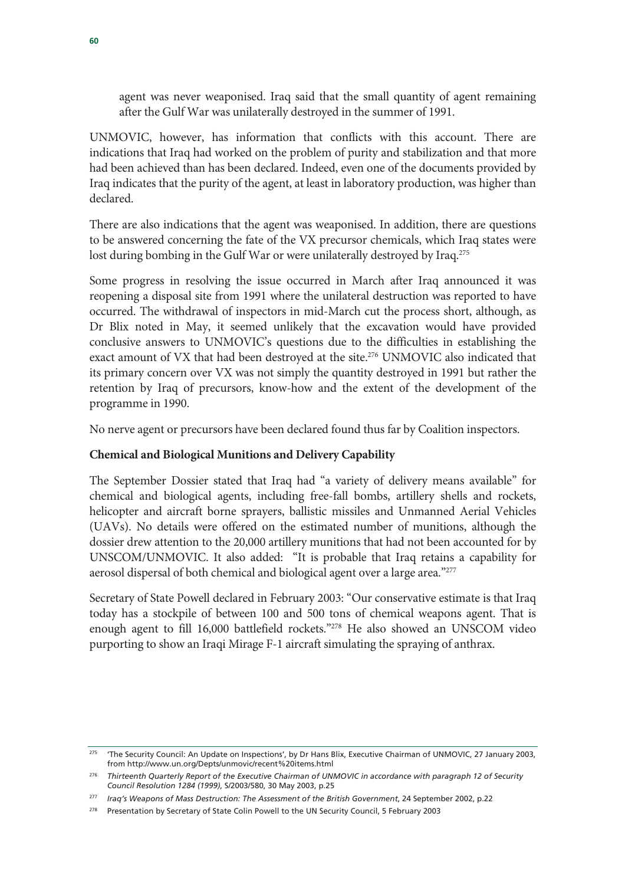> agent was never weaponised. Iraq said that the small quantity of agent remaining after the Gulf War was unilaterally destroyed in the summer of 1991.
>
> UNMOVIC, however, has information that conflicts with this account. There are indications that Iraq had worked on the problem of purity and stabilization and that more had been achieved than has been declared. Indeed, even one of the documents provided by Iraq indicates that the purity of the agent, at least in laboratory production, was higher than declared.
>
> There are also indications that the agent was weaponised. In addition, there are questions to be answered concerning the fate of the VX precursor chemicals, which Iraq states were lost during bombing in the Gulf War or were unilaterally destroyed by Iraq.[275]

Some progress in resolving the issue occurred in March after Iraq announced it was reopening a disposal site from 1991 where the unilateral destruction was reported to have occurred. The withdrawal of inspectors in mid-March cut the process short, although, as Dr Blix noted in May, it seemed unlikely that the excavation would have provided conclusive answers to UNMOVIC's questions due to the difficulties in establishing the exact amount of VX that had been destroyed at the site.[276] UNMOVIC also indicated that its primary concern over VX was not simply the quantity destroyed in 1991 but rather the retention by Iraq of precursors, know-how and the extent of the development of the programme in 1990.

No nerve agent or precursors have been declared found thus far by Coalition inspectors.

**Chemical and Biological Munitions and Delivery Capability**

The September Dossier stated that Iraq had "a variety of delivery means available" for chemical and biological agents, including free-fall bombs, artillery shells and rockets, helicopter and aircraft borne sprayers, ballistic missiles and Unmanned Aerial Vehicles (UAVs). No details were offered on the estimated number of munitions, although the dossier drew attention to the 20,000 artillery munitions that had not been accounted for by UNSCOM/UNMOVIC. It also added: "It is probable that Iraq retains a capability for aerosol dispersal of both chemical and biological agent over a large area."[277]

Secretary of State Powell declared in February 2003: "Our conservative estimate is that Iraq today has a stockpile of between 100 and 500 tons of chemical weapons agent. That is enough agent to fill 16,000 battlefield rockets."[278] He also showed an UNSCOM video purporting to show an Iraqi Mirage F-1 aircraft simulating the spraying of anthrax.

---

[275] 'The Security Council: An Update on Inspections', by Dr Hans Blix, Executive Chairman of UNMOVIC, 27 January 2003, from http://www.un.org/Depts/unmovic/recent%20items.html

[276] *Thirteenth Quarterly Report of the Executive Chairman of UNMOVIC in accordance with paragraph 12 of Security Council Resolution 1284 (1999)*, S/2003/580, 30 May 2003, p.25

[277] *Iraq's Weapons of Mass Destruction: The Assessment of the British Government*, 24 September 2002, p.22

[278] Presentation by Secretary of State Colin Powell to the UN Security Council, 5 February 2003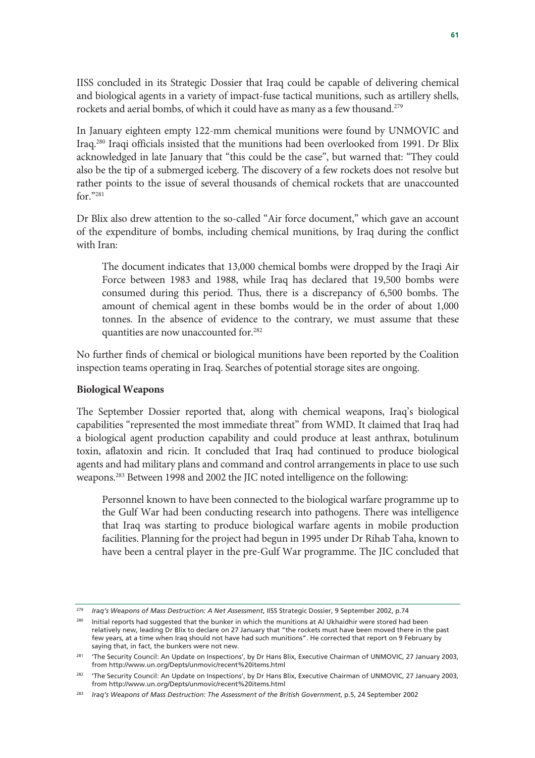IISS concluded in its Strategic Dossier that Iraq could be capable of delivering chemical and biological agents in a variety of impact-fuse tactical munitions, such as artillery shells, rockets and aerial bombs, of which it could have as many as a few thousand.[279]

In January eighteen empty 122-mm chemical munitions were found by UNMOVIC and Iraq.[280] Iraqi officials insisted that the munitions had been overlooked from 1991. Dr Blix acknowledged in late January that "this could be the case", but warned that: "They could also be the tip of a submerged iceberg. The discovery of a few rockets does not resolve but rather points to the issue of several thousands of chemical rockets that are unaccounted for."[281]

Dr Blix also drew attention to the so-called "Air force document," which gave an account of the expenditure of bombs, including chemical munitions, by Iraq during the conflict with Iran:

> The document indicates that 13,000 chemical bombs were dropped by the Iraqi Air Force between 1983 and 1988, while Iraq has declared that 19,500 bombs were consumed during this period. Thus, there is a discrepancy of 6,500 bombs. The amount of chemical agent in these bombs would be in the order of about 1,000 tonnes. In the absence of evidence to the contrary, we must assume that these quantities are now unaccounted for.[282]

No further finds of chemical or biological munitions have been reported by the Coalition inspection teams operating in Iraq. Searches of potential storage sites are ongoing.

**Biological Weapons**

The September Dossier reported that, along with chemical weapons, Iraq's biological capabilities "represented the most immediate threat" from WMD. It claimed that Iraq had a biological agent production capability and could produce at least anthrax, botulinum toxin, aflatoxin and ricin. It concluded that Iraq had continued to produce biological agents and had military plans and command and control arrangements in place to use such weapons.[283] Between 1998 and 2002 the JIC noted intelligence on the following:

> Personnel known to have been connected to the biological warfare programme up to the Gulf War had been conducting research into pathogens. There was intelligence that Iraq was starting to produce biological warfare agents in mobile production facilities. Planning for the project had begun in 1995 under Dr Rihab Taha, known to have been a central player in the pre-Gulf War programme. The JIC concluded that

---

[279] *Iraq's Weapons of Mass Destruction: A Net Assessment*, IISS Strategic Dossier, 9 September 2002, p.74

[280] Initial reports had suggested that the bunker in which the munitions at Al Ukhaidhir were stored had been relatively new, leading Dr Blix to declare on 27 January that "the rockets must have been moved there in the past few years, at a time when Iraq should not have had such munitions". He corrected that report on 9 February by saying that, in fact, the bunkers were not new.

[281] 'The Security Council: An Update on Inspections', by Dr Hans Blix, Executive Chairman of UNMOVIC, 27 January 2003, from http://www.un.org/Depts/unmovic/recent%20items.html

[282] 'The Security Council: An Update on Inspections', by Dr Hans Blix, Executive Chairman of UNMOVIC, 27 January 2003, from http://www.un.org/Depts/unmovic/recent%20items.html

[283] *Iraq's Weapons of Mass Destruction: The Assessment of the British Government*, p.5, 24 September 2002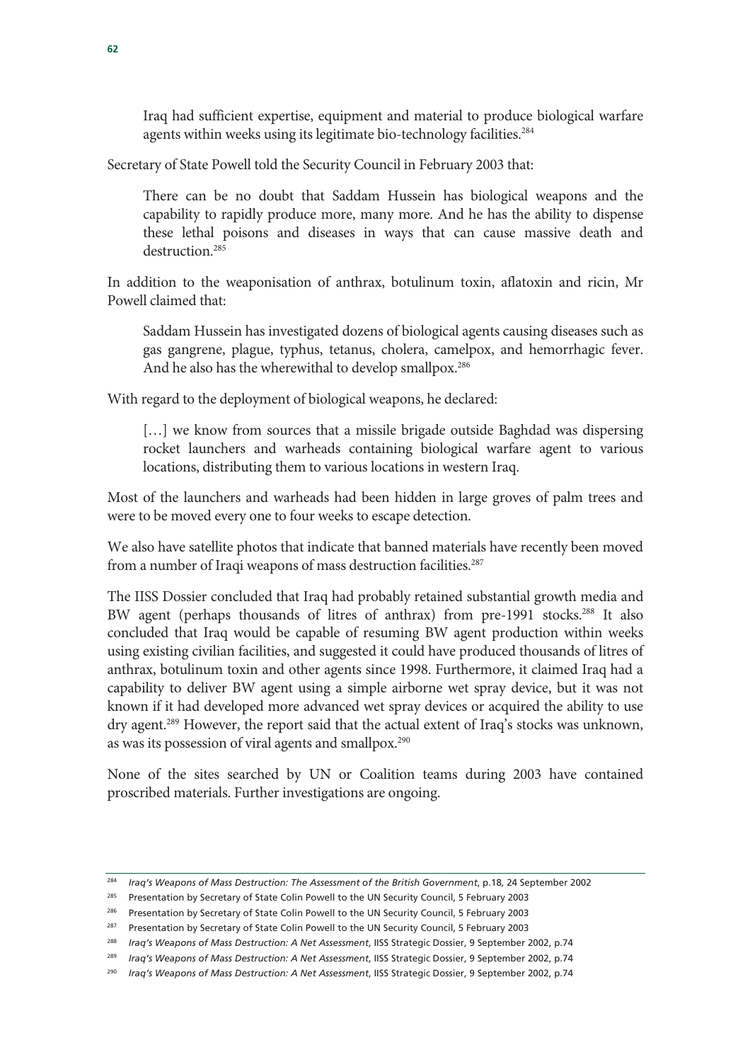> Iraq had sufficient expertise, equipment and material to produce biological warfare agents within weeks using its legitimate bio-technology facilities.[284]

Secretary of State Powell told the Security Council in February 2003 that:

> There can be no doubt that Saddam Hussein has biological weapons and the capability to rapidly produce more, many more. And he has the ability to dispense these lethal poisons and diseases in ways that can cause massive death and destruction.[285]

In addition to the weaponisation of anthrax, botulinum toxin, aflatoxin and ricin, Mr Powell claimed that:

> Saddam Hussein has investigated dozens of biological agents causing diseases such as gas gangrene, plague, typhus, tetanus, cholera, camelpox, and hemorrhagic fever. And he also has the wherewithal to develop smallpox.[286]

With regard to the deployment of biological weapons, he declared:

> […] we know from sources that a missile brigade outside Baghdad was dispersing rocket launchers and warheads containing biological warfare agent to various locations, distributing them to various locations in western Iraq.

Most of the launchers and warheads had been hidden in large groves of palm trees and were to be moved every one to four weeks to escape detection.

We also have satellite photos that indicate that banned materials have recently been moved from a number of Iraqi weapons of mass destruction facilities.[287]

The IISS Dossier concluded that Iraq had probably retained substantial growth media and BW agent (perhaps thousands of litres of anthrax) from pre-1991 stocks.[288] It also concluded that Iraq would be capable of resuming BW agent production within weeks using existing civilian facilities, and suggested it could have produced thousands of litres of anthrax, botulinum toxin and other agents since 1998. Furthermore, it claimed Iraq had a capability to deliver BW agent using a simple airborne wet spray device, but it was not known if it had developed more advanced wet spray devices or acquired the ability to use dry agent.[289] However, the report said that the actual extent of Iraq's stocks was unknown, as was its possession of viral agents and smallpox.[290]

None of the sites searched by UN or Coalition teams during 2003 have contained proscribed materials. Further investigations are ongoing.

---

[284] *Iraq's Weapons of Mass Destruction: The Assessment of the British Government*, p.18, 24 September 2002

[285] Presentation by Secretary of State Colin Powell to the UN Security Council, 5 February 2003

[286] Presentation by Secretary of State Colin Powell to the UN Security Council, 5 February 2003

[287] Presentation by Secretary of State Colin Powell to the UN Security Council, 5 February 2003

[288] *Iraq's Weapons of Mass Destruction: A Net Assessment*, IISS Strategic Dossier, 9 September 2002, p.74

[289] *Iraq's Weapons of Mass Destruction: A Net Assessment*, IISS Strategic Dossier, 9 September 2002, p.74

[290] *Iraq's Weapons of Mass Destruction: A Net Assessment*, IISS Strategic Dossier, 9 September 2002, p.74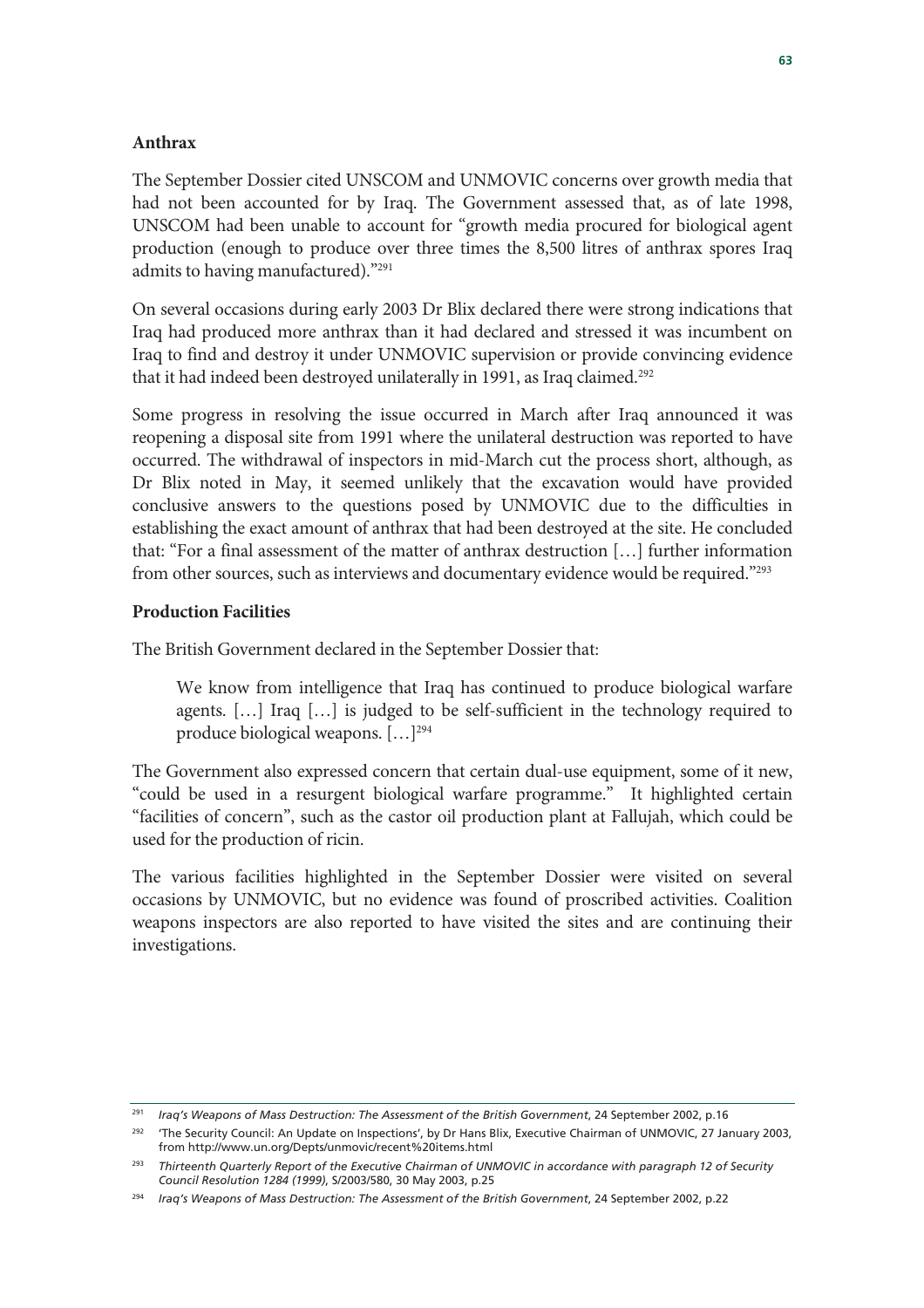**Anthrax**

The September Dossier cited UNSCOM and UNMOVIC concerns over growth media that had not been accounted for by Iraq. The Government assessed that, as of late 1998, UNSCOM had been unable to account for "growth media procured for biological agent production (enough to produce over three times the 8,500 litres of anthrax spores Iraq admits to having manufactured)."[291]

On several occasions during early 2003 Dr Blix declared there were strong indications that Iraq had produced more anthrax than it had declared and stressed it was incumbent on Iraq to find and destroy it under UNMOVIC supervision or provide convincing evidence that it had indeed been destroyed unilaterally in 1991, as Iraq claimed.[292]

Some progress in resolving the issue occurred in March after Iraq announced it was reopening a disposal site from 1991 where the unilateral destruction was reported to have occurred. The withdrawal of inspectors in mid-March cut the process short, although, as Dr Blix noted in May, it seemed unlikely that the excavation would have provided conclusive answers to the questions posed by UNMOVIC due to the difficulties in establishing the exact amount of anthrax that had been destroyed at the site. He concluded that: "For a final assessment of the matter of anthrax destruction […] further information from other sources, such as interviews and documentary evidence would be required."[293]

**Production Facilities**

The British Government declared in the September Dossier that:

> We know from intelligence that Iraq has continued to produce biological warfare agents. […] Iraq […] is judged to be self-sufficient in the technology required to produce biological weapons. […][294]

The Government also expressed concern that certain dual-use equipment, some of it new, "could be used in a resurgent biological warfare programme." It highlighted certain "facilities of concern", such as the castor oil production plant at Fallujah, which could be used for the production of ricin.

The various facilities highlighted in the September Dossier were visited on several occasions by UNMOVIC, but no evidence was found of proscribed activities. Coalition weapons inspectors are also reported to have visited the sites and are continuing their investigations.

---

[291] *Iraq's Weapons of Mass Destruction: The Assessment of the British Government*, 24 September 2002, p.16

[292] 'The Security Council: An Update on Inspections', by Dr Hans Blix, Executive Chairman of UNMOVIC, 27 January 2003, from http://www.un.org/Depts/unmovic/recent%20items.html

[293] *Thirteenth Quarterly Report of the Executive Chairman of UNMOVIC in accordance with paragraph 12 of Security Council Resolution 1284 (1999)*, S/2003/580, 30 May 2003, p.25

[294] *Iraq's Weapons of Mass Destruction: The Assessment of the British Government*, 24 September 2002, p.22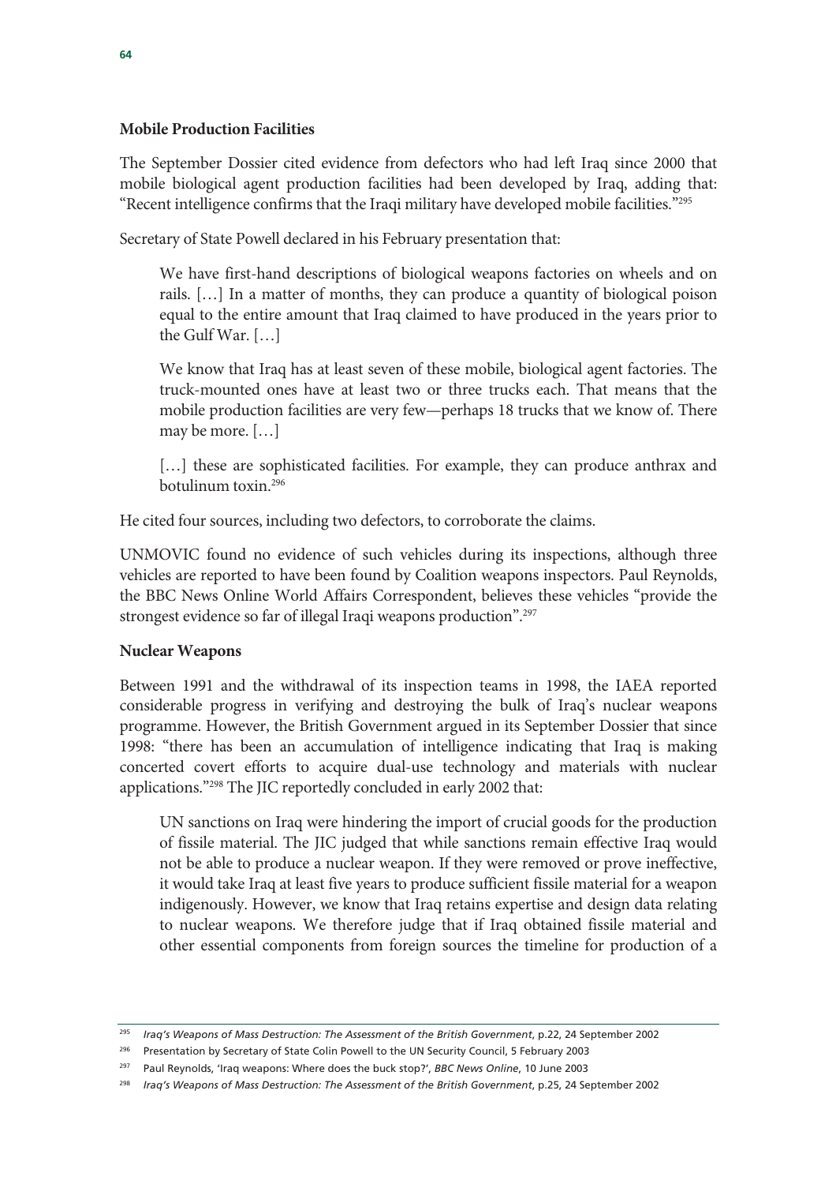**Mobile Production Facilities**

The September Dossier cited evidence from defectors who had left Iraq since 2000 that mobile biological agent production facilities had been developed by Iraq, adding that: "Recent intelligence confirms that the Iraqi military have developed mobile facilities."[295]

Secretary of State Powell declared in his February presentation that:

> We have first-hand descriptions of biological weapons factories on wheels and on rails. […] In a matter of months, they can produce a quantity of biological poison equal to the entire amount that Iraq claimed to have produced in the years prior to the Gulf War. […]
>
> We know that Iraq has at least seven of these mobile, biological agent factories. The truck-mounted ones have at least two or three trucks each. That means that the mobile production facilities are very few—perhaps 18 trucks that we know of. There may be more. […]
>
> […] these are sophisticated facilities. For example, they can produce anthrax and botulinum toxin.[296]

He cited four sources, including two defectors, to corroborate the claims.

UNMOVIC found no evidence of such vehicles during its inspections, although three vehicles are reported to have been found by Coalition weapons inspectors. Paul Reynolds, the BBC News Online World Affairs Correspondent, believes these vehicles "provide the strongest evidence so far of illegal Iraqi weapons production".[297]

**Nuclear Weapons**

Between 1991 and the withdrawal of its inspection teams in 1998, the IAEA reported considerable progress in verifying and destroying the bulk of Iraq's nuclear weapons programme. However, the British Government argued in its September Dossier that since 1998: "there has been an accumulation of intelligence indicating that Iraq is making concerted covert efforts to acquire dual-use technology and materials with nuclear applications."[298] The JIC reportedly concluded in early 2002 that:

> UN sanctions on Iraq were hindering the import of crucial goods for the production of fissile material. The JIC judged that while sanctions remain effective Iraq would not be able to produce a nuclear weapon. If they were removed or prove ineffective, it would take Iraq at least five years to produce sufficient fissile material for a weapon indigenously. However, we know that Iraq retains expertise and design data relating to nuclear weapons. We therefore judge that if Iraq obtained fissile material and other essential components from foreign sources the timeline for production of a

---

[295] *Iraq's Weapons of Mass Destruction: The Assessment of the British Government*, p.22, 24 September 2002

[296] Presentation by Secretary of State Colin Powell to the UN Security Council, 5 February 2003

[297] Paul Reynolds, 'Iraq weapons: Where does the buck stop?', *BBC News Online*, 10 June 2003

[298] *Iraq's Weapons of Mass Destruction: The Assessment of the British Government*, p.25, 24 September 2002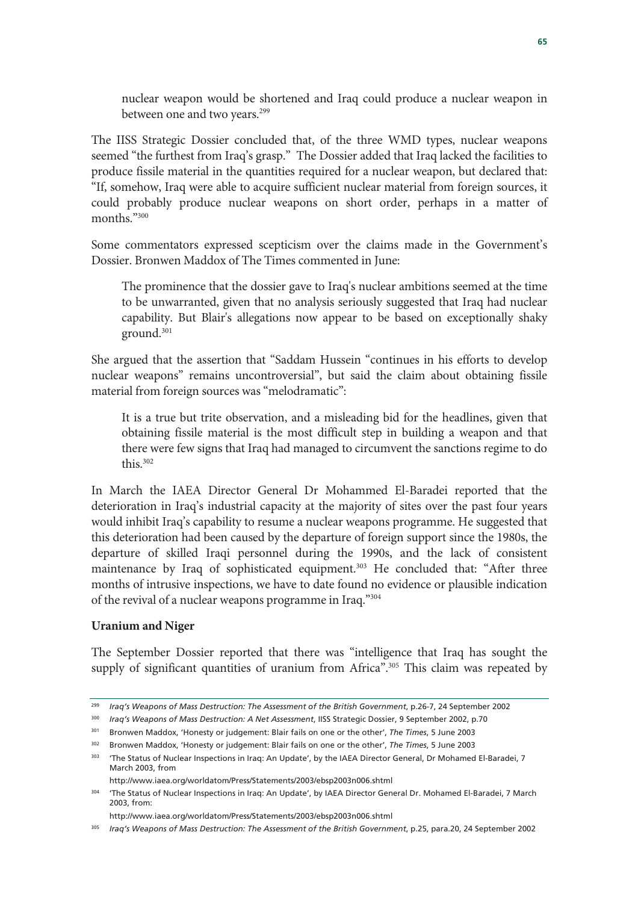nuclear weapon would be shortened and Iraq could produce a nuclear weapon in between one and two years.[299]

The IISS Strategic Dossier concluded that, of the three WMD types, nuclear weapons seemed "the furthest from Iraq's grasp." The Dossier added that Iraq lacked the facilities to produce fissile material in the quantities required for a nuclear weapon, but declared that: "If, somehow, Iraq were able to acquire sufficient nuclear material from foreign sources, it could probably produce nuclear weapons on short order, perhaps in a matter of months."[300]

Some commentators expressed scepticism over the claims made in the Government's Dossier. Bronwen Maddox of The Times commented in June:

> The prominence that the dossier gave to Iraq's nuclear ambitions seemed at the time to be unwarranted, given that no analysis seriously suggested that Iraq had nuclear capability. But Blair's allegations now appear to be based on exceptionally shaky ground.[301]

She argued that the assertion that "Saddam Hussein "continues in his efforts to develop nuclear weapons" remains uncontroversial", but said the claim about obtaining fissile material from foreign sources was "melodramatic":

> It is a true but trite observation, and a misleading bid for the headlines, given that obtaining fissile material is the most difficult step in building a weapon and that there were few signs that Iraq had managed to circumvent the sanctions regime to do this.[302]

In March the IAEA Director General Dr Mohammed El-Baradei reported that the deterioration in Iraq's industrial capacity at the majority of sites over the past four years would inhibit Iraq's capability to resume a nuclear weapons programme. He suggested that this deterioration had been caused by the departure of foreign support since the 1980s, the departure of skilled Iraqi personnel during the 1990s, and the lack of consistent maintenance by Iraq of sophisticated equipment.[303] He concluded that: "After three months of intrusive inspections, we have to date found no evidence or plausible indication of the revival of a nuclear weapons programme in Iraq."[304]

**Uranium and Niger**

The September Dossier reported that there was "intelligence that Iraq has sought the supply of significant quantities of uranium from Africa".[305] This claim was repeated by

---

[299] *Iraq's Weapons of Mass Destruction: The Assessment of the British Government*, p.26-7, 24 September 2002

[300] *Iraq's Weapons of Mass Destruction: A Net Assessment*, IISS Strategic Dossier, 9 September 2002, p.70

[301] Bronwen Maddox, 'Honesty or judgement: Blair fails on one or the other', *The Times*, 5 June 2003

[302] Bronwen Maddox, 'Honesty or judgement: Blair fails on one or the other', *The Times*, 5 June 2003

[303] 'The Status of Nuclear Inspections in Iraq: An Update', by the IAEA Director General, Dr Mohamed El-Baradei, 7 March 2003, from http://www.iaea.org/worldatom/Press/Statements/2003/ebsp2003n006.shtml

[304] 'The Status of Nuclear Inspections in Iraq: An Update', by IAEA Director General Dr. Mohamed El-Baradei, 7 March 2003, from: http://www.iaea.org/worldatom/Press/Statements/2003/ebsp2003n006.shtml

[305] *Iraq's Weapons of Mass Destruction: The Assessment of the British Government*, p.25, para.20, 24 September 2002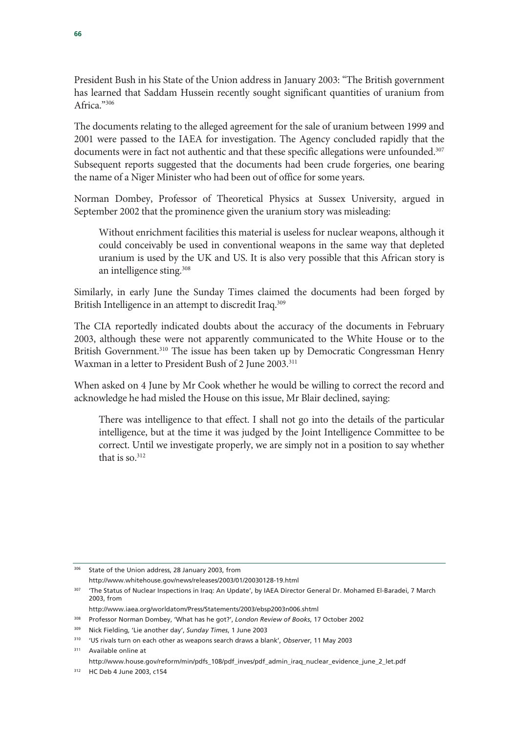President Bush in his State of the Union address in January 2003: "The British government has learned that Saddam Hussein recently sought significant quantities of uranium from Africa."[306]

The documents relating to the alleged agreement for the sale of uranium between 1999 and 2001 were passed to the IAEA for investigation. The Agency concluded rapidly that the documents were in fact not authentic and that these specific allegations were unfounded.[307] Subsequent reports suggested that the documents had been crude forgeries, one bearing the name of a Niger Minister who had been out of office for some years.

Norman Dombey, Professor of Theoretical Physics at Sussex University, argued in September 2002 that the prominence given the uranium story was misleading:

> Without enrichment facilities this material is useless for nuclear weapons, although it could conceivably be used in conventional weapons in the same way that depleted uranium is used by the UK and US. It is also very possible that this African story is an intelligence sting.[308]

Similarly, in early June the Sunday Times claimed the documents had been forged by British Intelligence in an attempt to discredit Iraq.[309]

The CIA reportedly indicated doubts about the accuracy of the documents in February 2003, although these were not apparently communicated to the White House or to the British Government.[310] The issue has been taken up by Democratic Congressman Henry Waxman in a letter to President Bush of 2 June 2003.[311]

When asked on 4 June by Mr Cook whether he would be willing to correct the record and acknowledge he had misled the House on this issue, Mr Blair declined, saying:

> There was intelligence to that effect. I shall not go into the details of the particular intelligence, but at the time it was judged by the Joint Intelligence Committee to be correct. Until we investigate properly, we are simply not in a position to say whether that is so.[312]

---

306 State of the Union address, 28 January 2003, from http://www.whitehouse.gov/news/releases/2003/01/20030128-19.html

307 'The Status of Nuclear Inspections in Iraq: An Update', by IAEA Director General Dr. Mohamed El-Baradei, 7 March 2003, from http://www.iaea.org/worldatom/Press/Statements/2003/ebsp2003n006.shtml

308 Professor Norman Dombey, 'What has he got?', *London Review of Books*, 17 October 2002

309 Nick Fielding, 'Lie another day', *Sunday Times*, 1 June 2003

310 'US rivals turn on each other as weapons search draws a blank', *Observer*, 11 May 2003

311 Available online at http://www.house.gov/reform/min/pdfs_108/pdf_inves/pdf_admin_iraq_nuclear_evidence_june_2_let.pdf

312 HC Deb 4 June 2003, c154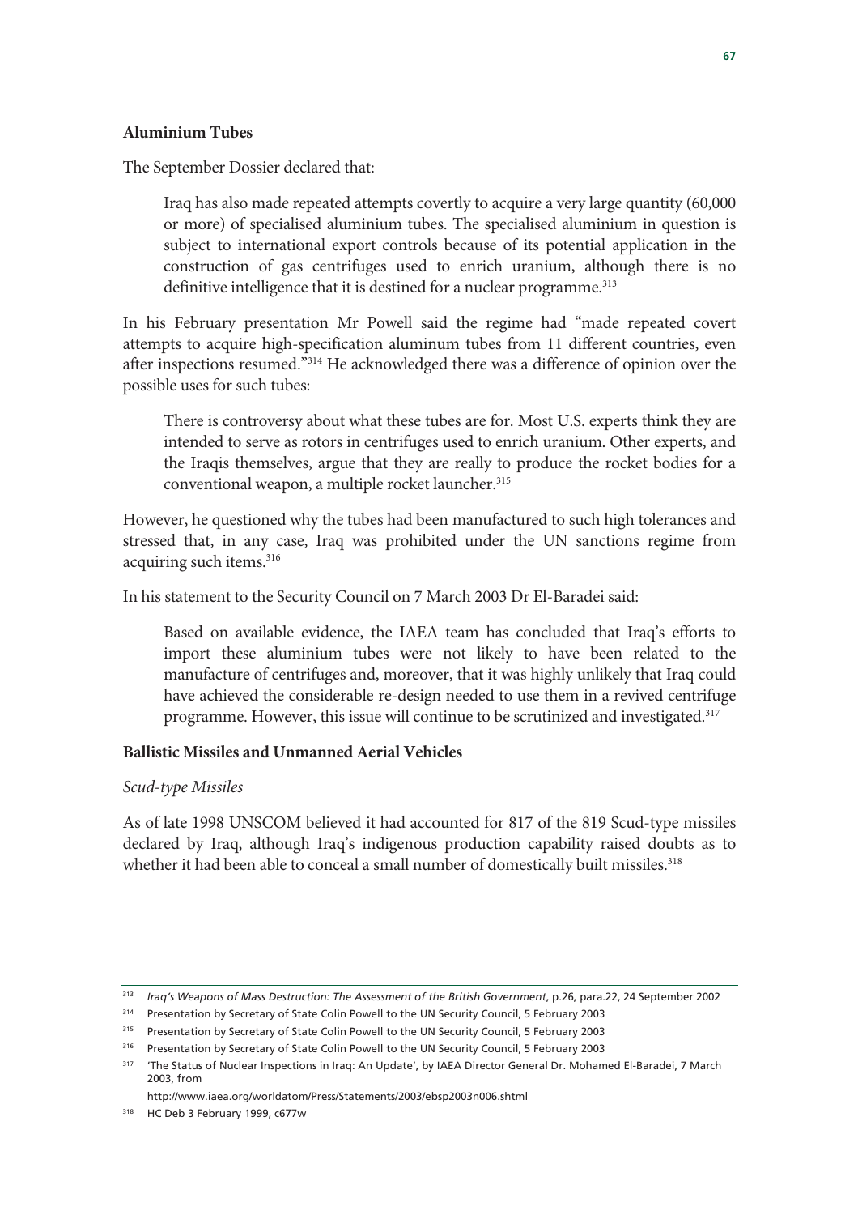**Aluminium Tubes**

The September Dossier declared that:

> Iraq has also made repeated attempts covertly to acquire a very large quantity (60,000 or more) of specialised aluminium tubes. The specialised aluminium in question is subject to international export controls because of its potential application in the construction of gas centrifuges used to enrich uranium, although there is no definitive intelligence that it is destined for a nuclear programme.[313]

In his February presentation Mr Powell said the regime had "made repeated covert attempts to acquire high-specification aluminum tubes from 11 different countries, even after inspections resumed."[314] He acknowledged there was a difference of opinion over the possible uses for such tubes:

> There is controversy about what these tubes are for. Most U.S. experts think they are intended to serve as rotors in centrifuges used to enrich uranium. Other experts, and the Iraqis themselves, argue that they are really to produce the rocket bodies for a conventional weapon, a multiple rocket launcher.[315]

However, he questioned why the tubes had been manufactured to such high tolerances and stressed that, in any case, Iraq was prohibited under the UN sanctions regime from acquiring such items.[316]

In his statement to the Security Council on 7 March 2003 Dr El-Baradei said:

> Based on available evidence, the IAEA team has concluded that Iraq's efforts to import these aluminium tubes were not likely to have been related to the manufacture of centrifuges and, moreover, that it was highly unlikely that Iraq could have achieved the considerable re-design needed to use them in a revived centrifuge programme. However, this issue will continue to be scrutinized and investigated.[317]

**Ballistic Missiles and Unmanned Aerial Vehicles**

*Scud-type Missiles*

As of late 1998 UNSCOM believed it had accounted for 817 of the 819 Scud-type missiles declared by Iraq, although Iraq's indigenous production capability raised doubts as to whether it had been able to conceal a small number of domestically built missiles.[318]

---

[313] *Iraq's Weapons of Mass Destruction: The Assessment of the British Government*, p.26, para.22, 24 September 2002

[314] Presentation by Secretary of State Colin Powell to the UN Security Council, 5 February 2003

[315] Presentation by Secretary of State Colin Powell to the UN Security Council, 5 February 2003

[316] Presentation by Secretary of State Colin Powell to the UN Security Council, 5 February 2003

[317] 'The Status of Nuclear Inspections in Iraq: An Update', by IAEA Director General Dr. Mohamed El-Baradei, 7 March 2003, from http://www.iaea.org/worldatom/Press/Statements/2003/ebsp2003n006.shtml

[318] HC Deb 3 February 1999, c677w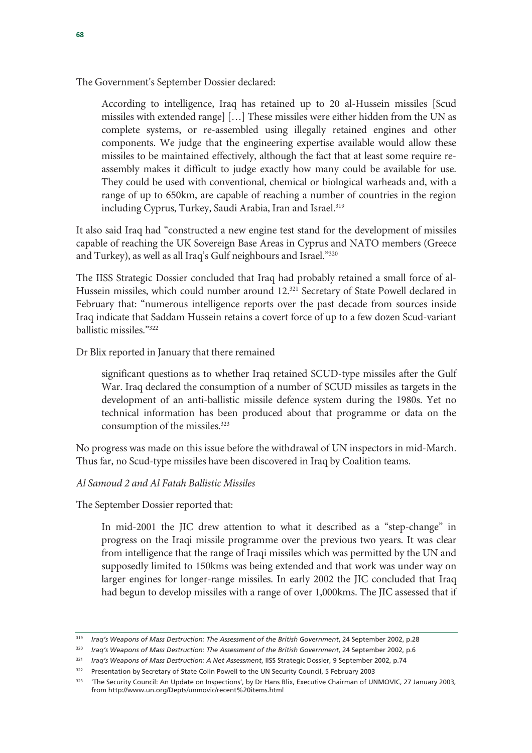The Government's September Dossier declared:

> According to intelligence, Iraq has retained up to 20 al-Hussein missiles [Scud missiles with extended range] […] These missiles were either hidden from the UN as complete systems, or re-assembled using illegally retained engines and other components. We judge that the engineering expertise available would allow these missiles to be maintained effectively, although the fact that at least some require re-assembly makes it difficult to judge exactly how many could be available for use. They could be used with conventional, chemical or biological warheads and, with a range of up to 650km, are capable of reaching a number of countries in the region including Cyprus, Turkey, Saudi Arabia, Iran and Israel.[319]

It also said Iraq had "constructed a new engine test stand for the development of missiles capable of reaching the UK Sovereign Base Areas in Cyprus and NATO members (Greece and Turkey), as well as all Iraq's Gulf neighbours and Israel."[320]

The IISS Strategic Dossier concluded that Iraq had probably retained a small force of al-Hussein missiles, which could number around 12.[321] Secretary of State Powell declared in February that: "numerous intelligence reports over the past decade from sources inside Iraq indicate that Saddam Hussein retains a covert force of up to a few dozen Scud-variant ballistic missiles."[322]

Dr Blix reported in January that there remained

> significant questions as to whether Iraq retained SCUD-type missiles after the Gulf War. Iraq declared the consumption of a number of SCUD missiles as targets in the development of an anti-ballistic missile defence system during the 1980s. Yet no technical information has been produced about that programme or data on the consumption of the missiles.[323]

No progress was made on this issue before the withdrawal of UN inspectors in mid-March. Thus far, no Scud-type missiles have been discovered in Iraq by Coalition teams.

*Al Samoud 2 and Al Fatah Ballistic Missiles*

The September Dossier reported that:

> In mid-2001 the JIC drew attention to what it described as a "step-change" in progress on the Iraqi missile programme over the previous two years. It was clear from intelligence that the range of Iraqi missiles which was permitted by the UN and supposedly limited to 150kms was being extended and that work was under way on larger engines for longer-range missiles. In early 2002 the JIC concluded that Iraq had begun to develop missiles with a range of over 1,000kms. The JIC assessed that if

---

[319] *Iraq's Weapons of Mass Destruction: The Assessment of the British Government*, 24 September 2002, p.28

[320] *Iraq's Weapons of Mass Destruction: The Assessment of the British Government*, 24 September 2002, p.6

[321] *Iraq's Weapons of Mass Destruction: A Net Assessment*, IISS Strategic Dossier, 9 September 2002, p.74

[322] Presentation by Secretary of State Colin Powell to the UN Security Council, 5 February 2003

[323] 'The Security Council: An Update on Inspections', by Dr Hans Blix, Executive Chairman of UNMOVIC, 27 January 2003, from http://www.un.org/Depts/unmovic/recent%20items.html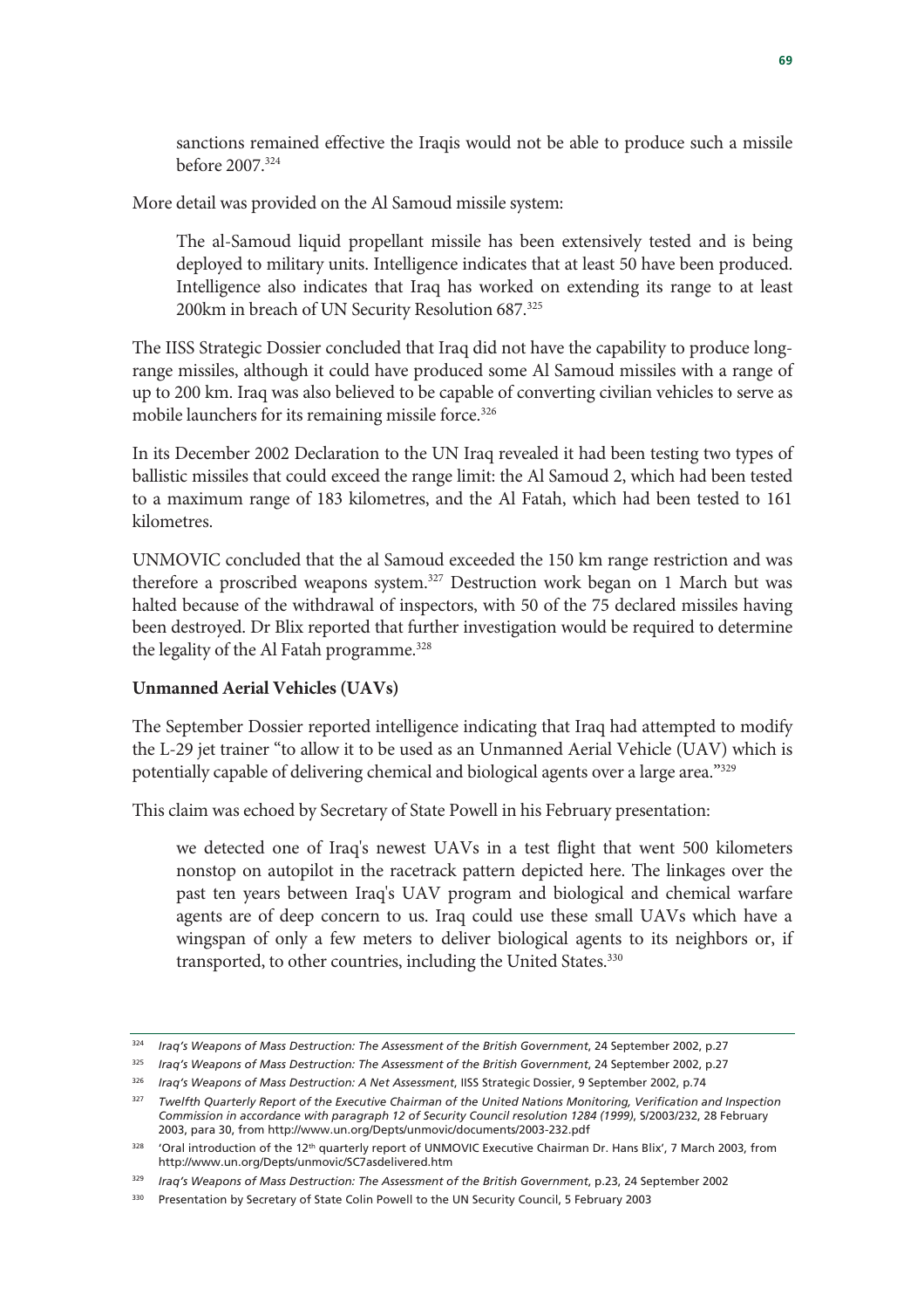sanctions remained effective the Iraqis would not be able to produce such a missile before 2007.[324]

More detail was provided on the Al Samoud missile system:

> The al-Samoud liquid propellant missile has been extensively tested and is being deployed to military units. Intelligence indicates that at least 50 have been produced. Intelligence also indicates that Iraq has worked on extending its range to at least 200km in breach of UN Security Resolution 687.[325]

The IISS Strategic Dossier concluded that Iraq did not have the capability to produce long-range missiles, although it could have produced some Al Samoud missiles with a range of up to 200 km. Iraq was also believed to be capable of converting civilian vehicles to serve as mobile launchers for its remaining missile force.[326]

In its December 2002 Declaration to the UN Iraq revealed it had been testing two types of ballistic missiles that could exceed the range limit: the Al Samoud 2, which had been tested to a maximum range of 183 kilometres, and the Al Fatah, which had been tested to 161 kilometres.

UNMOVIC concluded that the al Samoud exceeded the 150 km range restriction and was therefore a proscribed weapons system.[327] Destruction work began on 1 March but was halted because of the withdrawal of inspectors, with 50 of the 75 declared missiles having been destroyed. Dr Blix reported that further investigation would be required to determine the legality of the Al Fatah programme.[328]

**Unmanned Aerial Vehicles (UAVs)**

The September Dossier reported intelligence indicating that Iraq had attempted to modify the L-29 jet trainer "to allow it to be used as an Unmanned Aerial Vehicle (UAV) which is potentially capable of delivering chemical and biological agents over a large area."[329]

This claim was echoed by Secretary of State Powell in his February presentation:

> we detected one of Iraq's newest UAVs in a test flight that went 500 kilometers nonstop on autopilot in the racetrack pattern depicted here. The linkages over the past ten years between Iraq's UAV program and biological and chemical warfare agents are of deep concern to us. Iraq could use these small UAVs which have a wingspan of only a few meters to deliver biological agents to its neighbors or, if transported, to other countries, including the United States.[330]

---

[324] *Iraq's Weapons of Mass Destruction: The Assessment of the British Government*, 24 September 2002, p.27

[325] *Iraq's Weapons of Mass Destruction: The Assessment of the British Government*, 24 September 2002, p.27

[326] *Iraq's Weapons of Mass Destruction: A Net Assessment*, IISS Strategic Dossier, 9 September 2002, p.74

[327] *Twelfth Quarterly Report of the Executive Chairman of the United Nations Monitoring, Verification and Inspection Commission in accordance with paragraph 12 of Security Council resolution 1284 (1999)*, S/2003/232, 28 February 2003, para 30, from http://www.un.org/Depts/unmovic/documents/2003-232.pdf

[328] 'Oral introduction of the 12th quarterly report of UNMOVIC Executive Chairman Dr. Hans Blix', 7 March 2003, from http://www.un.org/Depts/unmovic/SC7asdelivered.htm

[329] *Iraq's Weapons of Mass Destruction: The Assessment of the British Government*, p.23, 24 September 2002

[330] Presentation by Secretary of State Colin Powell to the UN Security Council, 5 February 2003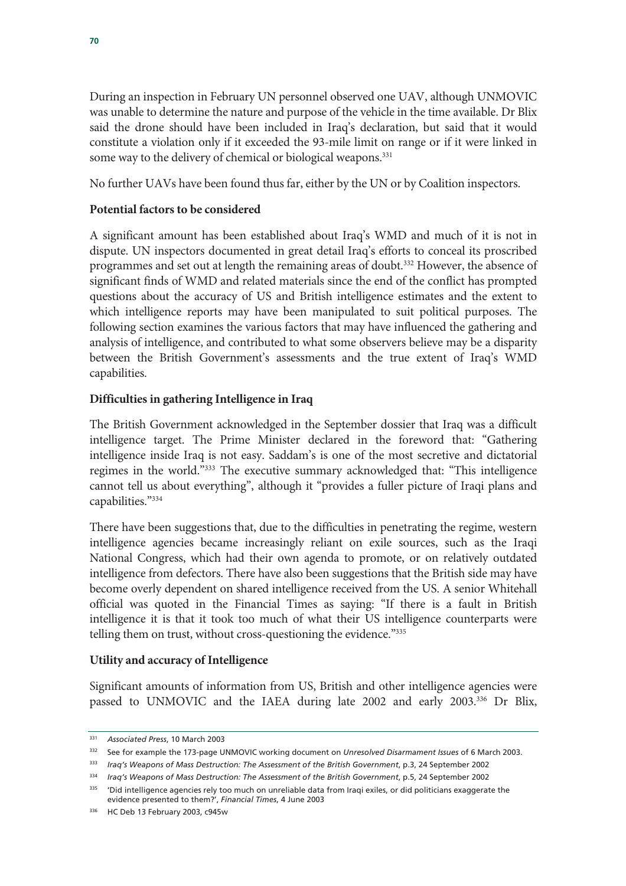During an inspection in February UN personnel observed one UAV, although UNMOVIC was unable to determine the nature and purpose of the vehicle in the time available. Dr Blix said the drone should have been included in Iraq's declaration, but said that it would constitute a violation only if it exceeded the 93-mile limit on range or if it were linked in some way to the delivery of chemical or biological weapons.[331]

No further UAVs have been found thus far, either by the UN or by Coalition inspectors.

**Potential factors to be considered**

A significant amount has been established about Iraq's WMD and much of it is not in dispute. UN inspectors documented in great detail Iraq's efforts to conceal its proscribed programmes and set out at length the remaining areas of doubt.[332] However, the absence of significant finds of WMD and related materials since the end of the conflict has prompted questions about the accuracy of US and British intelligence estimates and the extent to which intelligence reports may have been manipulated to suit political purposes. The following section examines the various factors that may have influenced the gathering and analysis of intelligence, and contributed to what some observers believe may be a disparity between the British Government's assessments and the true extent of Iraq's WMD capabilities.

**Difficulties in gathering Intelligence in Iraq**

The British Government acknowledged in the September dossier that Iraq was a difficult intelligence target. The Prime Minister declared in the foreword that: "Gathering intelligence inside Iraq is not easy. Saddam's is one of the most secretive and dictatorial regimes in the world."[333] The executive summary acknowledged that: "This intelligence cannot tell us about everything", although it "provides a fuller picture of Iraqi plans and capabilities."[334]

There have been suggestions that, due to the difficulties in penetrating the regime, western intelligence agencies became increasingly reliant on exile sources, such as the Iraqi National Congress, which had their own agenda to promote, or on relatively outdated intelligence from defectors. There have also been suggestions that the British side may have become overly dependent on shared intelligence received from the US. A senior Whitehall official was quoted in the Financial Times as saying: "If there is a fault in British intelligence it is that it took too much of what their US intelligence counterparts were telling them on trust, without cross-questioning the evidence."[335]

**Utility and accuracy of Intelligence**

Significant amounts of information from US, British and other intelligence agencies were passed to UNMOVIC and the IAEA during late 2002 and early 2003.[336] Dr Blix,

---

[331] *Associated Press*, 10 March 2003

[332] See for example the 173-page UNMOVIC working document on *Unresolved Disarmament Issues* of 6 March 2003.

[333] *Iraq's Weapons of Mass Destruction: The Assessment of the British Government*, p.3, 24 September 2002

[334] *Iraq's Weapons of Mass Destruction: The Assessment of the British Government*, p.5, 24 September 2002

[335] 'Did intelligence agencies rely too much on unreliable data from Iraqi exiles, or did politicians exaggerate the evidence presented to them?', *Financial Times*, 4 June 2003

[336] HC Deb 13 February 2003, c945w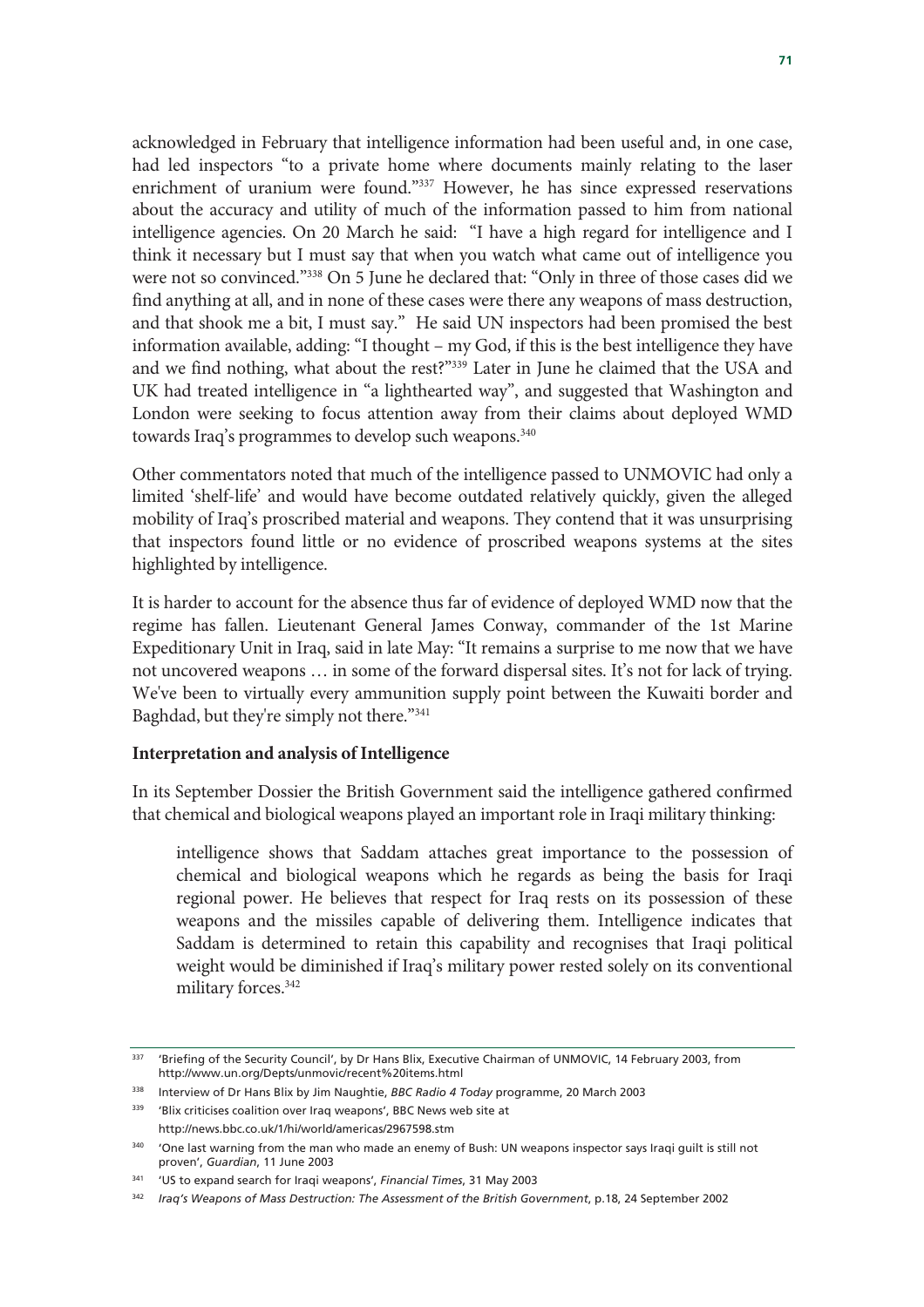acknowledged in February that intelligence information had been useful and, in one case, had led inspectors "to a private home where documents mainly relating to the laser enrichment of uranium were found."[337] However, he has since expressed reservations about the accuracy and utility of much of the information passed to him from national intelligence agencies. On 20 March he said: "I have a high regard for intelligence and I think it necessary but I must say that when you watch what came out of intelligence you were not so convinced."[338] On 5 June he declared that: "Only in three of those cases did we find anything at all, and in none of these cases were there any weapons of mass destruction, and that shook me a bit, I must say." He said UN inspectors had been promised the best information available, adding: "I thought – my God, if this is the best intelligence they have and we find nothing, what about the rest?"[339] Later in June he claimed that the USA and UK had treated intelligence in "a lighthearted way", and suggested that Washington and London were seeking to focus attention away from their claims about deployed WMD towards Iraq's programmes to develop such weapons.[340]

Other commentators noted that much of the intelligence passed to UNMOVIC had only a limited 'shelf-life' and would have become outdated relatively quickly, given the alleged mobility of Iraq's proscribed material and weapons. They contend that it was unsurprising that inspectors found little or no evidence of proscribed weapons systems at the sites highlighted by intelligence.

It is harder to account for the absence thus far of evidence of deployed WMD now that the regime has fallen. Lieutenant General James Conway, commander of the 1st Marine Expeditionary Unit in Iraq, said in late May: "It remains a surprise to me now that we have not uncovered weapons … in some of the forward dispersal sites. It's not for lack of trying. We've been to virtually every ammunition supply point between the Kuwaiti border and Baghdad, but they're simply not there."[341]

**Interpretation and analysis of Intelligence**

In its September Dossier the British Government said the intelligence gathered confirmed that chemical and biological weapons played an important role in Iraqi military thinking:

> intelligence shows that Saddam attaches great importance to the possession of chemical and biological weapons which he regards as being the basis for Iraqi regional power. He believes that respect for Iraq rests on its possession of these weapons and the missiles capable of delivering them. Intelligence indicates that Saddam is determined to retain this capability and recognises that Iraqi political weight would be diminished if Iraq's military power rested solely on its conventional military forces.[342]

---

[337] 'Briefing of the Security Council', by Dr Hans Blix, Executive Chairman of UNMOVIC, 14 February 2003, from http://www.un.org/Depts/unmovic/recent%20items.html

[338] Interview of Dr Hans Blix by Jim Naughtie, *BBC Radio 4 Today* programme, 20 March 2003

[339] 'Blix criticises coalition over Iraq weapons', BBC News web site at http://news.bbc.co.uk/1/hi/world/americas/2967598.stm

[340] 'One last warning from the man who made an enemy of Bush: UN weapons inspector says Iraqi guilt is still not proven', *Guardian*, 11 June 2003

[341] 'US to expand search for Iraqi weapons', *Financial Times*, 31 May 2003

[342] *Iraq's Weapons of Mass Destruction: The Assessment of the British Government*, p.18, 24 September 2002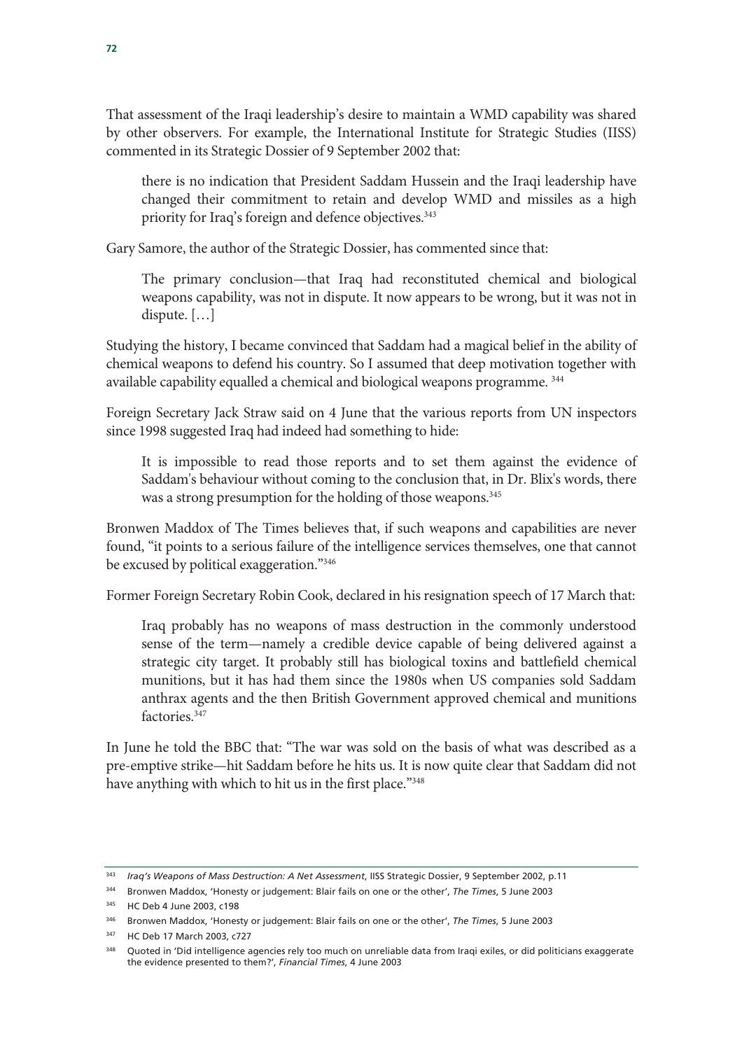That assessment of the Iraqi leadership's desire to maintain a WMD capability was shared by other observers. For example, the International Institute for Strategic Studies (IISS) commented in its Strategic Dossier of 9 September 2002 that:

> there is no indication that President Saddam Hussein and the Iraqi leadership have changed their commitment to retain and develop WMD and missiles as a high priority for Iraq's foreign and defence objectives.[343]

Gary Samore, the author of the Strategic Dossier, has commented since that:

> The primary conclusion—that Iraq had reconstituted chemical and biological weapons capability, was not in dispute. It now appears to be wrong, but it was not in dispute. […]

Studying the history, I became convinced that Saddam had a magical belief in the ability of chemical weapons to defend his country. So I assumed that deep motivation together with available capability equalled a chemical and biological weapons programme. [344]

Foreign Secretary Jack Straw said on 4 June that the various reports from UN inspectors since 1998 suggested Iraq had indeed had something to hide:

> It is impossible to read those reports and to set them against the evidence of Saddam's behaviour without coming to the conclusion that, in Dr. Blix's words, there was a strong presumption for the holding of those weapons.[345]

Bronwen Maddox of The Times believes that, if such weapons and capabilities are never found, "it points to a serious failure of the intelligence services themselves, one that cannot be excused by political exaggeration."[346]

Former Foreign Secretary Robin Cook, declared in his resignation speech of 17 March that:

> Iraq probably has no weapons of mass destruction in the commonly understood sense of the term—namely a credible device capable of being delivered against a strategic city target. It probably still has biological toxins and battlefield chemical munitions, but it has had them since the 1980s when US companies sold Saddam anthrax agents and the then British Government approved chemical and munitions factories.[347]

In June he told the BBC that: "The war was sold on the basis of what was described as a pre-emptive strike—hit Saddam before he hits us. It is now quite clear that Saddam did not have anything with which to hit us in the first place."[348]

---

[343] *Iraq's Weapons of Mass Destruction: A Net Assessment*, IISS Strategic Dossier, 9 September 2002, p.11

[344] Bronwen Maddox, 'Honesty or judgement: Blair fails on one or the other', *The Times*, 5 June 2003

[345] HC Deb 4 June 2003, c198

[346] Bronwen Maddox, 'Honesty or judgement: Blair fails on one or the other', *The Times*, 5 June 2003

[347] HC Deb 17 March 2003, c727

[348] Quoted in 'Did intelligence agencies rely too much on unreliable data from Iraqi exiles, or did politicians exaggerate the evidence presented to them?', *Financial Times*, 4 June 2003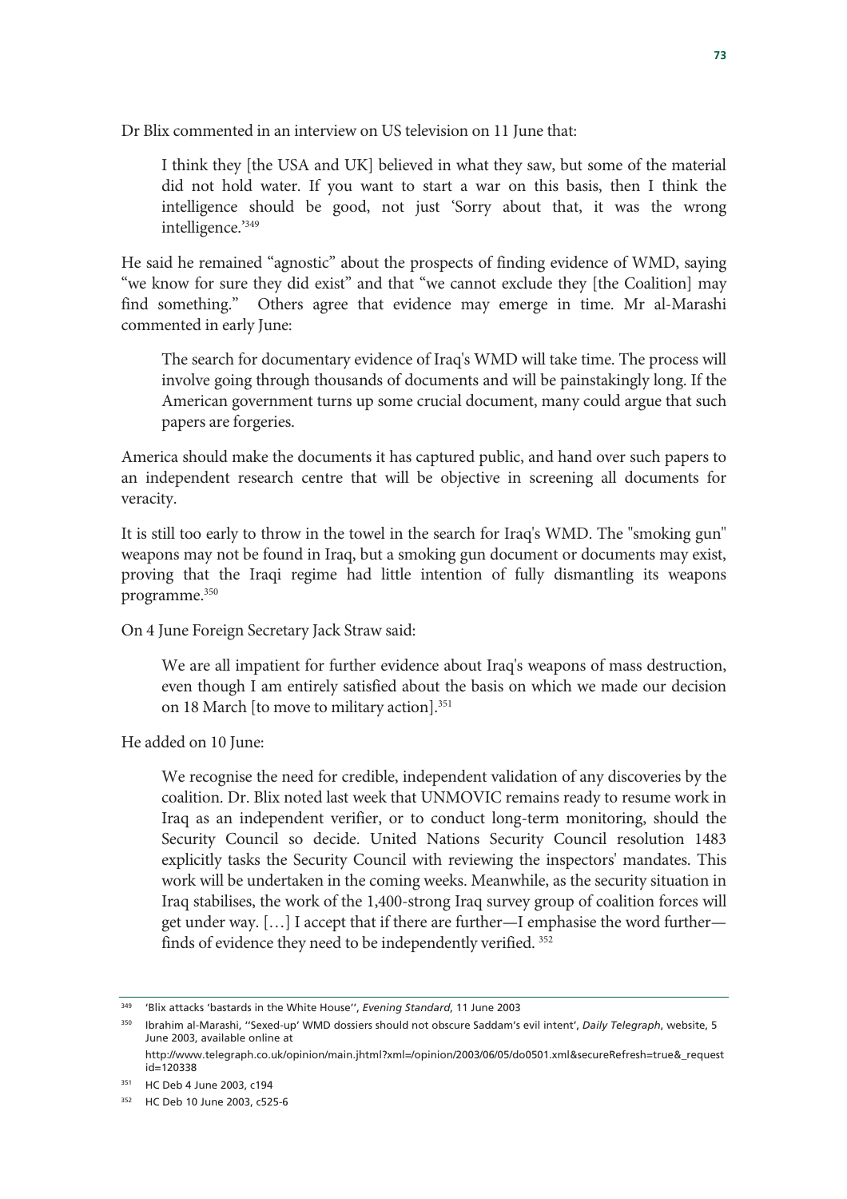Dr Blix commented in an interview on US television on 11 June that:

> I think they [the USA and UK] believed in what they saw, but some of the material did not hold water. If you want to start a war on this basis, then I think the intelligence should be good, not just 'Sorry about that, it was the wrong intelligence.'[349]

He said he remained "agnostic" about the prospects of finding evidence of WMD, saying "we know for sure they did exist" and that "we cannot exclude they [the Coalition] may find something." Others agree that evidence may emerge in time. Mr al-Marashi commented in early June:

> The search for documentary evidence of Iraq's WMD will take time. The process will involve going through thousands of documents and will be painstakingly long. If the American government turns up some crucial document, many could argue that such papers are forgeries.
>
> America should make the documents it has captured public, and hand over such papers to an independent research centre that will be objective in screening all documents for veracity.
>
> It is still too early to throw in the towel in the search for Iraq's WMD. The "smoking gun" weapons may not be found in Iraq, but a smoking gun document or documents may exist, proving that the Iraqi regime had little intention of fully dismantling its weapons programme.[350]

On 4 June Foreign Secretary Jack Straw said:

> We are all impatient for further evidence about Iraq's weapons of mass destruction, even though I am entirely satisfied about the basis on which we made our decision on 18 March [to move to military action].[351]

He added on 10 June:

> We recognise the need for credible, independent validation of any discoveries by the coalition. Dr. Blix noted last week that UNMOVIC remains ready to resume work in Iraq as an independent verifier, or to conduct long-term monitoring, should the Security Council so decide. United Nations Security Council resolution 1483 explicitly tasks the Security Council with reviewing the inspectors' mandates. This work will be undertaken in the coming weeks. Meanwhile, as the security situation in Iraq stabilises, the work of the 1,400-strong Iraq survey group of coalition forces will get under way. […] I accept that if there are further—I emphasise the word further—finds of evidence they need to be independently verified. [352]

---

[349] 'Blix attacks 'bastards in the White House'', *Evening Standard*, 11 June 2003

[350] Ibrahim al-Marashi, ''Sexed-up' WMD dossiers should not obscure Saddam's evil intent', *Daily Telegraph*, website, 5 June 2003, available online at http://www.telegraph.co.uk/opinion/main.jhtml?xml=/opinion/2003/06/05/do0501.xml&secureRefresh=true&_requestid=120338

[351] HC Deb 4 June 2003, c194

[352] HC Deb 10 June 2003, c525-6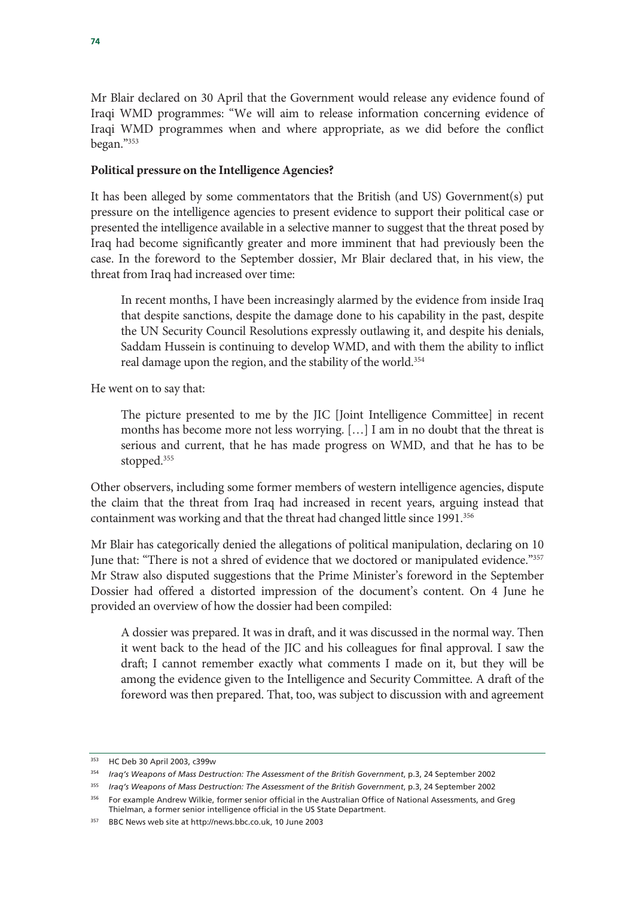Mr Blair declared on 30 April that the Government would release any evidence found of Iraqi WMD programmes: "We will aim to release information concerning evidence of Iraqi WMD programmes when and where appropriate, as we did before the conflict began."[353]

**Political pressure on the Intelligence Agencies?**

It has been alleged by some commentators that the British (and US) Government(s) put pressure on the intelligence agencies to present evidence to support their political case or presented the intelligence available in a selective manner to suggest that the threat posed by Iraq had become significantly greater and more imminent that had previously been the case. In the foreword to the September dossier, Mr Blair declared that, in his view, the threat from Iraq had increased over time:

> In recent months, I have been increasingly alarmed by the evidence from inside Iraq that despite sanctions, despite the damage done to his capability in the past, despite the UN Security Council Resolutions expressly outlawing it, and despite his denials, Saddam Hussein is continuing to develop WMD, and with them the ability to inflict real damage upon the region, and the stability of the world.[354]

He went on to say that:

> The picture presented to me by the JIC [Joint Intelligence Committee] in recent months has become more not less worrying. […] I am in no doubt that the threat is serious and current, that he has made progress on WMD, and that he has to be stopped.[355]

Other observers, including some former members of western intelligence agencies, dispute the claim that the threat from Iraq had increased in recent years, arguing instead that containment was working and that the threat had changed little since 1991.[356]

Mr Blair has categorically denied the allegations of political manipulation, declaring on 10 June that: "There is not a shred of evidence that we doctored or manipulated evidence."[357] Mr Straw also disputed suggestions that the Prime Minister's foreword in the September Dossier had offered a distorted impression of the document's content. On 4 June he provided an overview of how the dossier had been compiled:

> A dossier was prepared. It was in draft, and it was discussed in the normal way. Then it went back to the head of the JIC and his colleagues for final approval. I saw the draft; I cannot remember exactly what comments I made on it, but they will be among the evidence given to the Intelligence and Security Committee. A draft of the foreword was then prepared. That, too, was subject to discussion with and agreement

---

[353] HC Deb 30 April 2003, c399w

[354] *Iraq's Weapons of Mass Destruction: The Assessment of the British Government*, p.3, 24 September 2002

[355] *Iraq's Weapons of Mass Destruction: The Assessment of the British Government*, p.3, 24 September 2002

[356] For example Andrew Wilkie, former senior official in the Australian Office of National Assessments, and Greg Thielman, a former senior intelligence official in the US State Department.

[357] BBC News web site at http://news.bbc.co.uk, 10 June 2003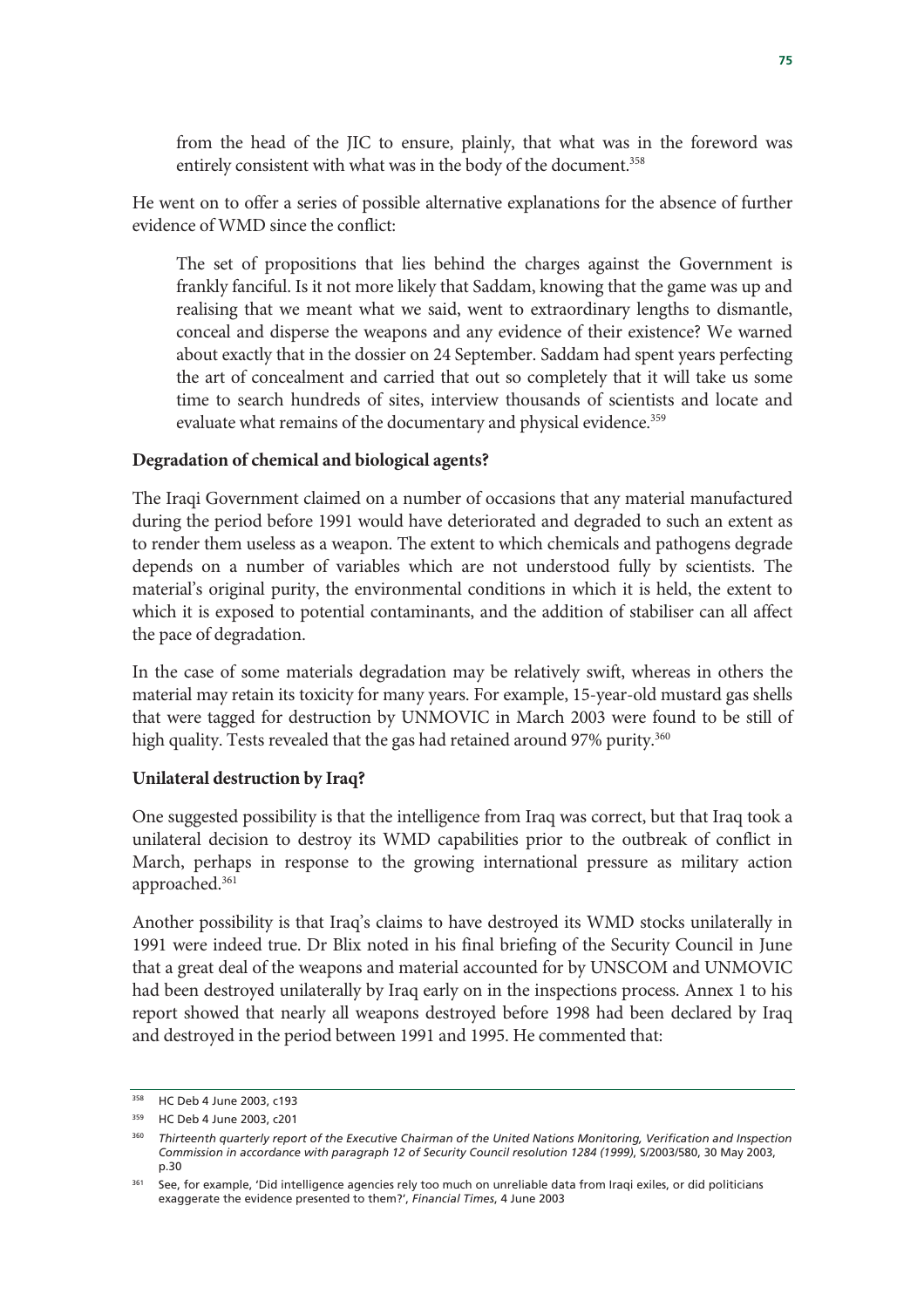> from the head of the JIC to ensure, plainly, that what was in the foreword was entirely consistent with what was in the body of the document.[358]

He went on to offer a series of possible alternative explanations for the absence of further evidence of WMD since the conflict:

> The set of propositions that lies behind the charges against the Government is frankly fanciful. Is it not more likely that Saddam, knowing that the game was up and realising that we meant what we said, went to extraordinary lengths to dismantle, conceal and disperse the weapons and any evidence of their existence? We warned about exactly that in the dossier on 24 September. Saddam had spent years perfecting the art of concealment and carried that out so completely that it will take us some time to search hundreds of sites, interview thousands of scientists and locate and evaluate what remains of the documentary and physical evidence.[359]

**Degradation of chemical and biological agents?**

The Iraqi Government claimed on a number of occasions that any material manufactured during the period before 1991 would have deteriorated and degraded to such an extent as to render them useless as a weapon. The extent to which chemicals and pathogens degrade depends on a number of variables which are not understood fully by scientists. The material's original purity, the environmental conditions in which it is held, the extent to which it is exposed to potential contaminants, and the addition of stabiliser can all affect the pace of degradation.

In the case of some materials degradation may be relatively swift, whereas in others the material may retain its toxicity for many years. For example, 15-year-old mustard gas shells that were tagged for destruction by UNMOVIC in March 2003 were found to be still of high quality. Tests revealed that the gas had retained around 97% purity.[360]

**Unilateral destruction by Iraq?**

One suggested possibility is that the intelligence from Iraq was correct, but that Iraq took a unilateral decision to destroy its WMD capabilities prior to the outbreak of conflict in March, perhaps in response to the growing international pressure as military action approached.[361]

Another possibility is that Iraq's claims to have destroyed its WMD stocks unilaterally in 1991 were indeed true. Dr Blix noted in his final briefing of the Security Council in June that a great deal of the weapons and material accounted for by UNSCOM and UNMOVIC had been destroyed unilaterally by Iraq early on in the inspections process. Annex 1 to his report showed that nearly all weapons destroyed before 1998 had been declared by Iraq and destroyed in the period between 1991 and 1995. He commented that:

---

[358] HC Deb 4 June 2003, c193

[359] HC Deb 4 June 2003, c201

[360] *Thirteenth quarterly report of the Executive Chairman of the United Nations Monitoring, Verification and Inspection Commission in accordance with paragraph 12 of Security Council resolution 1284 (1999)*, S/2003/580, 30 May 2003, p.30

[361] See, for example, 'Did intelligence agencies rely too much on unreliable data from Iraqi exiles, or did politicians exaggerate the evidence presented to them?', *Financial Times*, 4 June 2003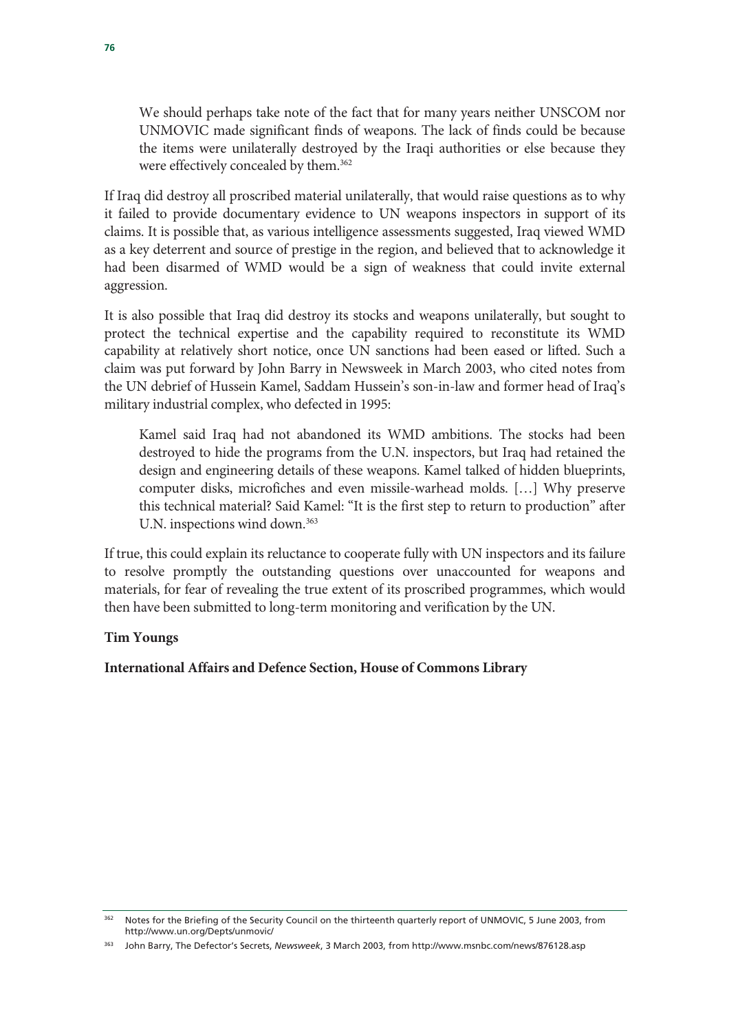> We should perhaps take note of the fact that for many years neither UNSCOM nor UNMOVIC made significant finds of weapons. The lack of finds could be because the items were unilaterally destroyed by the Iraqi authorities or else because they were effectively concealed by them.[362]

If Iraq did destroy all proscribed material unilaterally, that would raise questions as to why it failed to provide documentary evidence to UN weapons inspectors in support of its claims. It is possible that, as various intelligence assessments suggested, Iraq viewed WMD as a key deterrent and source of prestige in the region, and believed that to acknowledge it had been disarmed of WMD would be a sign of weakness that could invite external aggression.

It is also possible that Iraq did destroy its stocks and weapons unilaterally, but sought to protect the technical expertise and the capability required to reconstitute its WMD capability at relatively short notice, once UN sanctions had been eased or lifted. Such a claim was put forward by John Barry in Newsweek in March 2003, who cited notes from the UN debrief of Hussein Kamel, Saddam Hussein's son-in-law and former head of Iraq's military industrial complex, who defected in 1995:

> Kamel said Iraq had not abandoned its WMD ambitions. The stocks had been destroyed to hide the programs from the U.N. inspectors, but Iraq had retained the design and engineering details of these weapons. Kamel talked of hidden blueprints, computer disks, microfiches and even missile-warhead molds. […] Why preserve this technical material? Said Kamel: "It is the first step to return to production" after U.N. inspections wind down.[363]

If true, this could explain its reluctance to cooperate fully with UN inspectors and its failure to resolve promptly the outstanding questions over unaccounted for weapons and materials, for fear of revealing the true extent of its proscribed programmes, which would then have been submitted to long-term monitoring and verification by the UN.

**Tim Youngs**

**International Affairs and Defence Section, House of Commons Library**

---

[362] Notes for the Briefing of the Security Council on the thirteenth quarterly report of UNMOVIC, 5 June 2003, from http://www.un.org/Depts/unmovic/

[363] John Barry, The Defector's Secrets, *Newsweek*, 3 March 2003, from http://www.msnbc.com/news/876128.asp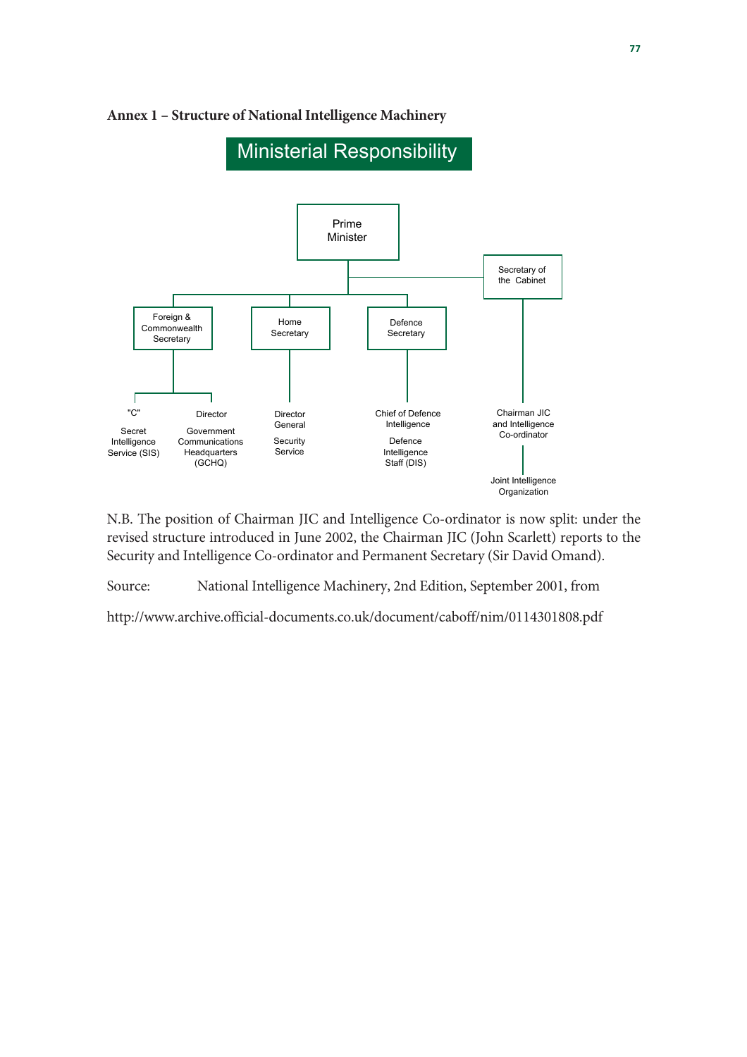## Annex 1 – Structure of National Intelligence Machinery

**Ministerial Responsibility**

Prime Minister

Secretary of the Cabinet

Foreign & Commonwealth Secretary

Home Secretary

Defence Secretary

"C"

Secret Intelligence Service (SIS)

Director

Government Communications Headquarters (GCHQ)

Director General

Security Service

Chief of Defence Intelligence

Defence Intelligence Staff (DIS)

Chairman JIC and Intelligence Co-ordinator

Joint Intelligence Organization

N.B. The position of Chairman JIC and Intelligence Co-ordinator is now split: under the revised structure introduced in June 2002, the Chairman JIC (John Scarlett) reports to the Security and Intelligence Co-ordinator and Permanent Secretary (Sir David Omand).

Source: National Intelligence Machinery, 2nd Edition, September 2001, from

http://www.archive.official-documents.co.uk/document/caboff/nim/0114301808.pdf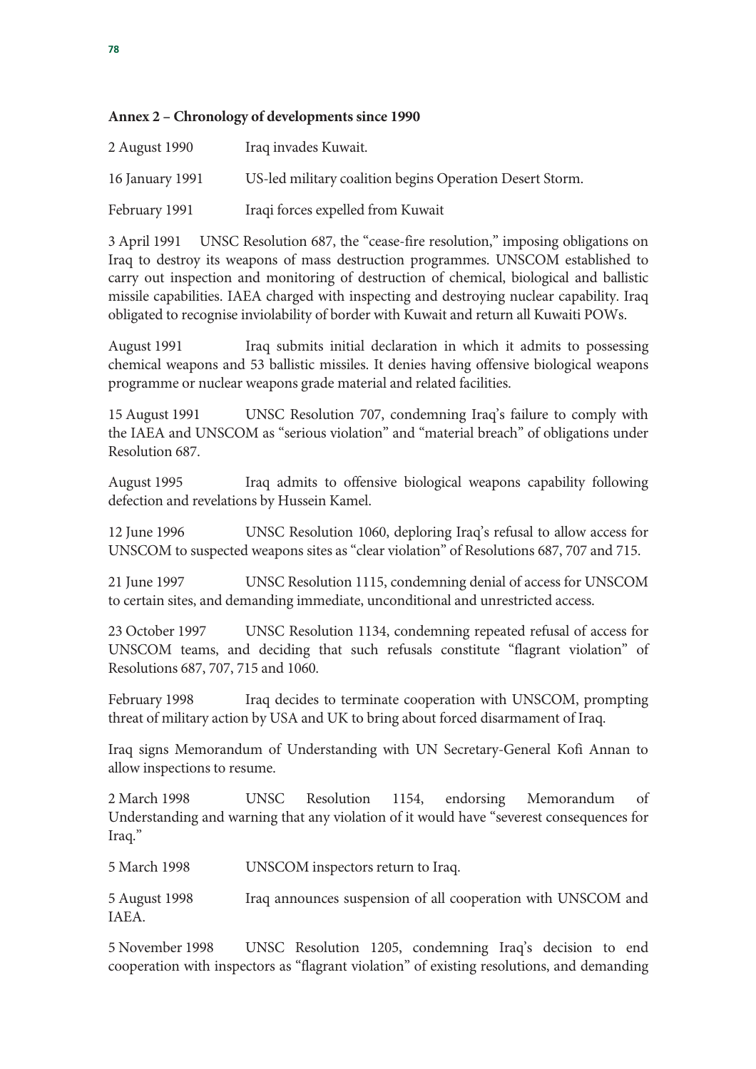**Annex 2 – Chronology of developments since 1990**

2 August 1990 Iraq invades Kuwait.

16 January 1991 US-led military coalition begins Operation Desert Storm.

February 1991 Iraqi forces expelled from Kuwait

3 April 1991 UNSC Resolution 687, the "cease-fire resolution," imposing obligations on Iraq to destroy its weapons of mass destruction programmes. UNSCOM established to carry out inspection and monitoring of destruction of chemical, biological and ballistic missile capabilities. IAEA charged with inspecting and destroying nuclear capability. Iraq obligated to recognise inviolability of border with Kuwait and return all Kuwaiti POWs.

August 1991 Iraq submits initial declaration in which it admits to possessing chemical weapons and 53 ballistic missiles. It denies having offensive biological weapons programme or nuclear weapons grade material and related facilities.

15 August 1991 UNSC Resolution 707, condemning Iraq's failure to comply with the IAEA and UNSCOM as "serious violation" and "material breach" of obligations under Resolution 687.

August 1995 Iraq admits to offensive biological weapons capability following defection and revelations by Hussein Kamel.

12 June 1996 UNSC Resolution 1060, deploring Iraq's refusal to allow access for UNSCOM to suspected weapons sites as "clear violation" of Resolutions 687, 707 and 715.

21 June 1997 UNSC Resolution 1115, condemning denial of access for UNSCOM to certain sites, and demanding immediate, unconditional and unrestricted access.

23 October 1997 UNSC Resolution 1134, condemning repeated refusal of access for UNSCOM teams, and deciding that such refusals constitute "flagrant violation" of Resolutions 687, 707, 715 and 1060.

February 1998 Iraq decides to terminate cooperation with UNSCOM, prompting threat of military action by USA and UK to bring about forced disarmament of Iraq.

Iraq signs Memorandum of Understanding with UN Secretary-General Kofi Annan to allow inspections to resume.

2 March 1998 UNSC Resolution 1154, endorsing Memorandum of Understanding and warning that any violation of it would have "severest consequences for Iraq."

5 March 1998 UNSCOM inspectors return to Iraq.

5 August 1998 Iraq announces suspension of all cooperation with UNSCOM and IAEA.

5 November 1998 UNSC Resolution 1205, condemning Iraq's decision to end cooperation with inspectors as "flagrant violation" of existing resolutions, and demanding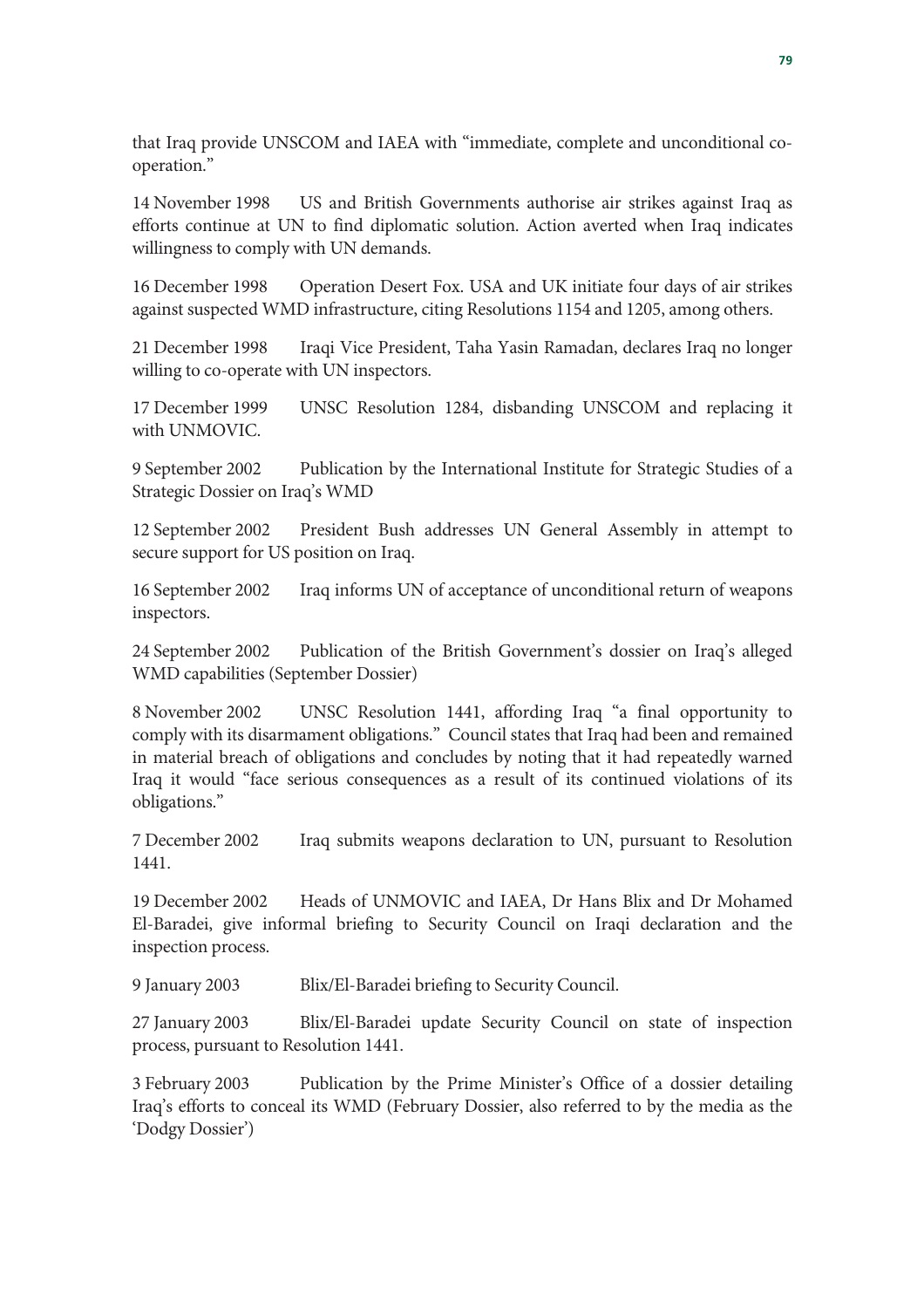that Iraq provide UNSCOM and IAEA with "immediate, complete and unconditional co-operation."

14 November 1998 US and British Governments authorise air strikes against Iraq as efforts continue at UN to find diplomatic solution. Action averted when Iraq indicates willingness to comply with UN demands.

16 December 1998 Operation Desert Fox. USA and UK initiate four days of air strikes against suspected WMD infrastructure, citing Resolutions 1154 and 1205, among others.

21 December 1998 Iraqi Vice President, Taha Yasin Ramadan, declares Iraq no longer willing to co-operate with UN inspectors.

17 December 1999 UNSC Resolution 1284, disbanding UNSCOM and replacing it with UNMOVIC.

9 September 2002 Publication by the International Institute for Strategic Studies of a Strategic Dossier on Iraq's WMD

12 September 2002 President Bush addresses UN General Assembly in attempt to secure support for US position on Iraq.

16 September 2002 Iraq informs UN of acceptance of unconditional return of weapons inspectors.

24 September 2002 Publication of the British Government's dossier on Iraq's alleged WMD capabilities (September Dossier)

8 November 2002 UNSC Resolution 1441, affording Iraq "a final opportunity to comply with its disarmament obligations." Council states that Iraq had been and remained in material breach of obligations and concludes by noting that it had repeatedly warned Iraq it would "face serious consequences as a result of its continued violations of its obligations."

7 December 2002 Iraq submits weapons declaration to UN, pursuant to Resolution 1441.

19 December 2002 Heads of UNMOVIC and IAEA, Dr Hans Blix and Dr Mohamed El-Baradei, give informal briefing to Security Council on Iraqi declaration and the inspection process.

9 January 2003 Blix/El-Baradei briefing to Security Council.

27 January 2003 Blix/El-Baradei update Security Council on state of inspection process, pursuant to Resolution 1441.

3 February 2003 Publication by the Prime Minister's Office of a dossier detailing Iraq's efforts to conceal its WMD (February Dossier, also referred to by the media as the 'Dodgy Dossier')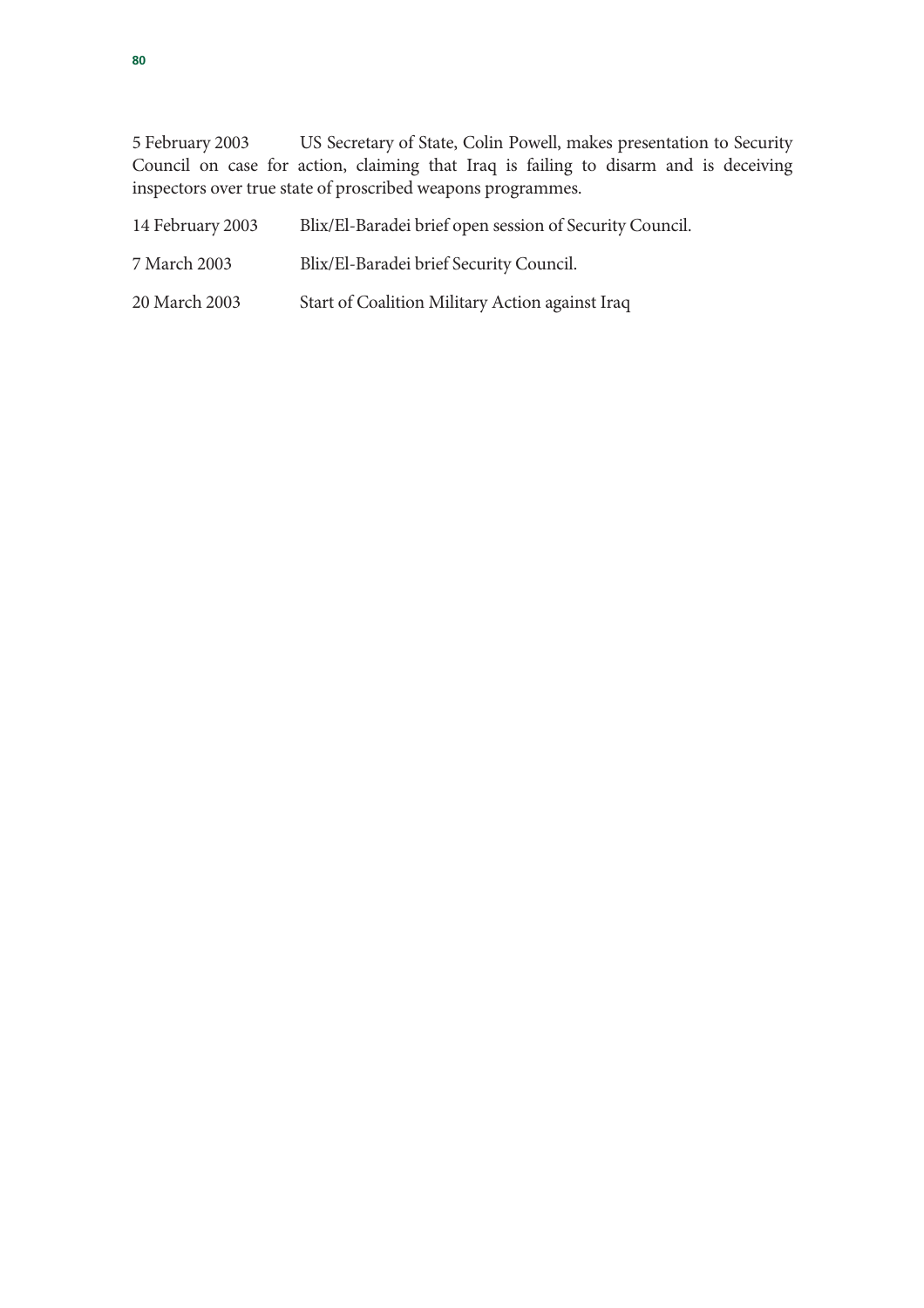5 February 2003 US Secretary of State, Colin Powell, makes presentation to Security Council on case for action, claiming that Iraq is failing to disarm and is deceiving inspectors over true state of proscribed weapons programmes.

14 February 2003 Blix/El-Baradei brief open session of Security Council.

7 March 2003 Blix/El-Baradei brief Security Council.

20 March 2003 Start of Coalition Military Action against Iraq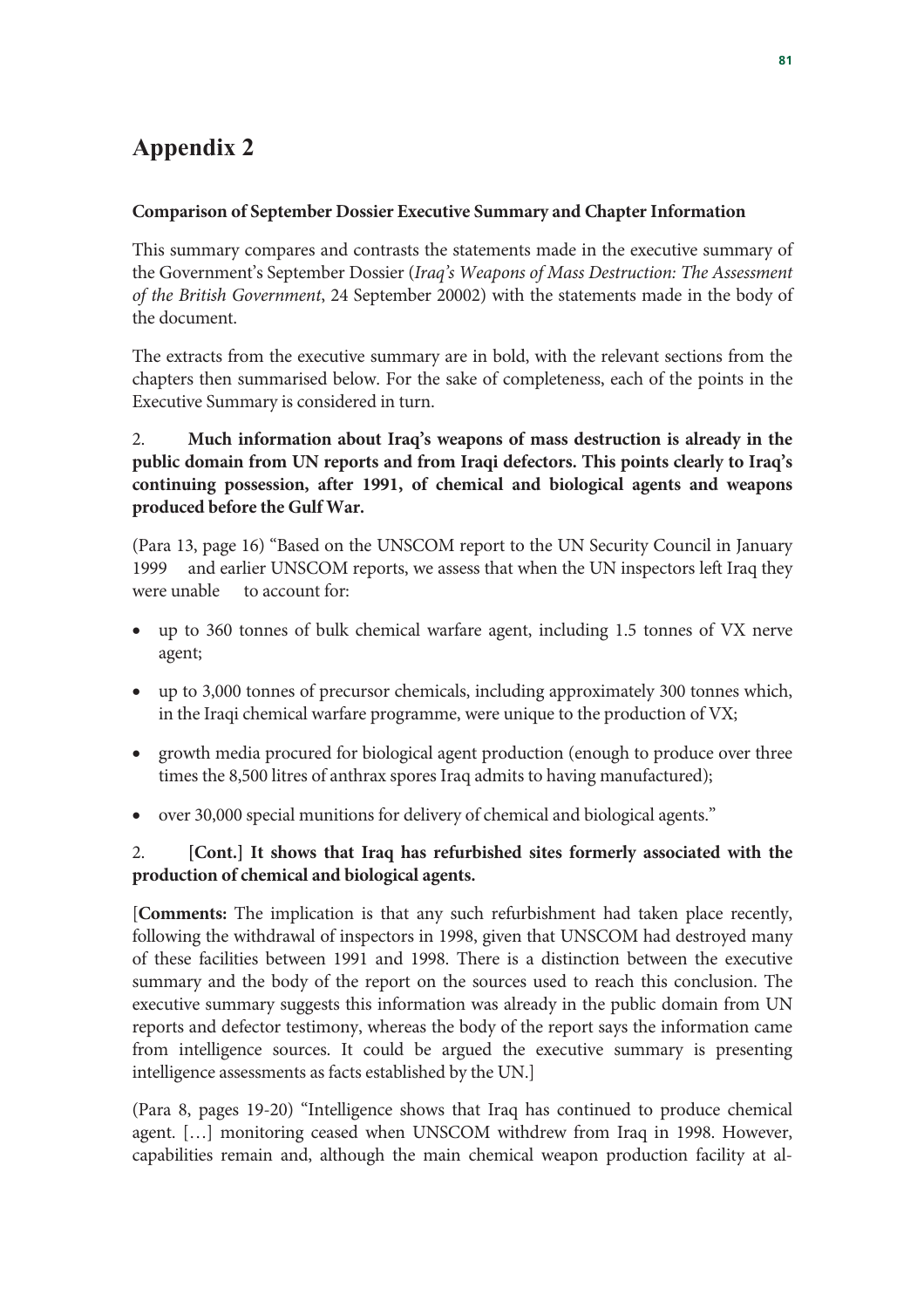# Appendix 2

**Comparison of September Dossier Executive Summary and Chapter Information**

This summary compares and contrasts the statements made in the executive summary of the Government's September Dossier (*Iraq's Weapons of Mass Destruction: The Assessment of the British Government*, 24 September 20002) with the statements made in the body of the document.

The extracts from the executive summary are in bold, with the relevant sections from the chapters then summarised below. For the sake of completeness, each of the points in the Executive Summary is considered in turn.

2. **Much information about Iraq's weapons of mass destruction is already in the public domain from UN reports and from Iraqi defectors. This points clearly to Iraq's continuing possession, after 1991, of chemical and biological agents and weapons produced before the Gulf War.**

(Para 13, page 16) "Based on the UNSCOM report to the UN Security Council in January 1999 and earlier UNSCOM reports, we assess that when the UN inspectors left Iraq they were unable to account for:

- up to 360 tonnes of bulk chemical warfare agent, including 1.5 tonnes of VX nerve agent;
- up to 3,000 tonnes of precursor chemicals, including approximately 300 tonnes which, in the Iraqi chemical warfare programme, were unique to the production of VX;
- growth media procured for biological agent production (enough to produce over three times the 8,500 litres of anthrax spores Iraq admits to having manufactured);
- over 30,000 special munitions for delivery of chemical and biological agents."

2. **[Cont.] It shows that Iraq has refurbished sites formerly associated with the production of chemical and biological agents.**

[**Comments:** The implication is that any such refurbishment had taken place recently, following the withdrawal of inspectors in 1998, given that UNSCOM had destroyed many of these facilities between 1991 and 1998. There is a distinction between the executive summary and the body of the report on the sources used to reach this conclusion. The executive summary suggests this information was already in the public domain from UN reports and defector testimony, whereas the body of the report says the information came from intelligence sources. It could be argued the executive summary is presenting intelligence assessments as facts established by the UN.]

(Para 8, pages 19-20) "Intelligence shows that Iraq has continued to produce chemical agent. […] monitoring ceased when UNSCOM withdrew from Iraq in 1998. However, capabilities remain and, although the main chemical weapon production facility at al-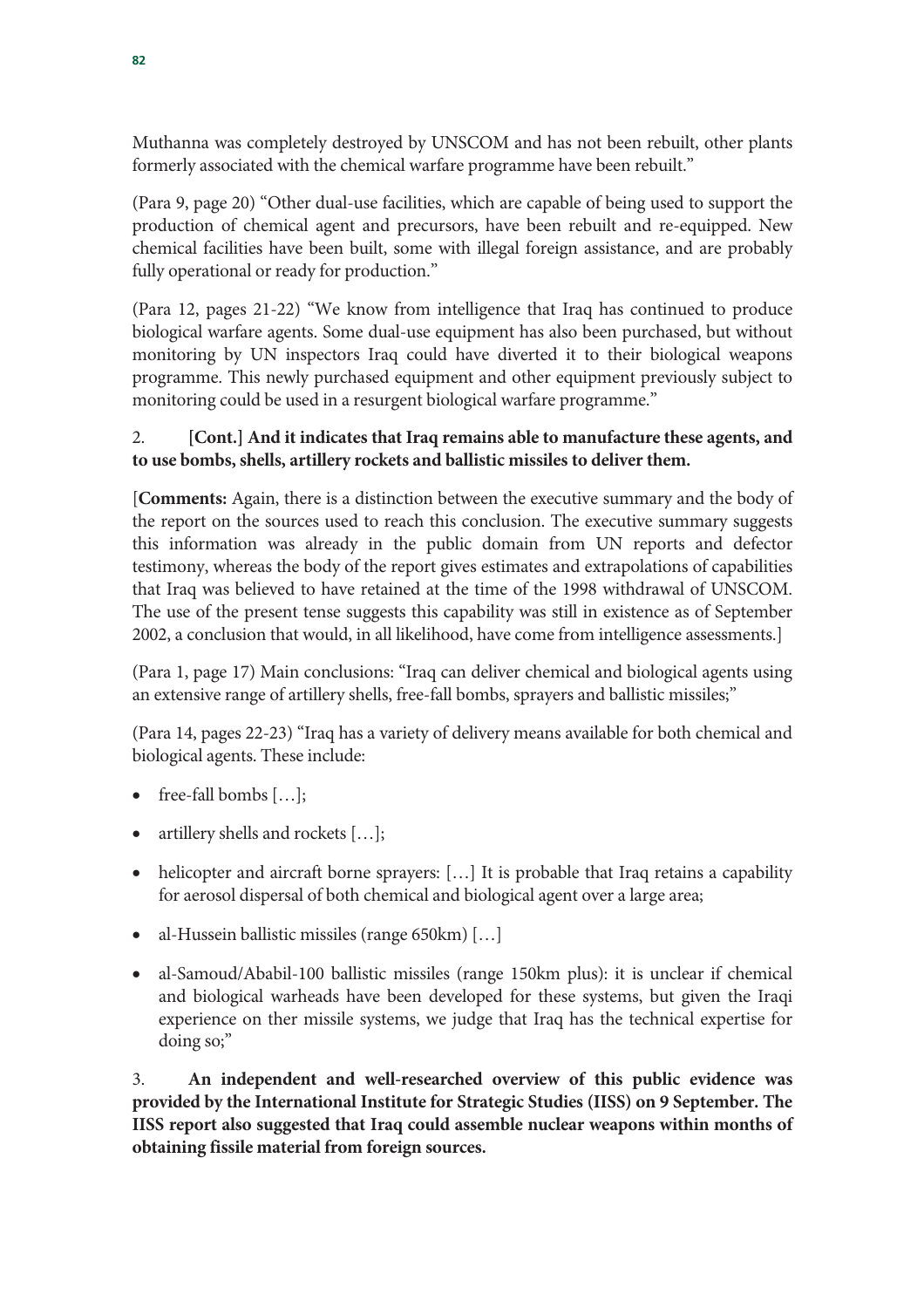Muthanna was completely destroyed by UNSCOM and has not been rebuilt, other plants formerly associated with the chemical warfare programme have been rebuilt."

(Para 9, page 20) "Other dual-use facilities, which are capable of being used to support the production of chemical agent and precursors, have been rebuilt and re-equipped. New chemical facilities have been built, some with illegal foreign assistance, and are probably fully operational or ready for production."

(Para 12, pages 21-22) "We know from intelligence that Iraq has continued to produce biological warfare agents. Some dual-use equipment has also been purchased, but without monitoring by UN inspectors Iraq could have diverted it to their biological weapons programme. This newly purchased equipment and other equipment previously subject to monitoring could be used in a resurgent biological warfare programme."

2. **[Cont.] And it indicates that Iraq remains able to manufacture these agents, and to use bombs, shells, artillery rockets and ballistic missiles to deliver them.**

[**Comments:** Again, there is a distinction between the executive summary and the body of the report on the sources used to reach this conclusion. The executive summary suggests this information was already in the public domain from UN reports and defector testimony, whereas the body of the report gives estimates and extrapolations of capabilities that Iraq was believed to have retained at the time of the 1998 withdrawal of UNSCOM. The use of the present tense suggests this capability was still in existence as of September 2002, a conclusion that would, in all likelihood, have come from intelligence assessments.]

(Para 1, page 17) Main conclusions: "Iraq can deliver chemical and biological agents using an extensive range of artillery shells, free-fall bombs, sprayers and ballistic missiles;"

(Para 14, pages 22-23) "Iraq has a variety of delivery means available for both chemical and biological agents. These include:

- free-fall bombs […];
- artillery shells and rockets […];
- helicopter and aircraft borne sprayers: […] It is probable that Iraq retains a capability for aerosol dispersal of both chemical and biological agent over a large area;
- al-Hussein ballistic missiles (range 650km) […]
- al-Samoud/Ababil-100 ballistic missiles (range 150km plus): it is unclear if chemical and biological warheads have been developed for these systems, but given the Iraqi experience on ther missile systems, we judge that Iraq has the technical expertise for doing so;"

3. **An independent and well-researched overview of this public evidence was provided by the International Institute for Strategic Studies (IISS) on 9 September. The IISS report also suggested that Iraq could assemble nuclear weapons within months of obtaining fissile material from foreign sources.**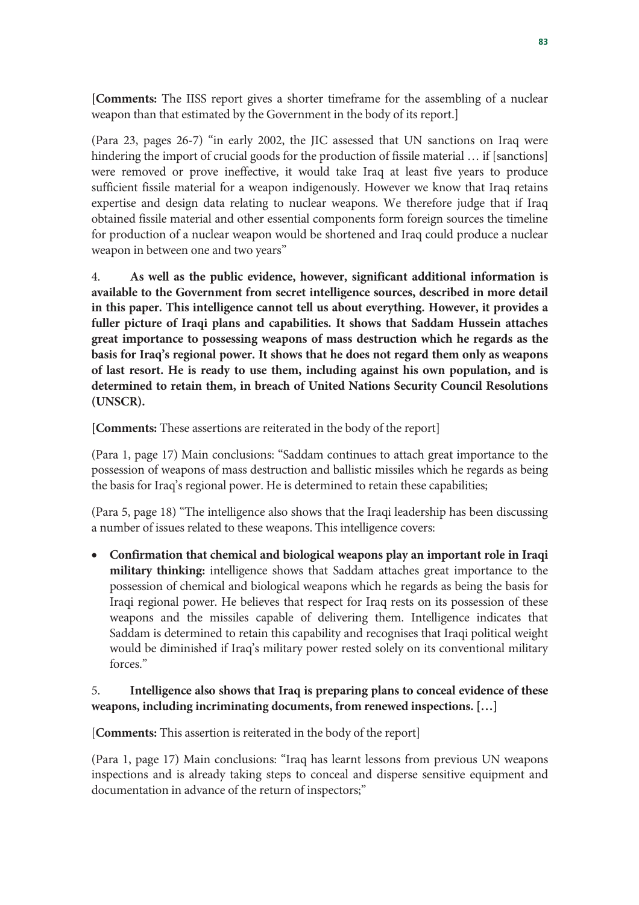[**Comments:** The IISS report gives a shorter timeframe for the assembling of a nuclear weapon than that estimated by the Government in the body of its report.]

(Para 23, pages 26-7) "in early 2002, the JIC assessed that UN sanctions on Iraq were hindering the import of crucial goods for the production of fissile material … if [sanctions] were removed or prove ineffective, it would take Iraq at least five years to produce sufficient fissile material for a weapon indigenously. However we know that Iraq retains expertise and design data relating to nuclear weapons. We therefore judge that if Iraq obtained fissile material and other essential components form foreign sources the timeline for production of a nuclear weapon would be shortened and Iraq could produce a nuclear weapon in between one and two years"

4. **As well as the public evidence, however, significant additional information is available to the Government from secret intelligence sources, described in more detail in this paper. This intelligence cannot tell us about everything. However, it provides a fuller picture of Iraqi plans and capabilities. It shows that Saddam Hussein attaches great importance to possessing weapons of mass destruction which he regards as the basis for Iraq's regional power. It shows that he does not regard them only as weapons of last resort. He is ready to use them, including against his own population, and is determined to retain them, in breach of United Nations Security Council Resolutions (UNSCR).**

[**Comments:** These assertions are reiterated in the body of the report]

(Para 1, page 17) Main conclusions: "Saddam continues to attach great importance to the possession of weapons of mass destruction and ballistic missiles which he regards as being the basis for Iraq's regional power. He is determined to retain these capabilities;

(Para 5, page 18) "The intelligence also shows that the Iraqi leadership has been discussing a number of issues related to these weapons. This intelligence covers:

- **Confirmation that chemical and biological weapons play an important role in Iraqi military thinking:** intelligence shows that Saddam attaches great importance to the possession of chemical and biological weapons which he regards as being the basis for Iraqi regional power. He believes that respect for Iraq rests on its possession of these weapons and the missiles capable of delivering them. Intelligence indicates that Saddam is determined to retain this capability and recognises that Iraqi political weight would be diminished if Iraq's military power rested solely on its conventional military forces."

5. **Intelligence also shows that Iraq is preparing plans to conceal evidence of these weapons, including incriminating documents, from renewed inspections. […]**

[**Comments:** This assertion is reiterated in the body of the report]

(Para 1, page 17) Main conclusions: "Iraq has learnt lessons from previous UN weapons inspections and is already taking steps to conceal and disperse sensitive equipment and documentation in advance of the return of inspectors;"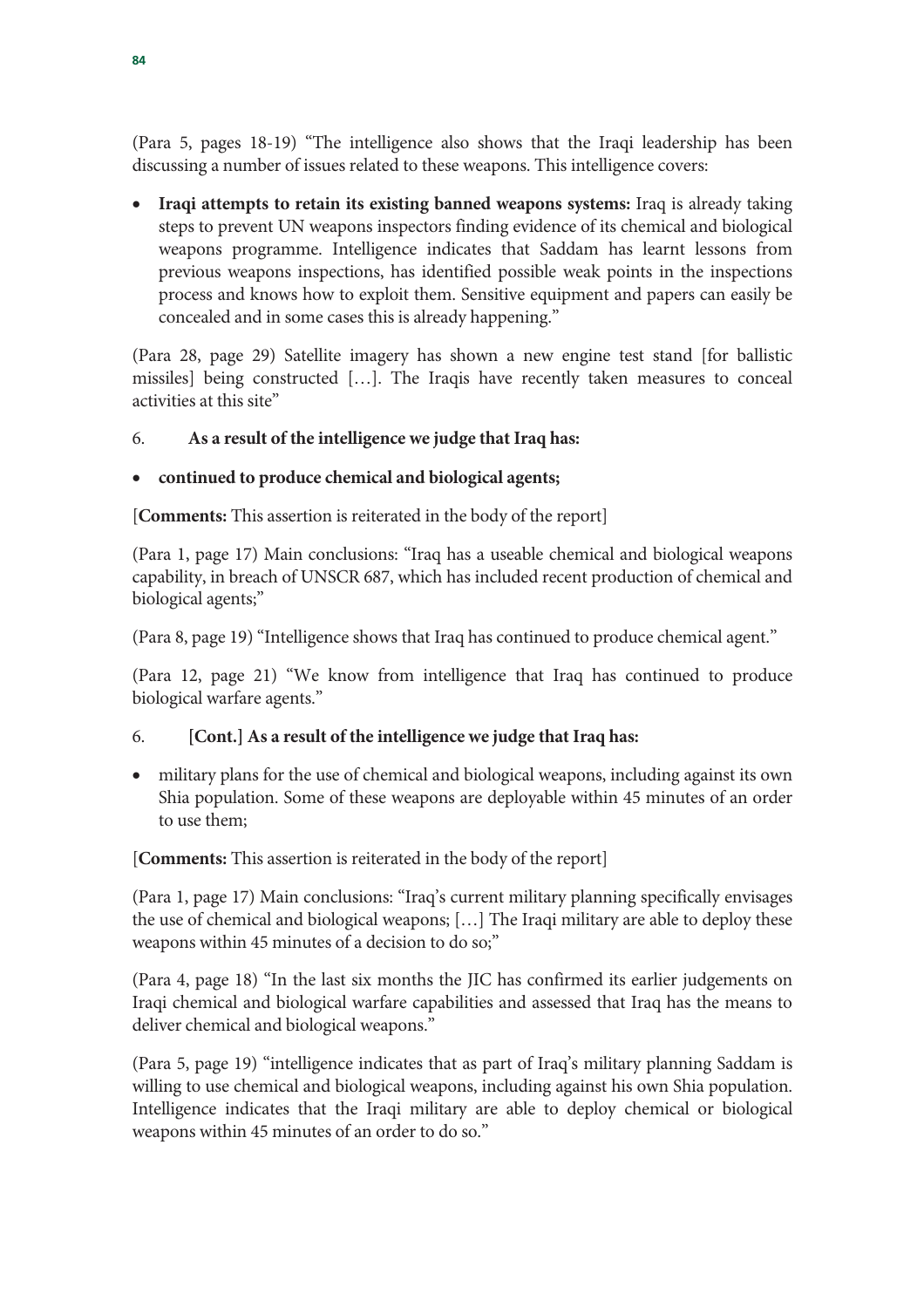(Para 5, pages 18-19) "The intelligence also shows that the Iraqi leadership has been discussing a number of issues related to these weapons. This intelligence covers:

- **Iraqi attempts to retain its existing banned weapons systems:** Iraq is already taking steps to prevent UN weapons inspectors finding evidence of its chemical and biological weapons programme. Intelligence indicates that Saddam has learnt lessons from previous weapons inspections, has identified possible weak points in the inspections process and knows how to exploit them. Sensitive equipment and papers can easily be concealed and in some cases this is already happening."

(Para 28, page 29) Satellite imagery has shown a new engine test stand [for ballistic missiles] being constructed […]. The Iraqis have recently taken measures to conceal activities at this site"

6. **As a result of the intelligence we judge that Iraq has:**

- **continued to produce chemical and biological agents;**

[**Comments:** This assertion is reiterated in the body of the report]

(Para 1, page 17) Main conclusions: "Iraq has a useable chemical and biological weapons capability, in breach of UNSCR 687, which has included recent production of chemical and biological agents;"

(Para 8, page 19) "Intelligence shows that Iraq has continued to produce chemical agent."

(Para 12, page 21) "We know from intelligence that Iraq has continued to produce biological warfare agents."

6. **[Cont.] As a result of the intelligence we judge that Iraq has:**

- military plans for the use of chemical and biological weapons, including against its own Shia population. Some of these weapons are deployable within 45 minutes of an order to use them;

[**Comments:** This assertion is reiterated in the body of the report]

(Para 1, page 17) Main conclusions: "Iraq's current military planning specifically envisages the use of chemical and biological weapons; […] The Iraqi military are able to deploy these weapons within 45 minutes of a decision to do so;"

(Para 4, page 18) "In the last six months the JIC has confirmed its earlier judgements on Iraqi chemical and biological warfare capabilities and assessed that Iraq has the means to deliver chemical and biological weapons."

(Para 5, page 19) "intelligence indicates that as part of Iraq's military planning Saddam is willing to use chemical and biological weapons, including against his own Shia population. Intelligence indicates that the Iraqi military are able to deploy chemical or biological weapons within 45 minutes of an order to do so."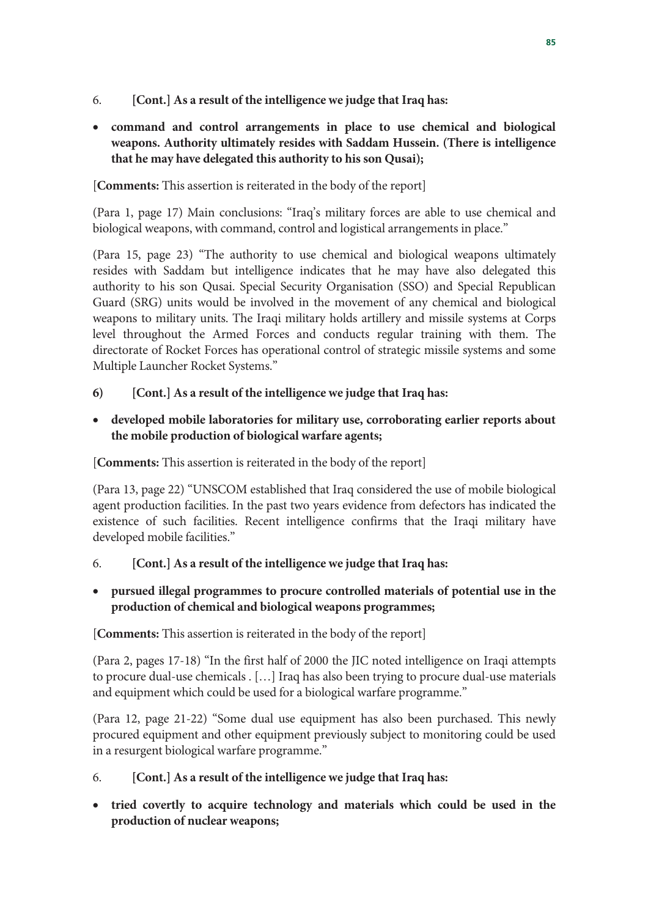6. **[Cont.] As a result of the intelligence we judge that Iraq has:**

- **command and control arrangements in place to use chemical and biological weapons. Authority ultimately resides with Saddam Hussein. (There is intelligence that he may have delegated this authority to his son Qusai);**

[**Comments:** This assertion is reiterated in the body of the report]

(Para 1, page 17) Main conclusions: "Iraq's military forces are able to use chemical and biological weapons, with command, control and logistical arrangements in place."

(Para 15, page 23) "The authority to use chemical and biological weapons ultimately resides with Saddam but intelligence indicates that he may have also delegated this authority to his son Qusai. Special Security Organisation (SSO) and Special Republican Guard (SRG) units would be involved in the movement of any chemical and biological weapons to military units. The Iraqi military holds artillery and missile systems at Corps level throughout the Armed Forces and conducts regular training with them. The directorate of Rocket Forces has operational control of strategic missile systems and some Multiple Launcher Rocket Systems."

**6) [Cont.] As a result of the intelligence we judge that Iraq has:**

- **developed mobile laboratories for military use, corroborating earlier reports about the mobile production of biological warfare agents;**

[**Comments:** This assertion is reiterated in the body of the report]

(Para 13, page 22) "UNSCOM established that Iraq considered the use of mobile biological agent production facilities. In the past two years evidence from defectors has indicated the existence of such facilities. Recent intelligence confirms that the Iraqi military have developed mobile facilities."

6. **[Cont.] As a result of the intelligence we judge that Iraq has:**

- **pursued illegal programmes to procure controlled materials of potential use in the production of chemical and biological weapons programmes;**

[**Comments:** This assertion is reiterated in the body of the report]

(Para 2, pages 17-18) "In the first half of 2000 the JIC noted intelligence on Iraqi attempts to procure dual-use chemicals . […] Iraq has also been trying to procure dual-use materials and equipment which could be used for a biological warfare programme."

(Para 12, page 21-22) "Some dual use equipment has also been purchased. This newly procured equipment and other equipment previously subject to monitoring could be used in a resurgent biological warfare programme."

6. **[Cont.] As a result of the intelligence we judge that Iraq has:**

- **tried covertly to acquire technology and materials which could be used in the production of nuclear weapons;**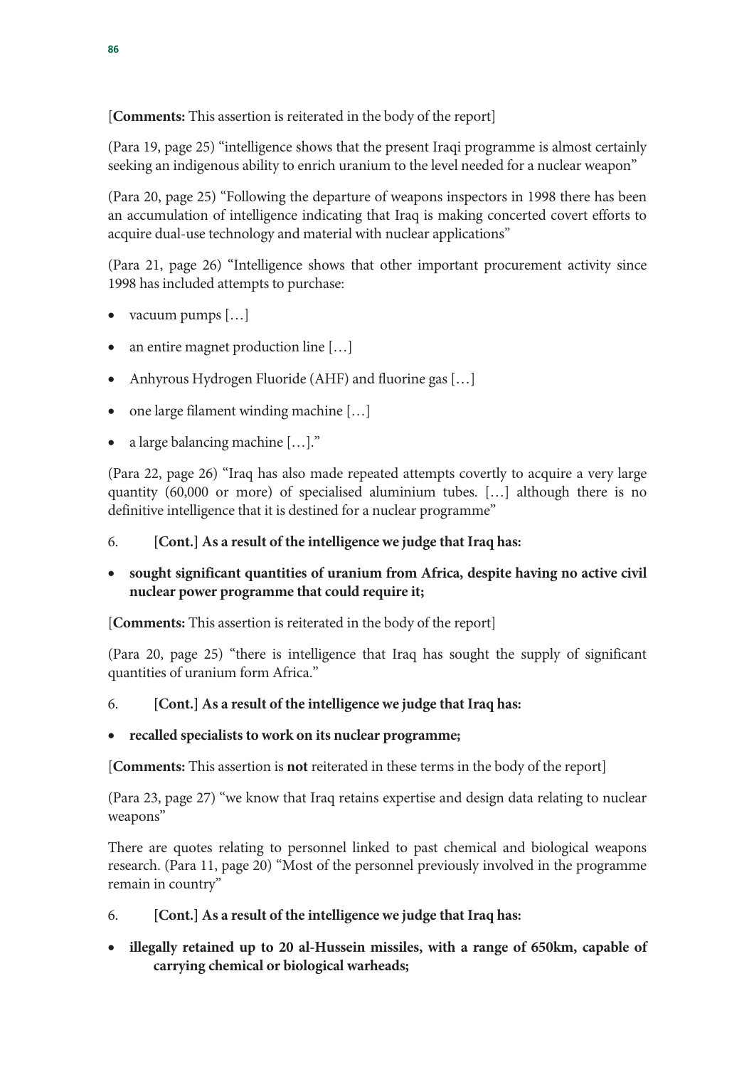[**Comments:** This assertion is reiterated in the body of the report]

(Para 19, page 25) "intelligence shows that the present Iraqi programme is almost certainly seeking an indigenous ability to enrich uranium to the level needed for a nuclear weapon"

(Para 20, page 25) "Following the departure of weapons inspectors in 1998 there has been an accumulation of intelligence indicating that Iraq is making concerted covert efforts to acquire dual-use technology and material with nuclear applications"

(Para 21, page 26) "Intelligence shows that other important procurement activity since 1998 has included attempts to purchase:

- vacuum pumps […]
- an entire magnet production line […]
- Anhyrous Hydrogen Fluoride (AHF) and fluorine gas […]
- one large filament winding machine […]
- a large balancing machine […]."

(Para 22, page 26) "Iraq has also made repeated attempts covertly to acquire a very large quantity (60,000 or more) of specialised aluminium tubes. […] although there is no definitive intelligence that it is destined for a nuclear programme"

6. **[Cont.] As a result of the intelligence we judge that Iraq has:**

- **sought significant quantities of uranium from Africa, despite having no active civil nuclear power programme that could require it;**

[**Comments:** This assertion is reiterated in the body of the report]

(Para 20, page 25) "there is intelligence that Iraq has sought the supply of significant quantities of uranium form Africa."

6. **[Cont.] As a result of the intelligence we judge that Iraq has:**

- **recalled specialists to work on its nuclear programme;**

[**Comments:** This assertion is **not** reiterated in these terms in the body of the report]

(Para 23, page 27) "we know that Iraq retains expertise and design data relating to nuclear weapons"

There are quotes relating to personnel linked to past chemical and biological weapons research. (Para 11, page 20) "Most of the personnel previously involved in the programme remain in country"

6. **[Cont.] As a result of the intelligence we judge that Iraq has:**

- **illegally retained up to 20 al-Hussein missiles, with a range of 650km, capable of carrying chemical or biological warheads;**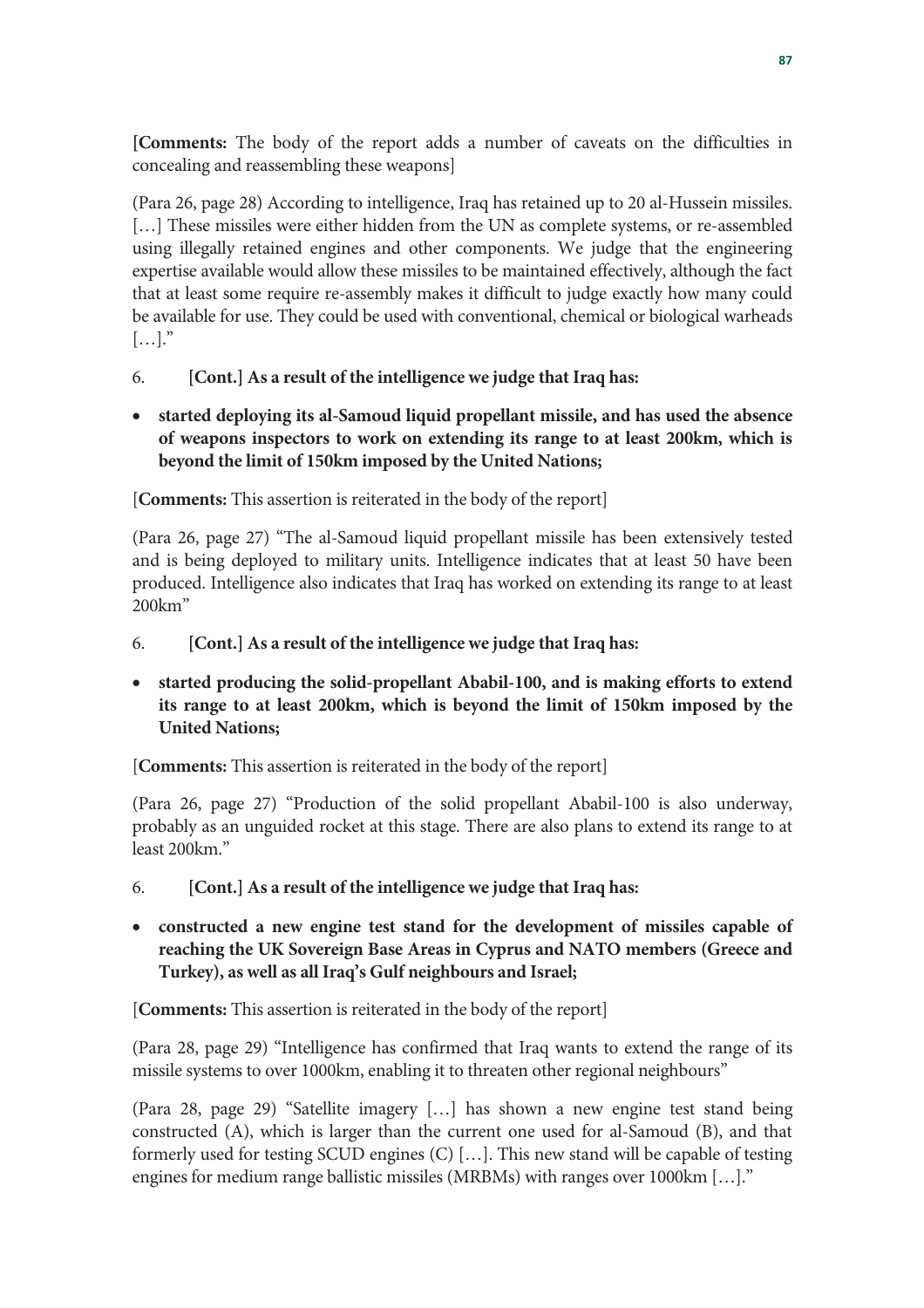**[Comments:** The body of the report adds a number of caveats on the difficulties in concealing and reassembling these weapons]

(Para 26, page 28) According to intelligence, Iraq has retained up to 20 al-Hussein missiles. […] These missiles were either hidden from the UN as complete systems, or re-assembled using illegally retained engines and other components. We judge that the engineering expertise available would allow these missiles to be maintained effectively, although the fact that at least some require re-assembly makes it difficult to judge exactly how many could be available for use. They could be used with conventional, chemical or biological warheads […]."

6. **[Cont.] As a result of the intelligence we judge that Iraq has:**

- **started deploying its al-Samoud liquid propellant missile, and has used the absence of weapons inspectors to work on extending its range to at least 200km, which is beyond the limit of 150km imposed by the United Nations;**

[**Comments:** This assertion is reiterated in the body of the report]

(Para 26, page 27) "The al-Samoud liquid propellant missile has been extensively tested and is being deployed to military units. Intelligence indicates that at least 50 have been produced. Intelligence also indicates that Iraq has worked on extending its range to at least 200km"

6. **[Cont.] As a result of the intelligence we judge that Iraq has:**

- **started producing the solid-propellant Ababil-100, and is making efforts to extend its range to at least 200km, which is beyond the limit of 150km imposed by the United Nations;**

[**Comments:** This assertion is reiterated in the body of the report]

(Para 26, page 27) "Production of the solid propellant Ababil-100 is also underway, probably as an unguided rocket at this stage. There are also plans to extend its range to at least 200km."

6. **[Cont.] As a result of the intelligence we judge that Iraq has:**

- **constructed a new engine test stand for the development of missiles capable of reaching the UK Sovereign Base Areas in Cyprus and NATO members (Greece and Turkey), as well as all Iraq's Gulf neighbours and Israel;**

[**Comments:** This assertion is reiterated in the body of the report]

(Para 28, page 29) "Intelligence has confirmed that Iraq wants to extend the range of its missile systems to over 1000km, enabling it to threaten other regional neighbours"

(Para 28, page 29) "Satellite imagery […] has shown a new engine test stand being constructed (A), which is larger than the current one used for al-Samoud (B), and that formerly used for testing SCUD engines (C) […]. This new stand will be capable of testing engines for medium range ballistic missiles (MRBMs) with ranges over 1000km […]."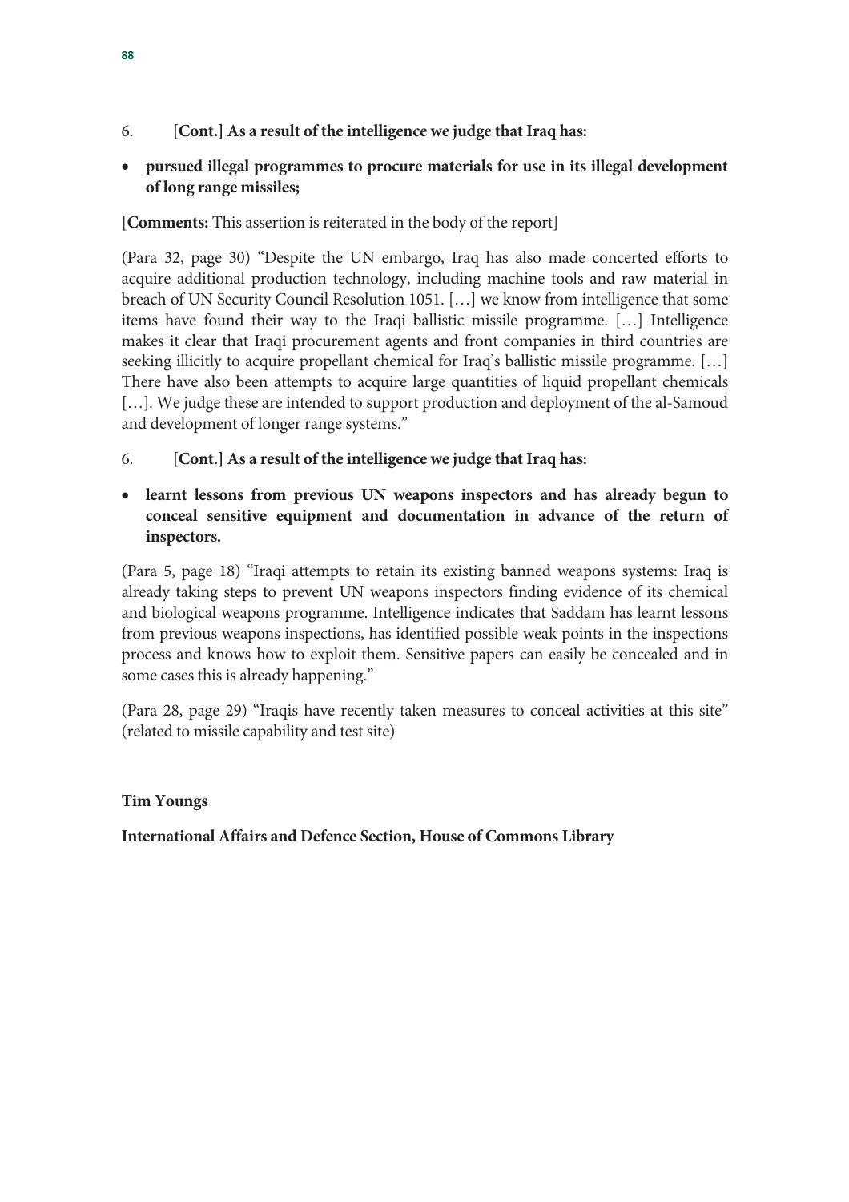6. **[Cont.] As a result of the intelligence we judge that Iraq has:**

- **pursued illegal programmes to procure materials for use in its illegal development of long range missiles;**

[**Comments:** This assertion is reiterated in the body of the report]

(Para 32, page 30) "Despite the UN embargo, Iraq has also made concerted efforts to acquire additional production technology, including machine tools and raw material in breach of UN Security Council Resolution 1051. […] we know from intelligence that some items have found their way to the Iraqi ballistic missile programme. […] Intelligence makes it clear that Iraqi procurement agents and front companies in third countries are seeking illicitly to acquire propellant chemical for Iraq's ballistic missile programme. […] There have also been attempts to acquire large quantities of liquid propellant chemicals […]. We judge these are intended to support production and deployment of the al-Samoud and development of longer range systems."

6. **[Cont.] As a result of the intelligence we judge that Iraq has:**

- **learnt lessons from previous UN weapons inspectors and has already begun to conceal sensitive equipment and documentation in advance of the return of inspectors.**

(Para 5, page 18) "Iraqi attempts to retain its existing banned weapons systems: Iraq is already taking steps to prevent UN weapons inspectors finding evidence of its chemical and biological weapons programme. Intelligence indicates that Saddam has learnt lessons from previous weapons inspections, has identified possible weak points in the inspections process and knows how to exploit them. Sensitive papers can easily be concealed and in some cases this is already happening."

(Para 28, page 29) "Iraqis have recently taken measures to conceal activities at this site" (related to missile capability and test site)

**Tim Youngs**

**International Affairs and Defence Section, House of Commons Library**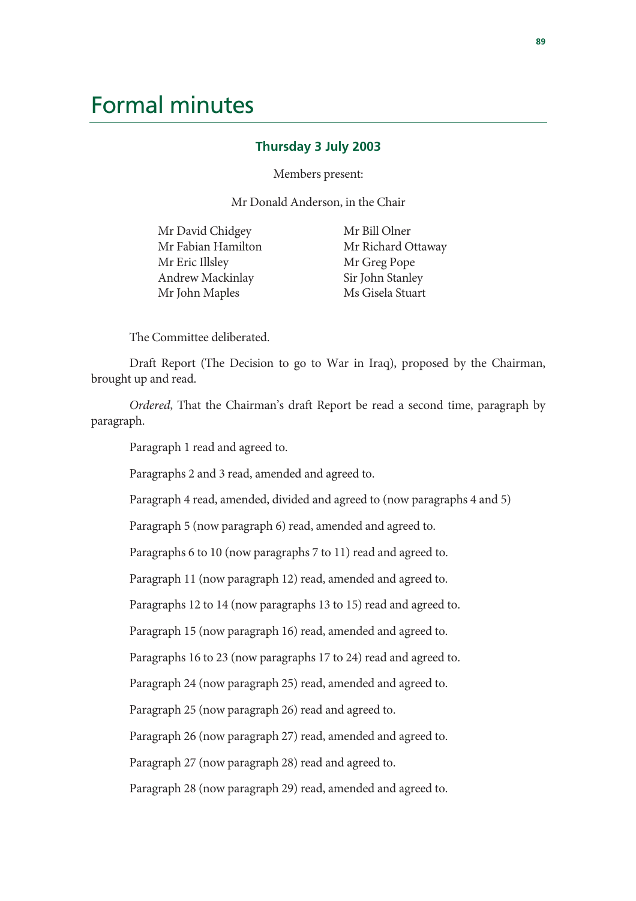# Formal minutes

### Thursday 3 July 2003

Members present:

Mr Donald Anderson, in the Chair

Mr David Chidgey
Mr Fabian Hamilton
Mr Eric Illsley
Andrew Mackinlay
Mr John Maples
Mr Bill Olner
Mr Richard Ottaway
Mr Greg Pope
Sir John Stanley
Ms Gisela Stuart

The Committee deliberated.

Draft Report (The Decision to go to War in Iraq), proposed by the Chairman, brought up and read.

*Ordered*, That the Chairman's draft Report be read a second time, paragraph by paragraph.

Paragraph 1 read and agreed to.

Paragraphs 2 and 3 read, amended and agreed to.

Paragraph 4 read, amended, divided and agreed to (now paragraphs 4 and 5)

Paragraph 5 (now paragraph 6) read, amended and agreed to.

Paragraphs 6 to 10 (now paragraphs 7 to 11) read and agreed to.

Paragraph 11 (now paragraph 12) read, amended and agreed to.

Paragraphs 12 to 14 (now paragraphs 13 to 15) read and agreed to.

Paragraph 15 (now paragraph 16) read, amended and agreed to.

Paragraphs 16 to 23 (now paragraphs 17 to 24) read and agreed to.

Paragraph 24 (now paragraph 25) read, amended and agreed to.

Paragraph 25 (now paragraph 26) read and agreed to.

Paragraph 26 (now paragraph 27) read, amended and agreed to.

Paragraph 27 (now paragraph 28) read and agreed to.

Paragraph 28 (now paragraph 29) read, amended and agreed to.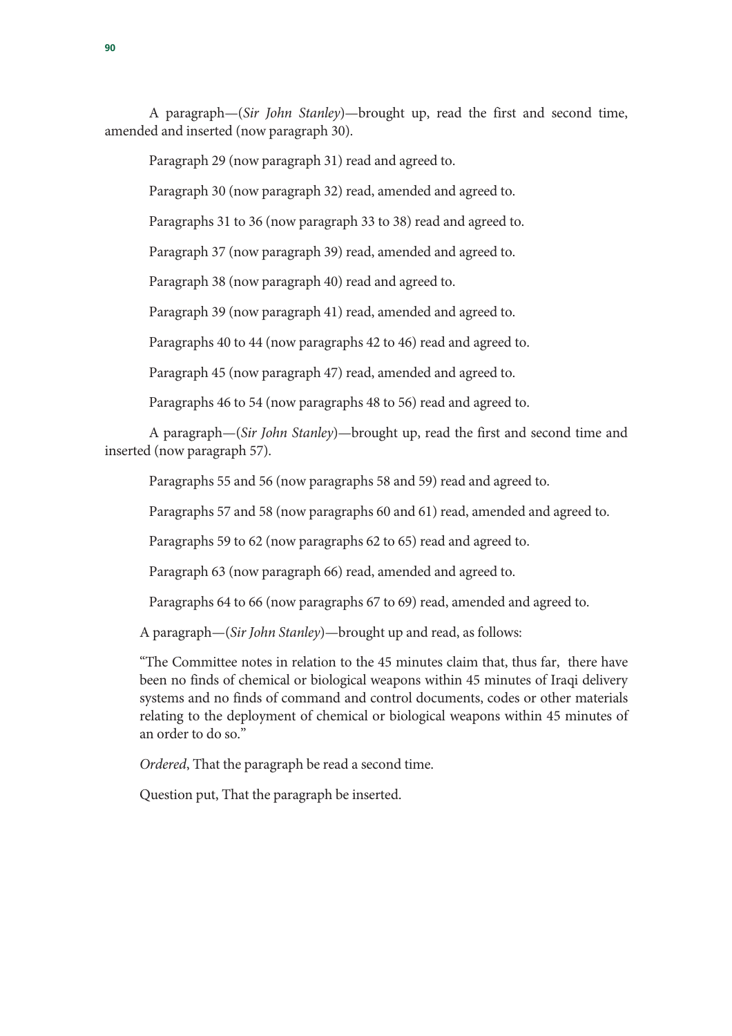A paragraph—(*Sir John Stanley*)—brought up, read the first and second time, amended and inserted (now paragraph 30).

Paragraph 29 (now paragraph 31) read and agreed to.

Paragraph 30 (now paragraph 32) read, amended and agreed to.

Paragraphs 31 to 36 (now paragraph 33 to 38) read and agreed to.

Paragraph 37 (now paragraph 39) read, amended and agreed to.

Paragraph 38 (now paragraph 40) read and agreed to.

Paragraph 39 (now paragraph 41) read, amended and agreed to.

Paragraphs 40 to 44 (now paragraphs 42 to 46) read and agreed to.

Paragraph 45 (now paragraph 47) read, amended and agreed to.

Paragraphs 46 to 54 (now paragraphs 48 to 56) read and agreed to.

A paragraph—(*Sir John Stanley*)—brought up, read the first and second time and inserted (now paragraph 57).

Paragraphs 55 and 56 (now paragraphs 58 and 59) read and agreed to.

Paragraphs 57 and 58 (now paragraphs 60 and 61) read, amended and agreed to.

Paragraphs 59 to 62 (now paragraphs 62 to 65) read and agreed to.

Paragraph 63 (now paragraph 66) read, amended and agreed to.

Paragraphs 64 to 66 (now paragraphs 67 to 69) read, amended and agreed to.

A paragraph—(*Sir John Stanley*)—brought up and read, as follows:

"The Committee notes in relation to the 45 minutes claim that, thus far, there have been no finds of chemical or biological weapons within 45 minutes of Iraqi delivery systems and no finds of command and control documents, codes or other materials relating to the deployment of chemical or biological weapons within 45 minutes of an order to do so."

*Ordered*, That the paragraph be read a second time.

Question put, That the paragraph be inserted.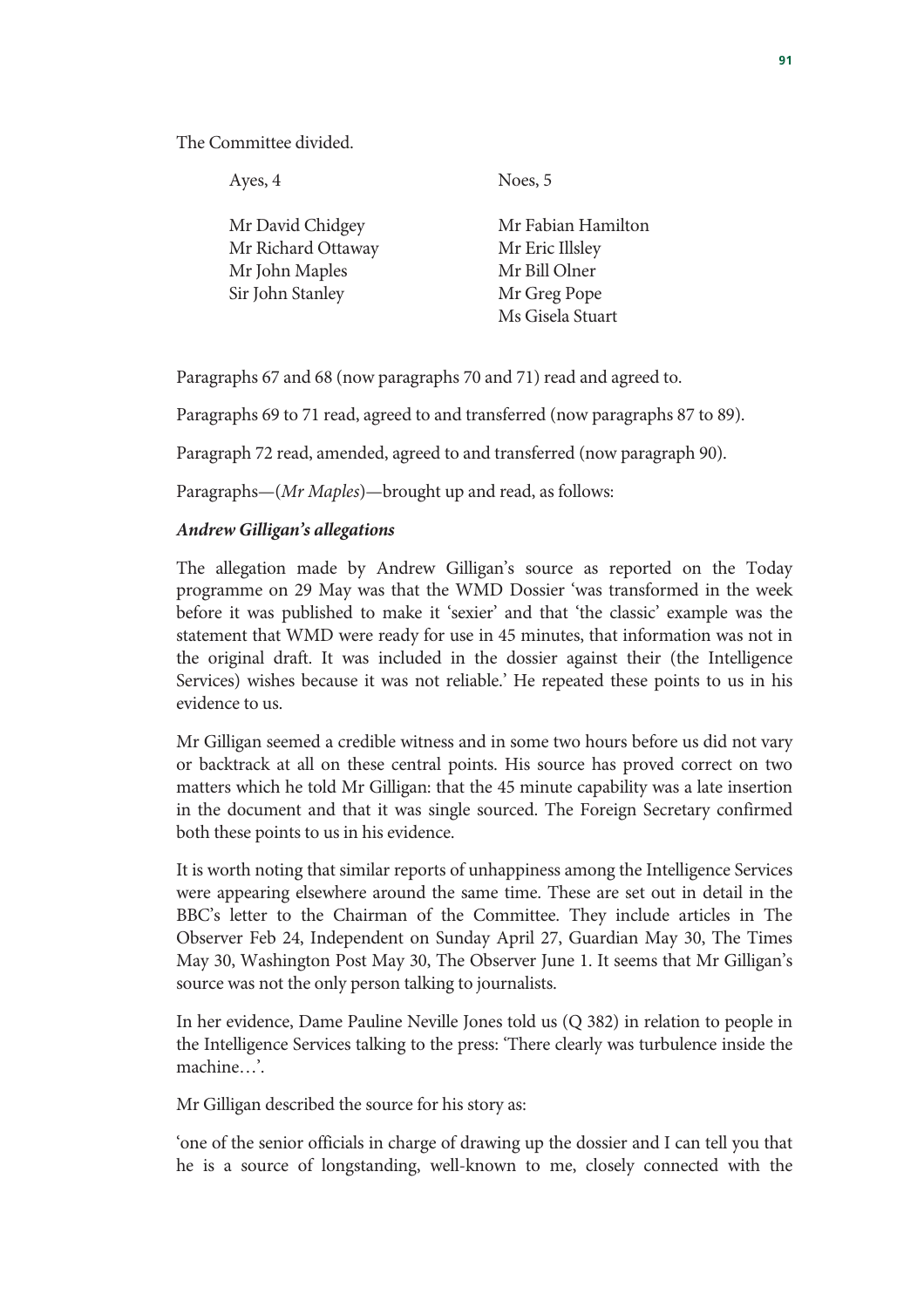The Committee divided.

| Ayes, 4 | Noes, 5 |
| --- | --- |
| Mr David Chidgey | Mr Fabian Hamilton |
| Mr Richard Ottaway | Mr Eric Illsley |
| Mr John Maples | Mr Bill Olner |
| Sir John Stanley | Mr Greg Pope |
| | Ms Gisela Stuart |

Paragraphs 67 and 68 (now paragraphs 70 and 71) read and agreed to.

Paragraphs 69 to 71 read, agreed to and transferred (now paragraphs 87 to 89).

Paragraph 72 read, amended, agreed to and transferred (now paragraph 90).

Paragraphs—(*Mr Maples*)—brought up and read, as follows:

***Andrew Gilligan's allegations***

The allegation made by Andrew Gilligan's source as reported on the Today programme on 29 May was that the WMD Dossier 'was transformed in the week before it was published to make it 'sexier' and that 'the classic' example was the statement that WMD were ready for use in 45 minutes, that information was not in the original draft. It was included in the dossier against their (the Intelligence Services) wishes because it was not reliable.' He repeated these points to us in his evidence to us.

Mr Gilligan seemed a credible witness and in some two hours before us did not vary or backtrack at all on these central points. His source has proved correct on two matters which he told Mr Gilligan: that the 45 minute capability was a late insertion in the document and that it was single sourced. The Foreign Secretary confirmed both these points to us in his evidence.

It is worth noting that similar reports of unhappiness among the Intelligence Services were appearing elsewhere around the same time. These are set out in detail in the BBC's letter to the Chairman of the Committee. They include articles in The Observer Feb 24, Independent on Sunday April 27, Guardian May 30, The Times May 30, Washington Post May 30, The Observer June 1. It seems that Mr Gilligan's source was not the only person talking to journalists.

In her evidence, Dame Pauline Neville Jones told us (Q 382) in relation to people in the Intelligence Services talking to the press: 'There clearly was turbulence inside the machine…'.

Mr Gilligan described the source for his story as:

'one of the senior officials in charge of drawing up the dossier and I can tell you that he is a source of longstanding, well-known to me, closely connected with the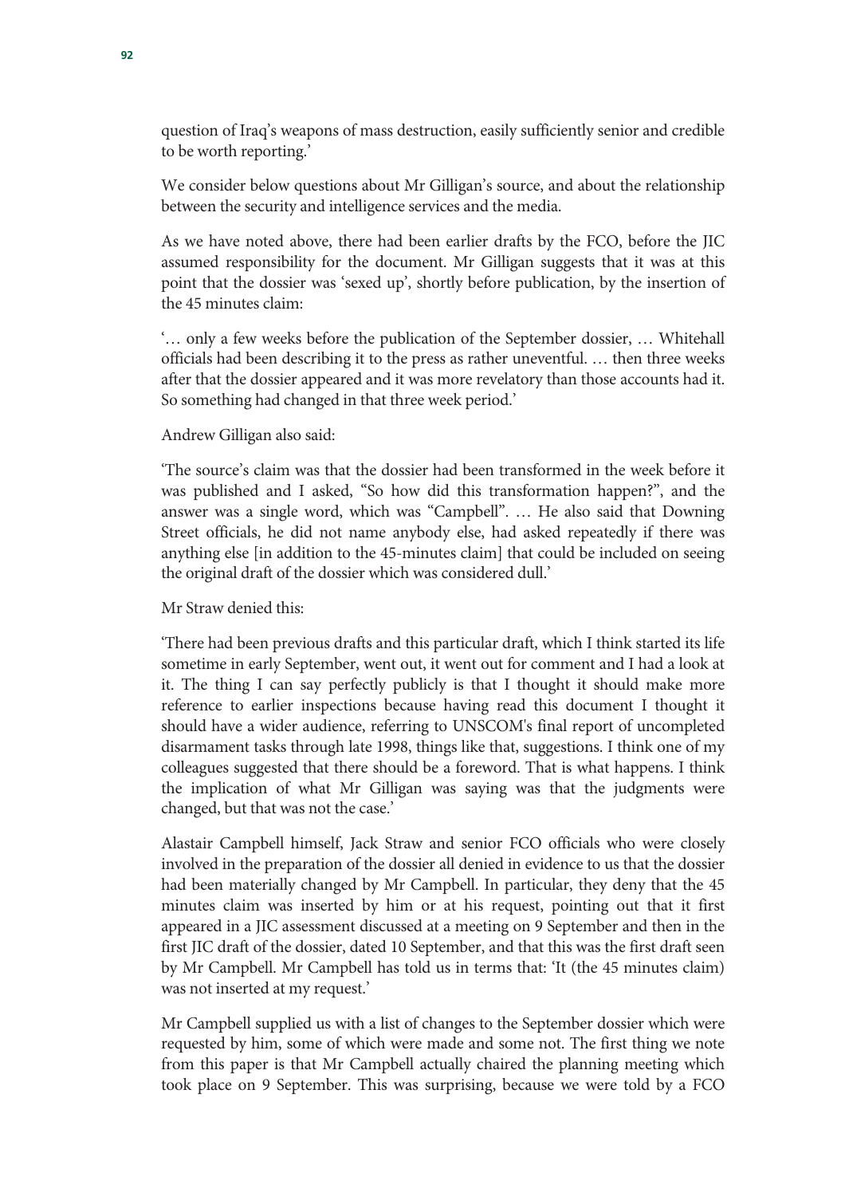question of Iraq's weapons of mass destruction, easily sufficiently senior and credible to be worth reporting.'

We consider below questions about Mr Gilligan's source, and about the relationship between the security and intelligence services and the media.

As we have noted above, there had been earlier drafts by the FCO, before the JIC assumed responsibility for the document. Mr Gilligan suggests that it was at this point that the dossier was 'sexed up', shortly before publication, by the insertion of the 45 minutes claim:

'… only a few weeks before the publication of the September dossier, … Whitehall officials had been describing it to the press as rather uneventful. … then three weeks after that the dossier appeared and it was more revelatory than those accounts had it. So something had changed in that three week period.'

Andrew Gilligan also said:

'The source's claim was that the dossier had been transformed in the week before it was published and I asked, "So how did this transformation happen?", and the answer was a single word, which was "Campbell". … He also said that Downing Street officials, he did not name anybody else, had asked repeatedly if there was anything else [in addition to the 45-minutes claim] that could be included on seeing the original draft of the dossier which was considered dull.'

Mr Straw denied this:

'There had been previous drafts and this particular draft, which I think started its life sometime in early September, went out, it went out for comment and I had a look at it. The thing I can say perfectly publicly is that I thought it should make more reference to earlier inspections because having read this document I thought it should have a wider audience, referring to UNSCOM's final report of uncompleted disarmament tasks through late 1998, things like that, suggestions. I think one of my colleagues suggested that there should be a foreword. That is what happens. I think the implication of what Mr Gilligan was saying was that the judgments were changed, but that was not the case.'

Alastair Campbell himself, Jack Straw and senior FCO officials who were closely involved in the preparation of the dossier all denied in evidence to us that the dossier had been materially changed by Mr Campbell. In particular, they deny that the 45 minutes claim was inserted by him or at his request, pointing out that it first appeared in a JIC assessment discussed at a meeting on 9 September and then in the first JIC draft of the dossier, dated 10 September, and that this was the first draft seen by Mr Campbell. Mr Campbell has told us in terms that: 'It (the 45 minutes claim) was not inserted at my request.'

Mr Campbell supplied us with a list of changes to the September dossier which were requested by him, some of which were made and some not. The first thing we note from this paper is that Mr Campbell actually chaired the planning meeting which took place on 9 September. This was surprising, because we were told by a FCO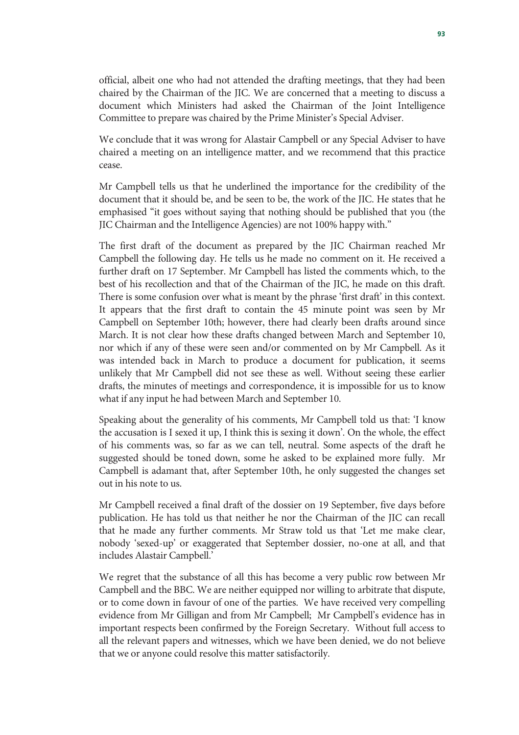official, albeit one who had not attended the drafting meetings, that they had been chaired by the Chairman of the JIC. We are concerned that a meeting to discuss a document which Ministers had asked the Chairman of the Joint Intelligence Committee to prepare was chaired by the Prime Minister's Special Adviser.

We conclude that it was wrong for Alastair Campbell or any Special Adviser to have chaired a meeting on an intelligence matter, and we recommend that this practice cease.

Mr Campbell tells us that he underlined the importance for the credibility of the document that it should be, and be seen to be, the work of the JIC. He states that he emphasised "it goes without saying that nothing should be published that you (the JIC Chairman and the Intelligence Agencies) are not 100% happy with."

The first draft of the document as prepared by the JIC Chairman reached Mr Campbell the following day. He tells us he made no comment on it. He received a further draft on 17 September. Mr Campbell has listed the comments which, to the best of his recollection and that of the Chairman of the JIC, he made on this draft. There is some confusion over what is meant by the phrase 'first draft' in this context. It appears that the first draft to contain the 45 minute point was seen by Mr Campbell on September 10th; however, there had clearly been drafts around since March. It is not clear how these drafts changed between March and September 10, nor which if any of these were seen and/or commented on by Mr Campbell. As it was intended back in March to produce a document for publication, it seems unlikely that Mr Campbell did not see these as well. Without seeing these earlier drafts, the minutes of meetings and correspondence, it is impossible for us to know what if any input he had between March and September 10.

Speaking about the generality of his comments, Mr Campbell told us that: 'I know the accusation is I sexed it up, I think this is sexing it down'. On the whole, the effect of his comments was, so far as we can tell, neutral. Some aspects of the draft he suggested should be toned down, some he asked to be explained more fully. Mr Campbell is adamant that, after September 10th, he only suggested the changes set out in his note to us.

Mr Campbell received a final draft of the dossier on 19 September, five days before publication. He has told us that neither he nor the Chairman of the JIC can recall that he made any further comments. Mr Straw told us that 'Let me make clear, nobody 'sexed-up' or exaggerated that September dossier, no-one at all, and that includes Alastair Campbell.'

We regret that the substance of all this has become a very public row between Mr Campbell and the BBC. We are neither equipped nor willing to arbitrate that dispute, or to come down in favour of one of the parties. We have received very compelling evidence from Mr Gilligan and from Mr Campbell; Mr Campbell's evidence has in important respects been confirmed by the Foreign Secretary. Without full access to all the relevant papers and witnesses, which we have been denied, we do not believe that we or anyone could resolve this matter satisfactorily.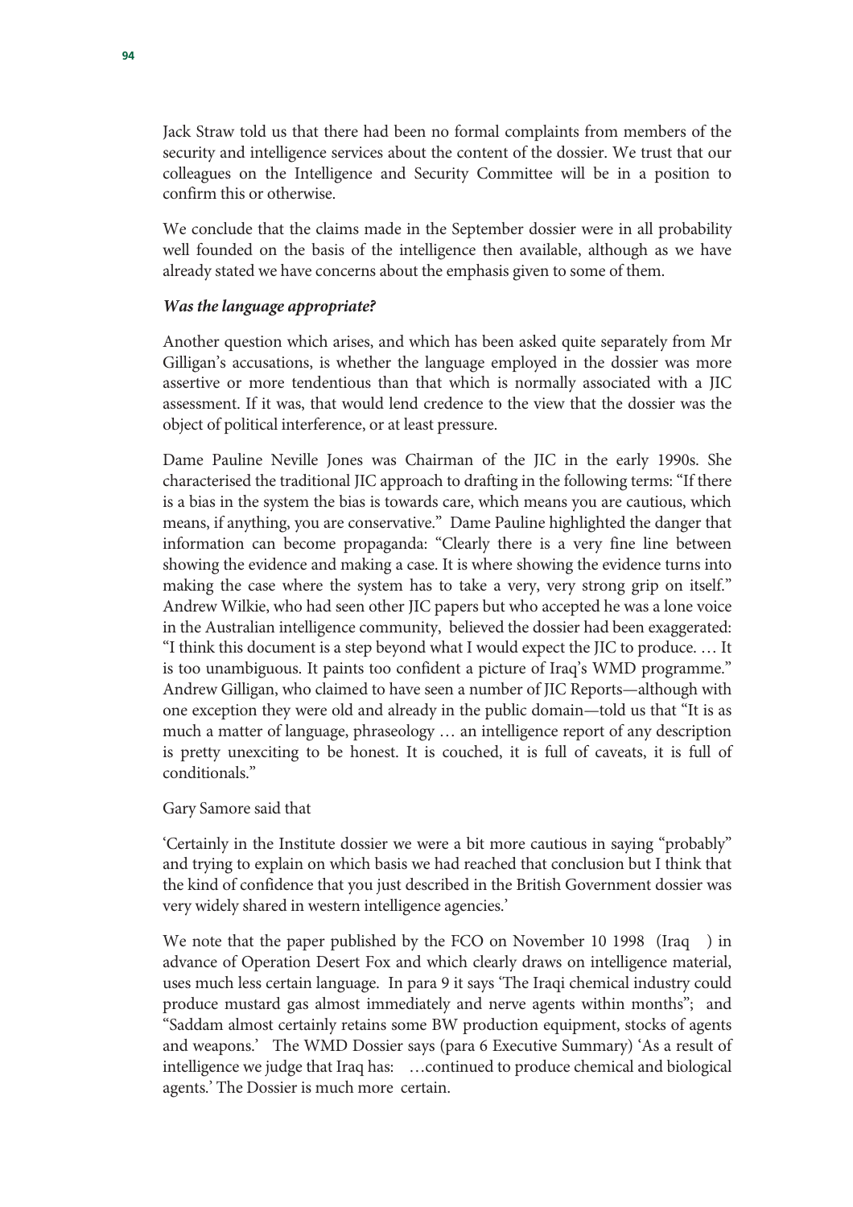Jack Straw told us that there had been no formal complaints from members of the security and intelligence services about the content of the dossier. We trust that our colleagues on the Intelligence and Security Committee will be in a position to confirm this or otherwise.

We conclude that the claims made in the September dossier were in all probability well founded on the basis of the intelligence then available, although as we have already stated we have concerns about the emphasis given to some of them.

***Was the language appropriate?***

Another question which arises, and which has been asked quite separately from Mr Gilligan's accusations, is whether the language employed in the dossier was more assertive or more tendentious than that which is normally associated with a JIC assessment. If it was, that would lend credence to the view that the dossier was the object of political interference, or at least pressure.

Dame Pauline Neville Jones was Chairman of the JIC in the early 1990s. She characterised the traditional JIC approach to drafting in the following terms: "If there is a bias in the system the bias is towards care, which means you are cautious, which means, if anything, you are conservative." Dame Pauline highlighted the danger that information can become propaganda: "Clearly there is a very fine line between showing the evidence and making a case. It is where showing the evidence turns into making the case where the system has to take a very, very strong grip on itself." Andrew Wilkie, who had seen other JIC papers but who accepted he was a lone voice in the Australian intelligence community, believed the dossier had been exaggerated: "I think this document is a step beyond what I would expect the JIC to produce. … It is too unambiguous. It paints too confident a picture of Iraq's WMD programme." Andrew Gilligan, who claimed to have seen a number of JIC Reports—although with one exception they were old and already in the public domain—told us that "It is as much a matter of language, phraseology … an intelligence report of any description is pretty unexciting to be honest. It is couched, it is full of caveats, it is full of conditionals."

Gary Samore said that

'Certainly in the Institute dossier we were a bit more cautious in saying "probably" and trying to explain on which basis we had reached that conclusion but I think that the kind of confidence that you just described in the British Government dossier was very widely shared in western intelligence agencies.'

We note that the paper published by the FCO on November 10 1998 (Iraq ) in advance of Operation Desert Fox and which clearly draws on intelligence material, uses much less certain language. In para 9 it says 'The Iraqi chemical industry could produce mustard gas almost immediately and nerve agents within months"; and "Saddam almost certainly retains some BW production equipment, stocks of agents and weapons.' The WMD Dossier says (para 6 Executive Summary) 'As a result of intelligence we judge that Iraq has: …continued to produce chemical and biological agents.' The Dossier is much more certain.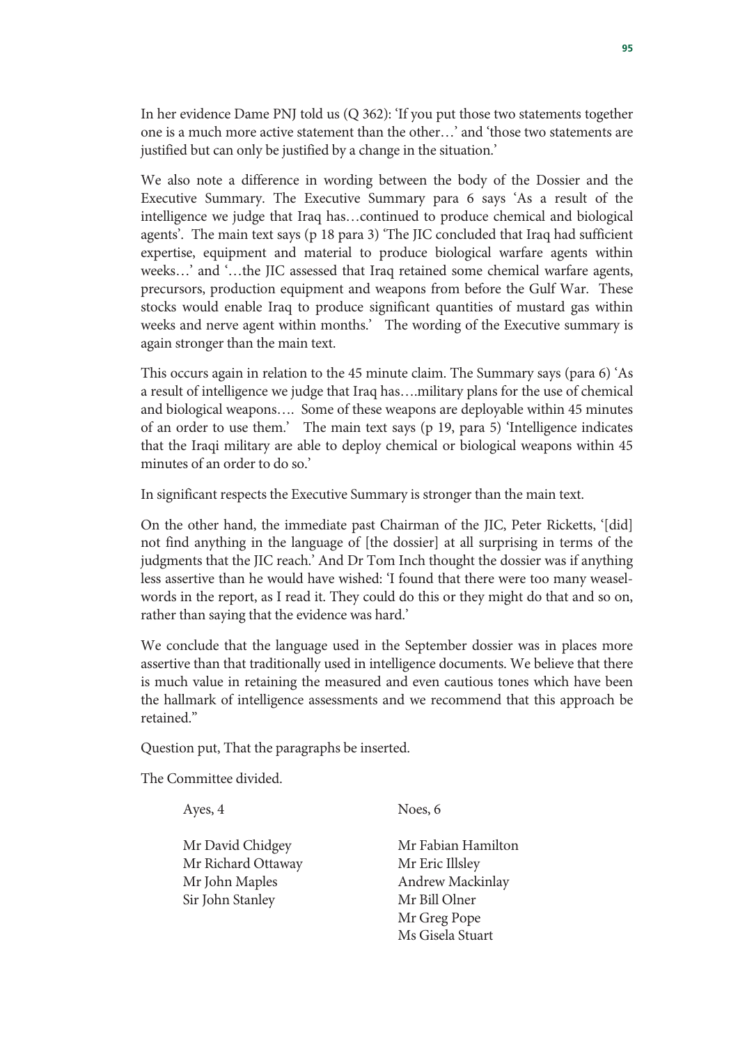In her evidence Dame PNJ told us (Q 362): 'If you put those two statements together one is a much more active statement than the other…' and 'those two statements are justified but can only be justified by a change in the situation.'

We also note a difference in wording between the body of the Dossier and the Executive Summary. The Executive Summary para 6 says 'As a result of the intelligence we judge that Iraq has…continued to produce chemical and biological agents'. The main text says (p 18 para 3) 'The JIC concluded that Iraq had sufficient expertise, equipment and material to produce biological warfare agents within weeks…' and '…the JIC assessed that Iraq retained some chemical warfare agents, precursors, production equipment and weapons from before the Gulf War. These stocks would enable Iraq to produce significant quantities of mustard gas within weeks and nerve agent within months.' The wording of the Executive summary is again stronger than the main text.

This occurs again in relation to the 45 minute claim. The Summary says (para 6) 'As a result of intelligence we judge that Iraq has….military plans for the use of chemical and biological weapons…. Some of these weapons are deployable within 45 minutes of an order to use them.' The main text says (p 19, para 5) 'Intelligence indicates that the Iraqi military are able to deploy chemical or biological weapons within 45 minutes of an order to do so.'

In significant respects the Executive Summary is stronger than the main text.

On the other hand, the immediate past Chairman of the JIC, Peter Ricketts, '[did] not find anything in the language of [the dossier] at all surprising in terms of the judgments that the JIC reach.' And Dr Tom Inch thought the dossier was if anything less assertive than he would have wished: 'I found that there were too many weasel-words in the report, as I read it. They could do this or they might do that and so on, rather than saying that the evidence was hard.'

We conclude that the language used in the September dossier was in places more assertive than that traditionally used in intelligence documents. We believe that there is much value in retaining the measured and even cautious tones which have been the hallmark of intelligence assessments and we recommend that this approach be retained."

Question put, That the paragraphs be inserted.

The Committee divided.

| Ayes, 4 | Noes, 6 |
|---|---|
| Mr David Chidgey | Mr Fabian Hamilton |
| Mr Richard Ottaway | Mr Eric Illsley |
| Mr John Maples | Andrew Mackinlay |
| Sir John Stanley | Mr Bill Olner |
| | Mr Greg Pope |
| | Ms Gisela Stuart |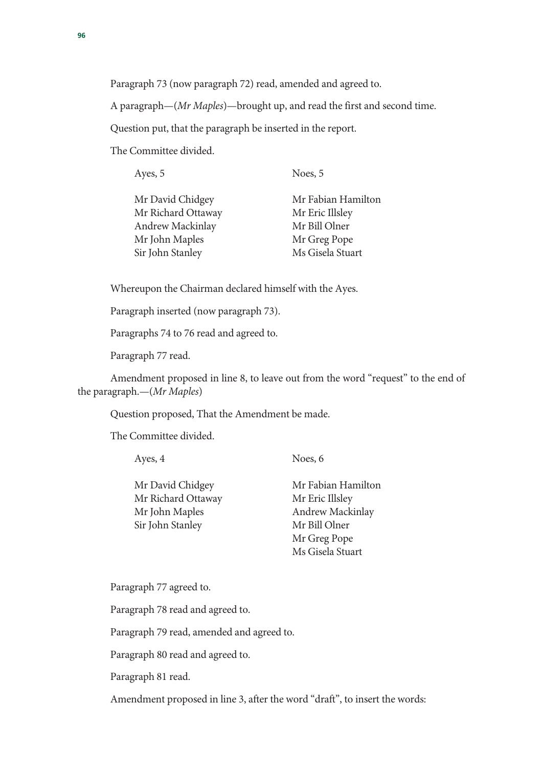Paragraph 73 (now paragraph 72) read, amended and agreed to.

A paragraph—(*Mr Maples*)—brought up, and read the first and second time.

Question put, that the paragraph be inserted in the report.

The Committee divided.

| Ayes, 5 | Noes, 5 |
|---|---|
| Mr David Chidgey | Mr Fabian Hamilton |
| Mr Richard Ottaway | Mr Eric Illsley |
| Andrew Mackinlay | Mr Bill Olner |
| Mr John Maples | Mr Greg Pope |
| Sir John Stanley | Ms Gisela Stuart |

Whereupon the Chairman declared himself with the Ayes.

Paragraph inserted (now paragraph 73).

Paragraphs 74 to 76 read and agreed to.

Paragraph 77 read.

Amendment proposed in line 8, to leave out from the word "request" to the end of the paragraph.—(*Mr Maples*)

Question proposed, That the Amendment be made.

The Committee divided.

| Ayes, 4 | Noes, 6 |
|---|---|
| Mr David Chidgey | Mr Fabian Hamilton |
| Mr Richard Ottaway | Mr Eric Illsley |
| Mr John Maples | Andrew Mackinlay |
| Sir John Stanley | Mr Bill Olner |
| | Mr Greg Pope |
| | Ms Gisela Stuart |

Paragraph 77 agreed to.

Paragraph 78 read and agreed to.

Paragraph 79 read, amended and agreed to.

Paragraph 80 read and agreed to.

Paragraph 81 read.

Amendment proposed in line 3, after the word "draft", to insert the words: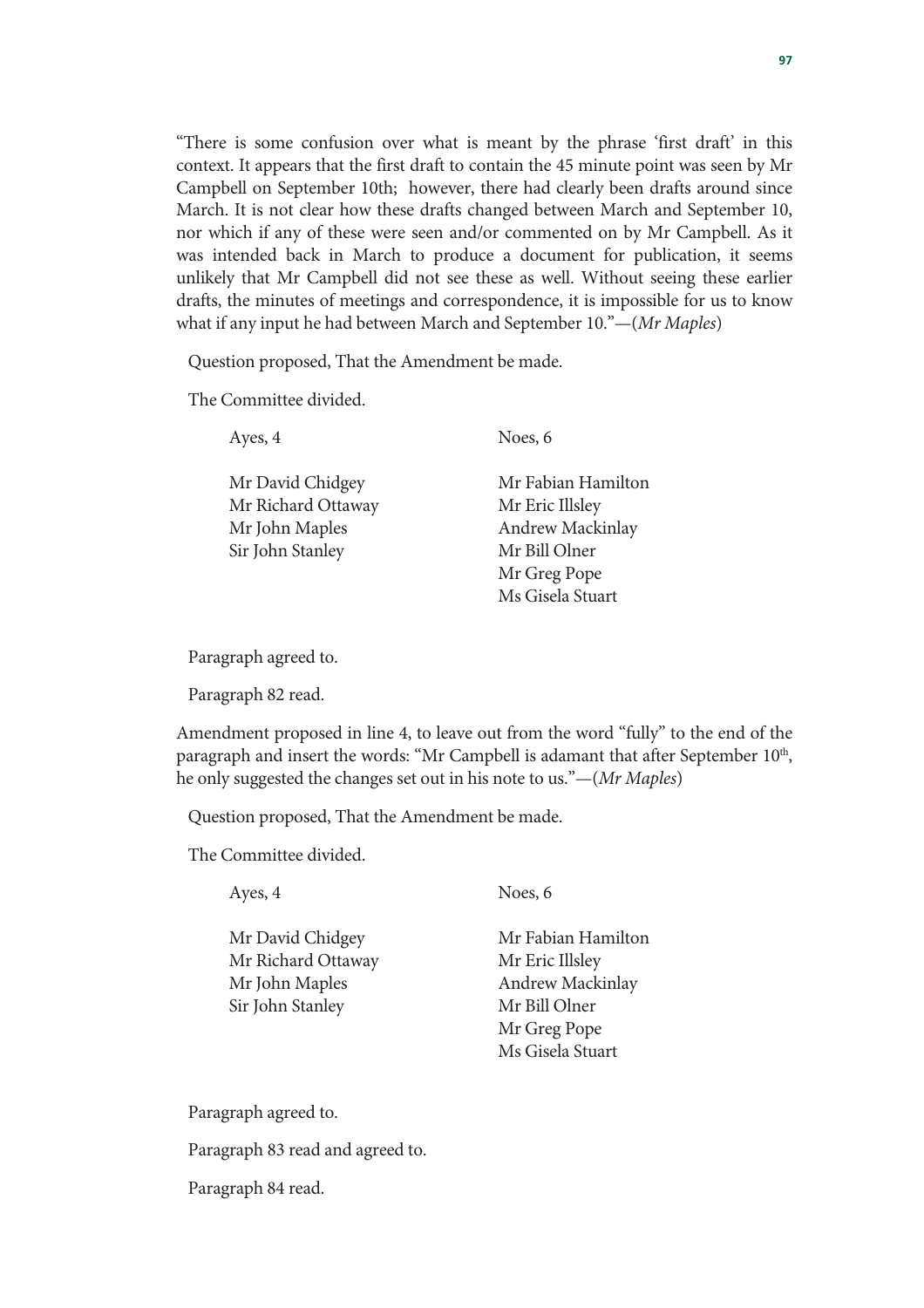"There is some confusion over what is meant by the phrase 'first draft' in this context. It appears that the first draft to contain the 45 minute point was seen by Mr Campbell on September 10th; however, there had clearly been drafts around since March. It is not clear how these drafts changed between March and September 10, nor which if any of these were seen and/or commented on by Mr Campbell. As it was intended back in March to produce a document for publication, it seems unlikely that Mr Campbell did not see these as well. Without seeing these earlier drafts, the minutes of meetings and correspondence, it is impossible for us to know what if any input he had between March and September 10."—(*Mr Maples*)

Question proposed, That the Amendment be made.

The Committee divided.

| Ayes, 4 | Noes, 6 |
|---|---|
| Mr David Chidgey | Mr Fabian Hamilton |
| Mr Richard Ottaway | Mr Eric Illsley |
| Mr John Maples | Andrew Mackinlay |
| Sir John Stanley | Mr Bill Olner |
| | Mr Greg Pope |
| | Ms Gisela Stuart |

Paragraph agreed to.

Paragraph 82 read.

Amendment proposed in line 4, to leave out from the word "fully" to the end of the paragraph and insert the words: "Mr Campbell is adamant that after September 10th, he only suggested the changes set out in his note to us."—(*Mr Maples*)

Question proposed, That the Amendment be made.

The Committee divided.

| Ayes, 4 | Noes, 6 |
|---|---|
| Mr David Chidgey | Mr Fabian Hamilton |
| Mr Richard Ottaway | Mr Eric Illsley |
| Mr John Maples | Andrew Mackinlay |
| Sir John Stanley | Mr Bill Olner |
| | Mr Greg Pope |
| | Ms Gisela Stuart |

Paragraph agreed to.

Paragraph 83 read and agreed to.

Paragraph 84 read.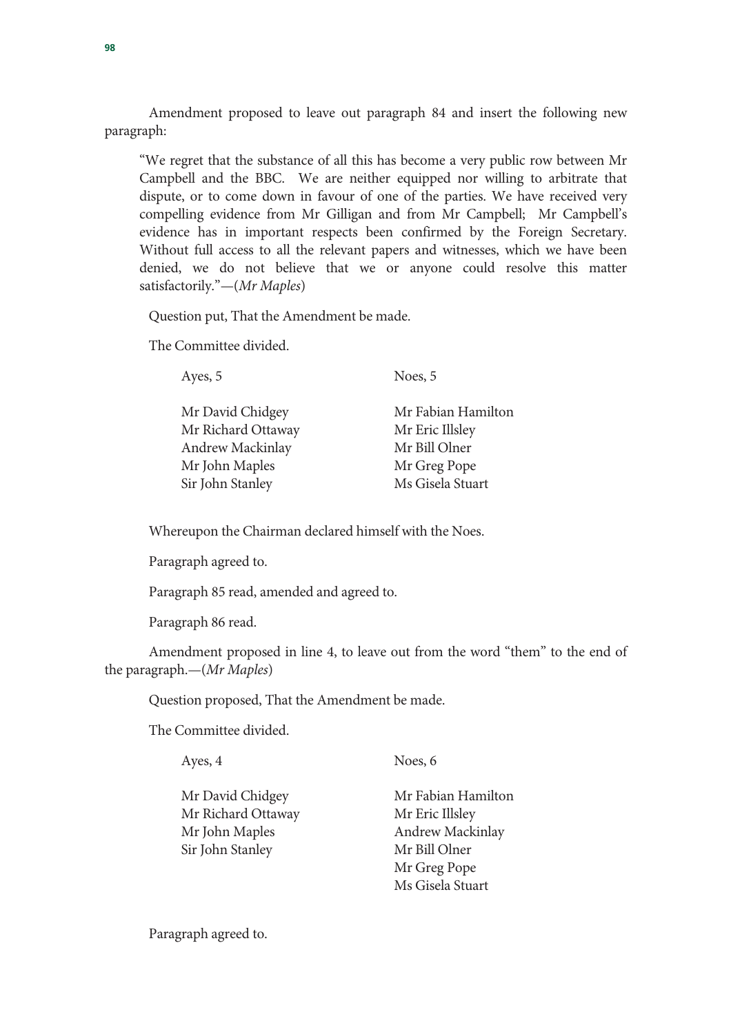Amendment proposed to leave out paragraph 84 and insert the following new paragraph:

> "We regret that the substance of all this has become a very public row between Mr Campbell and the BBC. We are neither equipped nor willing to arbitrate that dispute, or to come down in favour of one of the parties. We have received very compelling evidence from Mr Gilligan and from Mr Campbell; Mr Campbell's evidence has in important respects been confirmed by the Foreign Secretary. Without full access to all the relevant papers and witnesses, which we have been denied, we do not believe that we or anyone could resolve this matter satisfactorily."—(*Mr Maples*)

Question put, That the Amendment be made.

The Committee divided.

| Ayes, 5 | Noes, 5 |
|---|---|
| Mr David Chidgey | Mr Fabian Hamilton |
| Mr Richard Ottaway | Mr Eric Illsley |
| Andrew Mackinlay | Mr Bill Olner |
| Mr John Maples | Mr Greg Pope |
| Sir John Stanley | Ms Gisela Stuart |

Whereupon the Chairman declared himself with the Noes.

Paragraph agreed to.

Paragraph 85 read, amended and agreed to.

Paragraph 86 read.

Amendment proposed in line 4, to leave out from the word "them" to the end of the paragraph.—(*Mr Maples*)

Question proposed, That the Amendment be made.

The Committee divided.

| Ayes, 4 | Noes, 6 |
|---|---|
| Mr David Chidgey | Mr Fabian Hamilton |
| Mr Richard Ottaway | Mr Eric Illsley |
| Mr John Maples | Andrew Mackinlay |
| Sir John Stanley | Mr Bill Olner |
| | Mr Greg Pope |
| | Ms Gisela Stuart |

Paragraph agreed to.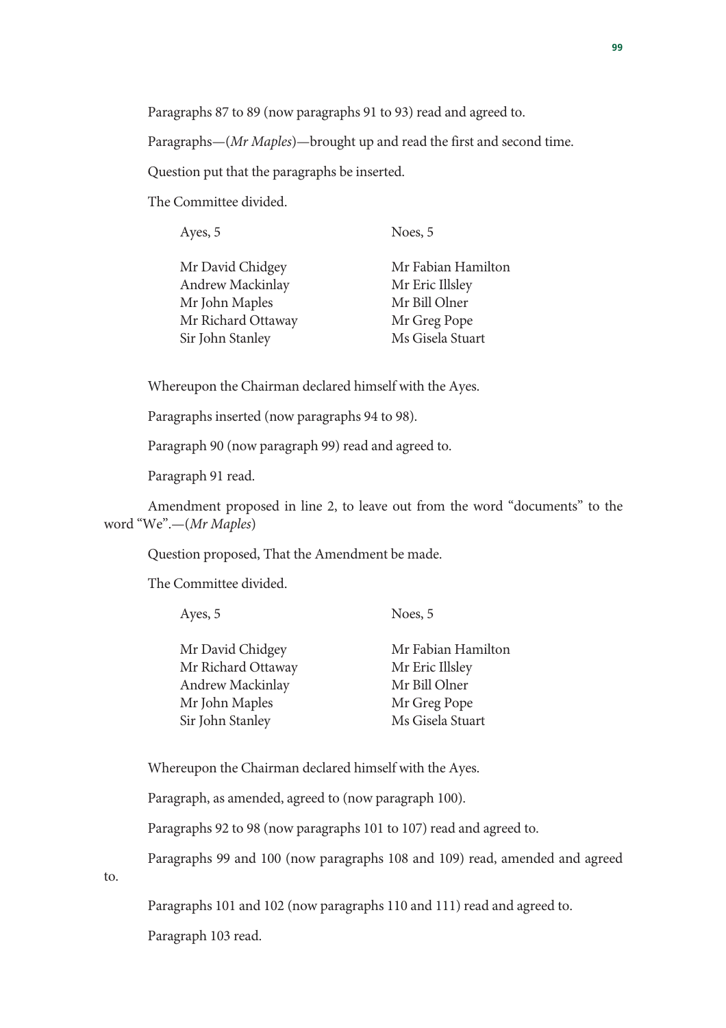Paragraphs 87 to 89 (now paragraphs 91 to 93) read and agreed to.

Paragraphs—(*Mr Maples*)—brought up and read the first and second time.

Question put that the paragraphs be inserted.

The Committee divided.

| Ayes, 5 | Noes, 5 |
|---|---|
| Mr David Chidgey | Mr Fabian Hamilton |
| Andrew Mackinlay | Mr Eric Illsley |
| Mr John Maples | Mr Bill Olner |
| Mr Richard Ottaway | Mr Greg Pope |
| Sir John Stanley | Ms Gisela Stuart |

Whereupon the Chairman declared himself with the Ayes.

Paragraphs inserted (now paragraphs 94 to 98).

Paragraph 90 (now paragraph 99) read and agreed to.

Paragraph 91 read.

Amendment proposed in line 2, to leave out from the word "documents" to the word "We".—(*Mr Maples*)

Question proposed, That the Amendment be made.

The Committee divided.

| Ayes, 5 | Noes, 5 |
|---|---|
| Mr David Chidgey | Mr Fabian Hamilton |
| Mr Richard Ottaway | Mr Eric Illsley |
| Andrew Mackinlay | Mr Bill Olner |
| Mr John Maples | Mr Greg Pope |
| Sir John Stanley | Ms Gisela Stuart |

Whereupon the Chairman declared himself with the Ayes.

Paragraph, as amended, agreed to (now paragraph 100).

Paragraphs 92 to 98 (now paragraphs 101 to 107) read and agreed to.

Paragraphs 99 and 100 (now paragraphs 108 and 109) read, amended and agreed to.

Paragraphs 101 and 102 (now paragraphs 110 and 111) read and agreed to.

Paragraph 103 read.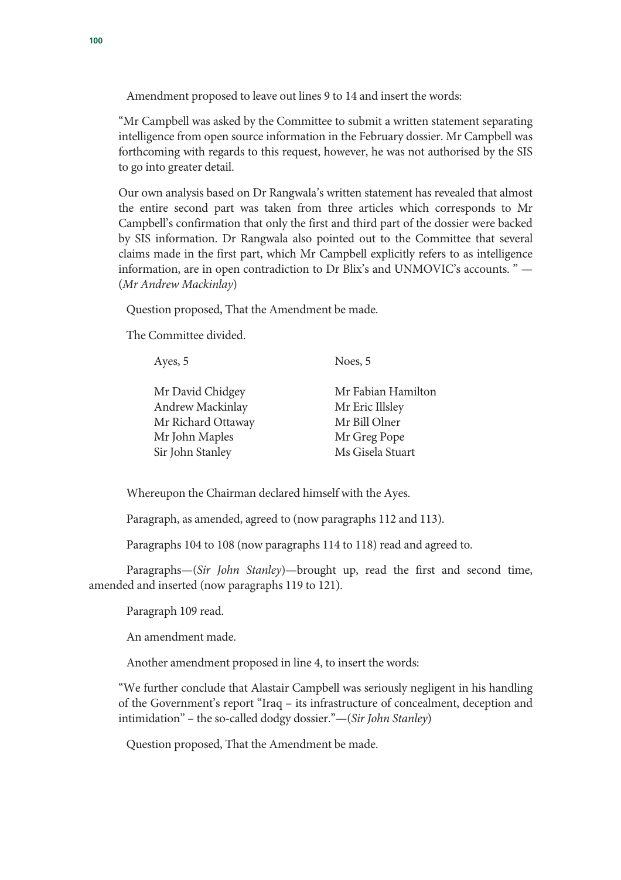Amendment proposed to leave out lines 9 to 14 and insert the words:

"Mr Campbell was asked by the Committee to submit a written statement separating intelligence from open source information in the February dossier. Mr Campbell was forthcoming with regards to this request, however, he was not authorised by the SIS to go into greater detail.

Our own analysis based on Dr Rangwala's written statement has revealed that almost the entire second part was taken from three articles which corresponds to Mr Campbell's confirmation that only the first and third part of the dossier were backed by SIS information. Dr Rangwala also pointed out to the Committee that several claims made in the first part, which Mr Campbell explicitly refers to as intelligence information, are in open contradiction to Dr Blix's and UNMOVIC's accounts. " —(*Mr Andrew Mackinlay*)

Question proposed, That the Amendment be made.

The Committee divided.

| Ayes, 5 | Noes, 5 |
|---|---|
| Mr David Chidgey | Mr Fabian Hamilton |
| Andrew Mackinlay | Mr Eric Illsley |
| Mr Richard Ottaway | Mr Bill Olner |
| Mr John Maples | Mr Greg Pope |
| Sir John Stanley | Ms Gisela Stuart |

Whereupon the Chairman declared himself with the Ayes.

Paragraph, as amended, agreed to (now paragraphs 112 and 113).

Paragraphs 104 to 108 (now paragraphs 114 to 118) read and agreed to.

Paragraphs—(*Sir John Stanley*)—brought up, read the first and second time, amended and inserted (now paragraphs 119 to 121).

Paragraph 109 read.

An amendment made.

Another amendment proposed in line 4, to insert the words:

"We further conclude that Alastair Campbell was seriously negligent in his handling of the Government's report "Iraq – its infrastructure of concealment, deception and intimidation" – the so-called dodgy dossier."—(*Sir John Stanley*)

Question proposed, That the Amendment be made.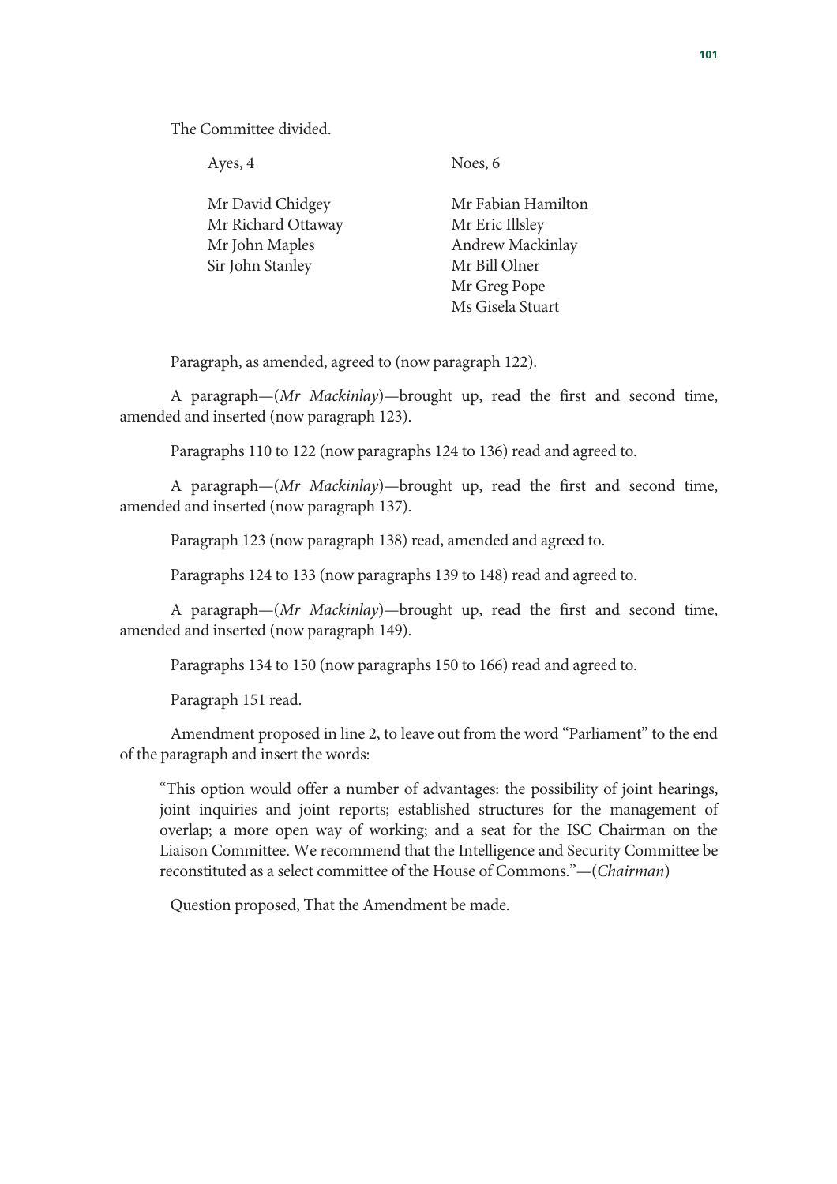The Committee divided.

| Ayes, 4 | Noes, 6 |
|---|---|
| Mr David Chidgey | Mr Fabian Hamilton |
| Mr Richard Ottaway | Mr Eric Illsley |
| Mr John Maples | Andrew Mackinlay |
| Sir John Stanley | Mr Bill Olner |
| | Mr Greg Pope |
| | Ms Gisela Stuart |

Paragraph, as amended, agreed to (now paragraph 122).

A paragraph—(*Mr Mackinlay*)—brought up, read the first and second time, amended and inserted (now paragraph 123).

Paragraphs 110 to 122 (now paragraphs 124 to 136) read and agreed to.

A paragraph—(*Mr Mackinlay*)—brought up, read the first and second time, amended and inserted (now paragraph 137).

Paragraph 123 (now paragraph 138) read, amended and agreed to.

Paragraphs 124 to 133 (now paragraphs 139 to 148) read and agreed to.

A paragraph—(*Mr Mackinlay*)—brought up, read the first and second time, amended and inserted (now paragraph 149).

Paragraphs 134 to 150 (now paragraphs 150 to 166) read and agreed to.

Paragraph 151 read.

Amendment proposed in line 2, to leave out from the word "Parliament" to the end of the paragraph and insert the words:

> "This option would offer a number of advantages: the possibility of joint hearings, joint inquiries and joint reports; established structures for the management of overlap; a more open way of working; and a seat for the ISC Chairman on the Liaison Committee. We recommend that the Intelligence and Security Committee be reconstituted as a select committee of the House of Commons."—(*Chairman*)

Question proposed, That the Amendment be made.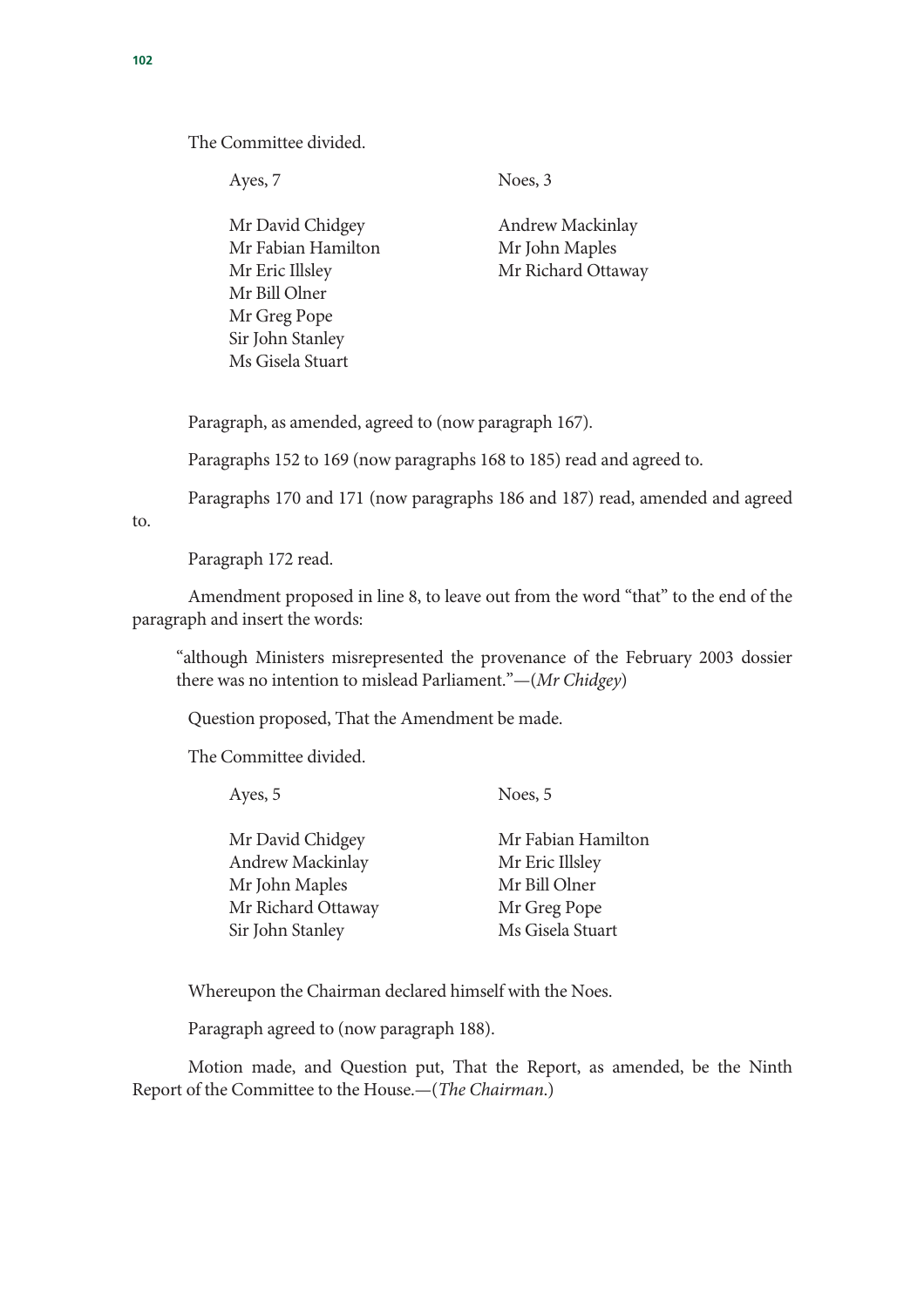The Committee divided.

| Ayes, 7 | Noes, 3 |
|---|---|
| Mr David Chidgey | Andrew Mackinlay |
| Mr Fabian Hamilton | Mr John Maples |
| Mr Eric Illsley | Mr Richard Ottaway |
| Mr Bill Olner | |
| Mr Greg Pope | |
| Sir John Stanley | |
| Ms Gisela Stuart | |

Paragraph, as amended, agreed to (now paragraph 167).

Paragraphs 152 to 169 (now paragraphs 168 to 185) read and agreed to.

Paragraphs 170 and 171 (now paragraphs 186 and 187) read, amended and agreed to.

Paragraph 172 read.

Amendment proposed in line 8, to leave out from the word "that" to the end of the paragraph and insert the words:

> "although Ministers misrepresented the provenance of the February 2003 dossier there was no intention to mislead Parliament."—(*Mr Chidgey*)

Question proposed, That the Amendment be made.

The Committee divided.

| Ayes, 5 | Noes, 5 |
|---|---|
| Mr David Chidgey | Mr Fabian Hamilton |
| Andrew Mackinlay | Mr Eric Illsley |
| Mr John Maples | Mr Bill Olner |
| Mr Richard Ottaway | Mr Greg Pope |
| Sir John Stanley | Ms Gisela Stuart |

Whereupon the Chairman declared himself with the Noes.

Paragraph agreed to (now paragraph 188).

Motion made, and Question put, That the Report, as amended, be the Ninth Report of the Committee to the House.—(*The Chairman.*)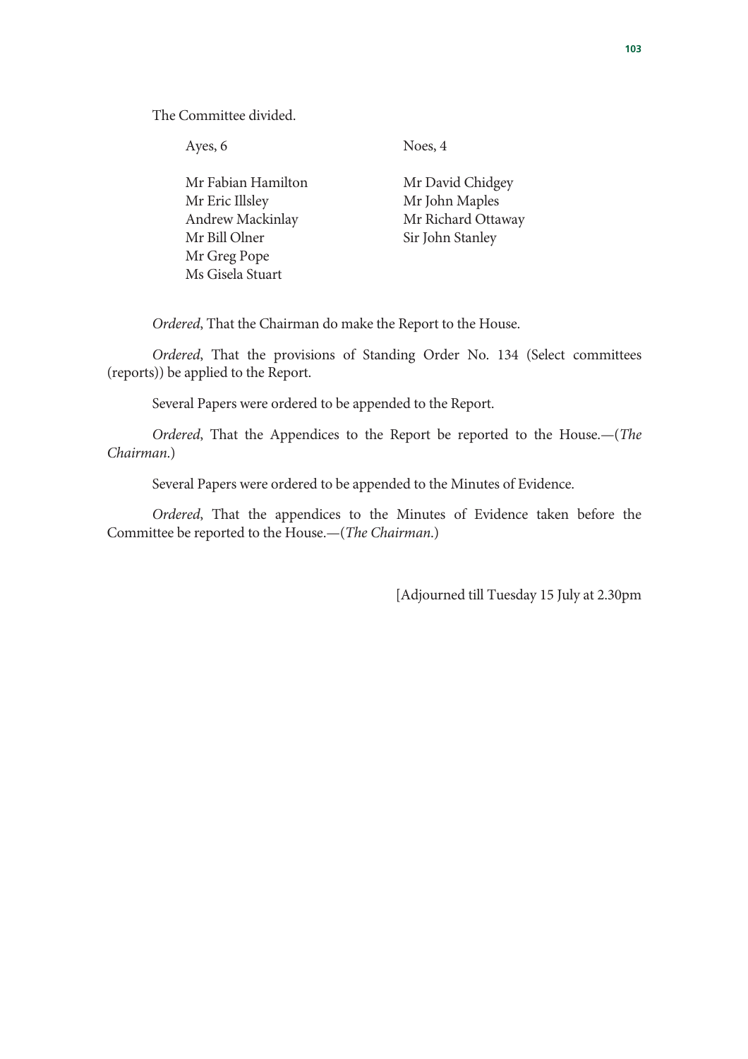The Committee divided.

| Ayes, 6 | Noes, 4 |
|---|---|
| Mr Fabian Hamilton | Mr David Chidgey |
| Mr Eric Illsley | Mr John Maples |
| Andrew Mackinlay | Mr Richard Ottaway |
| Mr Bill Olner | Sir John Stanley |
| Mr Greg Pope | |
| Ms Gisela Stuart | |

*Ordered*, That the Chairman do make the Report to the House.

*Ordered*, That the provisions of Standing Order No. 134 (Select committees (reports)) be applied to the Report.

Several Papers were ordered to be appended to the Report.

*Ordered*, That the Appendices to the Report be reported to the House.—(*The Chairman.*)

Several Papers were ordered to be appended to the Minutes of Evidence.

*Ordered*, That the appendices to the Minutes of Evidence taken before the Committee be reported to the House.—(*The Chairman.*)

[Adjourned till Tuesday 15 July at 2.30pm